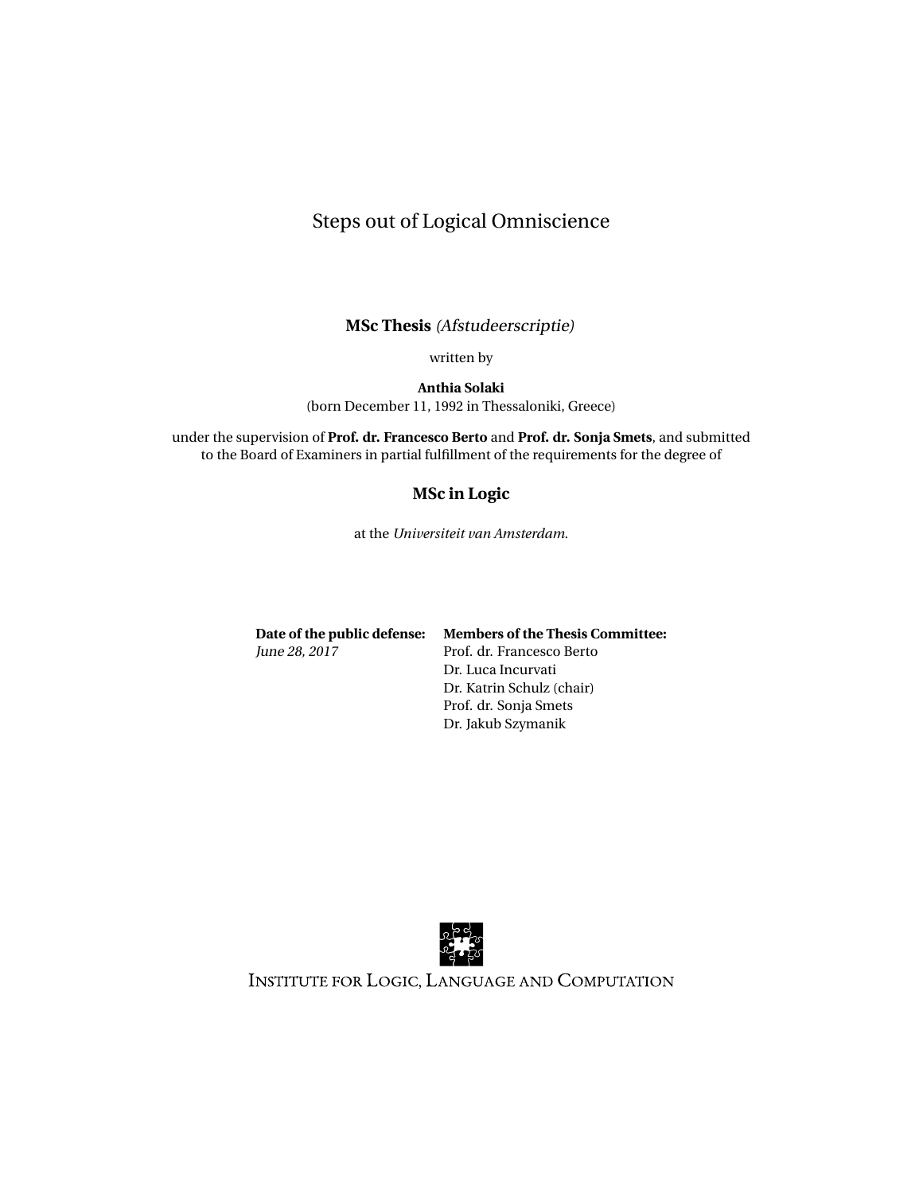# Steps out of Logical Omniscience

**MSc Thesis** *(Afstudeerscriptie)*

written by

**Anthia Solaki**
(born December 11, 1992 in Thessaloniki, Greece)

under the supervision of **Prof. dr. Francesco Berto** and **Prof. dr. Sonja Smets**, and submitted to the Board of Examiners in partial fulfillment of the requirements for the degree of

**MSc in Logic**

at the *Universiteit van Amsterdam.*

| **Date of the public defense:** | **Members of the Thesis Committee:** |
| --- | --- |
| *June 28, 2017* | Prof. dr. Francesco Berto |
| | Dr. Luca Incurvati |
| | Dr. Katrin Schulz (chair) |
| | Prof. dr. Sonja Smets |
| | Dr. Jakub Szymanik |

INSTITUTE FOR LOGIC, LANGUAGE AND COMPUTATION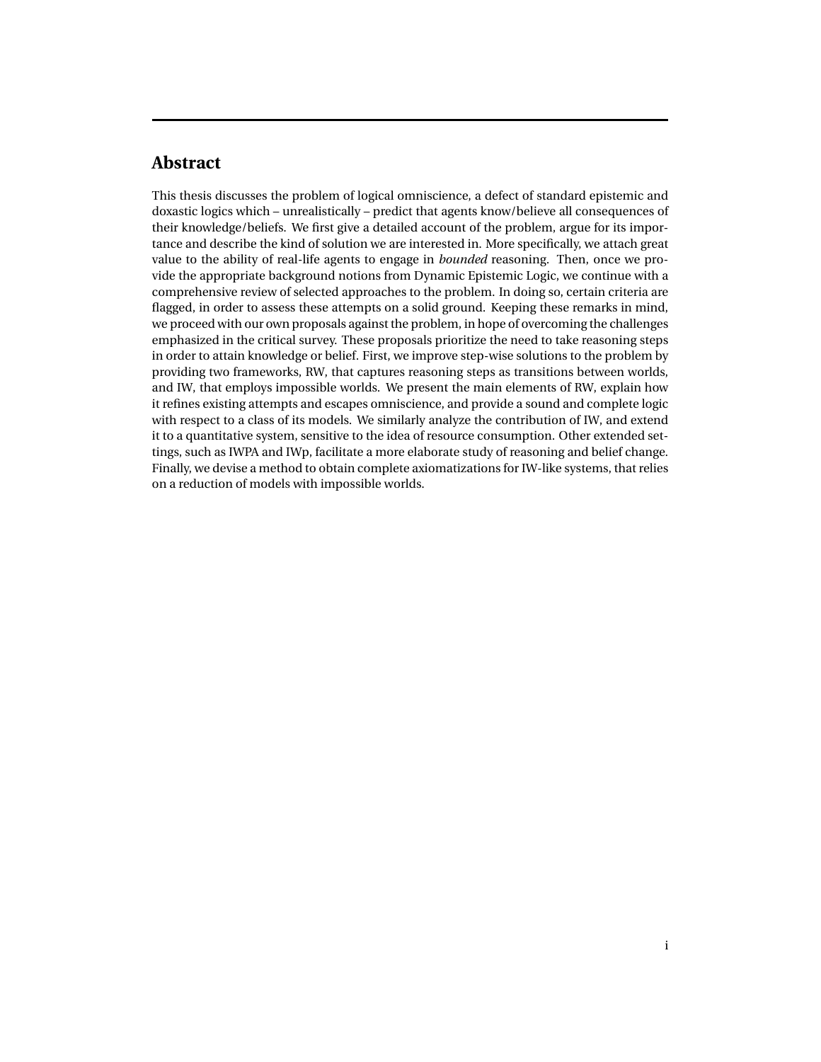## Abstract

This thesis discusses the problem of logical omniscience, a defect of standard epistemic and doxastic logics which – unrealistically – predict that agents know/believe all consequences of their knowledge/beliefs. We first give a detailed account of the problem, argue for its importance and describe the kind of solution we are interested in. More specifically, we attach great value to the ability of real-life agents to engage in *bounded* reasoning. Then, once we provide the appropriate background notions from Dynamic Epistemic Logic, we continue with a comprehensive review of selected approaches to the problem. In doing so, certain criteria are flagged, in order to assess these attempts on a solid ground. Keeping these remarks in mind, we proceed with our own proposals against the problem, in hope of overcoming the challenges emphasized in the critical survey. These proposals prioritize the need to take reasoning steps in order to attain knowledge or belief. First, we improve step-wise solutions to the problem by providing two frameworks, RW, that captures reasoning steps as transitions between worlds, and IW, that employs impossible worlds. We present the main elements of RW, explain how it refines existing attempts and escapes omniscience, and provide a sound and complete logic with respect to a class of its models. We similarly analyze the contribution of IW, and extend it to a quantitative system, sensitive to the idea of resource consumption. Other extended settings, such as IWPA and IWp, facilitate a more elaborate study of reasoning and belief change. Finally, we devise a method to obtain complete axiomatizations for IW-like systems, that relies on a reduction of models with impossible worlds.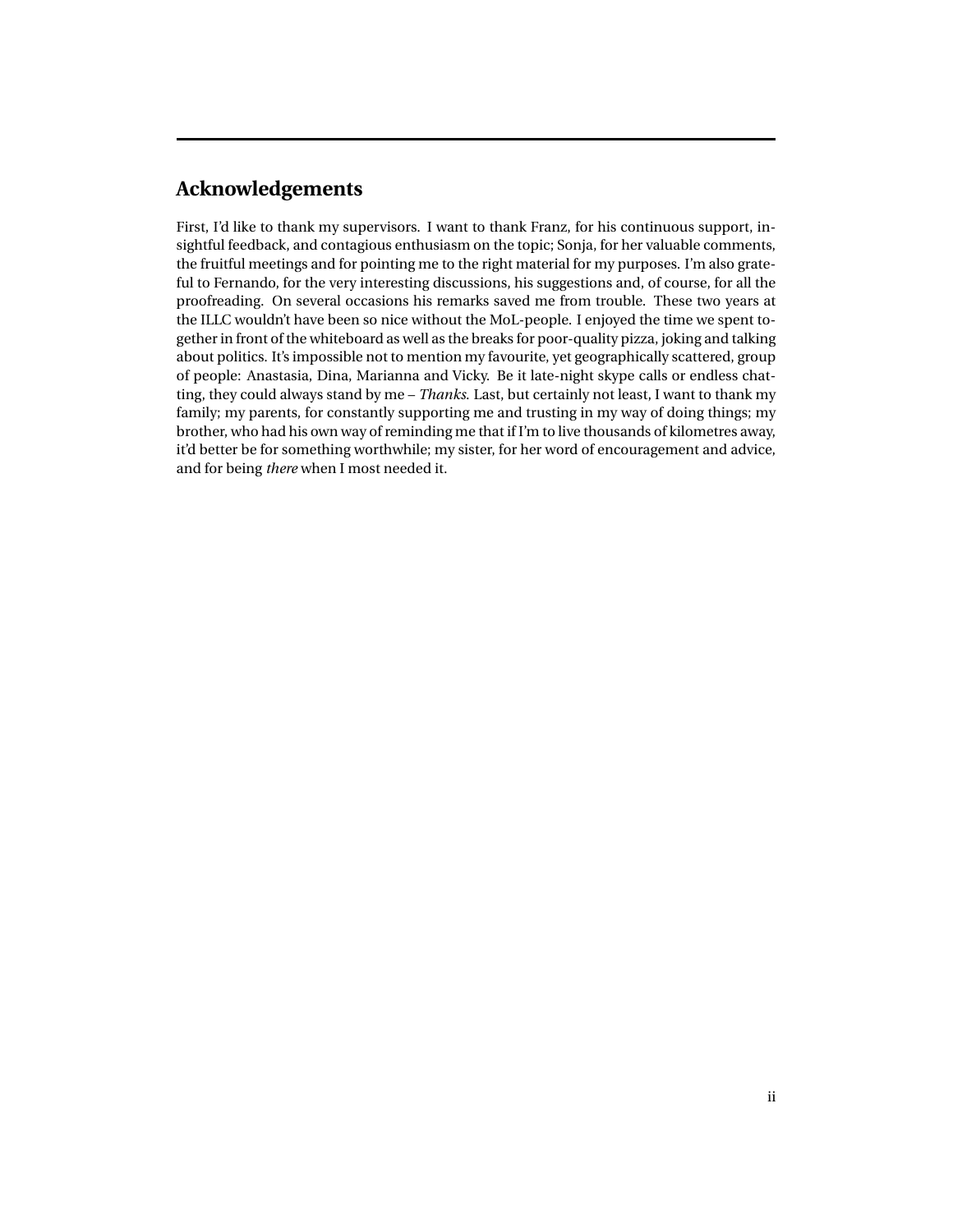## Acknowledgements

First, I'd like to thank my supervisors. I want to thank Franz, for his continuous support, insightful feedback, and contagious enthusiasm on the topic; Sonja, for her valuable comments, the fruitful meetings and for pointing me to the right material for my purposes. I'm also grateful to Fernando, for the very interesting discussions, his suggestions and, of course, for all the proofreading. On several occasions his remarks saved me from trouble. These two years at the ILLC wouldn't have been so nice without the MoL-people. I enjoyed the time we spent together in front of the whiteboard as well as the breaks for poor-quality pizza, joking and talking about politics. It's impossible not to mention my favourite, yet geographically scattered, group of people: Anastasia, Dina, Marianna and Vicky. Be it late-night skype calls or endless chatting, they could always stand by me – *Thanks*. Last, but certainly not least, I want to thank my family; my parents, for constantly supporting me and trusting in my way of doing things; my brother, who had his own way of reminding me that if I'm to live thousands of kilometres away, it'd better be for something worthwhile; my sister, for her word of encouragement and advice, and for being *there* when I most needed it.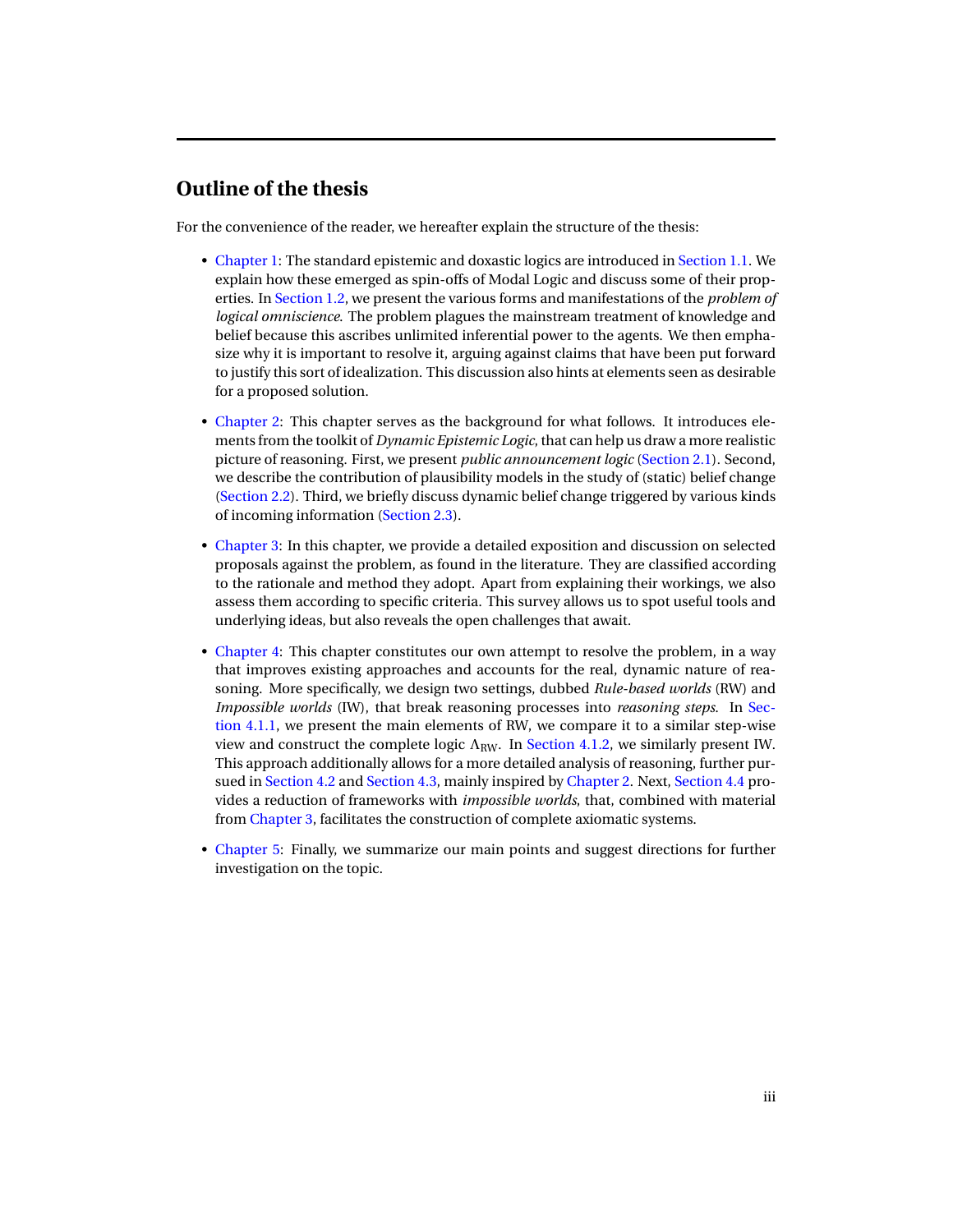# Outline of the thesis

For the convenience of the reader, we hereafter explain the structure of the thesis:

- Chapter 1: The standard epistemic and doxastic logics are introduced in Section 1.1. We explain how these emerged as spin-offs of Modal Logic and discuss some of their properties. In Section 1.2, we present the various forms and manifestations of the *problem of logical omniscience*. The problem plagues the mainstream treatment of knowledge and belief because this ascribes unlimited inferential power to the agents. We then emphasize why it is important to resolve it, arguing against claims that have been put forward to justify this sort of idealization. This discussion also hints at elements seen as desirable for a proposed solution.

- Chapter 2: This chapter serves as the background for what follows. It introduces elements from the toolkit of *Dynamic Epistemic Logic*, that can help us draw a more realistic picture of reasoning. First, we present *public announcement logic* (Section 2.1). Second, we describe the contribution of plausibility models in the study of (static) belief change (Section 2.2). Third, we briefly discuss dynamic belief change triggered by various kinds of incoming information (Section 2.3).

- Chapter 3: In this chapter, we provide a detailed exposition and discussion on selected proposals against the problem, as found in the literature. They are classified according to the rationale and method they adopt. Apart from explaining their workings, we also assess them according to specific criteria. This survey allows us to spot useful tools and underlying ideas, but also reveals the open challenges that await.

- Chapter 4: This chapter constitutes our own attempt to resolve the problem, in a way that improves existing approaches and accounts for the real, dynamic nature of reasoning. More specifically, we design two settings, dubbed *Rule-based worlds* (RW) and *Impossible worlds* (IW), that break reasoning processes into *reasoning steps*. In Section 4.1.1, we present the main elements of RW, we compare it to a similar step-wise view and construct the complete logic $\Lambda_{\text{RW}}$. In Section 4.1.2, we similarly present IW. This approach additionally allows for a more detailed analysis of reasoning, further pursued in Section 4.2 and Section 4.3, mainly inspired by Chapter 2. Next, Section 4.4 provides a reduction of frameworks with *impossible worlds*, that, combined with material from Chapter 3, facilitates the construction of complete axiomatic systems.

- Chapter 5: Finally, we summarize our main points and suggest directions for further investigation on the topic.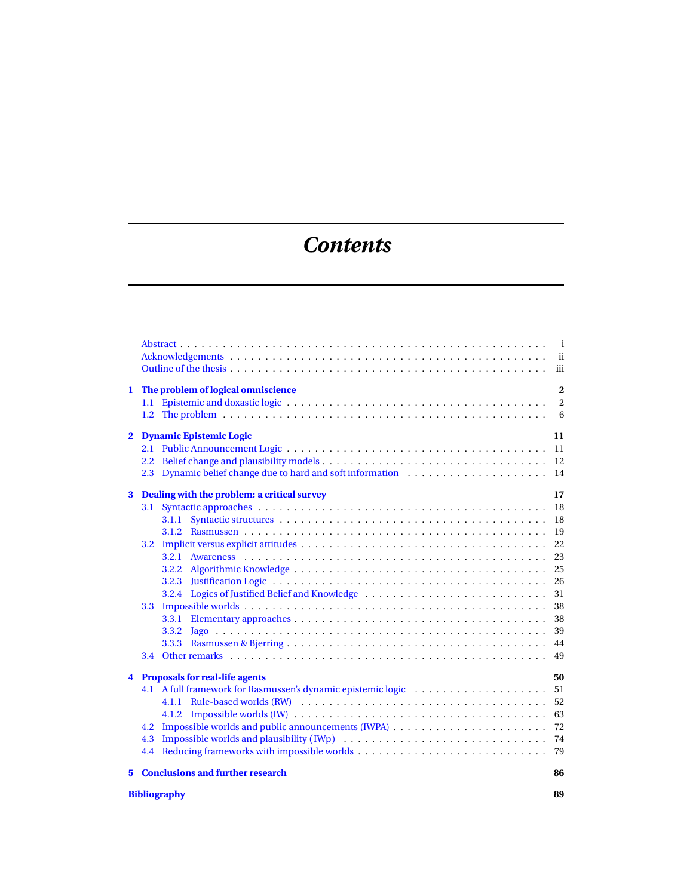# Contents

- Abstract . . . i
- Acknowledgements . . . ii
- Outline of the thesis . . . iii

**1 The problem of logical omniscience** **2**
- 1.1 Epistemic and doxastic logic . . . 2
- 1.2 The problem . . . 6

**2 Dynamic Epistemic Logic** **11**
- 2.1 Public Announcement Logic . . . 11
- 2.2 Belief change and plausibility models . . . 12
- 2.3 Dynamic belief change due to hard and soft information . . . 14

**3 Dealing with the problem: a critical survey** **17**
- 3.1 Syntactic approaches . . . 18
  - 3.1.1 Syntactic structures . . . 18
  - 3.1.2 Rasmussen . . . 19
- 3.2 Implicit versus explicit attitudes . . . 22
  - 3.2.1 Awareness . . . 23
  - 3.2.2 Algorithmic Knowledge . . . 25
  - 3.2.3 Justification Logic . . . 26
  - 3.2.4 Logics of Justified Belief and Knowledge . . . 31
- 3.3 Impossible worlds . . . 38
  - 3.3.1 Elementary approaches . . . 38
  - 3.3.2 Jago . . . 39
  - 3.3.3 Rasmussen & Bjerring . . . 44
- 3.4 Other remarks . . . 49

**4 Proposals for real-life agents** **50**
- 4.1 A full framework for Rasmussen's dynamic epistemic logic . . . 51
  - 4.1.1 Rule-based worlds (RW) . . . 52
  - 4.1.2 Impossible worlds (IW) . . . 63
- 4.2 Impossible worlds and public announcements (IWPA) . . . 72
- 4.3 Impossible worlds and plausibility (IWp) . . . 74
- 4.4 Reducing frameworks with impossible worlds . . . 79

**5 Conclusions and further research** **86**

**Bibliography** **89**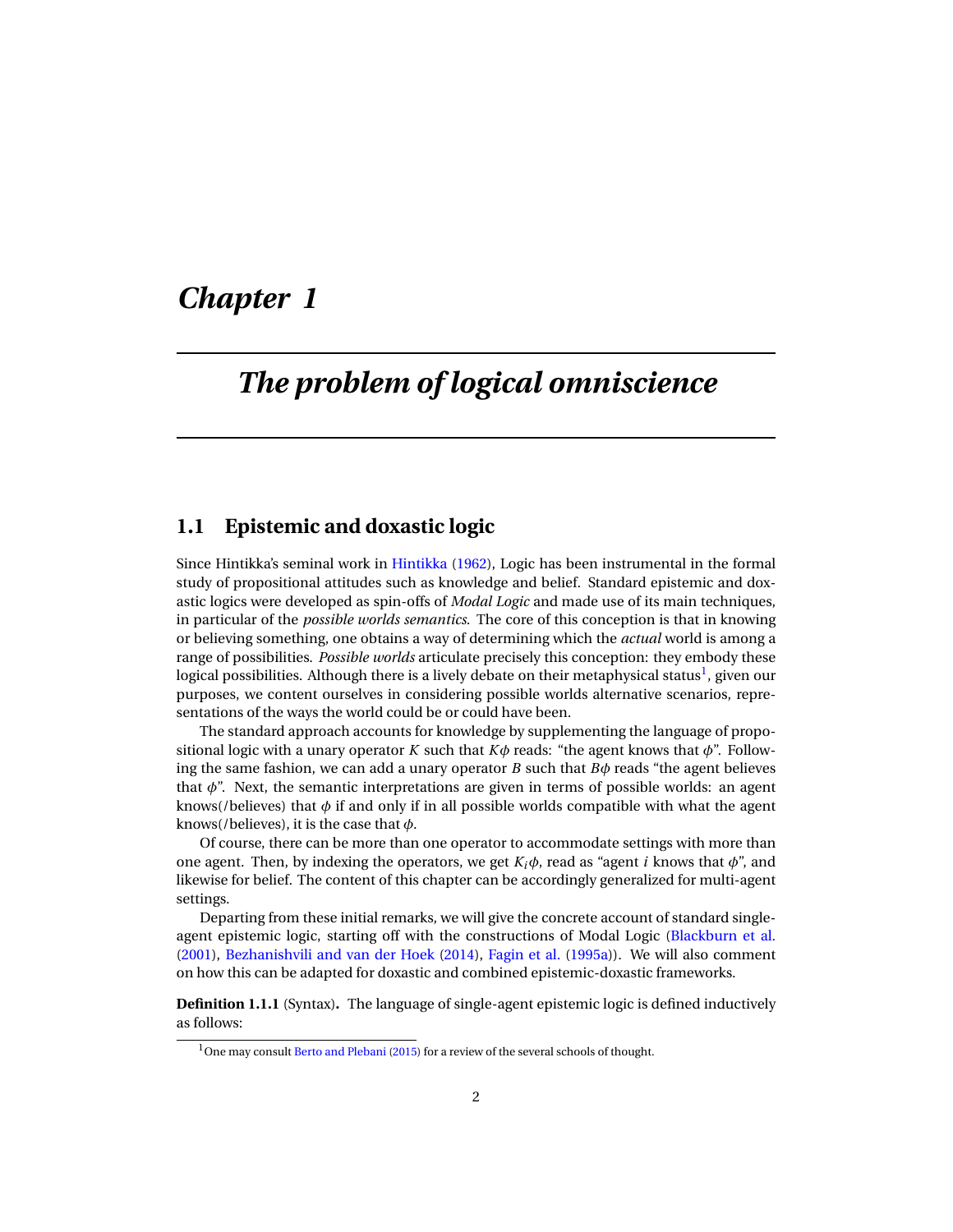# *Chapter 1*

# *The problem of logical omniscience*

## 1.1 Epistemic and doxastic logic

Since Hintikka's seminal work in Hintikka (1962), Logic has been instrumental in the formal study of propositional attitudes such as knowledge and belief. Standard epistemic and doxastic logics were developed as spin-offs of *Modal Logic* and made use of its main techniques, in particular of the *possible worlds semantics*. The core of this conception is that in knowing or believing something, one obtains a way of determining which the *actual* world is among a range of possibilities. *Possible worlds* articulate precisely this conception: they embody these logical possibilities. Although there is a lively debate on their metaphysical status[1], given our purposes, we content ourselves in considering possible worlds alternative scenarios, representations of the ways the world could be or could have been.

The standard approach accounts for knowledge by supplementing the language of propositional logic with a unary operator $K$ such that $K\phi$ reads: "the agent knows that $\phi$". Following the same fashion, we can add a unary operator $B$ such that $B\phi$ reads "the agent believes that $\phi$". Next, the semantic interpretations are given in terms of possible worlds: an agent knows(/believes) that $\phi$ if and only if in all possible worlds compatible with what the agent knows(/believes), it is the case that $\phi$.

Of course, there can be more than one operator to accommodate settings with more than one agent. Then, by indexing the operators, we get $K_i\phi$, read as "agent $i$ knows that $\phi$", and likewise for belief. The content of this chapter can be accordingly generalized for multi-agent settings.

Departing from these initial remarks, we will give the concrete account of standard single-agent epistemic logic, starting off with the constructions of Modal Logic (Blackburn et al. (2001), Bezhanishvili and van der Hoek (2014), Fagin et al. (1995a)). We will also comment on how this can be adapted for doxastic and combined epistemic-doxastic frameworks.

**Definition 1.1.1** (Syntax)**.** The language of single-agent epistemic logic is defined inductively as follows:

[1] One may consult Berto and Plebani (2015) for a review of the several schools of thought.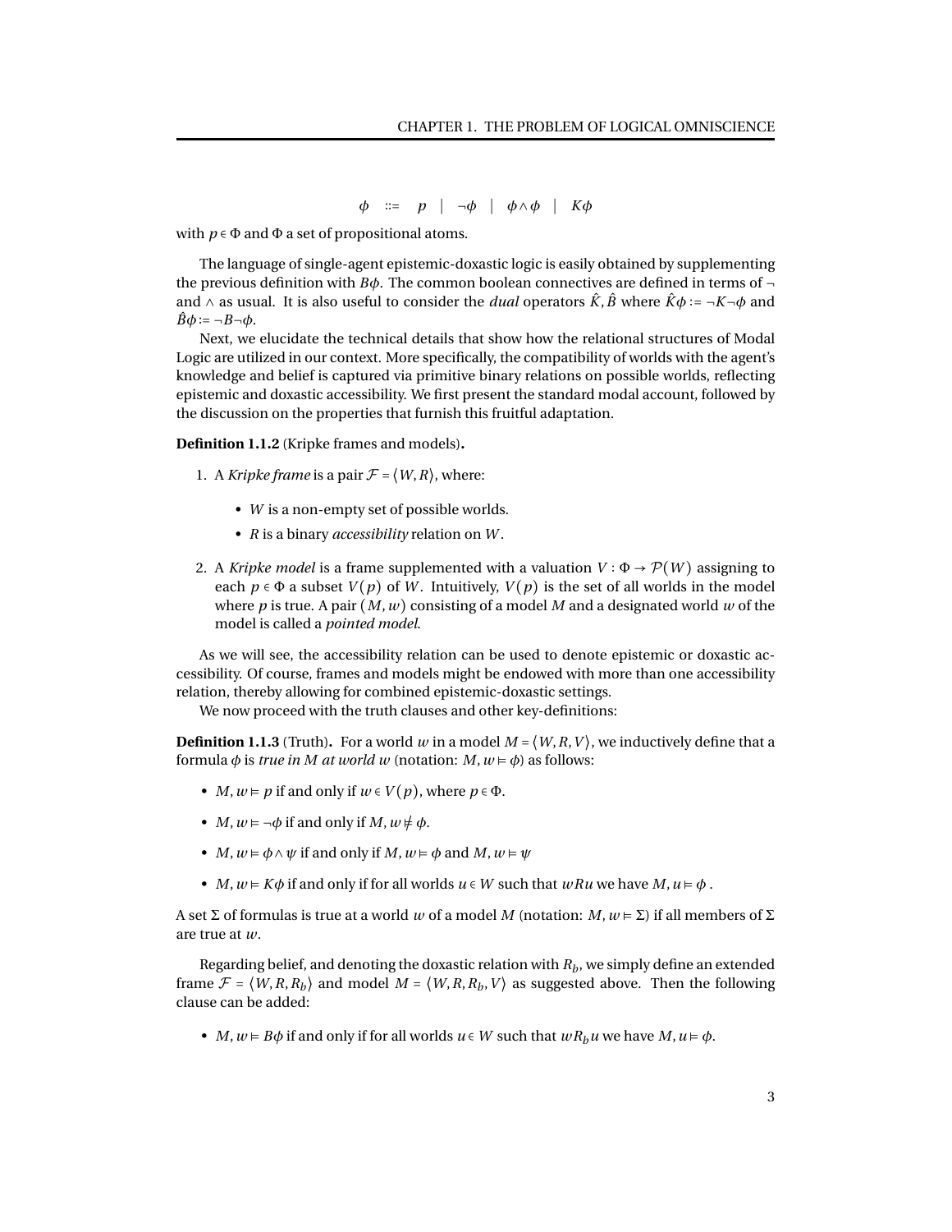$$\phi \quad ::= \quad p \quad | \quad \neg\phi \quad | \quad \phi \wedge \phi \quad | \quad K\phi$$

with $p \in \Phi$ and $\Phi$ a set of propositional atoms.

The language of single-agent epistemic-doxastic logic is easily obtained by supplementing the previous definition with $B\phi$. The common boolean connectives are defined in terms of $\neg$ and $\wedge$ as usual. It is also useful to consider the *dual* operators $\hat{K}, \hat{B}$ where $\hat{K}\phi := \neg K \neg\phi$ and $\hat{B}\phi := \neg B \neg\phi$.

Next, we elucidate the technical details that show how the relational structures of Modal Logic are utilized in our context. More specifically, the compatibility of worlds with the agent's knowledge and belief is captured via primitive binary relations on possible worlds, reflecting epistemic and doxastic accessibility. We first present the standard modal account, followed by the discussion on the properties that furnish this fruitful adaptation.

**Definition 1.1.2** (Kripke frames and models)**.**

1. A *Kripke frame* is a pair $\mathcal{F} = \langle W, R \rangle$, where:
   - $W$ is a non-empty set of possible worlds.
   - $R$ is a binary *accessibility* relation on $W$.
2. A *Kripke model* is a frame supplemented with a valuation $V : \Phi \to \mathcal{P}(W)$ assigning to each $p \in \Phi$ a subset $V(p)$ of $W$. Intuitively, $V(p)$ is the set of all worlds in the model where $p$ is true. A pair $(M, w)$ consisting of a model $M$ and a designated world $w$ of the model is called a *pointed model*.

As we will see, the accessibility relation can be used to denote epistemic or doxastic accessibility. Of course, frames and models might be endowed with more than one accessibility relation, thereby allowing for combined epistemic-doxastic settings.

We now proceed with the truth clauses and other key-definitions:

**Definition 1.1.3** (Truth)**.** For a world $w$ in a model $M = \langle W, R, V \rangle$, we inductively define that a formula $\phi$ is *true in M at world w* (notation: $M, w \vDash \phi$) as follows:

- $M, w \vDash p$ if and only if $w \in V(p)$, where $p \in \Phi$.
- $M, w \vDash \neg\phi$ if and only if $M, w \nvDash \phi$.
- $M, w \vDash \phi \wedge \psi$ if and only if $M, w \vDash \phi$ and $M, w \vDash \psi$
- $M, w \vDash K\phi$ if and only if for all worlds $u \in W$ such that $wRu$ we have $M, u \vDash \phi$ .

A set $\Sigma$ of formulas is true at a world $w$ of a model $M$ (notation: $M, w \vDash \Sigma$) if all members of $\Sigma$ are true at $w$.

Regarding belief, and denoting the doxastic relation with $R_b$, we simply define an extended frame $\mathcal{F} = \langle W, R, R_b \rangle$ and model $M = \langle W, R, R_b, V \rangle$ as suggested above. Then the following clause can be added:

- $M, w \vDash B\phi$ if and only if for all worlds $u \in W$ such that $wR_b u$ we have $M, u \vDash \phi$.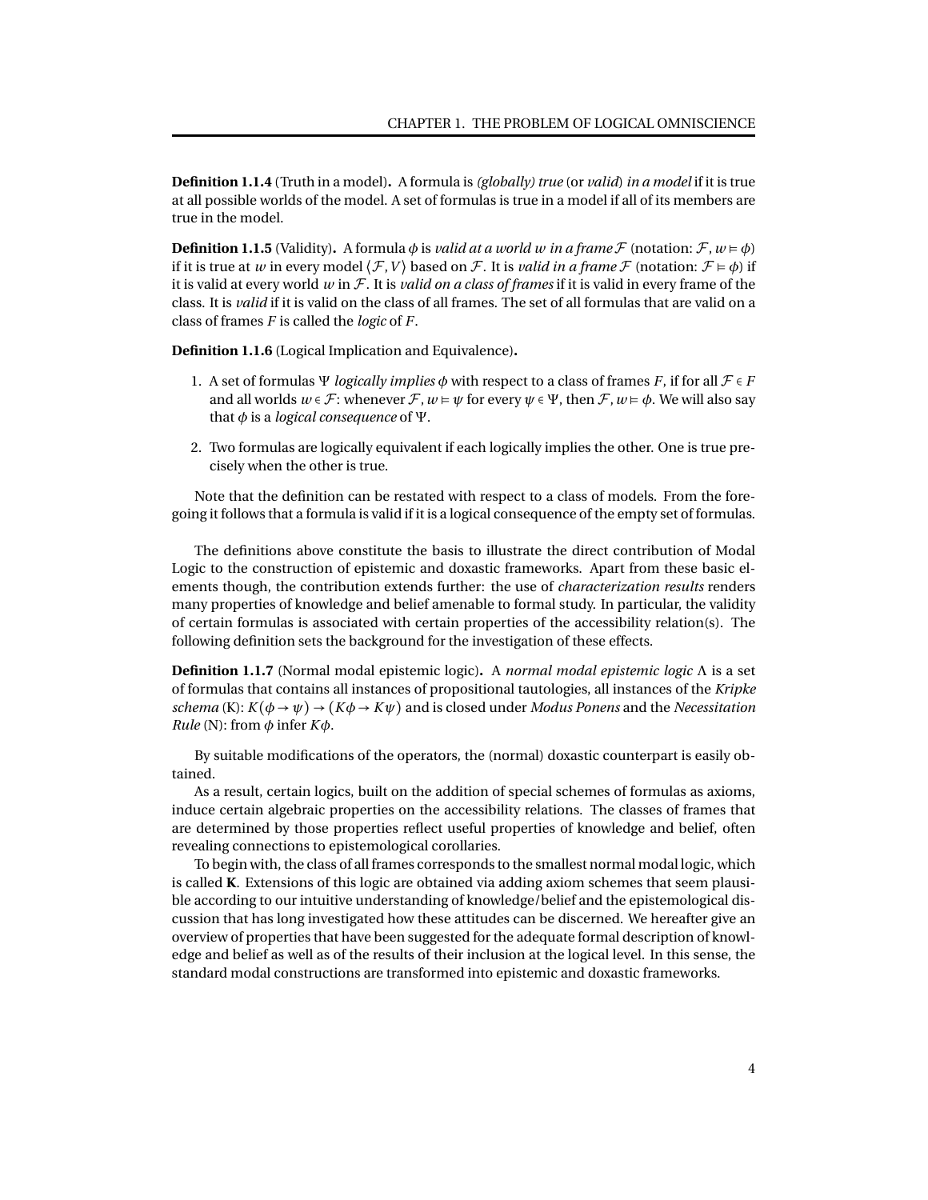**Definition 1.1.4** (Truth in a model)**.** A formula is *(globally) true* (or *valid*) *in a model* if it is true at all possible worlds of the model. A set of formulas is true in a model if all of its members are true in the model.

**Definition 1.1.5** (Validity)**.** A formula $\phi$ is *valid at a world $w$ in a frame $\mathcal{F}$* (notation: $\mathcal{F}, w \vDash \phi$) if it is true at $w$ in every model $\langle \mathcal{F}, V \rangle$ based on $\mathcal{F}$. It is *valid in a frame $\mathcal{F}$* (notation: $\mathcal{F} \vDash \phi$) if it is valid at every world $w$ in $\mathcal{F}$. It is *valid on a class of frames* if it is valid in every frame of the class. It is *valid* if it is valid on the class of all frames. The set of all formulas that are valid on a class of frames $F$ is called the *logic* of $F$.

**Definition 1.1.6** (Logical Implication and Equivalence)**.**

1. A set of formulas $\Psi$ *logically implies* $\phi$ with respect to a class of frames $F$, if for all $\mathcal{F} \in F$ and all worlds $w \in \mathcal{F}$: whenever $\mathcal{F}, w \vDash \psi$ for every $\psi \in \Psi$, then $\mathcal{F}, w \vDash \phi$. We will also say that $\phi$ is a *logical consequence* of $\Psi$.
2. Two formulas are logically equivalent if each logically implies the other. One is true precisely when the other is true.

Note that the definition can be restated with respect to a class of models. From the foregoing it follows that a formula is valid if it is a logical consequence of the empty set of formulas.

The definitions above constitute the basis to illustrate the direct contribution of Modal Logic to the construction of epistemic and doxastic frameworks. Apart from these basic elements though, the contribution extends further: the use of *characterization results* renders many properties of knowledge and belief amenable to formal study. In particular, the validity of certain formulas is associated with certain properties of the accessibility relation(s). The following definition sets the background for the investigation of these effects.

**Definition 1.1.7** (Normal modal epistemic logic)**.** A *normal modal epistemic logic* $\Lambda$ is a set of formulas that contains all instances of propositional tautologies, all instances of the *Kripke schema* (K): $K(\phi \to \psi) \to (K\phi \to K\psi)$ and is closed under *Modus Ponens* and the *Necessitation Rule* (N): from $\phi$ infer $K\phi$.

By suitable modifications of the operators, the (normal) doxastic counterpart is easily obtained.

As a result, certain logics, built on the addition of special schemes of formulas as axioms, induce certain algebraic properties on the accessibility relations. The classes of frames that are determined by those properties reflect useful properties of knowledge and belief, often revealing connections to epistemological corollaries.

To begin with, the class of all frames corresponds to the smallest normal modal logic, which is called **K**. Extensions of this logic are obtained via adding axiom schemes that seem plausible according to our intuitive understanding of knowledge/belief and the epistemological discussion that has long investigated how these attitudes can be discerned. We hereafter give an overview of properties that have been suggested for the adequate formal description of knowledge and belief as well as of the results of their inclusion at the logical level. In this sense, the standard modal constructions are transformed into epistemic and doxastic frameworks.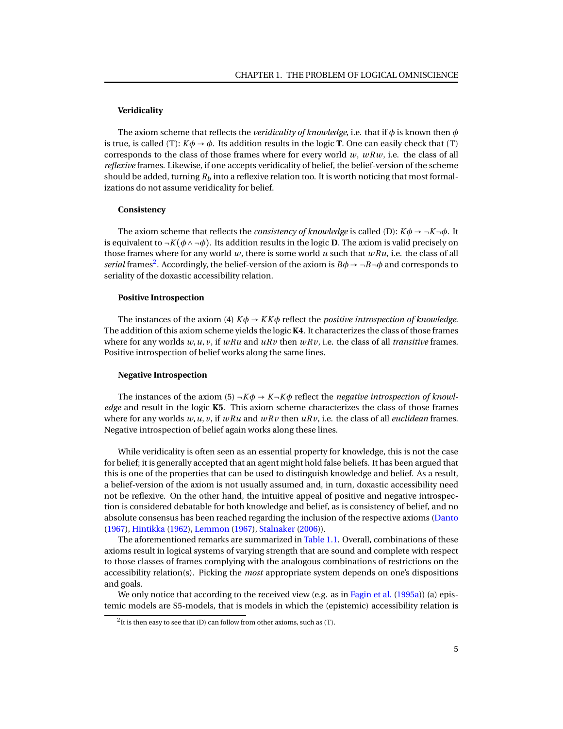#### Veridicality

The axiom scheme that reflects the *veridicality of knowledge*, i.e. that if $\phi$ is known then $\phi$ is true, is called (T): $K\phi \rightarrow \phi$. Its addition results in the logic **T**. One can easily check that (T) corresponds to the class of those frames where for every world $w$, $wRw$, i.e. the class of all *reflexive* frames. Likewise, if one accepts veridicality of belief, the belief-version of the scheme should be added, turning $R_b$ into a reflexive relation too. It is worth noticing that most formalizations do not assume veridicality for belief.

#### Consistency

The axiom scheme that reflects the *consistency of knowledge* is called (D): $K\phi \rightarrow \neg K \neg \phi$. It is equivalent to $\neg K(\phi \wedge \neg \phi)$. Its addition results in the logic **D**. The axiom is valid precisely on those frames where for any world $w$, there is some world $u$ such that $wRu$, i.e. the class of all *serial* frames[2]. Accordingly, the belief-version of the axiom is $B\phi \rightarrow \neg B \neg \phi$ and corresponds to seriality of the doxastic accessibility relation.

#### Positive Introspection

The instances of the axiom (4) $K\phi \rightarrow KK\phi$ reflect the *positive introspection of knowledge*. The addition of this axiom scheme yields the logic **K4**. It characterizes the class of those frames where for any worlds $w, u, v$, if $wRu$ and $uRv$ then $wRv$, i.e. the class of all *transitive* frames. Positive introspection of belief works along the same lines.

#### Negative Introspection

The instances of the axiom (5) $\neg K\phi \rightarrow K \neg K \phi$ reflect the *negative introspection of knowledge* and result in the logic **K5**. This axiom scheme characterizes the class of those frames where for any worlds $w, u, v$, if $wRu$ and $wRv$ then $uRv$, i.e. the class of all *euclidean* frames. Negative introspection of belief again works along these lines.

While veridicality is often seen as an essential property for knowledge, this is not the case for belief; it is generally accepted that an agent might hold false beliefs. It has been argued that this is one of the properties that can be used to distinguish knowledge and belief. As a result, a belief-version of the axiom is not usually assumed and, in turn, doxastic accessibility need not be reflexive. On the other hand, the intuitive appeal of positive and negative introspection is considered debatable for both knowledge and belief, as is consistency of belief, and no absolute consensus has been reached regarding the inclusion of the respective axioms (Danto (1967), Hintikka (1962), Lemmon (1967), Stalnaker (2006)).

The aforementioned remarks are summarized in Table 1.1. Overall, combinations of these axioms result in logical systems of varying strength that are sound and complete with respect to those classes of frames complying with the analogous combinations of restrictions on the accessibility relation(s). Picking the *most* appropriate system depends on one's dispositions and goals.

We only notice that according to the received view (e.g. as in Fagin et al. (1995a)) (a) epistemic models are S5-models, that is models in which the (epistemic) accessibility relation is

[2] It is then easy to see that (D) can follow from other axioms, such as (T).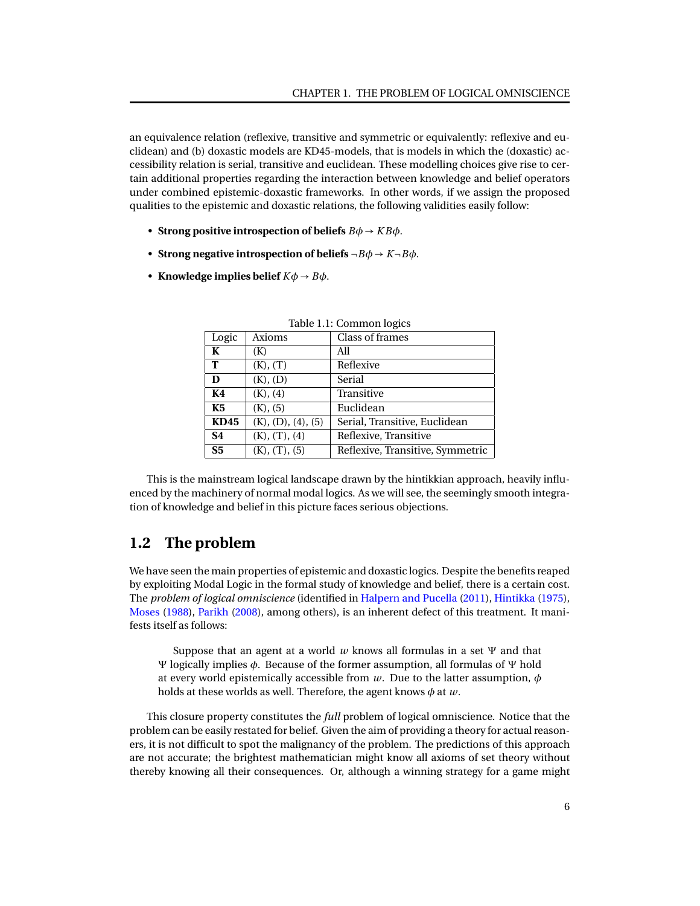an equivalence relation (reflexive, transitive and symmetric or equivalently: reflexive and euclidean) and (b) doxastic models are KD45-models, that is models in which the (doxastic) accessibility relation is serial, transitive and euclidean. These modelling choices give rise to certain additional properties regarding the interaction between knowledge and belief operators under combined epistemic-doxastic frameworks. In other words, if we assign the proposed qualities to the epistemic and doxastic relations, the following validities easily follow:

- **Strong positive introspection of beliefs** $B\phi \to KB\phi$.
- **Strong negative introspection of beliefs** $\neg B\phi \to K\neg B\phi$.
- **Knowledge implies belief** $K\phi \to B\phi$.

Table 1.1: Common logics

| Logic | Axioms | Class of frames |
|---|---|---|
| **K** | (K) | All |
| **T** | (K), (T) | Reflexive |
| **D** | (K), (D) | Serial |
| **K4** | (K), (4) | Transitive |
| **K5** | (K), (5) | Euclidean |
| **KD45** | (K), (D), (4), (5) | Serial, Transitive, Euclidean |
| **S4** | (K), (T), (4) | Reflexive, Transitive |
| **S5** | (K), (T), (5) | Reflexive, Transitive, Symmetric |

This is the mainstream logical landscape drawn by the hintikkian approach, heavily influenced by the machinery of normal modal logics. As we will see, the seemingly smooth integration of knowledge and belief in this picture faces serious objections.

## 1.2 The problem

We have seen the main properties of epistemic and doxastic logics. Despite the benefits reaped by exploiting Modal Logic in the formal study of knowledge and belief, there is a certain cost. The *problem of logical omniscience* (identified in Halpern and Pucella (2011), Hintikka (1975), Moses (1988), Parikh (2008), among others), is an inherent defect of this treatment. It manifests itself as follows:

> Suppose that an agent at a world $w$ knows all formulas in a set $\Psi$ and that $\Psi$ logically implies $\phi$. Because of the former assumption, all formulas of $\Psi$ hold at every world epistemically accessible from $w$. Due to the latter assumption, $\phi$ holds at these worlds as well. Therefore, the agent knows $\phi$ at $w$.

This closure property constitutes the *full* problem of logical omniscience. Notice that the problem can be easily restated for belief. Given the aim of providing a theory for actual reasoners, it is not difficult to spot the malignancy of the problem. The predictions of this approach are not accurate; the brightest mathematician might know all axioms of set theory without thereby knowing all their consequences. Or, although a winning strategy for a game might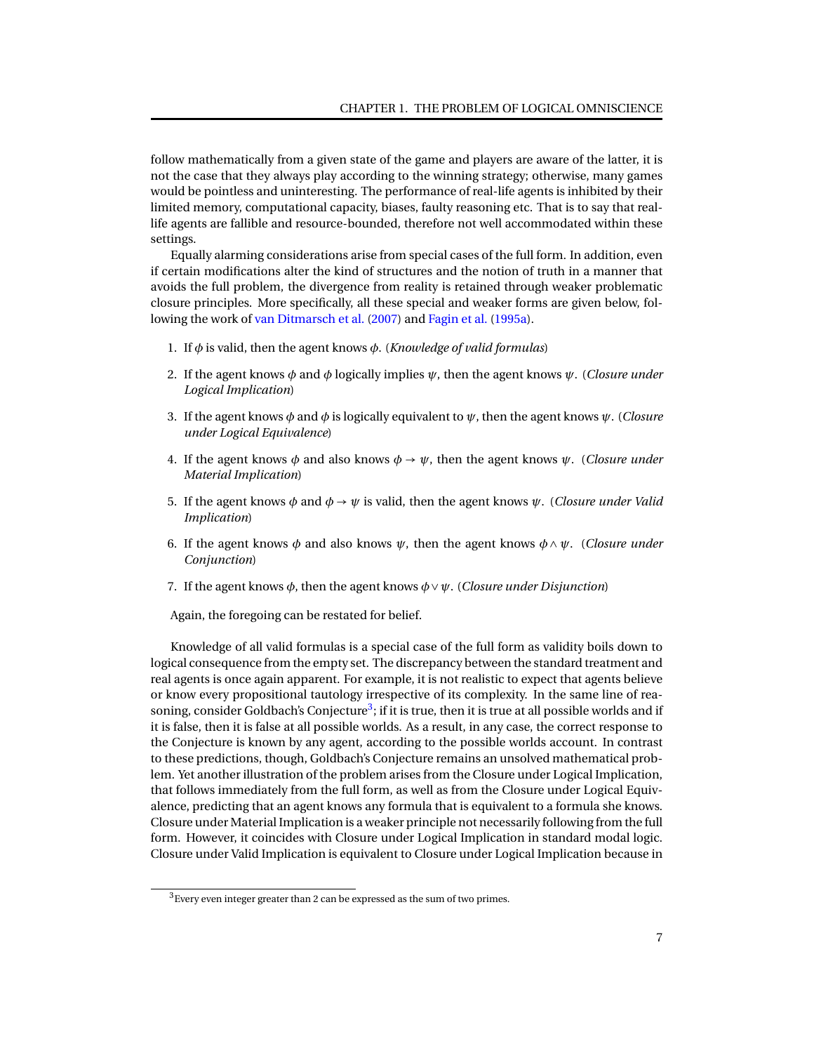follow mathematically from a given state of the game and players are aware of the latter, it is not the case that they always play according to the winning strategy; otherwise, many games would be pointless and uninteresting. The performance of real-life agents is inhibited by their limited memory, computational capacity, biases, faulty reasoning etc. That is to say that real-life agents are fallible and resource-bounded, therefore not well accommodated within these settings.

Equally alarming considerations arise from special cases of the full form. In addition, even if certain modifications alter the kind of structures and the notion of truth in a manner that avoids the full problem, the divergence from reality is retained through weaker problematic closure principles. More specifically, all these special and weaker forms are given below, following the work of van Ditmarsch et al. (2007) and Fagin et al. (1995a).

1. If $\phi$ is valid, then the agent knows $\phi$. (*Knowledge of valid formulas*)
2. If the agent knows $\phi$ and $\phi$ logically implies $\psi$, then the agent knows $\psi$. (*Closure under Logical Implication*)
3. If the agent knows $\phi$ and $\phi$ is logically equivalent to $\psi$, then the agent knows $\psi$. (*Closure under Logical Equivalence*)
4. If the agent knows $\phi$ and also knows $\phi \rightarrow \psi$, then the agent knows $\psi$. (*Closure under Material Implication*)
5. If the agent knows $\phi$ and $\phi \rightarrow \psi$ is valid, then the agent knows $\psi$. (*Closure under Valid Implication*)
6. If the agent knows $\phi$ and also knows $\psi$, then the agent knows $\phi \wedge \psi$. (*Closure under Conjunction*)
7. If the agent knows $\phi$, then the agent knows $\phi \vee \psi$. (*Closure under Disjunction*)

Again, the foregoing can be restated for belief.

Knowledge of all valid formulas is a special case of the full form as validity boils down to logical consequence from the empty set. The discrepancy between the standard treatment and real agents is once again apparent. For example, it is not realistic to expect that agents believe or know every propositional tautology irrespective of its complexity. In the same line of reasoning, consider Goldbach's Conjecture[3]; if it is true, then it is true at all possible worlds and if it is false, then it is false at all possible worlds. As a result, in any case, the correct response to the Conjecture is known by any agent, according to the possible worlds account. In contrast to these predictions, though, Goldbach's Conjecture remains an unsolved mathematical problem. Yet another illustration of the problem arises from the Closure under Logical Implication, that follows immediately from the full form, as well as from the Closure under Logical Equivalence, predicting that an agent knows any formula that is equivalent to a formula she knows. Closure under Material Implication is a weaker principle not necessarily following from the full form. However, it coincides with Closure under Logical Implication in standard modal logic. Closure under Valid Implication is equivalent to Closure under Logical Implication because in

[3] Every even integer greater than 2 can be expressed as the sum of two primes.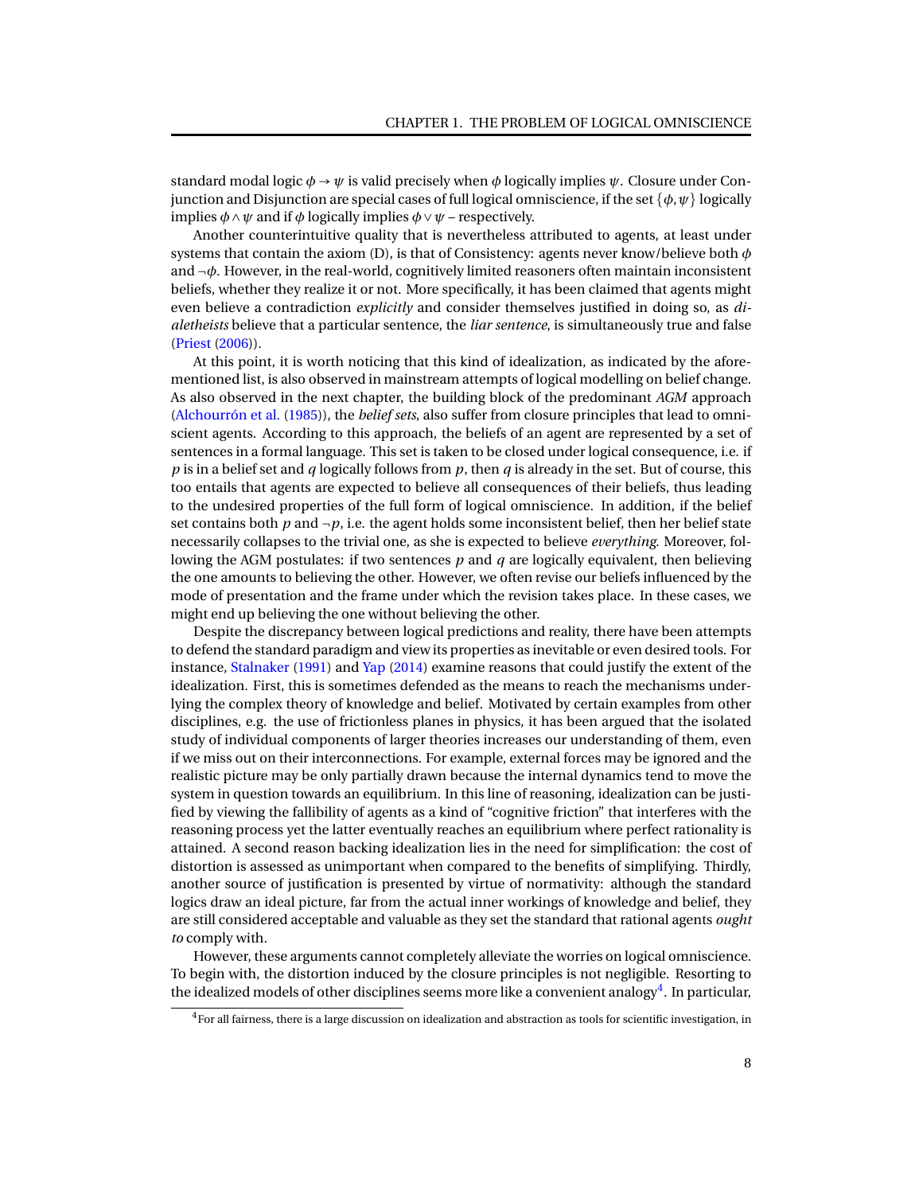standard modal logic $\phi \to \psi$ is valid precisely when $\phi$ logically implies $\psi$. Closure under Conjunction and Disjunction are special cases of full logical omniscience, if the set $\{\phi, \psi\}$ logically implies $\phi \wedge \psi$ and if $\phi$ logically implies $\phi \vee \psi$ – respectively.

Another counterintuitive quality that is nevertheless attributed to agents, at least under systems that contain the axiom (D), is that of Consistency: agents never know/believe both $\phi$ and $\neg\phi$. However, in the real-world, cognitively limited reasoners often maintain inconsistent beliefs, whether they realize it or not. More specifically, it has been claimed that agents might even believe a contradiction *explicitly* and consider themselves justified in doing so, as *dialetheists* believe that a particular sentence, the *liar sentence*, is simultaneously true and false (Priest (2006)).

At this point, it is worth noticing that this kind of idealization, as indicated by the aforementioned list, is also observed in mainstream attempts of logical modelling on belief change. As also observed in the next chapter, the building block of the predominant *AGM* approach (Alchourrón et al. (1985)), the *belief sets*, also suffer from closure principles that lead to omniscient agents. According to this approach, the beliefs of an agent are represented by a set of sentences in a formal language. This set is taken to be closed under logical consequence, i.e. if $p$ is in a belief set and $q$ logically follows from $p$, then $q$ is already in the set. But of course, this too entails that agents are expected to believe all consequences of their beliefs, thus leading to the undesired properties of the full form of logical omniscience. In addition, if the belief set contains both $p$ and $\neg p$, i.e. the agent holds some inconsistent belief, then her belief state necessarily collapses to the trivial one, as she is expected to believe *everything*. Moreover, following the AGM postulates: if two sentences $p$ and $q$ are logically equivalent, then believing the one amounts to believing the other. However, we often revise our beliefs influenced by the mode of presentation and the frame under which the revision takes place. In these cases, we might end up believing the one without believing the other.

Despite the discrepancy between logical predictions and reality, there have been attempts to defend the standard paradigm and view its properties as inevitable or even desired tools. For instance, Stalnaker (1991) and Yap (2014) examine reasons that could justify the extent of the idealization. First, this is sometimes defended as the means to reach the mechanisms underlying the complex theory of knowledge and belief. Motivated by certain examples from other disciplines, e.g. the use of frictionless planes in physics, it has been argued that the isolated study of individual components of larger theories increases our understanding of them, even if we miss out on their interconnections. For example, external forces may be ignored and the realistic picture may be only partially drawn because the internal dynamics tend to move the system in question towards an equilibrium. In this line of reasoning, idealization can be justified by viewing the fallibility of agents as a kind of "cognitive friction" that interferes with the reasoning process yet the latter eventually reaches an equilibrium where perfect rationality is attained. A second reason backing idealization lies in the need for simplification: the cost of distortion is assessed as unimportant when compared to the benefits of simplifying. Thirdly, another source of justification is presented by virtue of normativity: although the standard logics draw an ideal picture, far from the actual inner workings of knowledge and belief, they are still considered acceptable and valuable as they set the standard that rational agents *ought to* comply with.

However, these arguments cannot completely alleviate the worries on logical omniscience. To begin with, the distortion induced by the closure principles is not negligible. Resorting to the idealized models of other disciplines seems more like a convenient analogy[4]. In particular,

[4] For all fairness, there is a large discussion on idealization and abstraction as tools for scientific investigation, in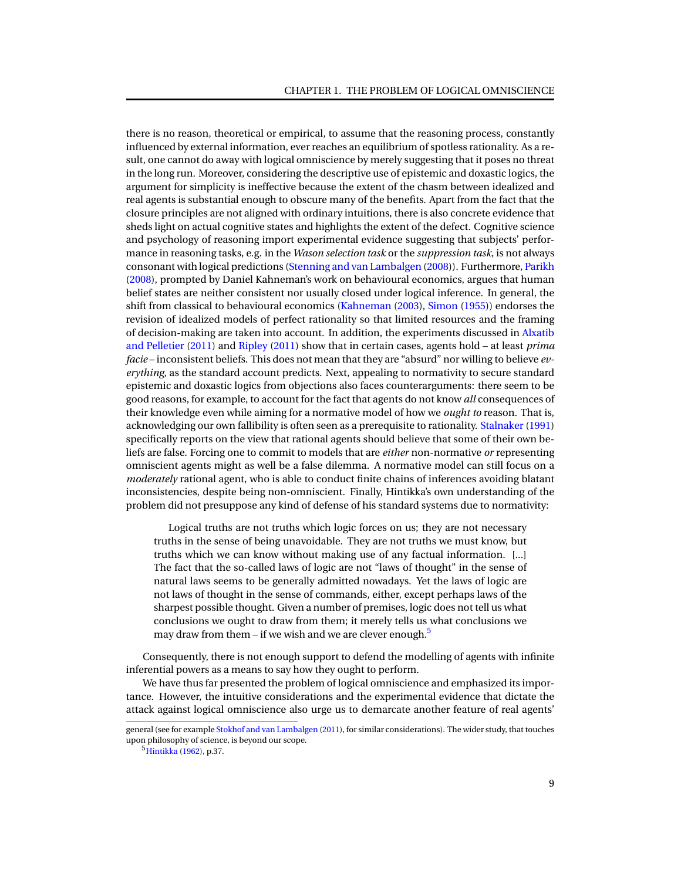there is no reason, theoretical or empirical, to assume that the reasoning process, constantly influenced by external information, ever reaches an equilibrium of spotless rationality. As a result, one cannot do away with logical omniscience by merely suggesting that it poses no threat in the long run. Moreover, considering the descriptive use of epistemic and doxastic logics, the argument for simplicity is ineffective because the extent of the chasm between idealized and real agents is substantial enough to obscure many of the benefits. Apart from the fact that the closure principles are not aligned with ordinary intuitions, there is also concrete evidence that sheds light on actual cognitive states and highlights the extent of the defect. Cognitive science and psychology of reasoning import experimental evidence suggesting that subjects' performance in reasoning tasks, e.g. in the *Wason selection task* or the *suppression task*, is not always consonant with logical predictions (Stenning and van Lambalgen (2008)). Furthermore, Parikh (2008), prompted by Daniel Kahneman's work on behavioural economics, argues that human belief states are neither consistent nor usually closed under logical inference. In general, the shift from classical to behavioural economics (Kahneman (2003), Simon (1955)) endorses the revision of idealized models of perfect rationality so that limited resources and the framing of decision-making are taken into account. In addition, the experiments discussed in Alxatib and Pelletier (2011) and Ripley (2011) show that in certain cases, agents hold – at least *prima facie* – inconsistent beliefs. This does not mean that they are "absurd" nor willing to believe *everything*, as the standard account predicts. Next, appealing to normativity to secure standard epistemic and doxastic logics from objections also faces counterarguments: there seem to be good reasons, for example, to account for the fact that agents do not know *all* consequences of their knowledge even while aiming for a normative model of how we *ought to* reason. That is, acknowledging our own fallibility is often seen as a prerequisite to rationality. Stalnaker (1991) specifically reports on the view that rational agents should believe that some of their own beliefs are false. Forcing one to commit to models that are *either* non-normative *or* representing omniscient agents might as well be a false dilemma. A normative model can still focus on a *moderately* rational agent, who is able to conduct finite chains of inferences avoiding blatant inconsistencies, despite being non-omniscient. Finally, Hintikka's own understanding of the problem did not presuppose any kind of defense of his standard systems due to normativity:

> Logical truths are not truths which logic forces on us; they are not necessary truths in the sense of being unavoidable. They are not truths we must know, but truths which we can know without making use of any factual information. [...] The fact that the so-called laws of logic are not "laws of thought" in the sense of natural laws seems to be generally admitted nowadays. Yet the laws of logic are not laws of thought in the sense of commands, either, except perhaps laws of the sharpest possible thought. Given a number of premises, logic does not tell us what conclusions we ought to draw from them; it merely tells us what conclusions we may draw from them – if we wish and we are clever enough.[5]

Consequently, there is not enough support to defend the modelling of agents with infinite inferential powers as a means to say how they ought to perform.

We have thus far presented the problem of logical omniscience and emphasized its importance. However, the intuitive considerations and the experimental evidence that dictate the attack against logical omniscience also urge us to demarcate another feature of real agents'

---

general (see for example Stokhof and van Lambalgen (2011), for similar considerations). The wider study, that touches upon philosophy of science, is beyond our scope.

[5] Hintikka (1962), p.37.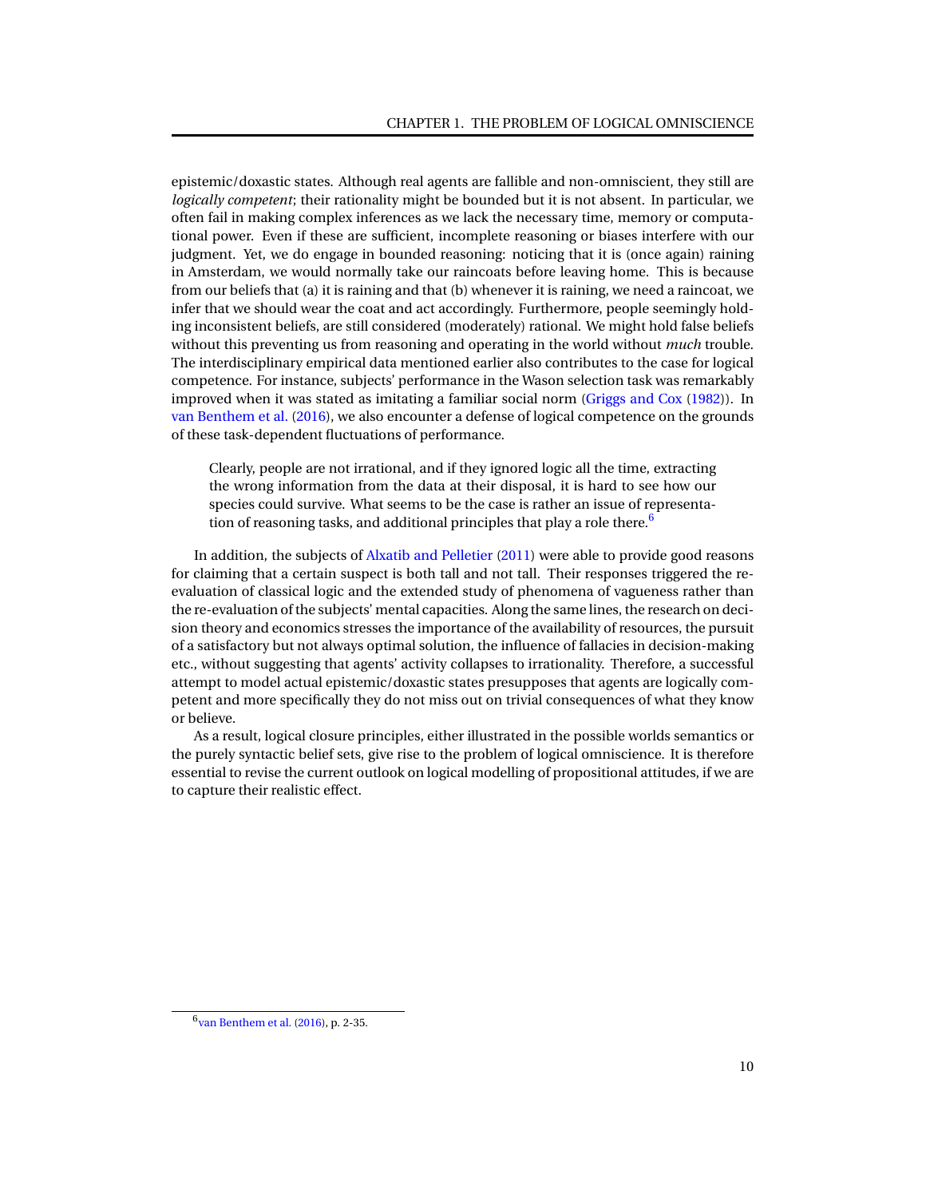epistemic/doxastic states. Although real agents are fallible and non-omniscient, they still are *logically competent*; their rationality might be bounded but it is not absent. In particular, we often fail in making complex inferences as we lack the necessary time, memory or computational power. Even if these are sufficient, incomplete reasoning or biases interfere with our judgment. Yet, we do engage in bounded reasoning: noticing that it is (once again) raining in Amsterdam, we would normally take our raincoats before leaving home. This is because from our beliefs that (a) it is raining and that (b) whenever it is raining, we need a raincoat, we infer that we should wear the coat and act accordingly. Furthermore, people seemingly holding inconsistent beliefs, are still considered (moderately) rational. We might hold false beliefs without this preventing us from reasoning and operating in the world without *much* trouble. The interdisciplinary empirical data mentioned earlier also contributes to the case for logical competence. For instance, subjects' performance in the Wason selection task was remarkably improved when it was stated as imitating a familiar social norm (Griggs and Cox (1982)). In van Benthem et al. (2016), we also encounter a defense of logical competence on the grounds of these task-dependent fluctuations of performance.

> Clearly, people are not irrational, and if they ignored logic all the time, extracting the wrong information from the data at their disposal, it is hard to see how our species could survive. What seems to be the case is rather an issue of representation of reasoning tasks, and additional principles that play a role there.[6]

In addition, the subjects of Alxatib and Pelletier (2011) were able to provide good reasons for claiming that a certain suspect is both tall and not tall. Their responses triggered the re-evaluation of classical logic and the extended study of phenomena of vagueness rather than the re-evaluation of the subjects' mental capacities. Along the same lines, the research on decision theory and economics stresses the importance of the availability of resources, the pursuit of a satisfactory but not always optimal solution, the influence of fallacies in decision-making etc., without suggesting that agents' activity collapses to irrationality. Therefore, a successful attempt to model actual epistemic/doxastic states presupposes that agents are logically competent and more specifically they do not miss out on trivial consequences of what they know or believe.

As a result, logical closure principles, either illustrated in the possible worlds semantics or the purely syntactic belief sets, give rise to the problem of logical omniscience. It is therefore essential to revise the current outlook on logical modelling of propositional attitudes, if we are to capture their realistic effect.

[6] van Benthem et al. (2016), p. 2-35.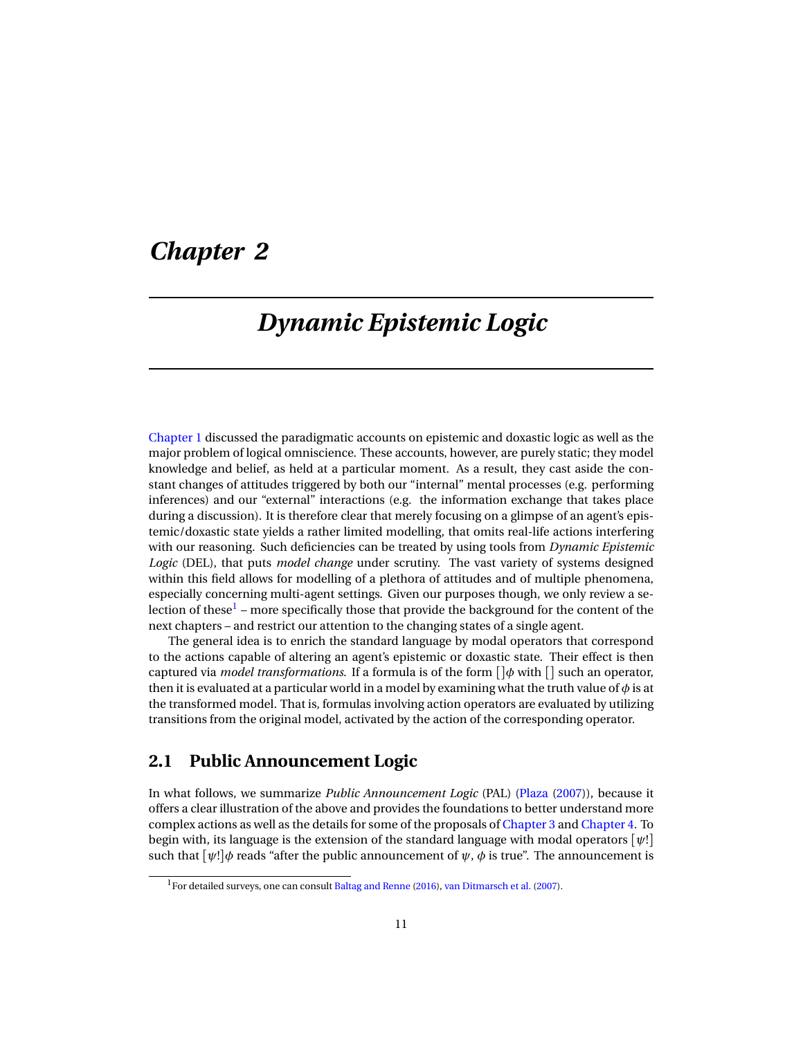# *Chapter 2*

# *Dynamic Epistemic Logic*

Chapter 1 discussed the paradigmatic accounts on epistemic and doxastic logic as well as the major problem of logical omniscience. These accounts, however, are purely static; they model knowledge and belief, as held at a particular moment. As a result, they cast aside the constant changes of attitudes triggered by both our "internal" mental processes (e.g. performing inferences) and our "external" interactions (e.g. the information exchange that takes place during a discussion). It is therefore clear that merely focusing on a glimpse of an agent's epistemic/doxastic state yields a rather limited modelling, that omits real-life actions interfering with our reasoning. Such deficiencies can be treated by using tools from *Dynamic Epistemic Logic* (DEL), that puts *model change* under scrutiny. The vast variety of systems designed within this field allows for modelling of a plethora of attitudes and of multiple phenomena, especially concerning multi-agent settings. Given our purposes though, we only review a selection of these[1] – more specifically those that provide the background for the content of the next chapters – and restrict our attention to the changing states of a single agent.

The general idea is to enrich the standard language by modal operators that correspond to the actions capable of altering an agent's epistemic or doxastic state. Their effect is then captured via *model transformations*. If a formula is of the form $[\,]\phi$ with $[\,]$ such an operator, then it is evaluated at a particular world in a model by examining what the truth value of $\phi$ is at the transformed model. That is, formulas involving action operators are evaluated by utilizing transitions from the original model, activated by the action of the corresponding operator.

## 2.1 Public Announcement Logic

In what follows, we summarize *Public Announcement Logic* (PAL) (Plaza (2007)), because it offers a clear illustration of the above and provides the foundations to better understand more complex actions as well as the details for some of the proposals of Chapter 3 and Chapter 4. To begin with, its language is the extension of the standard language with modal operators $[\psi!]$ such that $[\psi!]\phi$ reads "after the public announcement of $\psi$, $\phi$ is true". The announcement is

---

[1] For detailed surveys, one can consult Baltag and Renne (2016), van Ditmarsch et al. (2007).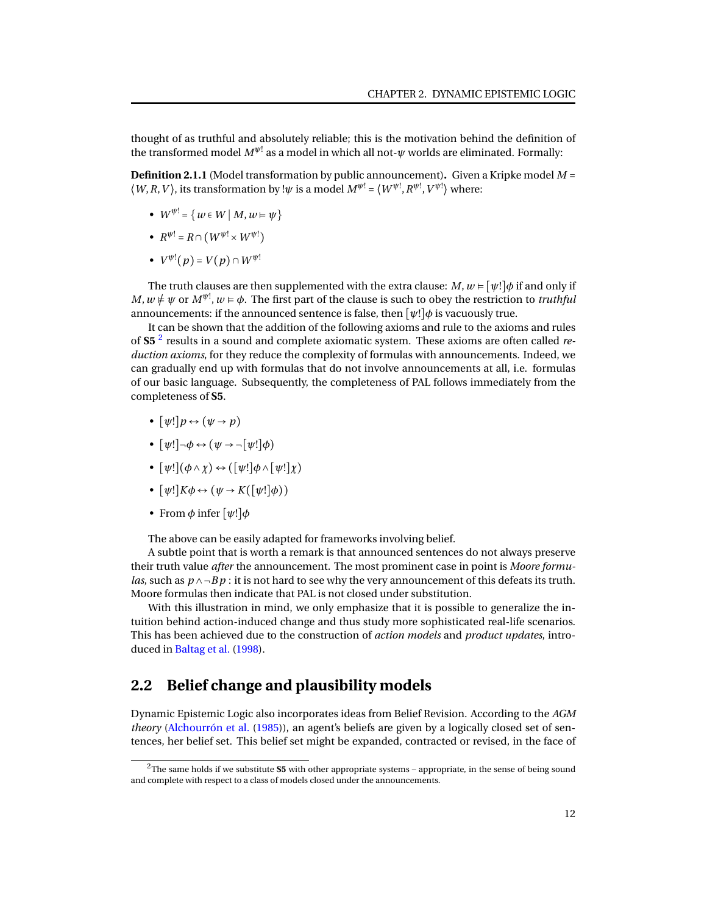thought of as truthful and absolutely reliable; this is the motivation behind the definition of the transformed model $M^{\psi!}$ as a model in which all not-$\psi$ worlds are eliminated. Formally:

**Definition 2.1.1** (Model transformation by public announcement)**.** Given a Kripke model $M = \langle W, R, V \rangle$, its transformation by $!\psi$ is a model $M^{\psi!} = \langle W^{\psi!}, R^{\psi!}, V^{\psi!} \rangle$ where:

- $W^{\psi!} = \{ w \in W \mid M, w \vDash \psi \}$
- $R^{\psi!} = R \cap (W^{\psi!} \times W^{\psi!})$
- $V^{\psi!}(p) = V(p) \cap W^{\psi!}$

The truth clauses are then supplemented with the extra clause: $M, w \vDash [\psi!]\phi$ if and only if $M, w \nvDash \psi$ or $M^{\psi!}, w \vDash \phi$. The first part of the clause is such to obey the restriction to *truthful* announcements: if the announced sentence is false, then $[\psi!]\phi$ is vacuously true.

It can be shown that the addition of the following axioms and rule to the axioms and rules of **S5** [2] results in a sound and complete axiomatic system. These axioms are often called *reduction axioms*, for they reduce the complexity of formulas with announcements. Indeed, we can gradually end up with formulas that do not involve announcements at all, i.e. formulas of our basic language. Subsequently, the completeness of PAL follows immediately from the completeness of **S5**.

- $[\psi!]p \leftrightarrow (\psi \rightarrow p)$
- $[\psi!]\neg\phi \leftrightarrow (\psi \rightarrow \neg[\psi!]\phi)$
- $[\psi!](\phi \wedge \chi) \leftrightarrow ([\psi!]\phi \wedge [\psi!]\chi)$
- $[\psi!]K\phi \leftrightarrow (\psi \rightarrow K([\psi!]\phi))$
- From $\phi$ infer $[\psi!]\phi$

The above can be easily adapted for frameworks involving belief.

A subtle point that is worth a remark is that announced sentences do not always preserve their truth value *after* the announcement. The most prominent case in point is *Moore formulas*, such as $p \wedge \neg Bp$ : it is not hard to see why the very announcement of this defeats its truth. Moore formulas then indicate that PAL is not closed under substitution.

With this illustration in mind, we only emphasize that it is possible to generalize the intuition behind action-induced change and thus study more sophisticated real-life scenarios. This has been achieved due to the construction of *action models* and *product updates*, introduced in Baltag et al. (1998).

## 2.2 Belief change and plausibility models

Dynamic Epistemic Logic also incorporates ideas from Belief Revision. According to the *AGM theory* (Alchourrón et al. (1985)), an agent's beliefs are given by a logically closed set of sentences, her belief set. This belief set might be expanded, contracted or revised, in the face of

[2] The same holds if we substitute **S5** with other appropriate systems – appropriate, in the sense of being sound and complete with respect to a class of models closed under the announcements.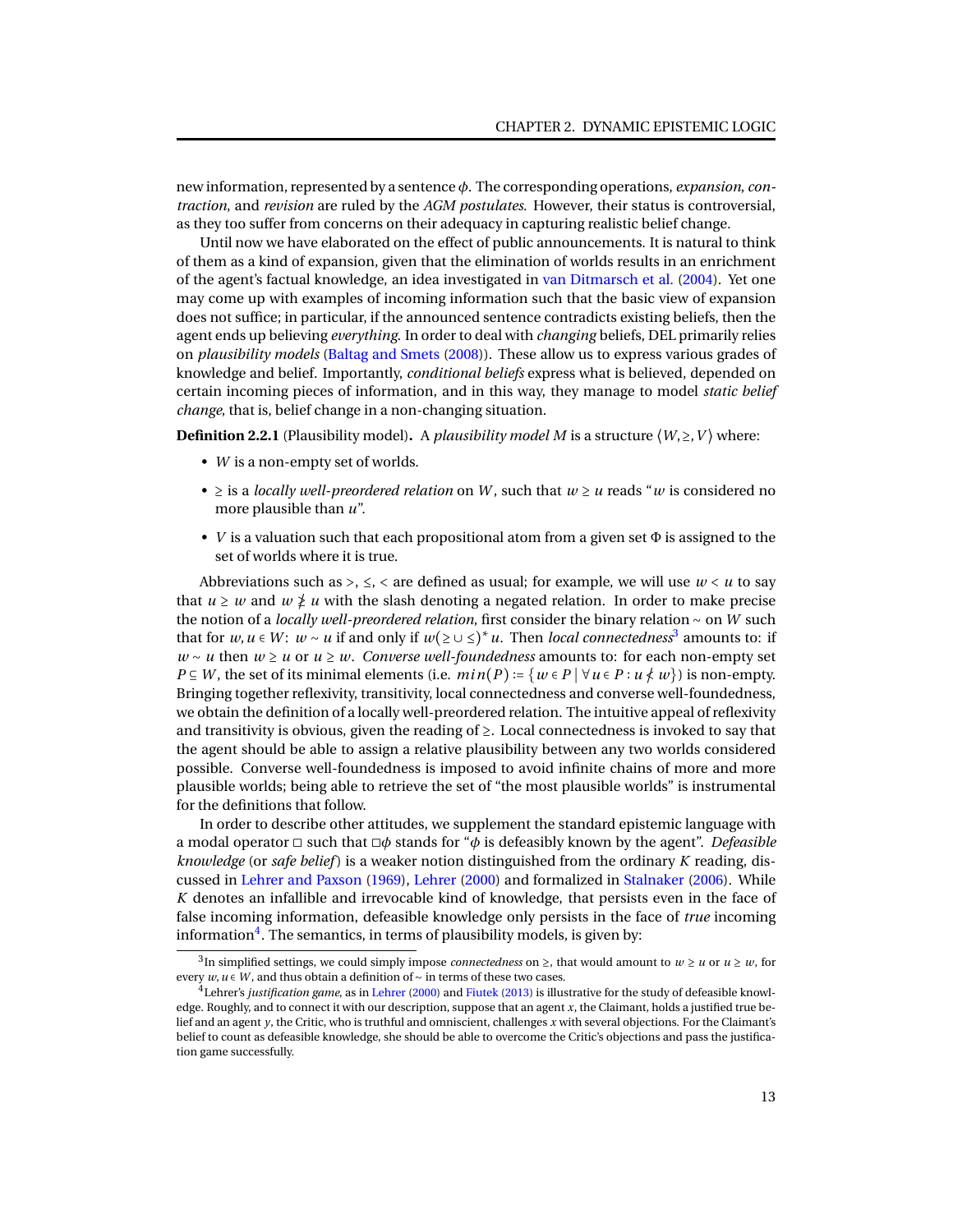new information, represented by a sentence $\phi$. The corresponding operations, *expansion*, *contraction*, and *revision* are ruled by the *AGM postulates*. However, their status is controversial, as they too suffer from concerns on their adequacy in capturing realistic belief change.

Until now we have elaborated on the effect of public announcements. It is natural to think of them as a kind of expansion, given that the elimination of worlds results in an enrichment of the agent's factual knowledge, an idea investigated in van Ditmarsch et al. (2004). Yet one may come up with examples of incoming information such that the basic view of expansion does not suffice; in particular, if the announced sentence contradicts existing beliefs, then the agent ends up believing *everything*. In order to deal with *changing* beliefs, DEL primarily relies on *plausibility models* (Baltag and Smets (2008)). These allow us to express various grades of knowledge and belief. Importantly, *conditional beliefs* express what is believed, depended on certain incoming pieces of information, and in this way, they manage to model *static belief change*, that is, belief change in a non-changing situation.

**Definition 2.2.1** (Plausibility model)**.** A *plausibility model* $M$ is a structure $\langle W, \geq, V \rangle$ where:

- $W$ is a non-empty set of worlds.
- $\geq$ is a *locally well-preordered relation* on $W$, such that $w \geq u$ reads "$w$ is considered no more plausible than $u$".
- $V$ is a valuation such that each propositional atom from a given set $\Phi$ is assigned to the set of worlds where it is true.

Abbreviations such as $>$, $\leq$, $<$ are defined as usual; for example, we will use $w < u$ to say that $u \geq w$ and $w \ngeq u$ with the slash denoting a negated relation. In order to make precise the notion of a *locally well-preordered relation*, first consider the binary relation $\sim$ on $W$ such that for $w, u \in W$: $w \sim u$ if and only if $w(\geq \cup \leq)^* u$. Then *local connectedness*[3] amounts to: if $w \sim u$ then $w \geq u$ or $u \geq w$. *Converse well-foundedness* amounts to: for each non-empty set $P \subseteq W$, the set of its minimal elements (i.e. $min(P) := \{w \in P \mid \forall u \in P : u \nless w\}$) is non-empty. Bringing together reflexivity, transitivity, local connectedness and converse well-foundedness, we obtain the definition of a locally well-preordered relation. The intuitive appeal of reflexivity and transitivity is obvious, given the reading of $\geq$. Local connectedness is invoked to say that the agent should be able to assign a relative plausibility between any two worlds considered possible. Converse well-foundedness is imposed to avoid infinite chains of more and more plausible worlds; being able to retrieve the set of "the most plausible worlds" is instrumental for the definitions that follow.

In order to describe other attitudes, we supplement the standard epistemic language with a modal operator $\Box$ such that $\Box\phi$ stands for "$\phi$ is defeasibly known by the agent". *Defeasible knowledge* (or *safe belief*) is a weaker notion distinguished from the ordinary $K$ reading, discussed in Lehrer and Paxson (1969), Lehrer (2000) and formalized in Stalnaker (2006). While $K$ denotes an infallible and irrevocable kind of knowledge, that persists even in the face of false incoming information, defeasible knowledge only persists in the face of *true* incoming information[4]. The semantics, in terms of plausibility models, is given by:

[3] In simplified settings, we could simply impose *connectedness* on $\geq$, that would amount to $w \geq u$ or $u \geq w$, for every $w, u \in W$, and thus obtain a definition of $\sim$ in terms of these two cases.

[4] Lehrer's *justification game*, as in Lehrer (2000) and Fiutek (2013) is illustrative for the study of defeasible knowledge. Roughly, and to connect it with our description, suppose that an agent $x$, the Claimant, holds a justified true belief and an agent $y$, the Critic, who is truthful and omniscient, challenges $x$ with several objections. For the Claimant's belief to count as defeasible knowledge, she should be able to overcome the Critic's objections and pass the justification game successfully.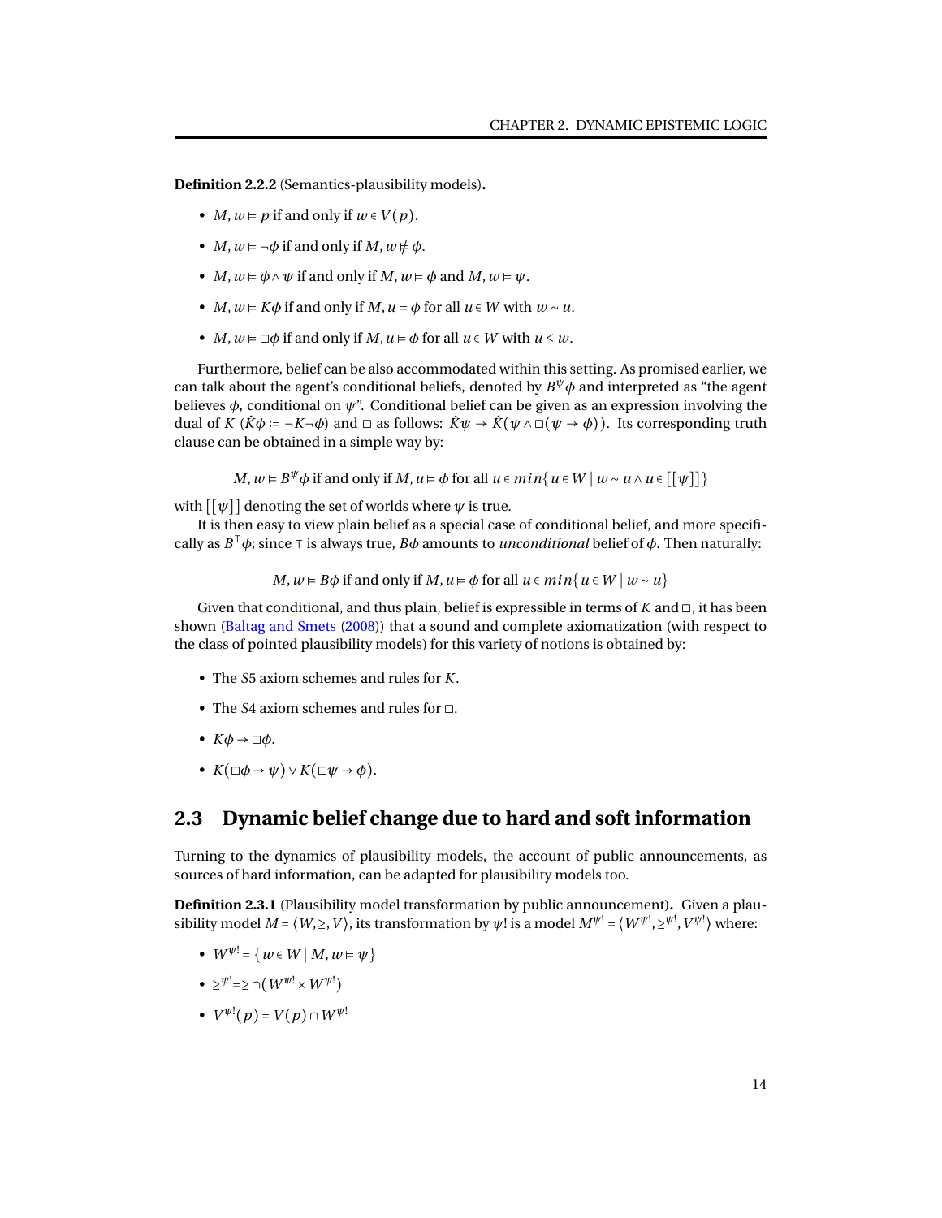**Definition 2.2.2** (Semantics-plausibility models)**.**

- $M, w \models p$ if and only if $w \in V(p)$.
- $M, w \models \neg\phi$ if and only if $M, w \not\models \phi$.
- $M, w \models \phi \wedge \psi$ if and only if $M, w \models \phi$ and $M, w \models \psi$.
- $M, w \models K\phi$ if and only if $M, u \models \phi$ for all $u \in W$ with $w \sim u$.
- $M, w \models \Box\phi$ if and only if $M, u \models \phi$ for all $u \in W$ with $u \leq w$.

Furthermore, belief can be also accommodated within this setting. As promised earlier, we can talk about the agent's conditional beliefs, denoted by $B^{\psi}\phi$ and interpreted as "the agent believes $\phi$, conditional on $\psi$". Conditional belief can be given as an expression involving the dual of $K$ ($\hat{K}\phi := \neg K \neg \phi$) and $\Box$ as follows: $\hat{K}\psi \rightarrow \hat{K}(\psi \wedge \Box(\psi \rightarrow \phi))$. Its corresponding truth clause can be obtained in a simple way by:

$$M, w \models B^{\psi}\phi \text{ if and only if } M, u \models \phi \text{ for all } u \in min\{u \in W \mid w \sim u \wedge u \in [[\psi]]\}$$

with $[[\psi]]$ denoting the set of worlds where $\psi$ is true.

It is then easy to view plain belief as a special case of conditional belief, and more specifically as $B^{\top}\phi$; since $\top$ is always true, $B\phi$ amounts to *unconditional* belief of $\phi$. Then naturally:

$$M, w \models B\phi \text{ if and only if } M, u \models \phi \text{ for all } u \in min\{u \in W \mid w \sim u\}$$

Given that conditional, and thus plain, belief is expressible in terms of $K$ and $\Box$, it has been shown (Baltag and Smets (2008)) that a sound and complete axiomatization (with respect to the class of pointed plausibility models) for this variety of notions is obtained by:

- The $S5$ axiom schemes and rules for $K$.
- The $S4$ axiom schemes and rules for $\Box$.
- $K\phi \rightarrow \Box\phi$.
- $K(\Box\phi \rightarrow \psi) \vee K(\Box\psi \rightarrow \phi)$.

## 2.3 Dynamic belief change due to hard and soft information

Turning to the dynamics of plausibility models, the account of public announcements, as sources of hard information, can be adapted for plausibility models too.

**Definition 2.3.1** (Plausibility model transformation by public announcement)**.** Given a plausibility model $M = \langle W, \geq, V \rangle$, its transformation by $\psi!$ is a model $M^{\psi!} = \langle W^{\psi!}, \geq^{\psi!}, V^{\psi!} \rangle$ where:

- $W^{\psi!} = \{w \in W \mid M, w \models \psi\}$
- $\geq^{\psi!} = \geq \cap (W^{\psi!} \times W^{\psi!})$
- $V^{\psi!}(p) = V(p) \cap W^{\psi!}$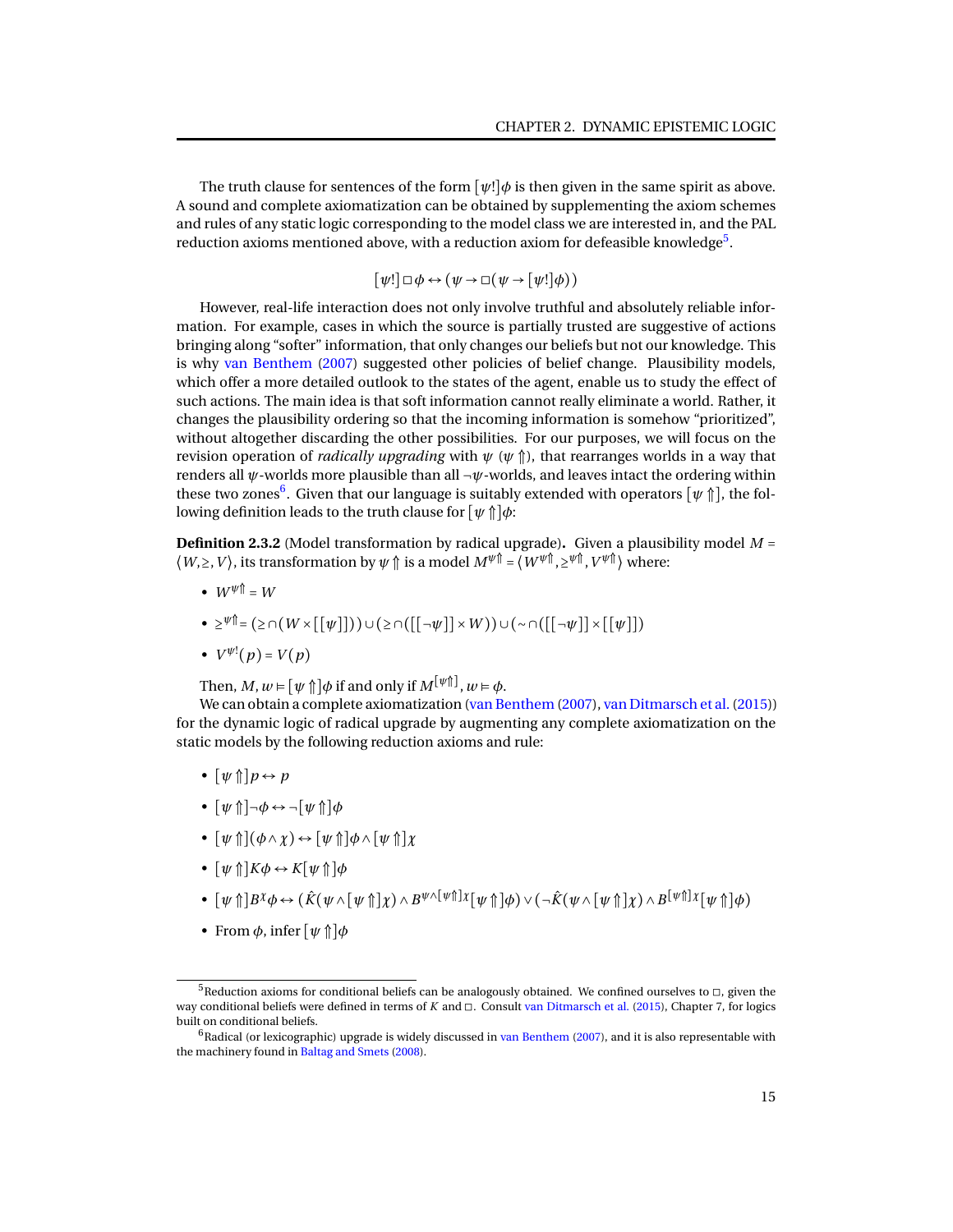The truth clause for sentences of the form $[\psi!]\phi$ is then given in the same spirit as above. A sound and complete axiomatization can be obtained by supplementing the axiom schemes and rules of any static logic corresponding to the model class we are interested in, and the PAL reduction axioms mentioned above, with a reduction axiom for defeasible knowledge[5].

$$[\psi!]\Box\phi \leftrightarrow (\psi \rightarrow \Box(\psi \rightarrow [\psi!]\phi))$$

However, real-life interaction does not only involve truthful and absolutely reliable information. For example, cases in which the source is partially trusted are suggestive of actions bringing along "softer" information, that only changes our beliefs but not our knowledge. This is why van Benthem (2007) suggested other policies of belief change. Plausibility models, which offer a more detailed outlook to the states of the agent, enable us to study the effect of such actions. The main idea is that soft information cannot really eliminate a world. Rather, it changes the plausibility ordering so that the incoming information is somehow "prioritized", without altogether discarding the other possibilities. For our purposes, we will focus on the revision operation of *radically upgrading* with $\psi$ ($\psi \Uparrow$), that rearranges worlds in a way that renders all $\psi$-worlds more plausible than all $\neg\psi$-worlds, and leaves intact the ordering within these two zones[6]. Given that our language is suitably extended with operators $[\psi \Uparrow]$, the following definition leads to the truth clause for $[\psi \Uparrow]\phi$:

**Definition 2.3.2** (Model transformation by radical upgrade)**.** Given a plausibility model $M = \langle W, \geq, V\rangle$, its transformation by $\psi \Uparrow$ is a model $M^{\psi\Uparrow} = \langle W^{\psi\Uparrow}, \geq^{\psi\Uparrow}, V^{\psi\Uparrow}\rangle$ where:

- $W^{\psi\Uparrow} = W$
- $\geq^{\psi\Uparrow} = (\geq \cap (W \times [[\psi]])) \cup (\geq \cap ([[\neg\psi]] \times W)) \cup (\sim \cap ([[\neg\psi]] \times [[\psi]])$
- $V^{\psi!}(p) = V(p)$

Then, $M, w \models [\psi \Uparrow]\phi$ if and only if $M^{[\psi\Uparrow]}, w \models \phi$.

We can obtain a complete axiomatization (van Benthem (2007), van Ditmarsch et al. (2015)) for the dynamic logic of radical upgrade by augmenting any complete axiomatization on the static models by the following reduction axioms and rule:

- $[\psi \Uparrow]p \leftrightarrow p$
- $[\psi \Uparrow]\neg\phi \leftrightarrow \neg[\psi \Uparrow]\phi$
- $[\psi \Uparrow](\phi \wedge \chi) \leftrightarrow [\psi \Uparrow]\phi \wedge [\psi \Uparrow]\chi$
- $[\psi \Uparrow]K\phi \leftrightarrow K[\psi \Uparrow]\phi$
- $[\psi \Uparrow]B^{\chi}\phi \leftrightarrow (\hat{K}(\psi \wedge [\psi \Uparrow]\chi) \wedge B^{\psi \wedge [\psi\Uparrow]\chi}[\psi \Uparrow]\phi) \vee (\neg\hat{K}(\psi \wedge [\psi \Uparrow]\chi) \wedge B^{[\psi\Uparrow]\chi}[\psi \Uparrow]\phi)$
- From $\phi$, infer $[\psi \Uparrow]\phi$

[5] Reduction axioms for conditional beliefs can be analogously obtained. We confined ourselves to $\Box$, given the way conditional beliefs were defined in terms of $K$ and $\Box$. Consult van Ditmarsch et al. (2015), Chapter 7, for logics built on conditional beliefs.

[6] Radical (or lexicographic) upgrade is widely discussed in van Benthem (2007), and it is also representable with the machinery found in Baltag and Smets (2008).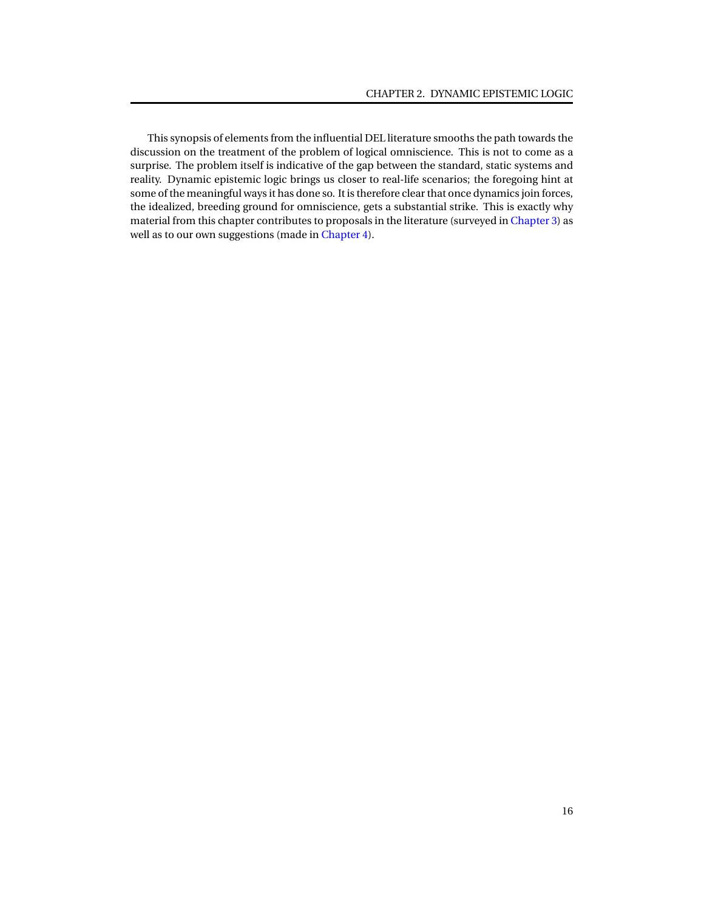This synopsis of elements from the influential DEL literature smooths the path towards the discussion on the treatment of the problem of logical omniscience. This is not to come as a surprise. The problem itself is indicative of the gap between the standard, static systems and reality. Dynamic epistemic logic brings us closer to real-life scenarios; the foregoing hint at some of the meaningful ways it has done so. It is therefore clear that once dynamics join forces, the idealized, breeding ground for omniscience, gets a substantial strike. This is exactly why material from this chapter contributes to proposals in the literature (surveyed in Chapter 3) as well as to our own suggestions (made in Chapter 4).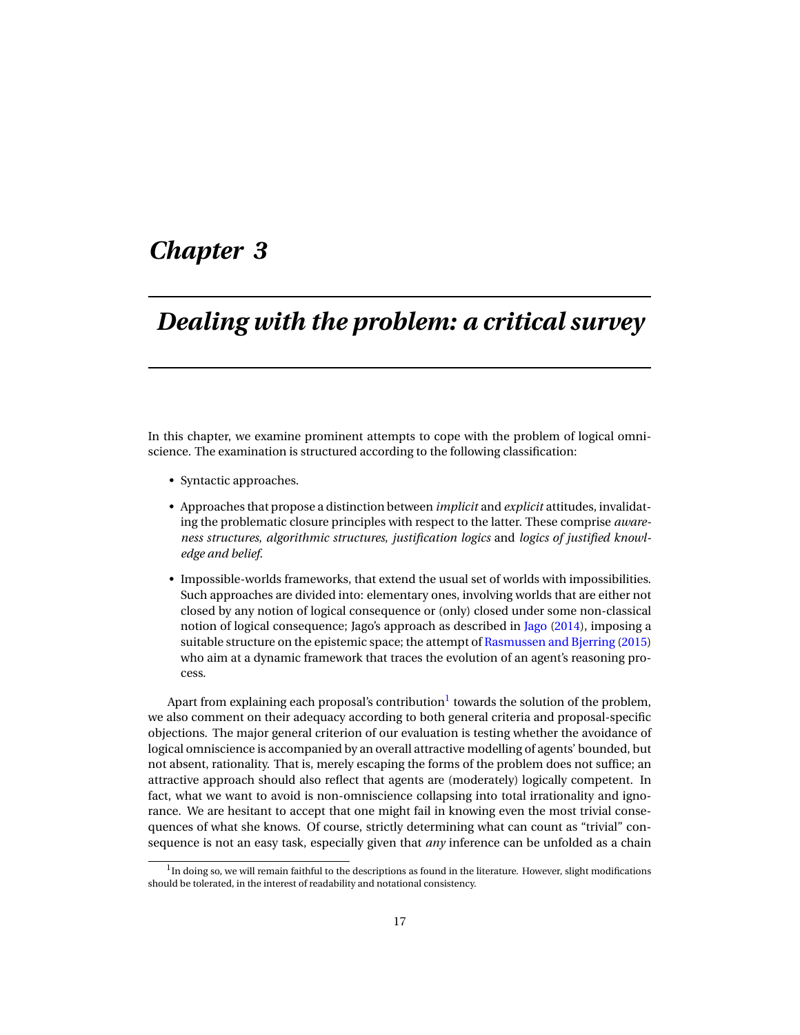# Chapter 3

## Dealing with the problem: a critical survey

In this chapter, we examine prominent attempts to cope with the problem of logical omniscience. The examination is structured according to the following classification:

- Syntactic approaches.
- Approaches that propose a distinction between *implicit* and *explicit* attitudes, invalidating the problematic closure principles with respect to the latter. These comprise *awareness structures*, *algorithmic structures*, *justification logics* and *logics of justified knowledge and belief*.
- Impossible-worlds frameworks, that extend the usual set of worlds with impossibilities. Such approaches are divided into: elementary ones, involving worlds that are either not closed by any notion of logical consequence or (only) closed under some non-classical notion of logical consequence; Jago's approach as described in Jago (2014), imposing a suitable structure on the epistemic space; the attempt of Rasmussen and Bjerring (2015) who aim at a dynamic framework that traces the evolution of an agent's reasoning process.

Apart from explaining each proposal's contribution[1] towards the solution of the problem, we also comment on their adequacy according to both general criteria and proposal-specific objections. The major general criterion of our evaluation is testing whether the avoidance of logical omniscience is accompanied by an overall attractive modelling of agents' bounded, but not absent, rationality. That is, merely escaping the forms of the problem does not suffice; an attractive approach should also reflect that agents are (moderately) logically competent. In fact, what we want to avoid is non-omniscience collapsing into total irrationality and ignorance. We are hesitant to accept that one might fail in knowing even the most trivial consequences of what she knows. Of course, strictly determining what can count as "trivial" consequence is not an easy task, especially given that *any* inference can be unfolded as a chain

[1] In doing so, we will remain faithful to the descriptions as found in the literature. However, slight modifications should be tolerated, in the interest of readability and notational consistency.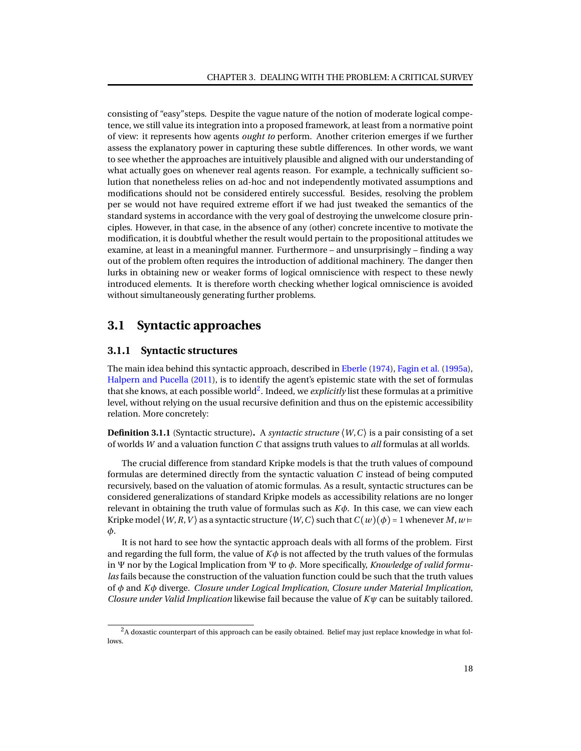consisting of "easy"steps. Despite the vague nature of the notion of moderate logical competence, we still value its integration into a proposed framework, at least from a normative point of view: it represents how agents *ought to* perform. Another criterion emerges if we further assess the explanatory power in capturing these subtle differences. In other words, we want to see whether the approaches are intuitively plausible and aligned with our understanding of what actually goes on whenever real agents reason. For example, a technically sufficient solution that nonetheless relies on ad-hoc and not independently motivated assumptions and modifications should not be considered entirely successful. Besides, resolving the problem per se would not have required extreme effort if we had just tweaked the semantics of the standard systems in accordance with the very goal of destroying the unwelcome closure principles. However, in that case, in the absence of any (other) concrete incentive to motivate the modification, it is doubtful whether the result would pertain to the propositional attitudes we examine, at least in a meaningful manner. Furthermore – and unsurprisingly – finding a way out of the problem often requires the introduction of additional machinery. The danger then lurks in obtaining new or weaker forms of logical omniscience with respect to these newly introduced elements. It is therefore worth checking whether logical omniscience is avoided without simultaneously generating further problems.

## 3.1 Syntactic approaches

### 3.1.1 Syntactic structures

The main idea behind this syntactic approach, described in Eberle (1974), Fagin et al. (1995a), Halpern and Pucella (2011), is to identify the agent's epistemic state with the set of formulas that she knows, at each possible world[2]. Indeed, we *explicitly* list these formulas at a primitive level, without relying on the usual recursive definition and thus on the epistemic accessibility relation. More concretely:

**Definition 3.1.1** (Syntactic structure)**.** A *syntactic structure* $\langle W, C\rangle$ is a pair consisting of a set of worlds $W$ and a valuation function $C$ that assigns truth values to *all* formulas at all worlds.

The crucial difference from standard Kripke models is that the truth values of compound formulas are determined directly from the syntactic valuation $C$ instead of being computed recursively, based on the valuation of atomic formulas. As a result, syntactic structures can be considered generalizations of standard Kripke models as accessibility relations are no longer relevant in obtaining the truth value of formulas such as $K\phi$. In this case, we can view each Kripke model $\langle W, R, V\rangle$ as a syntactic structure $\langle W, C\rangle$ such that $C(w)(\phi) = 1$ whenever $M, w \vDash \phi$.

It is not hard to see how the syntactic approach deals with all forms of the problem. First and regarding the full form, the value of $K\phi$ is not affected by the truth values of the formulas in $\Psi$ nor by the Logical Implication from $\Psi$ to $\phi$. More specifically, *Knowledge of valid formulas* fails because the construction of the valuation function could be such that the truth values of $\phi$ and $K\phi$ diverge. *Closure under Logical Implication*, *Closure under Material Implication*, *Closure under Valid Implication* likewise fail because the value of $K\psi$ can be suitably tailored.

[2] A doxastic counterpart of this approach can be easily obtained. Belief may just replace knowledge in what follows.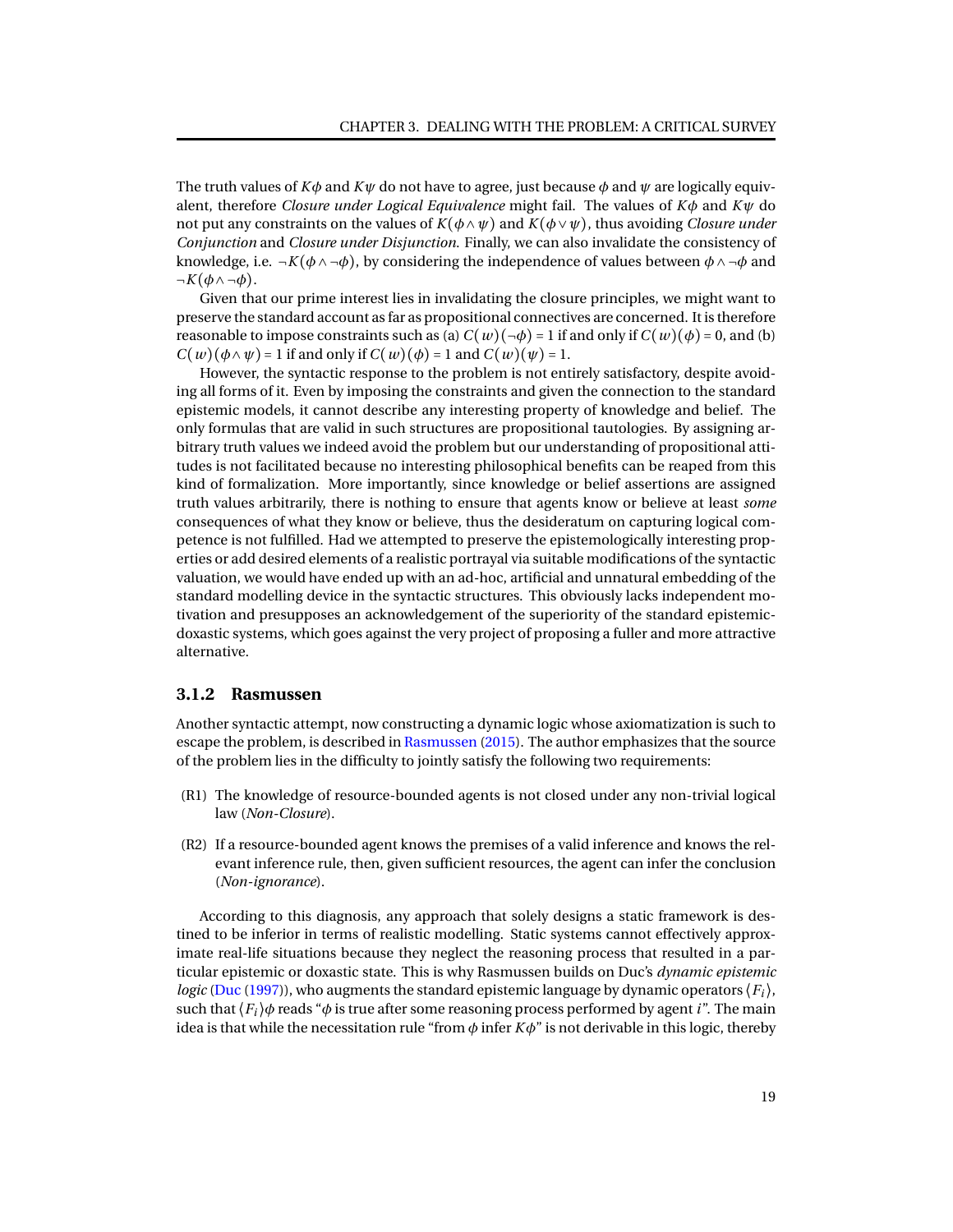The truth values of $K\phi$ and $K\psi$ do not have to agree, just because $\phi$ and $\psi$ are logically equivalent, therefore *Closure under Logical Equivalence* might fail. The values of $K\phi$ and $K\psi$ do not put any constraints on the values of $K(\phi \wedge \psi)$ and $K(\phi \vee \psi)$, thus avoiding *Closure under Conjunction* and *Closure under Disjunction*. Finally, we can also invalidate the consistency of knowledge, i.e. $\neg K(\phi \wedge \neg\phi)$, by considering the independence of values between $\phi \wedge \neg\phi$ and $\neg K(\phi \wedge \neg\phi)$.

Given that our prime interest lies in invalidating the closure principles, we might want to preserve the standard account as far as propositional connectives are concerned. It is therefore reasonable to impose constraints such as (a) $C(w)(\neg\phi) = 1$ if and only if $C(w)(\phi) = 0$, and (b) $C(w)(\phi \wedge \psi) = 1$ if and only if $C(w)(\phi) = 1$ and $C(w)(\psi) = 1$.

However, the syntactic response to the problem is not entirely satisfactory, despite avoiding all forms of it. Even by imposing the constraints and given the connection to the standard epistemic models, it cannot describe any interesting property of knowledge and belief. The only formulas that are valid in such structures are propositional tautologies. By assigning arbitrary truth values we indeed avoid the problem but our understanding of propositional attitudes is not facilitated because no interesting philosophical benefits can be reaped from this kind of formalization. More importantly, since knowledge or belief assertions are assigned truth values arbitrarily, there is nothing to ensure that agents know or believe at least *some* consequences of what they know or believe, thus the desideratum on capturing logical competence is not fulfilled. Had we attempted to preserve the epistemologically interesting properties or add desired elements of a realistic portrayal via suitable modifications of the syntactic valuation, we would have ended up with an ad-hoc, artificial and unnatural embedding of the standard modelling device in the syntactic structures. This obviously lacks independent motivation and presupposes an acknowledgement of the superiority of the standard epistemic-doxastic systems, which goes against the very project of proposing a fuller and more attractive alternative.

### 3.1.2 Rasmussen

Another syntactic attempt, now constructing a dynamic logic whose axiomatization is such to escape the problem, is described in Rasmussen (2015). The author emphasizes that the source of the problem lies in the difficulty to jointly satisfy the following two requirements:

(R1) The knowledge of resource-bounded agents is not closed under any non-trivial logical law (*Non-Closure*).

(R2) If a resource-bounded agent knows the premises of a valid inference and knows the relevant inference rule, then, given sufficient resources, the agent can infer the conclusion (*Non-ignorance*).

According to this diagnosis, any approach that solely designs a static framework is destined to be inferior in terms of realistic modelling. Static systems cannot effectively approximate real-life situations because they neglect the reasoning process that resulted in a particular epistemic or doxastic state. This is why Rasmussen builds on Duc's *dynamic epistemic logic* (Duc (1997)), who augments the standard epistemic language by dynamic operators $\langle F_i \rangle$, such that $\langle F_i \rangle\phi$ reads "$\phi$ is true after some reasoning process performed by agent $i$". The main idea is that while the necessitation rule "from $\phi$ infer $K\phi$" is not derivable in this logic, thereby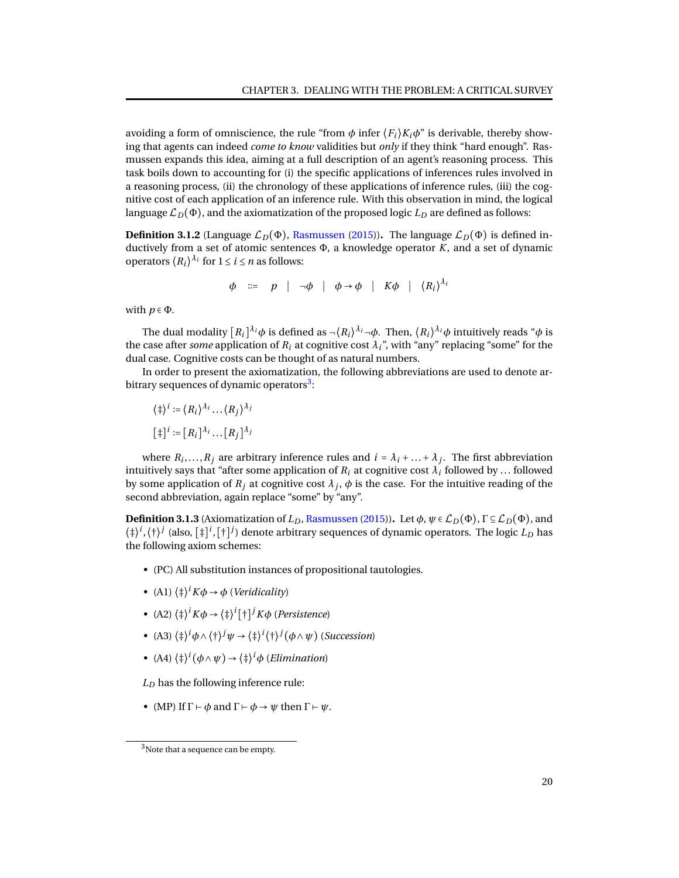avoiding a form of omniscience, the rule "from $\phi$ infer $\langle F_i \rangle K_i \phi$" is derivable, thereby showing that agents can indeed *come to know* validities but *only* if they think "hard enough". Rasmussen expands this idea, aiming at a full description of an agent's reasoning process. This task boils down to accounting for (i) the specific applications of inferences rules involved in a reasoning process, (ii) the chronology of these applications of inference rules, (iii) the cognitive cost of each application of an inference rule. With this observation in mind, the logical language $\mathcal{L}_D(\Phi)$, and the axiomatization of the proposed logic $L_D$ are defined as follows:

**Definition 3.1.2** (Language $\mathcal{L}_D(\Phi)$, Rasmussen (2015))**.** The language $\mathcal{L}_D(\Phi)$ is defined inductively from a set of atomic sentences $\Phi$, a knowledge operator $K$, and a set of dynamic operators $\langle R_i \rangle^{\lambda_i}$ for $1 \leq i \leq n$ as follows:

$$\phi \quad ::= \quad p \quad | \quad \neg\phi \quad | \quad \phi \rightarrow \phi \quad | \quad K\phi \quad | \quad \langle R_i \rangle^{\lambda_i}$$

with $p \in \Phi$.

The dual modality $[R_i]^{\lambda_i}\phi$ is defined as $\neg\langle R_i \rangle^{\lambda_i}\neg\phi$. Then, $\langle R_i \rangle^{\lambda_i}\phi$ intuitively reads "$\phi$ is the case after *some* application of $R_i$ at cognitive cost $\lambda_i$", with "any" replacing "some" for the dual case. Cognitive costs can be thought of as natural numbers.

In order to present the axiomatization, the following abbreviations are used to denote arbitrary sequences of dynamic operators[3]:

$$\langle \ddagger \rangle^i := \langle R_i \rangle^{\lambda_i} \ldots \langle R_j \rangle^{\lambda_j}$$

$$[\ddagger]^i := [R_i]^{\lambda_i} \ldots [R_j]^{\lambda_j}$$

where $R_i, \ldots, R_j$ are arbitrary inference rules and $i = \lambda_i + \ldots + \lambda_j$. The first abbreviation intuitively says that "after some application of $R_i$ at cognitive cost $\lambda_i$ followed by ... followed by some application of $R_j$ at cognitive cost $\lambda_j$, $\phi$ is the case. For the intuitive reading of the second abbreviation, again replace "some" by "any".

**Definition 3.1.3** (Axiomatization of $L_D$, Rasmussen (2015))**.** Let $\phi, \psi \in \mathcal{L}_D(\Phi)$, $\Gamma \subseteq \mathcal{L}_D(\Phi)$, and $\langle \ddagger \rangle^i, \langle \dagger \rangle^j$ (also, $[\ddagger]^i, [\dagger]^j$) denote arbitrary sequences of dynamic operators. The logic $L_D$ has the following axiom schemes:

- (PC) All substitution instances of propositional tautologies.
- (A1) $\langle \ddagger \rangle^i K\phi \rightarrow \phi$ (*Veridicality*)
- (A2) $\langle \ddagger \rangle^i K\phi \rightarrow \langle \ddagger \rangle^i [\dagger]^j K\phi$ (*Persistence*)
- (A3) $\langle \ddagger \rangle^i \phi \wedge \langle \dagger \rangle^j \psi \rightarrow \langle \ddagger \rangle^i \langle \dagger \rangle^j (\phi \wedge \psi)$ (*Succession*)
- (A4) $\langle \ddagger \rangle^i (\phi \wedge \psi) \rightarrow \langle \ddagger \rangle^i \phi$ (*Elimination*)

$L_D$ has the following inference rule:

- (MP) If $\Gamma \vdash \phi$ and $\Gamma \vdash \phi \rightarrow \psi$ then $\Gamma \vdash \psi$.

[3] Note that a sequence can be empty.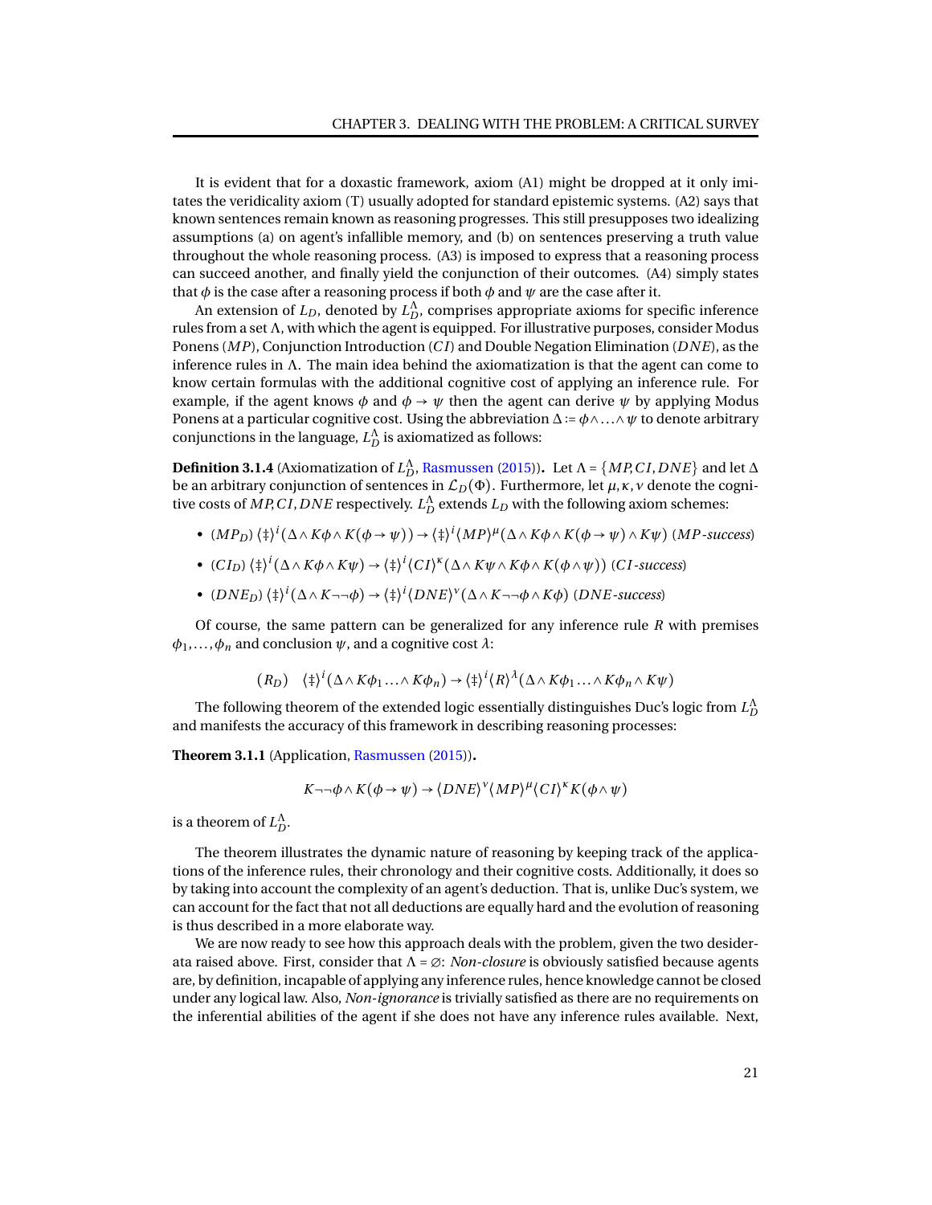It is evident that for a doxastic framework, axiom (A1) might be dropped at it only imitates the veridicality axiom (T) usually adopted for standard epistemic systems. (A2) says that known sentences remain known as reasoning progresses. This still presupposes two idealizing assumptions (a) on agent's infallible memory, and (b) on sentences preserving a truth value throughout the whole reasoning process. (A3) is imposed to express that a reasoning process can succeed another, and finally yield the conjunction of their outcomes. (A4) simply states that $\phi$ is the case after a reasoning process if both $\phi$ and $\psi$ are the case after it.

An extension of $L_D$, denoted by $L_D^\Lambda$, comprises appropriate axioms for specific inference rules from a set $\Lambda$, with which the agent is equipped. For illustrative purposes, consider Modus Ponens ($MP$), Conjunction Introduction ($CI$) and Double Negation Elimination ($DNE$), as the inference rules in $\Lambda$. The main idea behind the axiomatization is that the agent can come to know certain formulas with the additional cognitive cost of applying an inference rule. For example, if the agent knows $\phi$ and $\phi \to \psi$ then the agent can derive $\psi$ by applying Modus Ponens at a particular cognitive cost. Using the abbreviation $\Delta := \phi \wedge \ldots \wedge \psi$ to denote arbitrary conjunctions in the language, $L_D^\Lambda$ is axiomatized as follows:

**Definition 3.1.4** (Axiomatization of $L_D^\Lambda$, Rasmussen (2015))**.** Let $\Lambda = \{MP, CI, DNE\}$ and let $\Delta$ be an arbitrary conjunction of sentences in $\mathcal{L}_D(\Phi)$. Furthermore, let $\mu, \kappa, \nu$ denote the cognitive costs of $MP, CI, DNE$ respectively. $L_D^\Lambda$ extends $L_D$ with the following axiom schemes:

- ($MP_D$) $\langle\ddagger\rangle^i(\Delta \wedge K\phi \wedge K(\phi \to \psi)) \to \langle\ddagger\rangle^i\langle MP\rangle^\mu(\Delta \wedge K\phi \wedge K(\phi \to \psi) \wedge K\psi)$ ($MP$-*success*)
- ($CI_D$) $\langle\ddagger\rangle^i(\Delta \wedge K\phi \wedge K\psi) \to \langle\ddagger\rangle^i\langle CI\rangle^\kappa(\Delta \wedge K\psi \wedge K\phi \wedge K(\phi \wedge \psi))$ ($CI$-*success*)
- ($DNE_D$) $\langle\ddagger\rangle^i(\Delta \wedge K\neg\neg\phi) \to \langle\ddagger\rangle^i\langle DNE\rangle^\nu(\Delta \wedge K\neg\neg\phi \wedge K\phi)$ ($DNE$-*success*)

Of course, the same pattern can be generalized for any inference rule $R$ with premises $\phi_1, \ldots, \phi_n$ and conclusion $\psi$, and a cognitive cost $\lambda$:

$$(R_D) \quad \langle\ddagger\rangle^i(\Delta \wedge K\phi_1 \ldots \wedge K\phi_n) \to \langle\ddagger\rangle^i\langle R\rangle^\lambda(\Delta \wedge K\phi_1 \ldots \wedge K\phi_n \wedge K\psi)$$

The following theorem of the extended logic essentially distinguishes Duc's logic from $L_D^\Lambda$ and manifests the accuracy of this framework in describing reasoning processes:

**Theorem 3.1.1** (Application, Rasmussen (2015))**.**

$$K\neg\neg\phi \wedge K(\phi \to \psi) \to \langle DNE\rangle^\nu\langle MP\rangle^\mu\langle CI\rangle^\kappa K(\phi \wedge \psi)$$

is a theorem of $L_D^\Lambda$.

The theorem illustrates the dynamic nature of reasoning by keeping track of the applications of the inference rules, their chronology and their cognitive costs. Additionally, it does so by taking into account the complexity of an agent's deduction. That is, unlike Duc's system, we can account for the fact that not all deductions are equally hard and the evolution of reasoning is thus described in a more elaborate way.

We are now ready to see how this approach deals with the problem, given the two desiderata raised above. First, consider that $\Lambda = \varnothing$: *Non-closure* is obviously satisfied because agents are, by definition, incapable of applying any inference rules, hence knowledge cannot be closed under any logical law. Also, *Non-ignorance* is trivially satisfied as there are no requirements on the inferential abilities of the agent if she does not have any inference rules available. Next,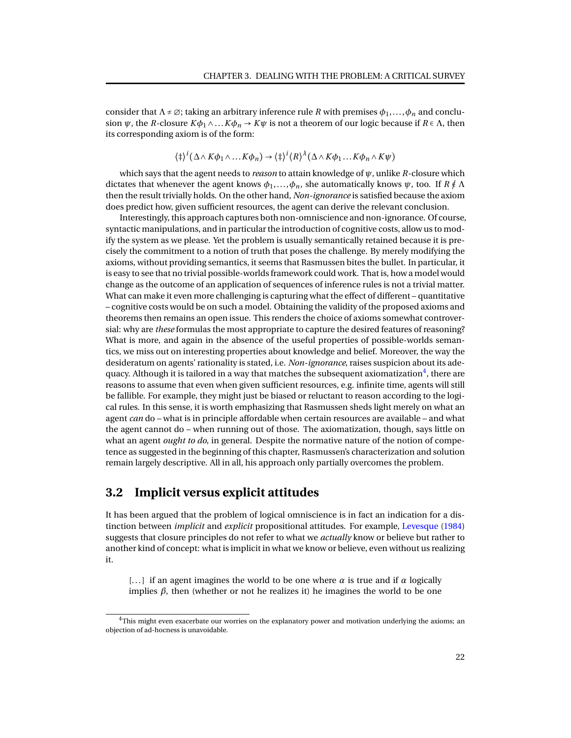consider that $\Lambda \neq \varnothing$; taking an arbitrary inference rule $R$ with premises $\phi_1, \ldots, \phi_n$ and conclusion $\psi$, the $R$-closure $K\phi_1 \wedge \ldots K\phi_n \rightarrow K\psi$ is not a theorem of our logic because if $R \in \Lambda$, then its corresponding axiom is of the form:

$$\langle \ddagger \rangle^i (\Delta \wedge K\phi_1 \wedge \ldots K\phi_n) \rightarrow \langle \ddagger \rangle^i \langle R \rangle^\lambda (\Delta \wedge K\phi_1 \ldots K\phi_n \wedge K\psi)$$

which says that the agent needs to *reason* to attain knowledge of $\psi$, unlike $R$-closure which dictates that whenever the agent knows $\phi_1, \ldots, \phi_n$, she automatically knows $\psi$, too. If $R \notin \Lambda$ then the result trivially holds. On the other hand, *Non-ignorance* is satisfied because the axiom does predict how, given sufficient resources, the agent can derive the relevant conclusion.

Interestingly, this approach captures both non-omniscience and non-ignorance. Of course, syntactic manipulations, and in particular the introduction of cognitive costs, allow us to modify the system as we please. Yet the problem is usually semantically retained because it is precisely the commitment to a notion of truth that poses the challenge. By merely modifying the axioms, without providing semantics, it seems that Rasmussen bites the bullet. In particular, it is easy to see that no trivial possible-worlds framework could work. That is, how a model would change as the outcome of an application of sequences of inference rules is not a trivial matter. What can make it even more challenging is capturing what the effect of different – quantitative – cognitive costs would be on such a model. Obtaining the validity of the proposed axioms and theorems then remains an open issue. This renders the choice of axioms somewhat controversial: why are *these* formulas the most appropriate to capture the desired features of reasoning? What is more, and again in the absence of the useful properties of possible-worlds semantics, we miss out on interesting properties about knowledge and belief. Moreover, the way the desideratum on agents' rationality is stated, i.e. *Non-ignorance*, raises suspicion about its adequacy. Although it is tailored in a way that matches the subsequent axiomatization[4], there are reasons to assume that even when given sufficient resources, e.g. infinite time, agents will still be fallible. For example, they might just be biased or reluctant to reason according to the logical rules. In this sense, it is worth emphasizing that Rasmussen sheds light merely on what an agent *can* do – what is in principle affordable when certain resources are available – and what the agent cannot do – when running out of those. The axiomatization, though, says little on what an agent *ought to do*, in general. Despite the normative nature of the notion of competence as suggested in the beginning of this chapter, Rasmussen's characterization and solution remain largely descriptive. All in all, his approach only partially overcomes the problem.

## 3.2 Implicit versus explicit attitudes

It has been argued that the problem of logical omniscience is in fact an indication for a distinction between *implicit* and *explicit* propositional attitudes. For example, Levesque (1984) suggests that closure principles do not refer to what we *actually* know or believe but rather to another kind of concept: what is implicit in what we know or believe, even without us realizing it.

> [...] if an agent imagines the world to be one where $\alpha$ is true and if $\alpha$ logically implies $\beta$, then (whether or not he realizes it) he imagines the world to be one

[4] This might even exacerbate our worries on the explanatory power and motivation underlying the axioms; an objection of ad-hocness is unavoidable.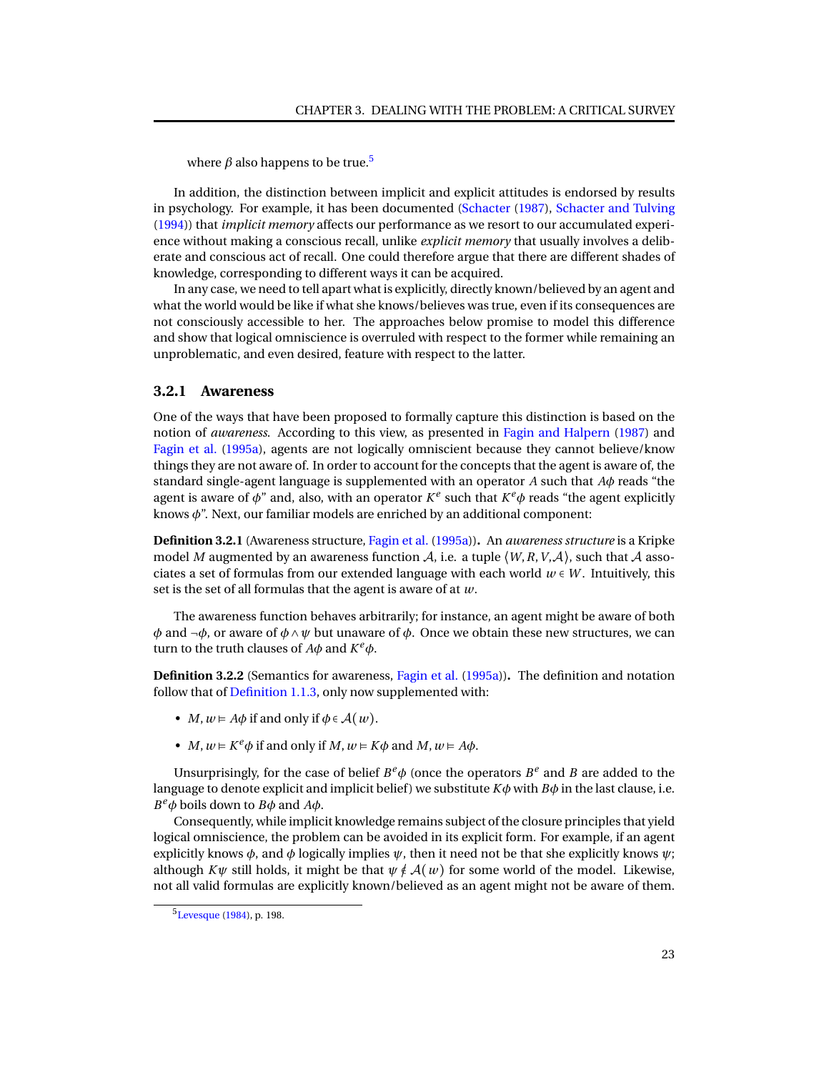where $\beta$ also happens to be true.[5]

In addition, the distinction between implicit and explicit attitudes is endorsed by results in psychology. For example, it has been documented (Schacter (1987), Schacter and Tulving (1994)) that *implicit memory* affects our performance as we resort to our accumulated experience without making a conscious recall, unlike *explicit memory* that usually involves a deliberate and conscious act of recall. One could therefore argue that there are different shades of knowledge, corresponding to different ways it can be acquired.

In any case, we need to tell apart what is explicitly, directly known/believed by an agent and what the world would be like if what she knows/believes was true, even if its consequences are not consciously accessible to her. The approaches below promise to model this difference and show that logical omniscience is overruled with respect to the former while remaining an unproblematic, and even desired, feature with respect to the latter.

### 3.2.1 Awareness

One of the ways that have been proposed to formally capture this distinction is based on the notion of *awareness*. According to this view, as presented in Fagin and Halpern (1987) and Fagin et al. (1995a), agents are not logically omniscient because they cannot believe/know things they are not aware of. In order to account for the concepts that the agent is aware of, the standard single-agent language is supplemented with an operator $A$ such that $A\phi$ reads "the agent is aware of $\phi$" and, also, with an operator $K^e$ such that $K^e\phi$ reads "the agent explicitly knows $\phi$". Next, our familiar models are enriched by an additional component:

**Definition 3.2.1** (Awareness structure, Fagin et al. (1995a))**.** An *awareness structure* is a Kripke model $M$ augmented by an awareness function $\mathcal{A}$, i.e. a tuple $\langle W, R, V, \mathcal{A}\rangle$, such that $\mathcal{A}$ associates a set of formulas from our extended language with each world $w \in W$. Intuitively, this set is the set of all formulas that the agent is aware of at $w$.

The awareness function behaves arbitrarily; for instance, an agent might be aware of both $\phi$ and $\neg\phi$, or aware of $\phi \wedge \psi$ but unaware of $\phi$. Once we obtain these new structures, we can turn to the truth clauses of $A\phi$ and $K^e\phi$.

**Definition 3.2.2** (Semantics for awareness, Fagin et al. (1995a))**.** The definition and notation follow that of Definition 1.1.3, only now supplemented with:

- $M, w \vDash A\phi$ if and only if $\phi \in \mathcal{A}(w)$.
- $M, w \vDash K^e\phi$ if and only if $M, w \vDash K\phi$ and $M, w \vDash A\phi$.

Unsurprisingly, for the case of belief $B^e\phi$ (once the operators $B^e$ and $B$ are added to the language to denote explicit and implicit belief) we substitute $K\phi$ with $B\phi$ in the last clause, i.e. $B^e\phi$ boils down to $B\phi$ and $A\phi$.

Consequently, while implicit knowledge remains subject of the closure principles that yield logical omniscience, the problem can be avoided in its explicit form. For example, if an agent explicitly knows $\phi$, and $\phi$ logically implies $\psi$, then it need not be that she explicitly knows $\psi$; although $K\psi$ still holds, it might be that $\psi \notin \mathcal{A}(w)$ for some world of the model. Likewise, not all valid formulas are explicitly known/believed as an agent might not be aware of them.

[5] Levesque (1984), p. 198.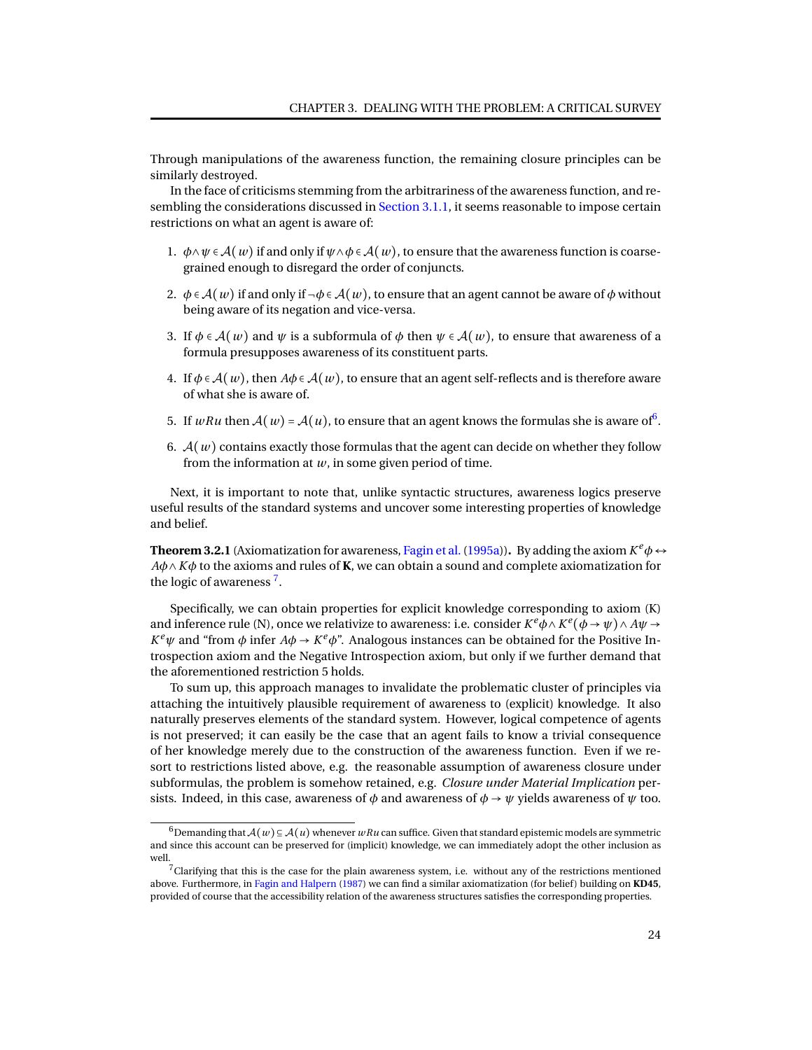Through manipulations of the awareness function, the remaining closure principles can be similarly destroyed.

In the face of criticisms stemming from the arbitrariness of the awareness function, and resembling the considerations discussed in Section 3.1.1, it seems reasonable to impose certain restrictions on what an agent is aware of:

1. $\phi \wedge \psi \in \mathcal{A}(w)$ if and only if $\psi \wedge \phi \in \mathcal{A}(w)$, to ensure that the awareness function is coarse-grained enough to disregard the order of conjuncts.
2. $\phi \in \mathcal{A}(w)$ if and only if $\neg\phi \in \mathcal{A}(w)$, to ensure that an agent cannot be aware of $\phi$ without being aware of its negation and vice-versa.
3. If $\phi \in \mathcal{A}(w)$ and $\psi$ is a subformula of $\phi$ then $\psi \in \mathcal{A}(w)$, to ensure that awareness of a formula presupposes awareness of its constituent parts.
4. If $\phi \in \mathcal{A}(w)$, then $A\phi \in \mathcal{A}(w)$, to ensure that an agent self-reflects and is therefore aware of what she is aware of.
5. If $wRu$ then $\mathcal{A}(w) = \mathcal{A}(u)$, to ensure that an agent knows the formulas she is aware of[6].
6. $\mathcal{A}(w)$ contains exactly those formulas that the agent can decide on whether they follow from the information at $w$, in some given period of time.

Next, it is important to note that, unlike syntactic structures, awareness logics preserve useful results of the standard systems and uncover some interesting properties of knowledge and belief.

**Theorem 3.2.1** (Axiomatization for awareness, Fagin et al. (1995a))**.** By adding the axiom $K^e\phi \leftrightarrow A\phi \wedge K\phi$ to the axioms and rules of **K**, we can obtain a sound and complete axiomatization for the logic of awareness [7].

Specifically, we can obtain properties for explicit knowledge corresponding to axiom (K) and inference rule (N), once we relativize to awareness: i.e. consider $K^e\phi \wedge K^e(\phi \rightarrow \psi) \wedge A\psi \rightarrow K^e\psi$ and "from $\phi$ infer $A\phi \rightarrow K^e\phi$". Analogous instances can be obtained for the Positive Introspection axiom and the Negative Introspection axiom, but only if we further demand that the aforementioned restriction 5 holds.

To sum up, this approach manages to invalidate the problematic cluster of principles via attaching the intuitively plausible requirement of awareness to (explicit) knowledge. It also naturally preserves elements of the standard system. However, logical competence of agents is not preserved; it can easily be the case that an agent fails to know a trivial consequence of her knowledge merely due to the construction of the awareness function. Even if we resort to restrictions listed above, e.g. the reasonable assumption of awareness closure under subformulas, the problem is somehow retained, e.g. *Closure under Material Implication* persists. Indeed, in this case, awareness of $\phi$ and awareness of $\phi \rightarrow \psi$ yields awareness of $\psi$ too.

---

[6] Demanding that $\mathcal{A}(w) \subseteq \mathcal{A}(u)$ whenever $wRu$ can suffice. Given that standard epistemic models are symmetric and since this account can be preserved for (implicit) knowledge, we can immediately adopt the other inclusion as well.

[7] Clarifying that this is the case for the plain awareness system, i.e. without any of the restrictions mentioned above. Furthermore, in Fagin and Halpern (1987) we can find a similar axiomatization (for belief) building on **KD45**, provided of course that the accessibility relation of the awareness structures satisfies the corresponding properties.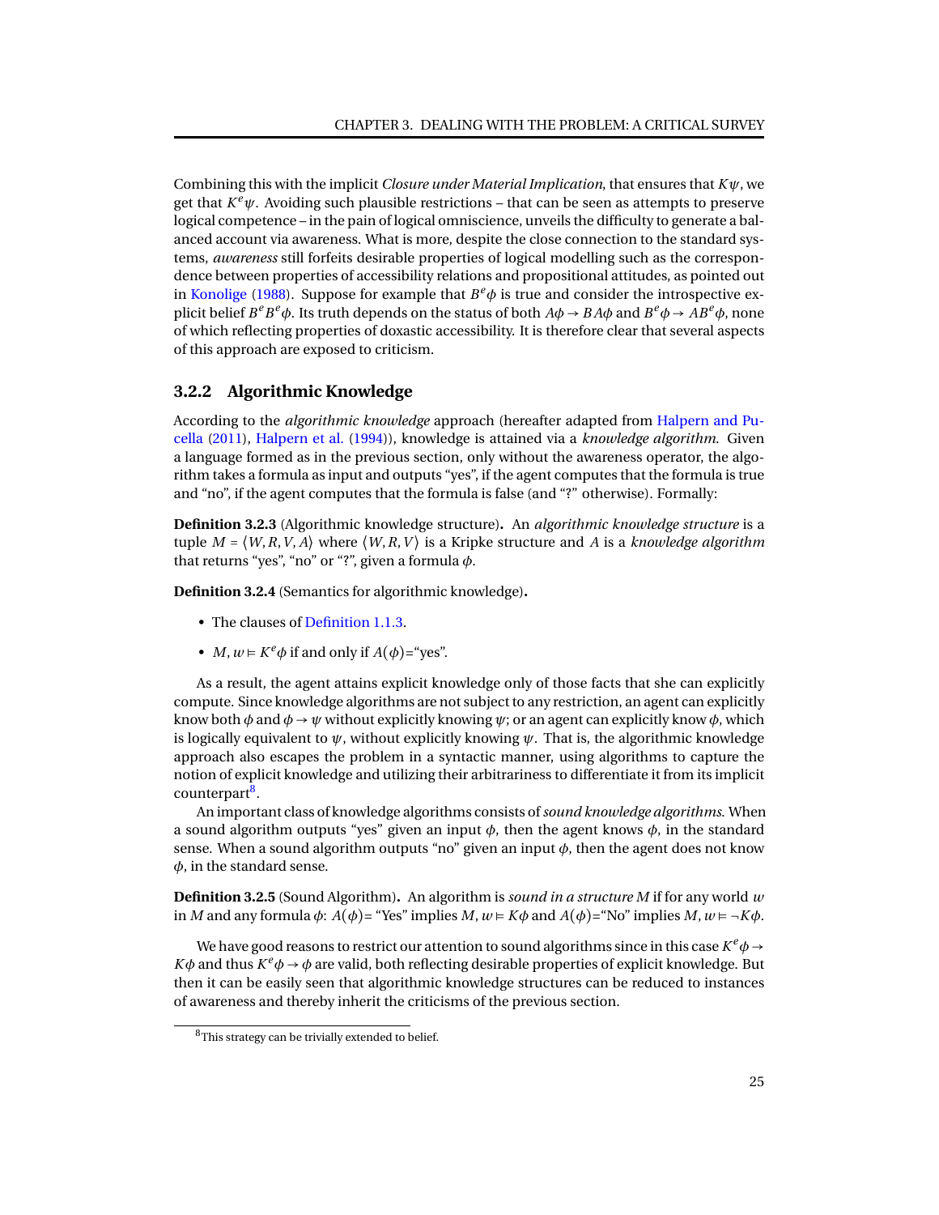Combining this with the implicit *Closure under Material Implication*, that ensures that $K\psi$, we get that $K^e\psi$. Avoiding such plausible restrictions – that can be seen as attempts to preserve logical competence – in the pain of logical omniscience, unveils the difficulty to generate a balanced account via awareness. What is more, despite the close connection to the standard systems, *awareness* still forfeits desirable properties of logical modelling such as the correspondence between properties of accessibility relations and propositional attitudes, as pointed out in Konolige (1988). Suppose for example that $B^e\phi$ is true and consider the introspective explicit belief $B^eB^e\phi$. Its truth depends on the status of both $A\phi \to BA\phi$ and $B^e\phi \to AB^e\phi$, none of which reflecting properties of doxastic accessibility. It is therefore clear that several aspects of this approach are exposed to criticism.

### 3.2.2 Algorithmic Knowledge

According to the *algorithmic knowledge* approach (hereafter adapted from Halpern and Pucella (2011), Halpern et al. (1994)), knowledge is attained via a *knowledge algorithm*. Given a language formed as in the previous section, only without the awareness operator, the algorithm takes a formula as input and outputs "yes", if the agent computes that the formula is true and "no", if the agent computes that the formula is false (and "?" otherwise). Formally:

**Definition 3.2.3** (Algorithmic knowledge structure)**.** An *algorithmic knowledge structure* is a tuple $M = \langle W, R, V, A\rangle$ where $\langle W, R, V\rangle$ is a Kripke structure and $A$ is a *knowledge algorithm* that returns "yes", "no" or "?", given a formula $\phi$.

**Definition 3.2.4** (Semantics for algorithmic knowledge)**.**

- The clauses of Definition 1.1.3.
- $M, w \vDash K^e\phi$ if and only if $A(\phi)$="yes".

As a result, the agent attains explicit knowledge only of those facts that she can explicitly compute. Since knowledge algorithms are not subject to any restriction, an agent can explicitly know both $\phi$ and $\phi \to \psi$ without explicitly knowing $\psi$; or an agent can explicitly know $\phi$, which is logically equivalent to $\psi$, without explicitly knowing $\psi$. That is, the algorithmic knowledge approach also escapes the problem in a syntactic manner, using algorithms to capture the notion of explicit knowledge and utilizing their arbitrariness to differentiate it from its implicit counterpart[8].

An important class of knowledge algorithms consists of *sound knowledge algorithms*. When a sound algorithm outputs "yes" given an input $\phi$, then the agent knows $\phi$, in the standard sense. When a sound algorithm outputs "no" given an input $\phi$, then the agent does not know $\phi$, in the standard sense.

**Definition 3.2.5** (Sound Algorithm)**.** An algorithm is *sound in a structure M* if for any world $w$ in $M$ and any formula $\phi$: $A(\phi)$= "Yes" implies $M, w \vDash K\phi$ and $A(\phi)$="No" implies $M, w \vDash \neg K\phi$.

We have good reasons to restrict our attention to sound algorithms since in this case $K^e\phi \to K\phi$ and thus $K^e\phi \to \phi$ are valid, both reflecting desirable properties of explicit knowledge. But then it can be easily seen that algorithmic knowledge structures can be reduced to instances of awareness and thereby inherit the criticisms of the previous section.

[8] This strategy can be trivially extended to belief.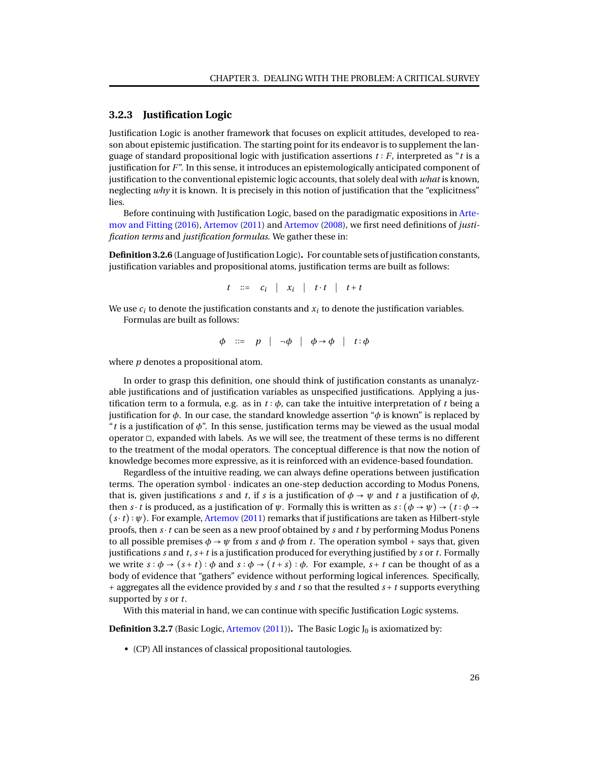### 3.2.3 Justification Logic

Justification Logic is another framework that focuses on explicit attitudes, developed to reason about epistemic justification. The starting point for its endeavor is to supplement the language of standard propositional logic with justification assertions $t : F$, interpreted as "$t$ is a justification for $F$". In this sense, it introduces an epistemologically anticipated component of justification to the conventional epistemic logic accounts, that solely deal with *what* is known, neglecting *why* it is known. It is precisely in this notion of justification that the "explicitness" lies.

Before continuing with Justification Logic, based on the paradigmatic expositions in Artemov and Fitting (2016), Artemov (2011) and Artemov (2008), we first need definitions of *justification terms* and *justification formulas*. We gather these in:

**Definition 3.2.6** (Language of Justification Logic)**.** For countable sets of justification constants, justification variables and propositional atoms, justification terms are built as follows:

$$t \quad ::= \quad c_i \quad | \quad x_i \quad | \quad t \cdot t \quad | \quad t + t$$

We use $c_i$ to denote the justification constants and $x_i$ to denote the justification variables.

Formulas are built as follows:

$$\phi \quad ::= \quad p \quad | \quad \neg\phi \quad | \quad \phi \to \phi \quad | \quad t : \phi$$

where $p$ denotes a propositional atom.

In order to grasp this definition, one should think of justification constants as unanalyzable justifications and of justification variables as unspecified justifications. Applying a justification term to a formula, e.g. as in $t : \phi$, can take the intuitive interpretation of $t$ being a justification for $\phi$. In our case, the standard knowledge assertion "$\phi$ is known" is replaced by "$t$ is a justification of $\phi$". In this sense, justification terms may be viewed as the usual modal operator $\Box$, expanded with labels. As we will see, the treatment of these terms is no different to the treatment of the modal operators. The conceptual difference is that now the notion of knowledge becomes more expressive, as it is reinforced with an evidence-based foundation.

Regardless of the intuitive reading, we can always define operations between justification terms. The operation symbol $\cdot$ indicates an one-step deduction according to Modus Ponens, that is, given justifications $s$ and $t$, if $s$ is a justification of $\phi \to \psi$ and $t$ a justification of $\phi$, then $s \cdot t$ is produced, as a justification of $\psi$. Formally this is written as $s : (\phi \to \psi) \to (t : \phi \to (s \cdot t) : \psi)$. For example, Artemov (2011) remarks that if justifications are taken as Hilbert-style proofs, then $s \cdot t$ can be seen as a new proof obtained by $s$ and $t$ by performing Modus Ponens to all possible premises $\phi \to \psi$ from $s$ and $\phi$ from $t$. The operation symbol $+$ says that, given justifications $s$ and $t$, $s + t$ is a justification produced for everything justified by $s$ or $t$. Formally we write $s : \phi \to (s + t) : \phi$ and $s : \phi \to (t + s) : \phi$. For example, $s + t$ can be thought of as a body of evidence that "gathers" evidence without performing logical inferences. Specifically, $+$ aggregates all the evidence provided by $s$ and $t$ so that the resulted $s + t$ supports everything supported by $s$ or $t$.

With this material in hand, we can continue with specific Justification Logic systems.

**Definition 3.2.7** (Basic Logic, Artemov (2011))**.** The Basic Logic $J_0$ is axiomatized by:

- (CP) All instances of classical propositional tautologies.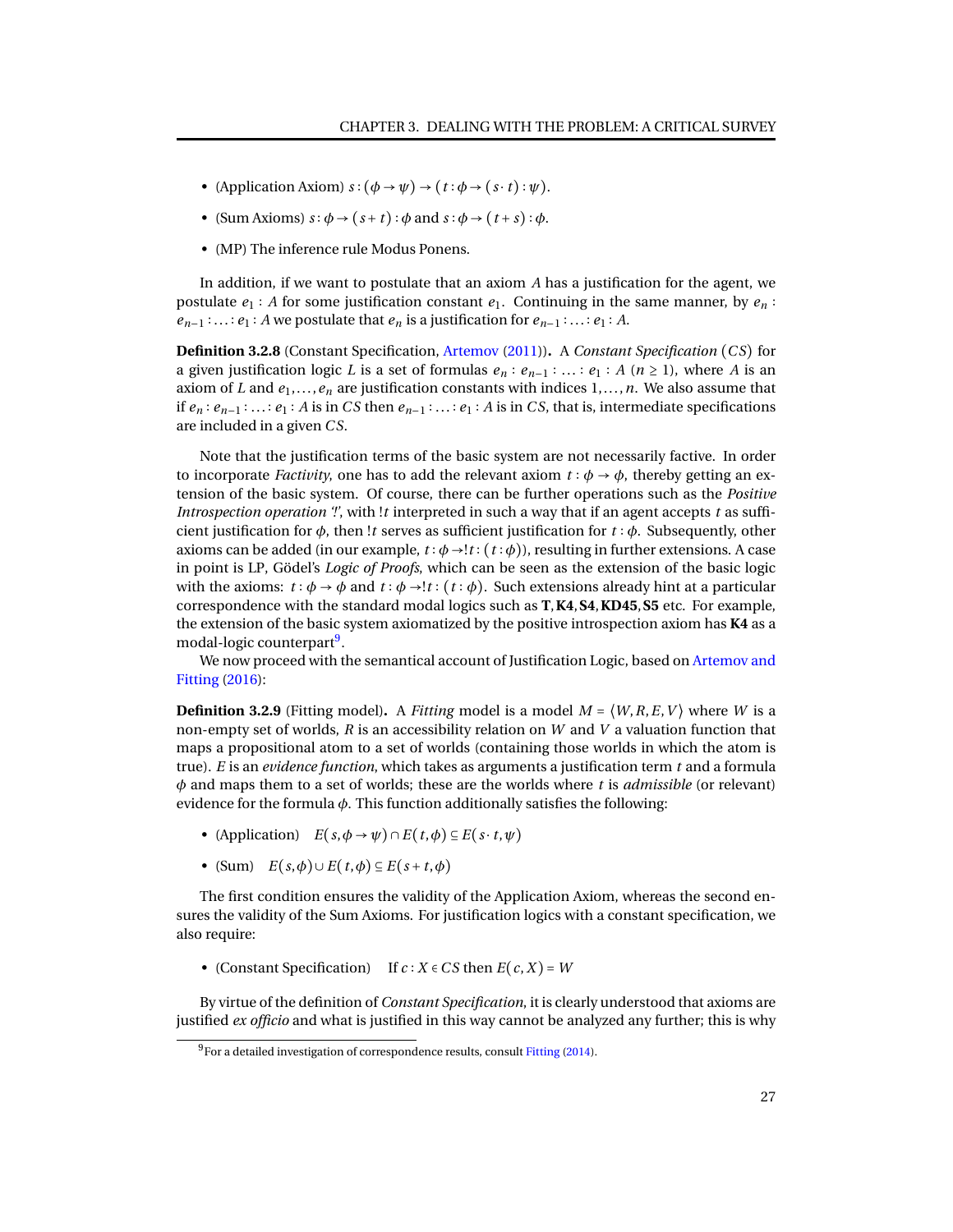- (Application Axiom) $s : (\phi \to \psi) \to (t : \phi \to (s \cdot t) : \psi)$.
- (Sum Axioms) $s : \phi \to (s + t) : \phi$ and $s : \phi \to (t + s) : \phi$.
- (MP) The inference rule Modus Ponens.

In addition, if we want to postulate that an axiom $A$ has a justification for the agent, we postulate $e_1 : A$ for some justification constant $e_1$. Continuing in the same manner, by $e_n : e_{n-1} : \ldots : e_1 : A$ we postulate that $e_n$ is a justification for $e_{n-1} : \ldots : e_1 : A$.

**Definition 3.2.8** (Constant Specification, Artemov (2011))**.** A *Constant Specification* $(CS)$ for a given justification logic $L$ is a set of formulas $e_n : e_{n-1} : \ldots : e_1 : A$ $(n \geq 1)$, where $A$ is an axiom of $L$ and $e_1, \ldots, e_n$ are justification constants with indices $1, \ldots, n$. We also assume that if $e_n : e_{n-1} : \ldots : e_1 : A$ is in $CS$ then $e_{n-1} : \ldots : e_1 : A$ is in $CS$, that is, intermediate specifications are included in a given $CS$.

Note that the justification terms of the basic system are not necessarily factive. In order to incorporate *Factivity*, one has to add the relevant axiom $t : \phi \to \phi$, thereby getting an extension of the basic system. Of course, there can be further operations such as the *Positive Introspection operation '!'*, with $!t$ interpreted in such a way that if an agent accepts $t$ as sufficient justification for $\phi$, then $!t$ serves as sufficient justification for $t : \phi$. Subsequently, other axioms can be added (in our example, $t : \phi \to !t : (t : \phi)$), resulting in further extensions. A case in point is LP, Gödel's *Logic of Proofs*, which can be seen as the extension of the basic logic with the axioms: $t : \phi \to \phi$ and $t : \phi \to !t : (t : \phi)$. Such extensions already hint at a particular correspondence with the standard modal logics such as **T**, **K4**, **S4**, **KD45**, **S5** etc. For example, the extension of the basic system axiomatized by the positive introspection axiom has **K4** as a modal-logic counterpart[9].

We now proceed with the semantical account of Justification Logic, based on Artemov and Fitting (2016):

**Definition 3.2.9** (Fitting model)**.** A *Fitting* model is a model $M = \langle W, R, E, V \rangle$ where $W$ is a non-empty set of worlds, $R$ is an accessibility relation on $W$ and $V$ a valuation function that maps a propositional atom to a set of worlds (containing those worlds in which the atom is true). $E$ is an *evidence function*, which takes as arguments a justification term $t$ and a formula $\phi$ and maps them to a set of worlds; these are the worlds where $t$ is *admissible* (or relevant) evidence for the formula $\phi$. This function additionally satisfies the following:

- (Application) $\quad E(s, \phi \to \psi) \cap E(t, \phi) \subseteq E(s \cdot t, \psi)$
- (Sum) $\quad E(s, \phi) \cup E(t, \phi) \subseteq E(s + t, \phi)$

The first condition ensures the validity of the Application Axiom, whereas the second ensures the validity of the Sum Axioms. For justification logics with a constant specification, we also require:

- (Constant Specification) $\quad$ If $c : X \in CS$ then $E(c, X) = W$

By virtue of the definition of *Constant Specification*, it is clearly understood that axioms are justified *ex officio* and what is justified in this way cannot be analyzed any further; this is why

[9] For a detailed investigation of correspondence results, consult Fitting (2014).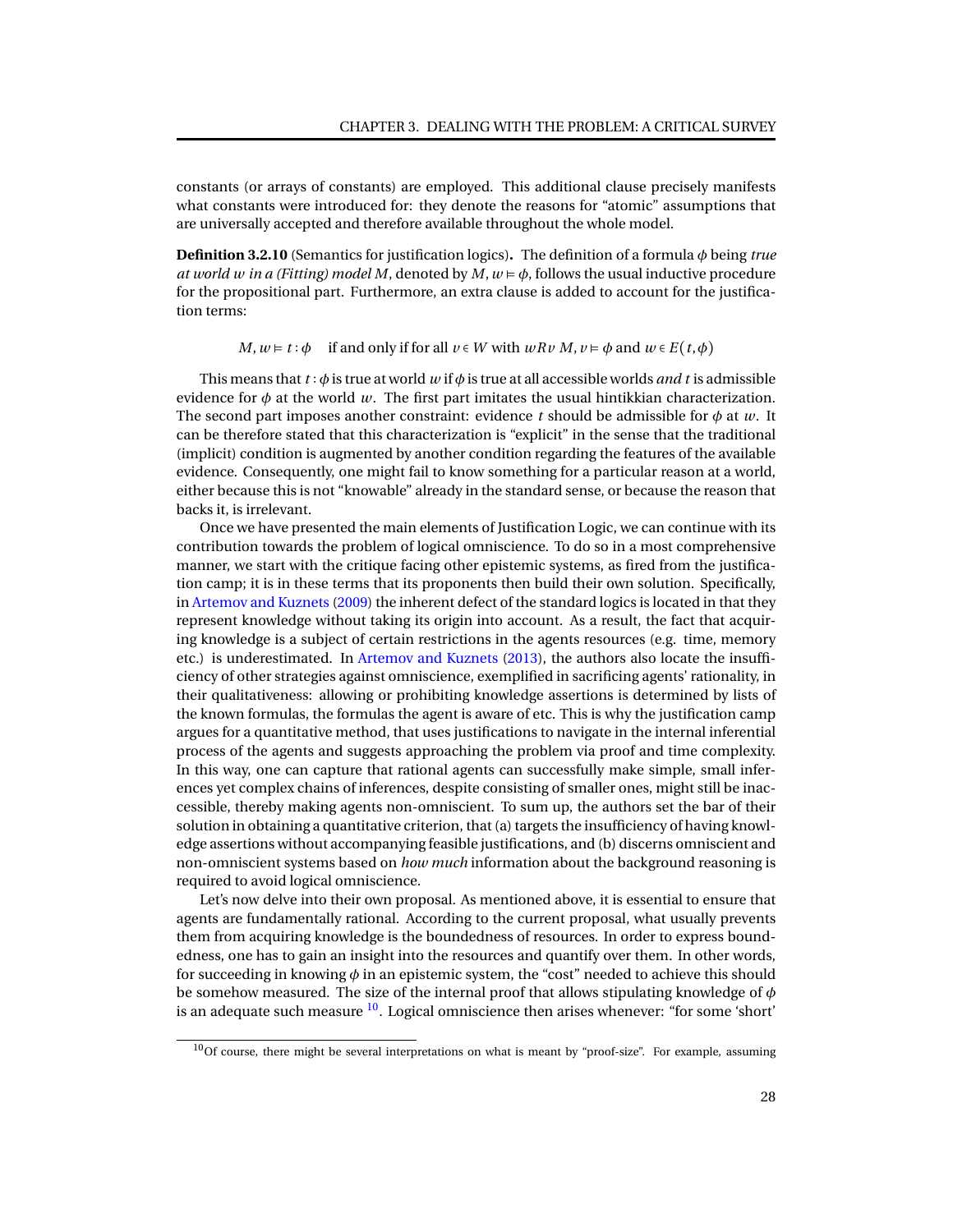constants (or arrays of constants) are employed. This additional clause precisely manifests what constants were introduced for: they denote the reasons for "atomic" assumptions that are universally accepted and therefore available throughout the whole model.

**Definition 3.2.10** (Semantics for justification logics)**.** The definition of a formula $\phi$ being *true at world $w$ in a (Fitting) model $M$*, denoted by $M, w \vDash \phi$, follows the usual inductive procedure for the propositional part. Furthermore, an extra clause is added to account for the justification terms:

$$M, w \vDash t : \phi \quad \text{if and only if for all } v \in W \text{ with } wRv \; M, v \vDash \phi \text{ and } w \in E(t, \phi)$$

This means that $t : \phi$ is true at world $w$ if $\phi$ is true at all accessible worlds *and* $t$ is admissible evidence for $\phi$ at the world $w$. The first part imitates the usual hintikkian characterization. The second part imposes another constraint: evidence $t$ should be admissible for $\phi$ at $w$. It can be therefore stated that this characterization is "explicit" in the sense that the traditional (implicit) condition is augmented by another condition regarding the features of the available evidence. Consequently, one might fail to know something for a particular reason at a world, either because this is not "knowable" already in the standard sense, or because the reason that backs it, is irrelevant.

Once we have presented the main elements of Justification Logic, we can continue with its contribution towards the problem of logical omniscience. To do so in a most comprehensive manner, we start with the critique facing other epistemic systems, as fired from the justification camp; it is in these terms that its proponents then build their own solution. Specifically, in Artemov and Kuznets (2009) the inherent defect of the standard logics is located in that they represent knowledge without taking its origin into account. As a result, the fact that acquiring knowledge is a subject of certain restrictions in the agents resources (e.g. time, memory etc.) is underestimated. In Artemov and Kuznets (2013), the authors also locate the insufficiency of other strategies against omniscience, exemplified in sacrificing agents' rationality, in their qualitativeness: allowing or prohibiting knowledge assertions is determined by lists of the known formulas, the formulas the agent is aware of etc. This is why the justification camp argues for a quantitative method, that uses justifications to navigate in the internal inferential process of the agents and suggests approaching the problem via proof and time complexity. In this way, one can capture that rational agents can successfully make simple, small inferences yet complex chains of inferences, despite consisting of smaller ones, might still be inaccessible, thereby making agents non-omniscient. To sum up, the authors set the bar of their solution in obtaining a quantitative criterion, that (a) targets the insufficiency of having knowledge assertions without accompanying feasible justifications, and (b) discerns omniscient and non-omniscient systems based on *how much* information about the background reasoning is required to avoid logical omniscience.

Let's now delve into their own proposal. As mentioned above, it is essential to ensure that agents are fundamentally rational. According to the current proposal, what usually prevents them from acquiring knowledge is the boundedness of resources. In order to express boundedness, one has to gain an insight into the resources and quantify over them. In other words, for succeeding in knowing $\phi$ in an epistemic system, the "cost" needed to achieve this should be somehow measured. The size of the internal proof that allows stipulating knowledge of $\phi$ is an adequate such measure [10]. Logical omniscience then arises whenever: "for some 'short'

[10] Of course, there might be several interpretations on what is meant by "proof-size". For example, assuming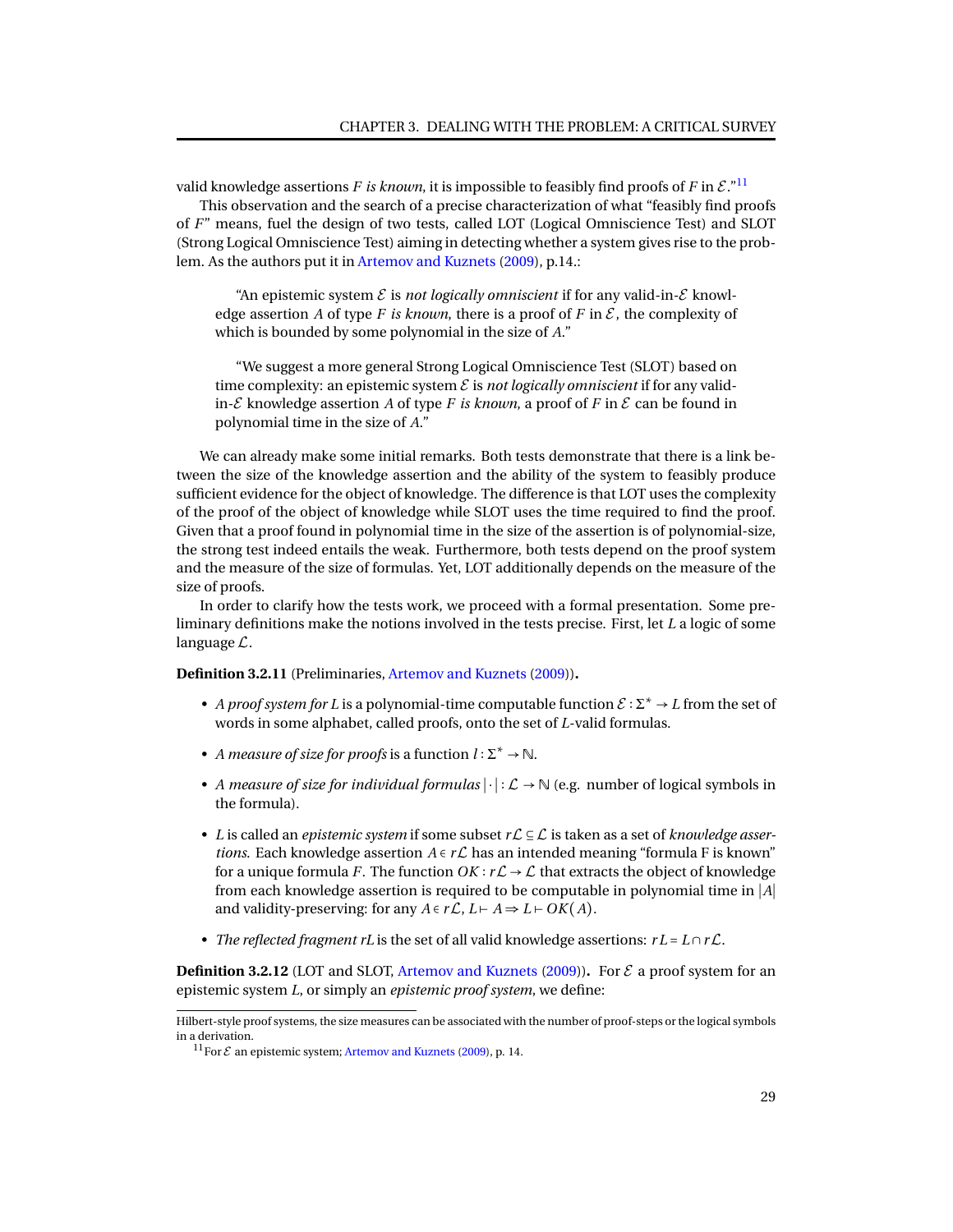valid knowledge assertions $F$ *is known*, it is impossible to feasibly find proofs of $F$ in $\mathcal{E}$."[11]

This observation and the search of a precise characterization of what "feasibly find proofs of $F$" means, fuel the design of two tests, called LOT (Logical Omniscience Test) and SLOT (Strong Logical Omniscience Test) aiming in detecting whether a system gives rise to the problem. As the authors put it in Artemov and Kuznets (2009), p.14.:

> "An epistemic system $\mathcal{E}$ is *not logically omniscient* if for any valid-in-$\mathcal{E}$ knowledge assertion $A$ of type $F$ *is known*, there is a proof of $F$ in $\mathcal{E}$, the complexity of which is bounded by some polynomial in the size of $A$."

> "We suggest a more general Strong Logical Omniscience Test (SLOT) based on time complexity: an epistemic system $\mathcal{E}$ is *not logically omniscient* if for any valid-in-$\mathcal{E}$ knowledge assertion $A$ of type $F$ *is known*, a proof of $F$ in $\mathcal{E}$ can be found in polynomial time in the size of $A$."

We can already make some initial remarks. Both tests demonstrate that there is a link between the size of the knowledge assertion and the ability of the system to feasibly produce sufficient evidence for the object of knowledge. The difference is that LOT uses the complexity of the proof of the object of knowledge while SLOT uses the time required to find the proof. Given that a proof found in polynomial time in the size of the assertion is of polynomial-size, the strong test indeed entails the weak. Furthermore, both tests depend on the proof system and the measure of the size of formulas. Yet, LOT additionally depends on the measure of the size of proofs.

In order to clarify how the tests work, we proceed with a formal presentation. Some preliminary definitions make the notions involved in the tests precise. First, let $L$ a logic of some language $\mathcal{L}$.

**Definition 3.2.11** (Preliminaries, Artemov and Kuznets (2009))**.**

- *A proof system for* $L$ is a polynomial-time computable function $\mathcal{E} : \Sigma^* \to L$ from the set of words in some alphabet, called proofs, onto the set of $L$-valid formulas.
- *A measure of size for proofs* is a function $l : \Sigma^* \to \mathbb{N}$.
- *A measure of size for individual formulas* $|\cdot| : \mathcal{L} \to \mathbb{N}$ (e.g. number of logical symbols in the formula).
- $L$ is called an *epistemic system* if some subset $r\mathcal{L} \subseteq \mathcal{L}$ is taken as a set of *knowledge assertions*. Each knowledge assertion $A \in r\mathcal{L}$ has an intended meaning "formula F is known" for a unique formula $F$. The function $OK : r\mathcal{L} \to \mathcal{L}$ that extracts the object of knowledge from each knowledge assertion is required to be computable in polynomial time in $|A|$ and validity-preserving: for any $A \in r\mathcal{L}$, $L \vdash A \Rightarrow L \vdash OK(A)$.
- *The reflected fragment* $rL$ is the set of all valid knowledge assertions: $rL = L \cap r\mathcal{L}$.

**Definition 3.2.12** (LOT and SLOT, Artemov and Kuznets (2009))**.** For $\mathcal{E}$ a proof system for an epistemic system $L$, or simply an *epistemic proof system*, we define:

Hilbert-style proof systems, the size measures can be associated with the number of proof-steps or the logical symbols in a derivation.

[11] For $\mathcal{E}$ an epistemic system; Artemov and Kuznets (2009), p. 14.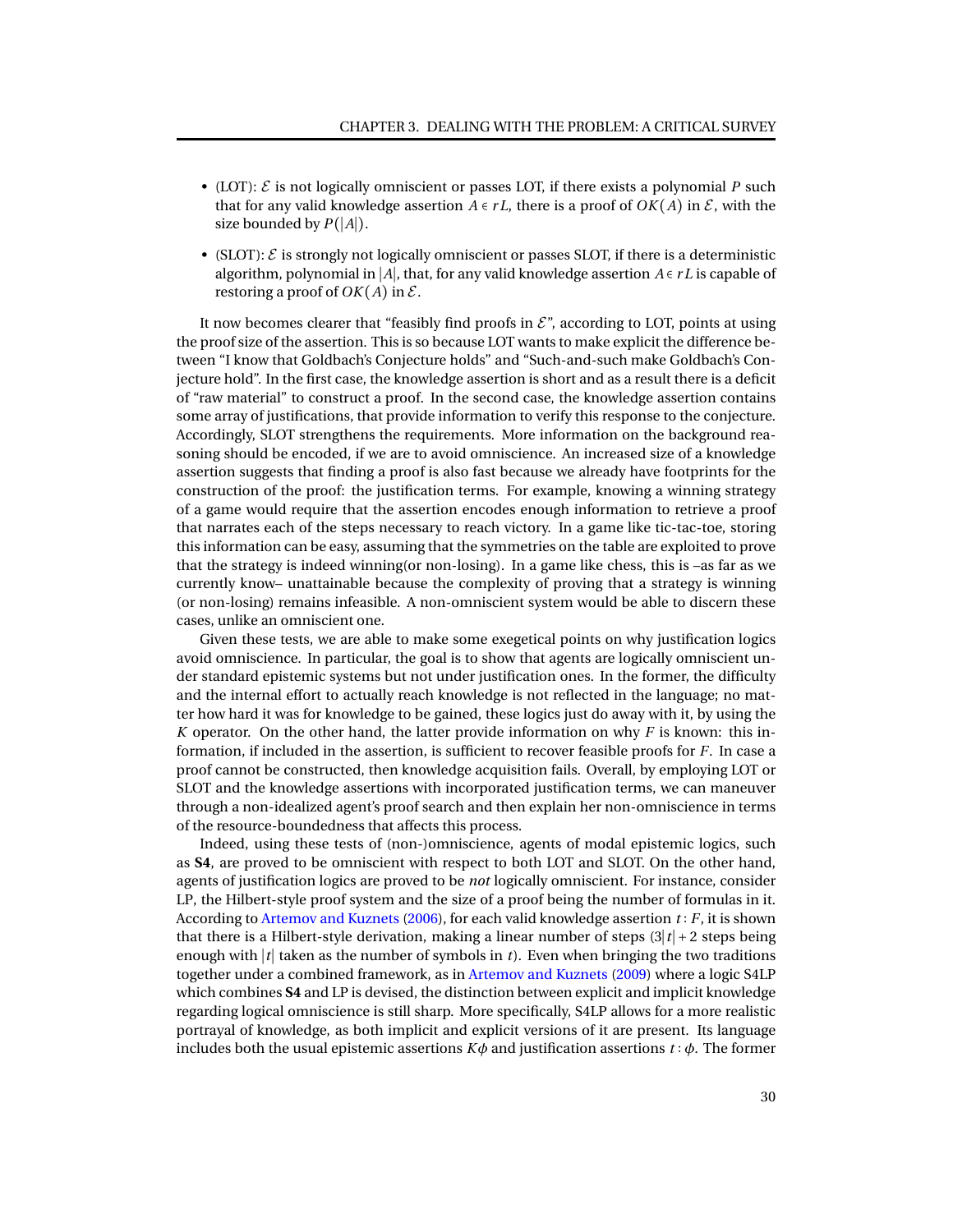- (LOT): $\mathcal{E}$ is not logically omniscient or passes LOT, if there exists a polynomial $P$ such that for any valid knowledge assertion $A \in rL$, there is a proof of $OK(A)$ in $\mathcal{E}$, with the size bounded by $P(|A|)$.
- (SLOT): $\mathcal{E}$ is strongly not logically omniscient or passes SLOT, if there is a deterministic algorithm, polynomial in $|A|$, that, for any valid knowledge assertion $A \in rL$ is capable of restoring a proof of $OK(A)$ in $\mathcal{E}$.

It now becomes clearer that "feasibly find proofs in $\mathcal{E}$", according to LOT, points at using the proof size of the assertion. This is so because LOT wants to make explicit the difference between "I know that Goldbach's Conjecture holds" and "Such-and-such make Goldbach's Conjecture hold". In the first case, the knowledge assertion is short and as a result there is a deficit of "raw material" to construct a proof. In the second case, the knowledge assertion contains some array of justifications, that provide information to verify this response to the conjecture. Accordingly, SLOT strengthens the requirements. More information on the background reasoning should be encoded, if we are to avoid omniscience. An increased size of a knowledge assertion suggests that finding a proof is also fast because we already have footprints for the construction of the proof: the justification terms. For example, knowing a winning strategy of a game would require that the assertion encodes enough information to retrieve a proof that narrates each of the steps necessary to reach victory. In a game like tic-tac-toe, storing this information can be easy, assuming that the symmetries on the table are exploited to prove that the strategy is indeed winning(or non-losing). In a game like chess, this is –as far as we currently know– unattainable because the complexity of proving that a strategy is winning (or non-losing) remains infeasible. A non-omniscient system would be able to discern these cases, unlike an omniscient one.

Given these tests, we are able to make some exegetical points on why justification logics avoid omniscience. In particular, the goal is to show that agents are logically omniscient under standard epistemic systems but not under justification ones. In the former, the difficulty and the internal effort to actually reach knowledge is not reflected in the language; no matter how hard it was for knowledge to be gained, these logics just do away with it, by using the $K$ operator. On the other hand, the latter provide information on why $F$ is known: this information, if included in the assertion, is sufficient to recover feasible proofs for $F$. In case a proof cannot be constructed, then knowledge acquisition fails. Overall, by employing LOT or SLOT and the knowledge assertions with incorporated justification terms, we can maneuver through a non-idealized agent's proof search and then explain her non-omniscience in terms of the resource-boundedness that affects this process.

Indeed, using these tests of (non-)omniscience, agents of modal epistemic logics, such as **S4**, are proved to be omniscient with respect to both LOT and SLOT. On the other hand, agents of justification logics are proved to be *not* logically omniscient. For instance, consider LP, the Hilbert-style proof system and the size of a proof being the number of formulas in it. According to Artemov and Kuznets (2006), for each valid knowledge assertion $t : F$, it is shown that there is a Hilbert-style derivation, making a linear number of steps ($3|t| + 2$ steps being enough with $|t|$ taken as the number of symbols in $t$). Even when bringing the two traditions together under a combined framework, as in Artemov and Kuznets (2009) where a logic S4LP which combines **S4** and LP is devised, the distinction between explicit and implicit knowledge regarding logical omniscience is still sharp. More specifically, S4LP allows for a more realistic portrayal of knowledge, as both implicit and explicit versions of it are present. Its language includes both the usual epistemic assertions $K\phi$ and justification assertions $t : \phi$. The former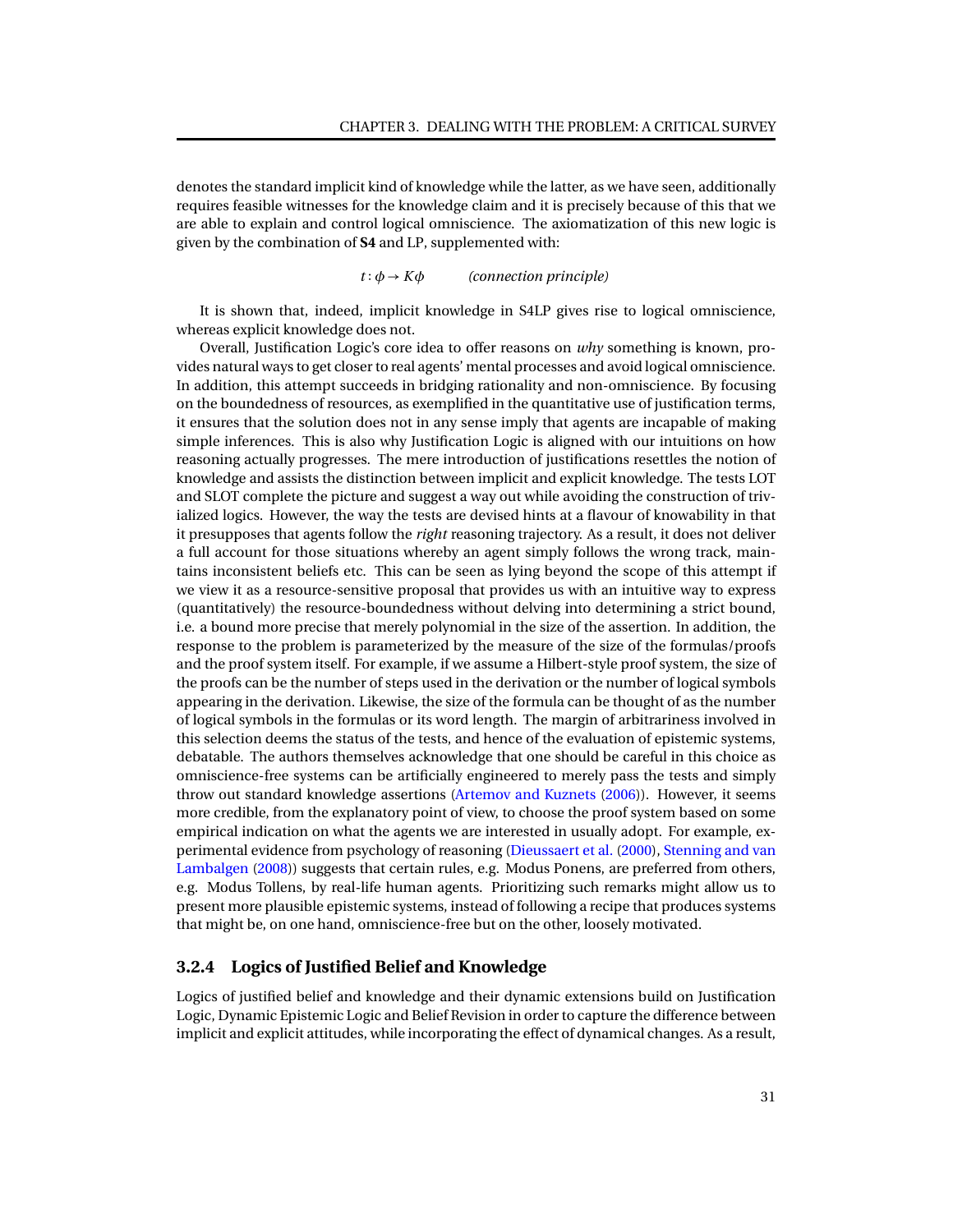denotes the standard implicit kind of knowledge while the latter, as we have seen, additionally requires feasible witnesses for the knowledge claim and it is precisely because of this that we are able to explain and control logical omniscience. The axiomatization of this new logic is given by the combination of **S4** and LP, supplemented with:

$$t : \phi \to K\phi \qquad \textit{(connection principle)}$$

It is shown that, indeed, implicit knowledge in S4LP gives rise to logical omniscience, whereas explicit knowledge does not.

Overall, Justification Logic's core idea to offer reasons on *why* something is known, provides natural ways to get closer to real agents' mental processes and avoid logical omniscience. In addition, this attempt succeeds in bridging rationality and non-omniscience. By focusing on the boundedness of resources, as exemplified in the quantitative use of justification terms, it ensures that the solution does not in any sense imply that agents are incapable of making simple inferences. This is also why Justification Logic is aligned with our intuitions on how reasoning actually progresses. The mere introduction of justifications resettles the notion of knowledge and assists the distinction between implicit and explicit knowledge. The tests LOT and SLOT complete the picture and suggest a way out while avoiding the construction of trivialized logics. However, the way the tests are devised hints at a flavour of knowability in that it presupposes that agents follow the *right* reasoning trajectory. As a result, it does not deliver a full account for those situations whereby an agent simply follows the wrong track, maintains inconsistent beliefs etc. This can be seen as lying beyond the scope of this attempt if we view it as a resource-sensitive proposal that provides us with an intuitive way to express (quantitatively) the resource-boundedness without delving into determining a strict bound, i.e. a bound more precise that merely polynomial in the size of the assertion. In addition, the response to the problem is parameterized by the measure of the size of the formulas/proofs and the proof system itself. For example, if we assume a Hilbert-style proof system, the size of the proofs can be the number of steps used in the derivation or the number of logical symbols appearing in the derivation. Likewise, the size of the formula can be thought of as the number of logical symbols in the formulas or its word length. The margin of arbitrariness involved in this selection deems the status of the tests, and hence of the evaluation of epistemic systems, debatable. The authors themselves acknowledge that one should be careful in this choice as omniscience-free systems can be artificially engineered to merely pass the tests and simply throw out standard knowledge assertions (Artemov and Kuznets (2006)). However, it seems more credible, from the explanatory point of view, to choose the proof system based on some empirical indication on what the agents we are interested in usually adopt. For example, experimental evidence from psychology of reasoning (Dieussaert et al. (2000), Stenning and van Lambalgen (2008)) suggests that certain rules, e.g. Modus Ponens, are preferred from others, e.g. Modus Tollens, by real-life human agents. Prioritizing such remarks might allow us to present more plausible epistemic systems, instead of following a recipe that produces systems that might be, on one hand, omniscience-free but on the other, loosely motivated.

### 3.2.4 Logics of Justified Belief and Knowledge

Logics of justified belief and knowledge and their dynamic extensions build on Justification Logic, Dynamic Epistemic Logic and Belief Revision in order to capture the difference between implicit and explicit attitudes, while incorporating the effect of dynamical changes. As a result,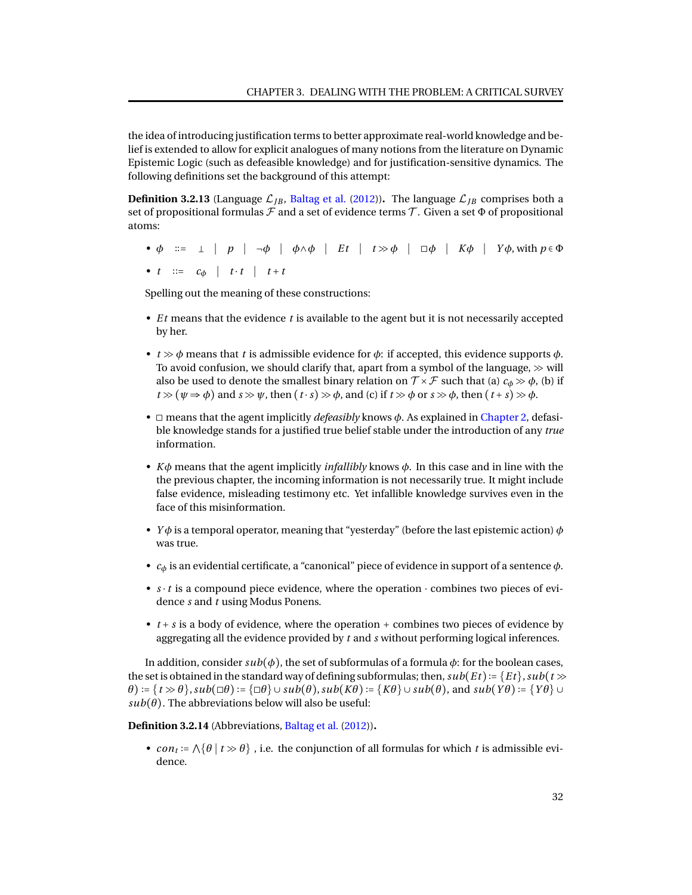the idea of introducing justification terms to better approximate real-world knowledge and belief is extended to allow for explicit analogues of many notions from the literature on Dynamic Epistemic Logic (such as defeasible knowledge) and for justification-sensitive dynamics. The following definitions set the background of this attempt:

**Definition 3.2.13** (Language $\mathcal{L}_{JB}$, Baltag et al. (2012))**.** The language $\mathcal{L}_{JB}$ comprises both a set of propositional formulas $\mathcal{F}$ and a set of evidence terms $\mathcal{T}$. Given a set $\Phi$ of propositional atoms:

- $\phi \quad ::= \quad \bot \quad | \quad p \quad | \quad \neg\phi \quad | \quad \phi\wedge\phi \quad | \quad Et \quad | \quad t \gg \phi \quad | \quad \Box\phi \quad | \quad K\phi \quad | \quad Y\phi$, with $p \in \Phi$
- $t \quad ::= \quad c_\phi \quad | \quad t \cdot t \quad | \quad t + t$

  Spelling out the meaning of these constructions:

- $Et$ means that the evidence $t$ is available to the agent but it is not necessarily accepted by her.
- $t \gg \phi$ means that $t$ is admissible evidence for $\phi$: if accepted, this evidence supports $\phi$. To avoid confusion, we should clarify that, apart from a symbol of the language, $\gg$ will also be used to denote the smallest binary relation on $\mathcal{T} \times \mathcal{F}$ such that (a) $c_\phi \gg \phi$, (b) if $t \gg (\psi \Rightarrow \phi)$ and $s \gg \psi$, then $(t \cdot s) \gg \phi$, and (c) if $t \gg \phi$ or $s \gg \phi$, then $(t + s) \gg \phi$.
- $\Box$ means that the agent implicitly *defeasibly* knows $\phi$. As explained in Chapter 2, defasible knowledge stands for a justified true belief stable under the introduction of any *true* information.
- $K\phi$ means that the agent implicitly *infallibly* knows $\phi$. In this case and in line with the the previous chapter, the incoming information is not necessarily true. It might include false evidence, misleading testimony etc. Yet infallible knowledge survives even in the face of this misinformation.
- $Y\phi$ is a temporal operator, meaning that "yesterday" (before the last epistemic action) $\phi$ was true.
- $c_\phi$ is an evidential certificate, a "canonical" piece of evidence in support of a sentence $\phi$.
- $s \cdot t$ is a compound piece evidence, where the operation $\cdot$ combines two pieces of evidence $s$ and $t$ using Modus Ponens.
- $t + s$ is a body of evidence, where the operation $+$ combines two pieces of evidence by aggregating all the evidence provided by $t$ and $s$ without performing logical inferences.

In addition, consider $sub(\phi)$, the set of subformulas of a formula $\phi$: for the boolean cases, the set is obtained in the standard way of defining subformulas; then, $sub(Et) := \{Et\}$, $sub(t \gg \theta) := \{t \gg \theta\}$, $sub(\Box\theta) := \{\Box\theta\} \cup sub(\theta)$, $sub(K\theta) := \{K\theta\} \cup sub(\theta)$, and $sub(Y\theta) := \{Y\theta\} \cup sub(\theta)$. The abbreviations below will also be useful:

**Definition 3.2.14** (Abbreviations, Baltag et al. (2012))**.**

- $con_t := \bigwedge\{\theta \mid t \gg \theta\}$ , i.e. the conjunction of all formulas for which $t$ is admissible evidence.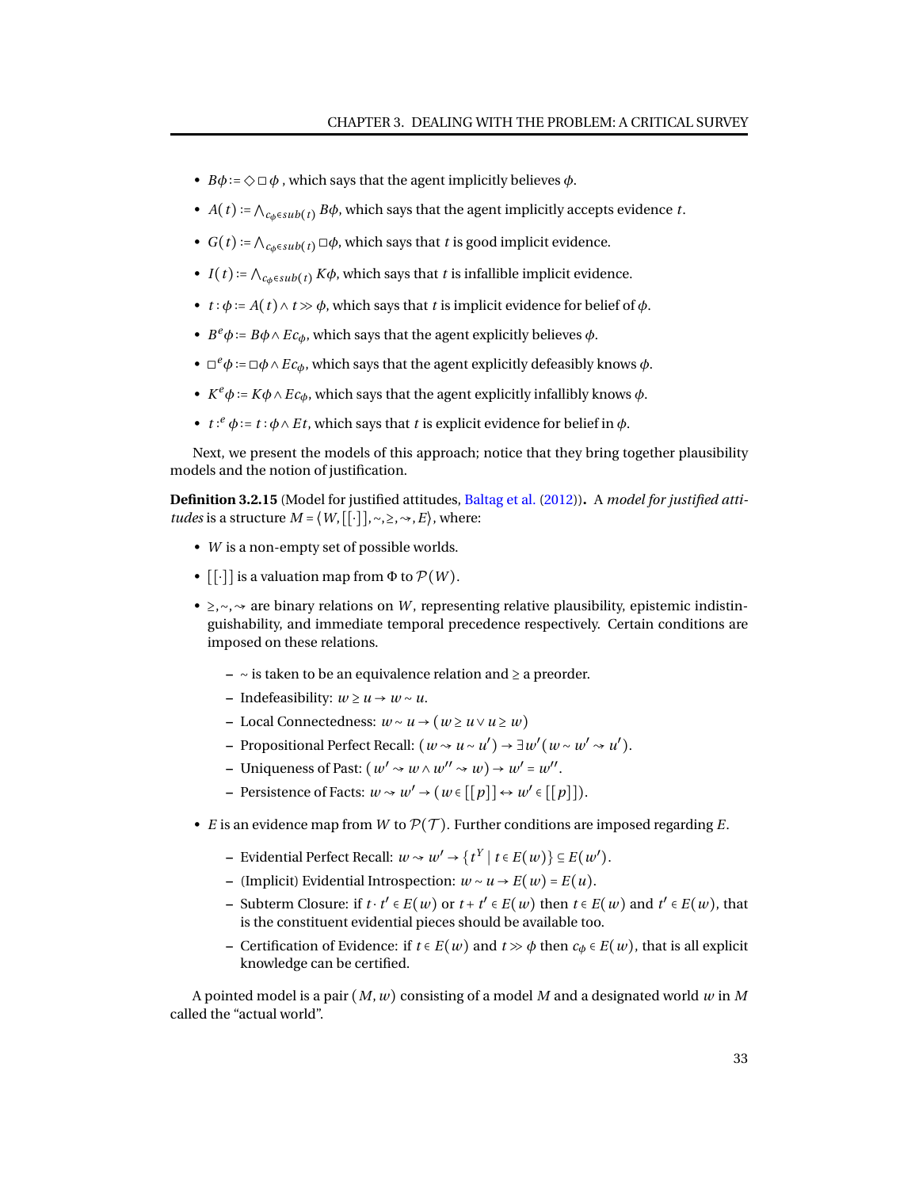- $B\phi := \Diamond\Box\phi$ , which says that the agent implicitly believes $\phi$.
- $A(t) := \bigwedge_{c_\phi \in sub(t)} B\phi$, which says that the agent implicitly accepts evidence $t$.
- $G(t) := \bigwedge_{c_\phi \in sub(t)} \Box\phi$, which says that $t$ is good implicit evidence.
- $I(t) := \bigwedge_{c_\phi \in sub(t)} K\phi$, which says that $t$ is infallible implicit evidence.
- $t : \phi := A(t) \wedge t \gg \phi$, which says that $t$ is implicit evidence for belief of $\phi$.
- $B^e\phi := B\phi \wedge Ec_\phi$, which says that the agent explicitly believes $\phi$.
- $\Box^e\phi := \Box\phi \wedge Ec_\phi$, which says that the agent explicitly defeasibly knows $\phi$.
- $K^e\phi := K\phi \wedge Ec_\phi$, which says that the agent explicitly infallibly knows $\phi$.
- $t :^e \phi := t : \phi \wedge Et$, which says that $t$ is explicit evidence for belief in $\phi$.

Next, we present the models of this approach; notice that they bring together plausibility models and the notion of justification.

**Definition 3.2.15** (Model for justified attitudes, Baltag et al. (2012))**.** A *model for justified attitudes* is a structure $M = \langle W, [[\cdot]], \sim, \geq, \rightsquigarrow, E \rangle$, where:

- $W$ is a non-empty set of possible worlds.
- $[[\cdot]]$ is a valuation map from $\Phi$ to $\mathcal{P}(W)$.
- $\geq, \sim, \rightsquigarrow$ are binary relations on $W$, representing relative plausibility, epistemic indistinguishability, and immediate temporal precedence respectively. Certain conditions are imposed on these relations.
  - $\sim$ is taken to be an equivalence relation and $\geq$ a preorder.
  - Indefeasibility: $w \geq u \rightarrow w \sim u$.
  - Local Connectedness: $w \sim u \rightarrow (w \geq u \vee u \geq w)$
  - Propositional Perfect Recall: $(w \rightsquigarrow u \sim u') \rightarrow \exists w' (w \sim w' \rightsquigarrow u')$.
  - Uniqueness of Past: $(w' \rightsquigarrow w \wedge w'' \rightsquigarrow w) \rightarrow w' = w''$.
  - Persistence of Facts: $w \rightsquigarrow w' \rightarrow (w \in [[p]] \leftrightarrow w' \in [[p]])$.
- $E$ is an evidence map from $W$ to $\mathcal{P}(\mathcal{T})$. Further conditions are imposed regarding $E$.
  - Evidential Perfect Recall: $w \rightsquigarrow w' \rightarrow \{t^Y \mid t \in E(w)\} \subseteq E(w')$.
  - (Implicit) Evidential Introspection: $w \sim u \rightarrow E(w) = E(u)$.
  - Subterm Closure: if $t \cdot t' \in E(w)$ or $t + t' \in E(w)$ then $t \in E(w)$ and $t' \in E(w)$, that is the constituent evidential pieces should be available too.
  - Certification of Evidence: if $t \in E(w)$ and $t \gg \phi$ then $c_\phi \in E(w)$, that is all explicit knowledge can be certified.

A pointed model is a pair $(M, w)$ consisting of a model $M$ and a designated world $w$ in $M$ called the "actual world".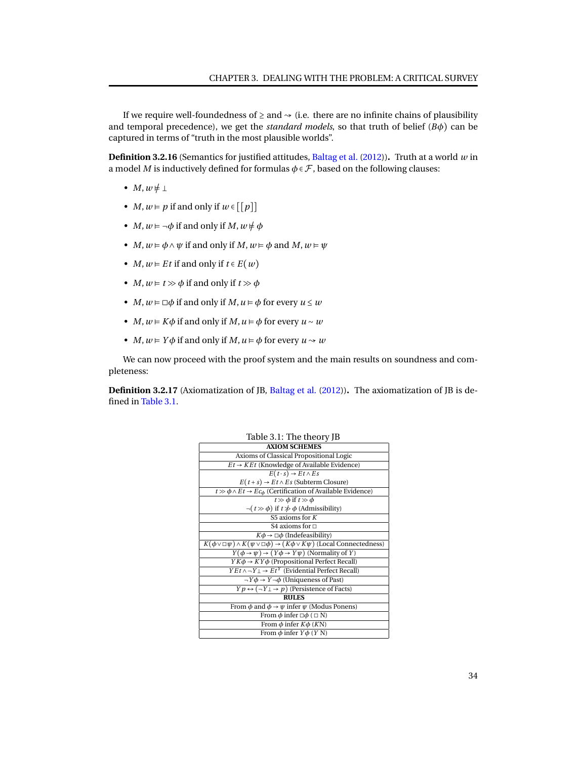If we require well-foundedness of $\geq$ and $\rightsquigarrow$ (i.e. there are no infinite chains of plausibility and temporal precedence), we get the *standard models*, so that truth of belief ($B\phi$) can be captured in terms of "truth in the most plausible worlds".

**Definition 3.2.16** (Semantics for justified attitudes, Baltag et al. (2012))**.** Truth at a world $w$ in a model $M$ is inductively defined for formulas $\phi \in \mathcal{F}$, based on the following clauses:

- $M, w \nvDash \bot$
- $M, w \vDash p$ if and only if $w \in [[p]]$
- $M, w \vDash \neg\phi$ if and only if $M, w \nvDash \phi$
- $M, w \vDash \phi \wedge \psi$ if and only if $M, w \vDash \phi$ and $M, w \vDash \psi$
- $M, w \vDash Et$ if and only if $t \in E(w)$
- $M, w \vDash t \gg \phi$ if and only if $t \gg \phi$
- $M, w \vDash \Box\phi$ if and only if $M, u \vDash \phi$ for every $u \leq w$
- $M, w \vDash K\phi$ if and only if $M, u \vDash \phi$ for every $u \sim w$
- $M, w \vDash Y\phi$ if and only if $M, u \vDash \phi$ for every $u \rightsquigarrow w$

We can now proceed with the proof system and the main results on soundness and completeness:

**Definition 3.2.17** (Axiomatization of JB, Baltag et al. (2012))**.** The axiomatization of JB is defined in Table 3.1.

Table 3.1: The theory JB

| **AXIOM SCHEMES** |
|---|
| Axioms of Classical Propositional Logic |
| $Et \rightarrow KEt$ (Knowledge of Available Evidence) |
| $E(t \cdot s) \rightarrow Et \wedge Es$ <br> $E(t+s) \rightarrow Et \wedge Es$ (Subterm Closure) |
| $t \gg \phi \wedge Et \rightarrow Ec_\phi$ (Certification of Available Evidence) |
| $t \gg \phi$ if $t \gg \phi$ <br> $\neg(t \gg \phi)$ if $t \not\gg \phi$ (Admissibility) |
| S5 axioms for $K$ |
| S4 axioms for $\Box$ |
| $K\phi \rightarrow \Box\phi$ (Indefeasibility) |
| $K(\phi \vee \Box\psi) \wedge K(\psi \vee \Box\phi) \rightarrow (K\phi \vee K\psi)$ (Local Connectedness) |
| $Y(\phi \rightarrow \psi) \rightarrow (Y\phi \rightarrow Y\psi)$ (Normality of $Y$) |
| $YK\phi \rightarrow KY\phi$ (Propositional Perfect Recall) |
| $YEt \wedge \neg Y\bot \rightarrow Et^Y$ (Evidential Perfect Recall) |
| $\neg Y\phi \rightarrow Y\neg\phi$ (Uniqueness of Past) |
| $Yp \leftrightarrow (\neg Y\bot \rightarrow p)$ (Persistence of Facts) |
| **RULES** |
| From $\phi$ and $\phi \rightarrow \psi$ infer $\psi$ (Modus Ponens) |
| From $\phi$ infer $\Box\phi$ ($\Box$ N) |
| From $\phi$ infer $K\phi$ ($K$N) |
| From $\phi$ infer $Y\phi$ ($Y$ N) |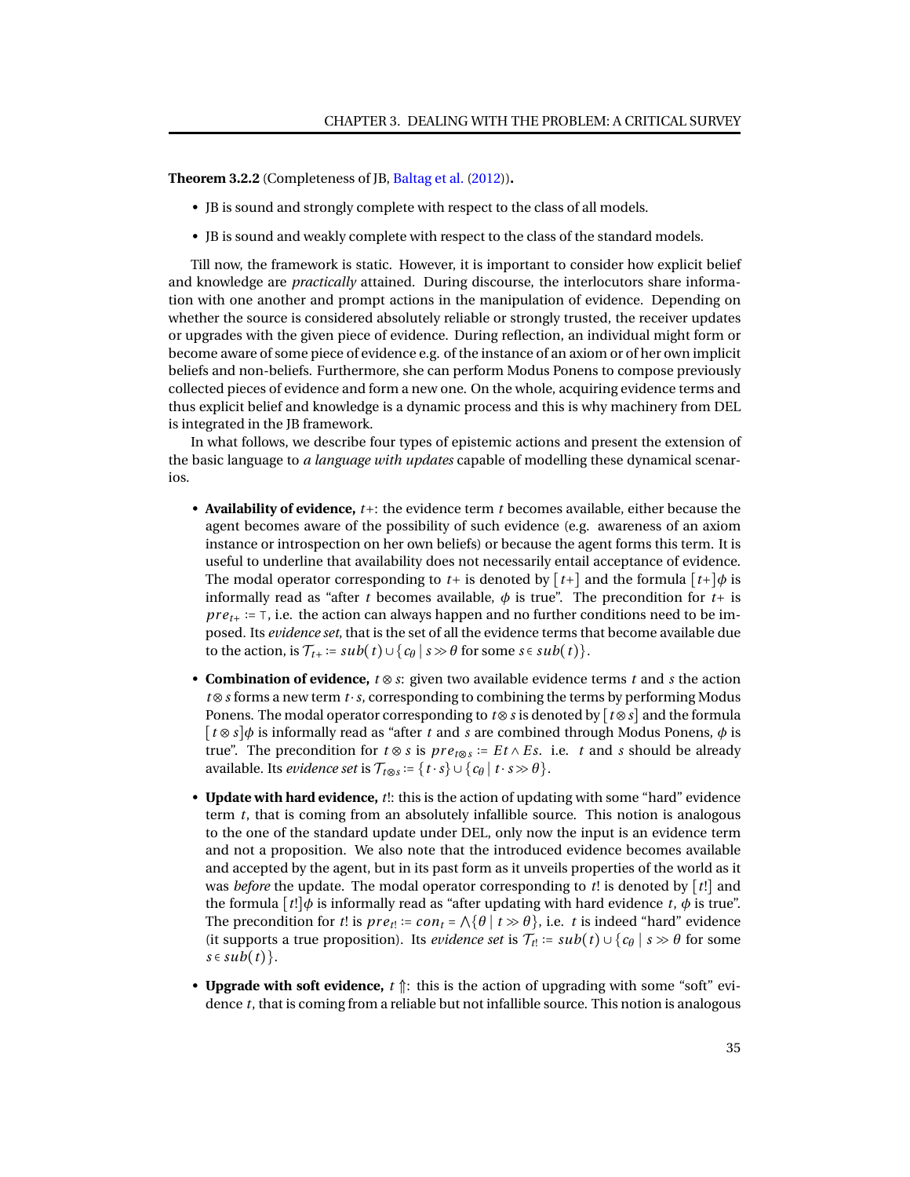**Theorem 3.2.2** (Completeness of JB, Baltag et al. (2012))**.**

- JB is sound and strongly complete with respect to the class of all models.
- JB is sound and weakly complete with respect to the class of the standard models.

Till now, the framework is static. However, it is important to consider how explicit belief and knowledge are *practically* attained. During discourse, the interlocutors share information with one another and prompt actions in the manipulation of evidence. Depending on whether the source is considered absolutely reliable or strongly trusted, the receiver updates or upgrades with the given piece of evidence. During reflection, an individual might form or become aware of some piece of evidence e.g. of the instance of an axiom or of her own implicit beliefs and non-beliefs. Furthermore, she can perform Modus Ponens to compose previously collected pieces of evidence and form a new one. On the whole, acquiring evidence terms and thus explicit belief and knowledge is a dynamic process and this is why machinery from DEL is integrated in the JB framework.

In what follows, we describe four types of epistemic actions and present the extension of the basic language to *a language with updates* capable of modelling these dynamical scenarios.

- **Availability of evidence,** $t+$: the evidence term $t$ becomes available, either because the agent becomes aware of the possibility of such evidence (e.g. awareness of an axiom instance or introspection on her own beliefs) or because the agent forms this term. It is useful to underline that availability does not necessarily entail acceptance of evidence. The modal operator corresponding to $t+$ is denoted by $[t+]$ and the formula $[t+]\phi$ is informally read as "after $t$ becomes available, $\phi$ is true". The precondition for $t+$ is $pre_{t+} := \top$, i.e. the action can always happen and no further conditions need to be imposed. Its *evidence set*, that is the set of all the evidence terms that become available due to the action, is $\mathcal{T}_{t+} := sub(t) \cup \{c_\theta \mid s \gg \theta \text{ for some } s \in sub(t)\}$.
- **Combination of evidence,** $t \otimes s$: given two available evidence terms $t$ and $s$ the action $t \otimes s$ forms a new term $t \cdot s$, corresponding to combining the terms by performing Modus Ponens. The modal operator corresponding to $t \otimes s$ is denoted by $[t \otimes s]$ and the formula $[t \otimes s]\phi$ is informally read as "after $t$ and $s$ are combined through Modus Ponens, $\phi$ is true". The precondition for $t \otimes s$ is $pre_{t\otimes s} := Et \wedge Es$. i.e. $t$ and $s$ should be already available. Its *evidence set* is $\mathcal{T}_{t\otimes s} := \{t \cdot s\} \cup \{c_\theta \mid t \cdot s \gg \theta\}$.
- **Update with hard evidence,** $t!$: this is the action of updating with some "hard" evidence term $t$, that is coming from an absolutely infallible source. This notion is analogous to the one of the standard update under DEL, only now the input is an evidence term and not a proposition. We also note that the introduced evidence becomes available and accepted by the agent, but in its past form as it unveils properties of the world as it was *before* the update. The modal operator corresponding to $t!$ is denoted by $[t!]$ and the formula $[t!]\phi$ is informally read as "after updating with hard evidence $t$, $\phi$ is true". The precondition for $t!$ is $pre_{t!} = con_t = \bigwedge\{\theta \mid t \gg \theta\}$, i.e. $t$ is indeed "hard" evidence (it supports a true proposition). Its *evidence set* is $\mathcal{T}_{t!} := sub(t) \cup \{c_\theta \mid s \gg \theta \text{ for some } s \in sub(t)\}$.
- **Upgrade with soft evidence,** $t \Uparrow$: this is the action of upgrading with some "soft" evidence $t$, that is coming from a reliable but not infallible source. This notion is analogous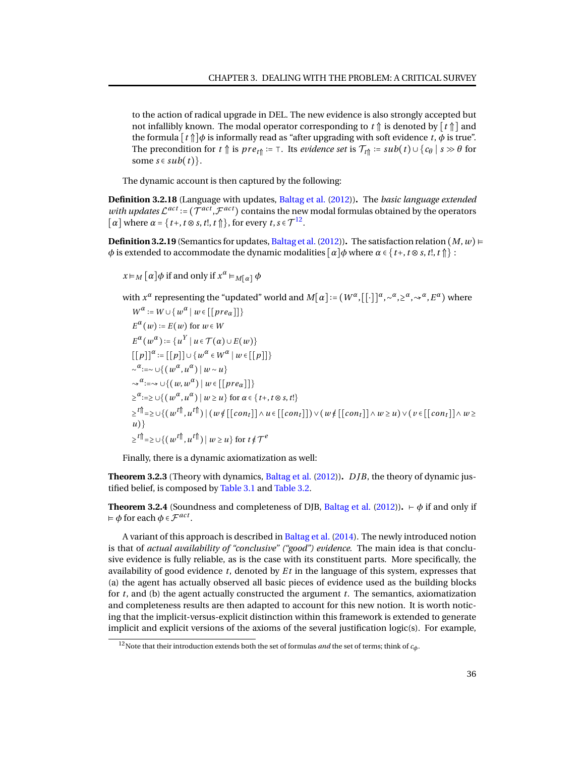to the action of radical upgrade in DEL. The new evidence is also strongly accepted but not infallibly known. The modal operator corresponding to $t\Uparrow$ is denoted by $[t\Uparrow]$ and the formula $[t\Uparrow]\phi$ is informally read as "after upgrading with soft evidence $t$, $\phi$ is true". The precondition for $t\Uparrow$ is $pre_{t\Uparrow} := \top$. Its *evidence set* is $\mathcal{T}_{t\Uparrow} := sub(t) \cup \{c_\theta \mid s \gg \theta$ for some $s \in sub(t)\}$.

The dynamic account is then captured by the following:

**Definition 3.2.18** (Language with updates, Baltag et al. (2012))**.** The *basic language extended with updates* $\mathcal{L}^{act} := (\mathcal{T}^{act}, \mathcal{F}^{act})$ contains the new modal formulas obtained by the operators $[\alpha]$ where $\alpha = \{t+, t \otimes s, t!, t\Uparrow\}$, for every $t, s \in \mathcal{T}$[12].

**Definition 3.2.19** (Semantics for updates, Baltag et al. (2012))**.** The satisfaction relation $(M, w) \vDash \phi$ is extended to accommodate the dynamic modalities $[\alpha]\phi$ where $\alpha \in \{t+, t \otimes s, t!, t\Uparrow\}$ :

$x \vDash_M [\alpha]\phi$ if and only if $x^\alpha \vDash_{M[\alpha]} \phi$

with $x^\alpha$ representing the "updated" world and $M[\alpha] := (W^\alpha, [[\cdot]]^\alpha, \sim^\alpha, \geq^\alpha, \rightsquigarrow^\alpha, E^\alpha)$ where

$W^\alpha := W \cup \{w^\alpha \mid w \in [[pre_\alpha]]\}$

$E^\alpha(w) := E(w)$ for $w \in W$

$E^\alpha(w^\alpha) := \{u^Y \mid u \in \mathcal{T}(\alpha) \cup E(w)\}$

$[[p]]^\alpha := [[p]] \cup \{w^\alpha \in W^\alpha \mid w \in [[p]]\}$

$\sim^\alpha := \sim \cup \{(w^\alpha, u^\alpha) \mid w \sim u\}$

$\rightsquigarrow^\alpha := \rightsquigarrow \cup \{(w, w^\alpha) \mid w \in [[pre_\alpha]]\}$

$\geq^\alpha := \geq \cup \{(w^\alpha, u^\alpha) \mid w \geq u\}$ for $\alpha \in \{t+, t \otimes s, t!\}$

$\geq^{t\Uparrow} = \geq \cup \{(w^{t\Uparrow}, u^{t\Uparrow}) \mid (w \notin [[con_t]] \wedge u \in [[con_t]]) \vee (w \notin [[con_t]] \wedge w \geq u) \vee (v \in [[con_t]] \wedge w \geq u)\}$

$\geq^{t\Uparrow} = \geq \cup \{(w^{t\Uparrow}, u^{t\Uparrow}) \mid w \geq u\}$ for $t \notin \mathcal{T}^e$

Finally, there is a dynamic axiomatization as well:

**Theorem 3.2.3** (Theory with dynamics, Baltag et al. (2012))**.** $DJB$, the theory of dynamic justified belief, is composed by Table 3.1 and Table 3.2.

**Theorem 3.2.4** (Soundness and completeness of DJB, Baltag et al. (2012))**.** $\vdash \phi$ if and only if $\vDash \phi$ for each $\phi \in \mathcal{F}^{act}$.

A variant of this approach is described in Baltag et al. (2014). The newly introduced notion is that of *actual availability of "conclusive" ("good") evidence*. The main idea is that conclusive evidence is fully reliable, as is the case with its constituent parts. More specifically, the availability of good evidence $t$, denoted by $Et$ in the language of this system, expresses that (a) the agent has actually observed all basic pieces of evidence used as the building blocks for $t$, and (b) the agent actually constructed the argument $t$. The semantics, axiomatization and completeness results are then adapted to account for this new notion. It is worth noticing that the implicit-versus-explicit distinction within this framework is extended to generate implicit and explicit versions of the axioms of the several justification logic(s). For example,

[12] Note that their introduction extends both the set of formulas *and* the set of terms; think of $c_\phi$.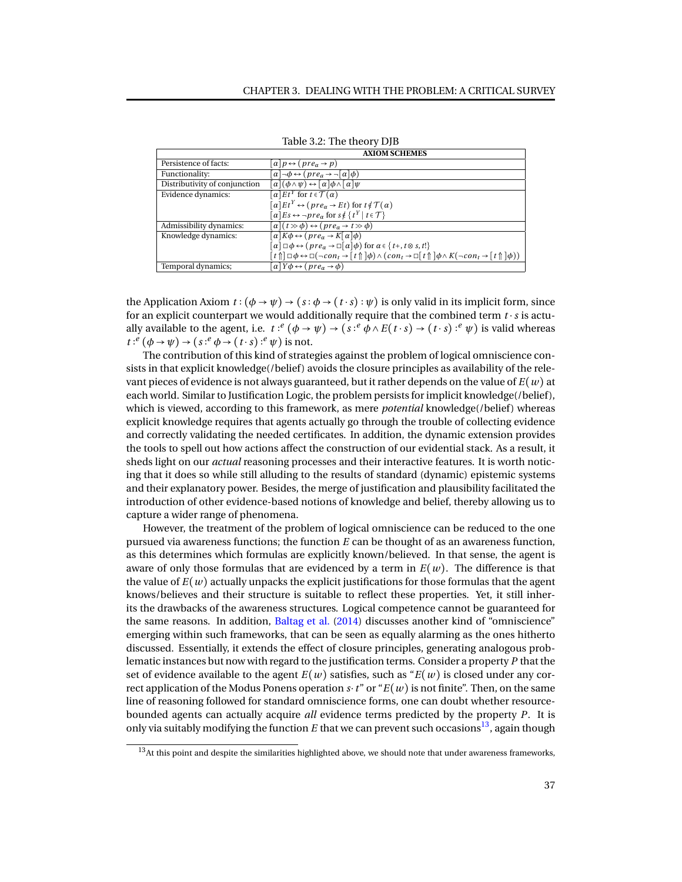Table 3.2: The theory DJB

| | **AXIOM SCHEMES** |
|---|---|
| Persistence of facts: | $[\alpha]p \leftrightarrow (pre_\alpha \rightarrow p)$ |
| Functionality: | $[\alpha]\neg\phi \leftrightarrow (pre_\alpha \rightarrow \neg[\alpha]\phi)$ |
| Distributivity of conjunction | $[\alpha](\phi \wedge \psi) \leftrightarrow [\alpha]\phi \wedge [\alpha]\psi$ |
| Evidence dynamics: | $[\alpha]Et^Y$ for $t \in \mathcal{T}(\alpha)$ <br> $[\alpha]Et^Y \leftrightarrow (pre_\alpha \rightarrow Et)$ for $t \notin \mathcal{T}(\alpha)$ <br> $[\alpha]Es \leftrightarrow \neg pre_\alpha$ for $s \notin \{t^Y \mid t \in \mathcal{T}\}$ |
| Admissibility dynamics: | $[\alpha](t \gg \phi) \leftrightarrow (pre_\alpha \rightarrow t \gg \phi)$ |
| Knowledge dynamics: | $[\alpha]K\phi \leftrightarrow (pre_\alpha \rightarrow K[\alpha]\phi)$ <br> $[\alpha]\Box\phi \leftrightarrow (pre_\alpha \rightarrow \Box[\alpha]\phi)$ for $\alpha \in \{t+, t \otimes s, t!\}$ <br> $[t\Uparrow]\Box\phi \leftrightarrow \Box(\neg con_t \rightarrow [t\Uparrow]\phi) \wedge (con_t \rightarrow \Box[t\Uparrow]\phi \wedge K(\neg con_t \rightarrow [t\Uparrow]\phi))$ |
| Temporal dynamics; | $[\alpha]Y\phi \leftrightarrow (pre_\alpha \rightarrow \phi)$ |

the Application Axiom $t : (\phi \rightarrow \psi) \rightarrow (s : \phi \rightarrow (t \cdot s) : \psi)$ is only valid in its implicit form, since for an explicit counterpart we would additionally require that the combined term $t \cdot s$ is actually available to the agent, i.e. $t :^e (\phi \rightarrow \psi) \rightarrow (s :^e \phi \wedge E(t \cdot s) \rightarrow (t \cdot s) :^e \psi)$ is valid whereas $t :^e (\phi \rightarrow \psi) \rightarrow (s :^e \phi \rightarrow (t \cdot s) :^e \psi)$ is not.

The contribution of this kind of strategies against the problem of logical omniscience consists in that explicit knowledge(/belief) avoids the closure principles as availability of the relevant pieces of evidence is not always guaranteed, but it rather depends on the value of $E(w)$ at each world. Similar to Justification Logic, the problem persists for implicit knowledge(/belief), which is viewed, according to this framework, as mere *potential* knowledge(/belief) whereas explicit knowledge requires that agents actually go through the trouble of collecting evidence and correctly validating the needed certificates. In addition, the dynamic extension provides the tools to spell out how actions affect the construction of our evidential stack. As a result, it sheds light on our *actual* reasoning processes and their interactive features. It is worth noticing that it does so while still alluding to the results of standard (dynamic) epistemic systems and their explanatory power. Besides, the merge of justification and plausibility facilitated the introduction of other evidence-based notions of knowledge and belief, thereby allowing us to capture a wider range of phenomena.

However, the treatment of the problem of logical omniscience can be reduced to the one pursued via awareness functions; the function $E$ can be thought of as an awareness function, as this determines which formulas are explicitly known/believed. In that sense, the agent is aware of only those formulas that are evidenced by a term in $E(w)$. The difference is that the value of $E(w)$ actually unpacks the explicit justifications for those formulas that the agent knows/believes and their structure is suitable to reflect these properties. Yet, it still inherits the drawbacks of the awareness structures. Logical competence cannot be guaranteed for the same reasons. In addition, Baltag et al. (2014) discusses another kind of "omniscience" emerging within such frameworks, that can be seen as equally alarming as the ones hitherto discussed. Essentially, it extends the effect of closure principles, generating analogous problematic instances but now with regard to the justification terms. Consider a property $P$ that the set of evidence available to the agent $E(w)$ satisfies, such as "$E(w)$ is closed under any correct application of the Modus Ponens operation $s \cdot t$" or "$E(w)$ is not finite". Then, on the same line of reasoning followed for standard omniscience forms, one can doubt whether resource-bounded agents can actually acquire *all* evidence terms predicted by the property $P$. It is only via suitably modifying the function $E$ that we can prevent such occasions[13], again though

[13]At this point and despite the similarities highlighted above, we should note that under awareness frameworks,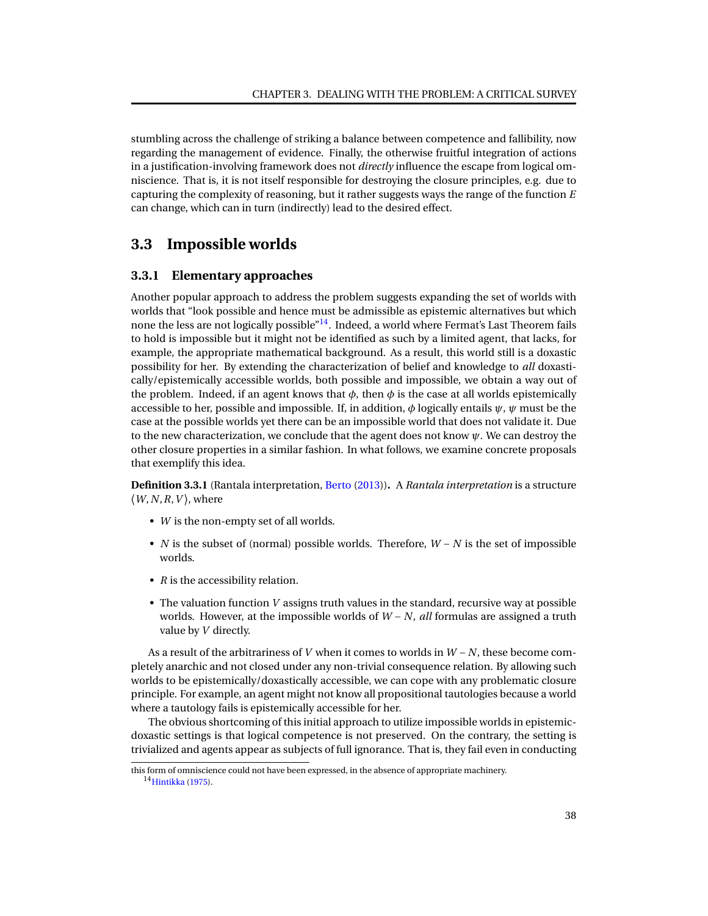stumbling across the challenge of striking a balance between competence and fallibility, now regarding the management of evidence. Finally, the otherwise fruitful integration of actions in a justification-involving framework does not *directly* influence the escape from logical omniscience. That is, it is not itself responsible for destroying the closure principles, e.g. due to capturing the complexity of reasoning, but it rather suggests ways the range of the function $E$ can change, which can in turn (indirectly) lead to the desired effect.

## 3.3 Impossible worlds

### 3.3.1 Elementary approaches

Another popular approach to address the problem suggests expanding the set of worlds with worlds that "look possible and hence must be admissible as epistemic alternatives but which none the less are not logically possible"[14]. Indeed, a world where Fermat's Last Theorem fails to hold is impossible but it might not be identified as such by a limited agent, that lacks, for example, the appropriate mathematical background. As a result, this world still is a doxastic possibility for her. By extending the characterization of belief and knowledge to *all* doxastically/epistemically accessible worlds, both possible and impossible, we obtain a way out of the problem. Indeed, if an agent knows that $\phi$, then $\phi$ is the case at all worlds epistemically accessible to her, possible and impossible. If, in addition, $\phi$ logically entails $\psi$, $\psi$ must be the case at the possible worlds yet there can be an impossible world that does not validate it. Due to the new characterization, we conclude that the agent does not know $\psi$. We can destroy the other closure properties in a similar fashion. In what follows, we examine concrete proposals that exemplify this idea.

**Definition 3.3.1** (Rantala interpretation, Berto (2013))**.** A *Rantala interpretation* is a structure $\langle W, N, R, V\rangle$, where

- $W$ is the non-empty set of all worlds.
- $N$ is the subset of (normal) possible worlds. Therefore, $W - N$ is the set of impossible worlds.
- $R$ is the accessibility relation.
- The valuation function $V$ assigns truth values in the standard, recursive way at possible worlds. However, at the impossible worlds of $W - N$, *all* formulas are assigned a truth value by $V$ directly.

As a result of the arbitrariness of $V$ when it comes to worlds in $W - N$, these become completely anarchic and not closed under any non-trivial consequence relation. By allowing such worlds to be epistemically/doxastically accessible, we can cope with any problematic closure principle. For example, an agent might not know all propositional tautologies because a world where a tautology fails is epistemically accessible for her.

The obvious shortcoming of this initial approach to utilize impossible worlds in epistemic-doxastic settings is that logical competence is not preserved. On the contrary, the setting is trivialized and agents appear as subjects of full ignorance. That is, they fail even in conducting

this form of omniscience could not have been expressed, in the absence of appropriate machinery.

[14] Hintikka (1975).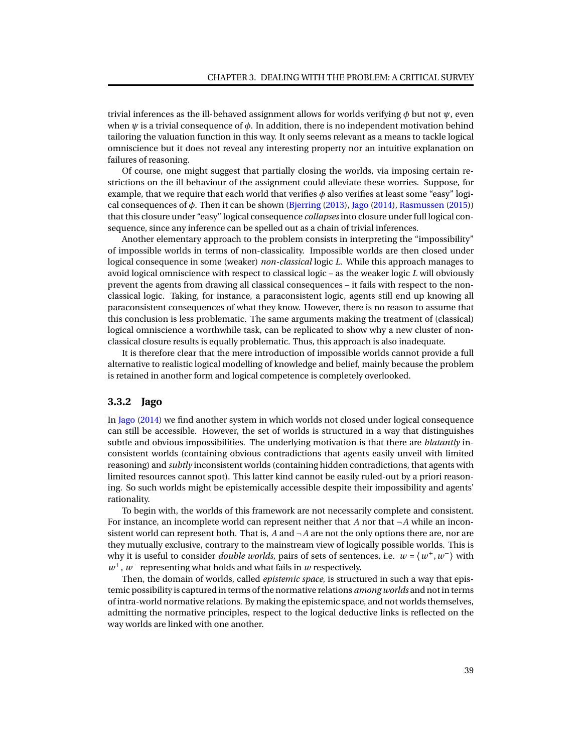trivial inferences as the ill-behaved assignment allows for worlds verifying $\phi$ but not $\psi$, even when $\psi$ is a trivial consequence of $\phi$. In addition, there is no independent motivation behind tailoring the valuation function in this way. It only seems relevant as a means to tackle logical omniscience but it does not reveal any interesting property nor an intuitive explanation on failures of reasoning.

Of course, one might suggest that partially closing the worlds, via imposing certain restrictions on the ill behaviour of the assignment could alleviate these worries. Suppose, for example, that we require that each world that verifies $\phi$ also verifies at least some "easy" logical consequences of $\phi$. Then it can be shown (Bjerring (2013), Jago (2014), Rasmussen (2015)) that this closure under "easy" logical consequence *collapses* into closure under full logical consequence, since any inference can be spelled out as a chain of trivial inferences.

Another elementary approach to the problem consists in interpreting the "impossibility" of impossible worlds in terms of non-classicality. Impossible worlds are then closed under logical consequence in some (weaker) *non-classical* logic $L$. While this approach manages to avoid logical omniscience with respect to classical logic – as the weaker logic $L$ will obviously prevent the agents from drawing all classical consequences – it fails with respect to the non-classical logic. Taking, for instance, a paraconsistent logic, agents still end up knowing all paraconsistent consequences of what they know. However, there is no reason to assume that this conclusion is less problematic. The same arguments making the treatment of (classical) logical omniscience a worthwhile task, can be replicated to show why a new cluster of non-classical closure results is equally problematic. Thus, this approach is also inadequate.

It is therefore clear that the mere introduction of impossible worlds cannot provide a full alternative to realistic logical modelling of knowledge and belief, mainly because the problem is retained in another form and logical competence is completely overlooked.

### 3.3.2 Jago

In Jago (2014) we find another system in which worlds not closed under logical consequence can still be accessible. However, the set of worlds is structured in a way that distinguishes subtle and obvious impossibilities. The underlying motivation is that there are *blatantly* inconsistent worlds (containing obvious contradictions that agents easily unveil with limited reasoning) and *subtly* inconsistent worlds (containing hidden contradictions, that agents with limited resources cannot spot). This latter kind cannot be easily ruled-out by a priori reasoning. So such worlds might be epistemically accessible despite their impossibility and agents' rationality.

To begin with, the worlds of this framework are not necessarily complete and consistent. For instance, an incomplete world can represent neither that $A$ nor that $\neg A$ while an inconsistent world can represent both. That is, $A$ and $\neg A$ are not the only options there are, nor are they mutually exclusive, contrary to the mainstream view of logically possible worlds. This is why it is useful to consider *double worlds*, pairs of sets of sentences, i.e. $w = \langle w^+, w^- \rangle$ with $w^+$, $w^-$ representing what holds and what fails in $w$ respectively.

Then, the domain of worlds, called *epistemic space*, is structured in such a way that epistemic possibility is captured in terms of the normative relations *among worlds* and not in terms of intra-world normative relations. By making the epistemic space, and not worlds themselves, admitting the normative principles, respect to the logical deductive links is reflected on the way worlds are linked with one another.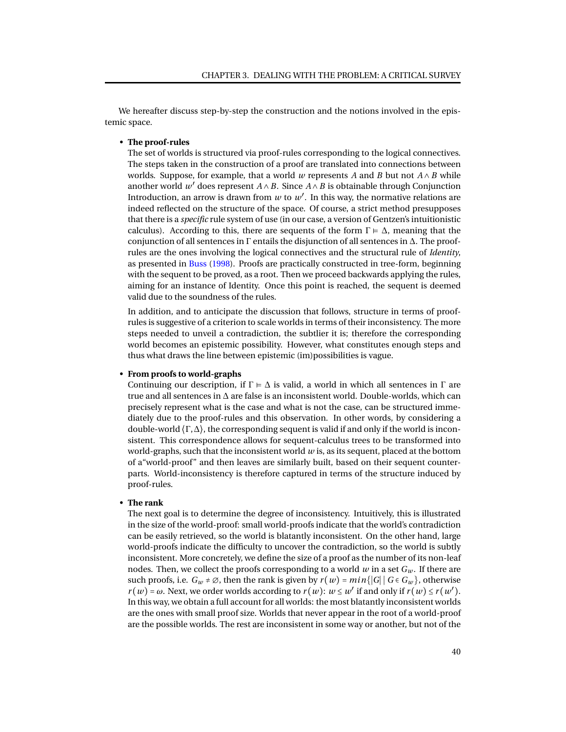We hereafter discuss step-by-step the construction and the notions involved in the epistemic space.

- **The proof-rules**

  The set of worlds is structured via proof-rules corresponding to the logical connectives. The steps taken in the construction of a proof are translated into connections between worlds. Suppose, for example, that a world $w$ represents $A$ and $B$ but not $A \wedge B$ while another world $w'$ does represent $A \wedge B$. Since $A \wedge B$ is obtainable through Conjunction Introduction, an arrow is drawn from $w$ to $w'$. In this way, the normative relations are indeed reflected on the structure of the space. Of course, a strict method presupposes that there is a *specific* rule system of use (in our case, a version of Gentzen's intuitionistic calculus). According to this, there are sequents of the form $\Gamma \vDash \Delta$, meaning that the conjunction of all sentences in $\Gamma$ entails the disjunction of all sentences in $\Delta$. The proof-rules are the ones involving the logical connectives and the structural rule of *Identity*, as presented in Buss (1998). Proofs are practically constructed in tree-form, beginning with the sequent to be proved, as a root. Then we proceed backwards applying the rules, aiming for an instance of Identity. Once this point is reached, the sequent is deemed valid due to the soundness of the rules.

  In addition, and to anticipate the discussion that follows, structure in terms of proof-rules is suggestive of a criterion to scale worlds in terms of their inconsistency. The more steps needed to unveil a contradiction, the subtlier it is; therefore the corresponding world becomes an epistemic possibility. However, what constitutes enough steps and thus what draws the line between epistemic (im)possibilities is vague.

- **From proofs to world-graphs**

  Continuing our description, if $\Gamma \vDash \Delta$ is valid, a world in which all sentences in $\Gamma$ are true and all sentences in $\Delta$ are false is an inconsistent world. Double-worlds, which can precisely represent what is the case and what is not the case, can be structured immediately due to the proof-rules and this observation. In other words, by considering a double-world $\langle \Gamma, \Delta \rangle$, the corresponding sequent is valid if and only if the world is inconsistent. This correspondence allows for sequent-calculus trees to be transformed into world-graphs, such that the inconsistent world $w$ is, as its sequent, placed at the bottom of a"world-proof" and then leaves are similarly built, based on their sequent counterparts. World-inconsistency is therefore captured in terms of the structure induced by proof-rules.

- **The rank**

  The next goal is to determine the degree of inconsistency. Intuitively, this is illustrated in the size of the world-proof: small world-proofs indicate that the world's contradiction can be easily retrieved, so the world is blatantly inconsistent. On the other hand, large world-proofs indicate the difficulty to uncover the contradiction, so the world is subtly inconsistent. More concretely, we define the size of a proof as the number of its non-leaf nodes. Then, we collect the proofs corresponding to a world $w$ in a set $G_w$. If there are such proofs, i.e. $G_w \neq \varnothing$, then the rank is given by $r(w) = min\{|G| \mid G \in G_w\}$, otherwise $r(w) = \omega$. Next, we order worlds according to $r(w)$: $w \leq w'$ if and only if $r(w) \leq r(w')$. In this way, we obtain a full account for all worlds: the most blatantly inconsistent worlds are the ones with small proof size. Worlds that never appear in the root of a world-proof are the possible worlds. The rest are inconsistent in some way or another, but not of the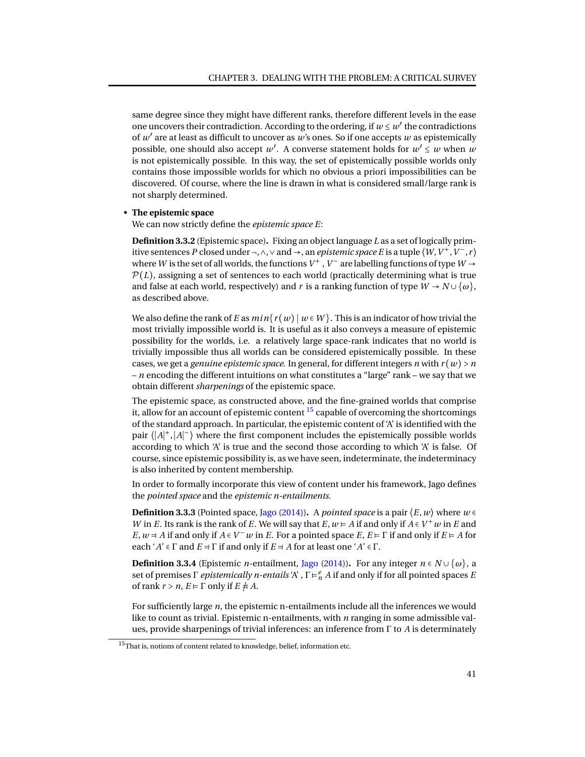same degree since they might have different ranks, therefore different levels in the ease one uncovers their contradiction. According to the ordering, if $w \leq w'$ the contradictions of $w'$ are at least as difficult to uncover as $w$'s ones. So if one accepts $w$ as epistemically possible, one should also accept $w'$. A converse statement holds for $w' \leq w$ when $w$ is not epistemically possible. In this way, the set of epistemically possible worlds only contains those impossible worlds for which no obvious a priori impossibilities can be discovered. Of course, where the line is drawn in what is considered small/large rank is not sharply determined.

- **The epistemic space**
  We can now strictly define the *epistemic space* $E$:

  **Definition 3.3.2** (Epistemic space)**.** Fixing an object language $L$ as a set of logically primitive sentences $P$ closed under $\neg, \wedge, \vee$ and $\rightarrow$, an *epistemic space* $E$ is a tuple $\langle W, V^+, V^-, r\rangle$ where $W$ is the set of all worlds, the functions $V^+$ , $V^-$ are labelling functions of type $W \rightarrow \mathcal{P}(L)$, assigning a set of sentences to each world (practically determining what is true and false at each world, respectively) and $r$ is a ranking function of type $W \rightarrow N \cup \{\omega\}$, as described above.

  We also define the rank of $E$ as $min\{r(w) \mid w \in W\}$. This is an indicator of how trivial the most trivially impossible world is. It is useful as it also conveys a measure of epistemic possibility for the worlds, i.e. a relatively large space-rank indicates that no world is trivially impossible thus all worlds can be considered epistemically possible. In these cases, we get a *genuine epistemic space*. In general, for different integers $n$ with $r(w) > n$ – $n$ encoding the different intuitions on what constitutes a "large" rank – we say that we obtain different *sharpenings* of the epistemic space.

  The epistemic space, as constructed above, and the fine-grained worlds that comprise it, allow for an account of epistemic content [15] capable of overcoming the shortcomings of the standard approach. In particular, the epistemic content of 'A' is identified with the pair $\langle |A|^+, |A|^-\rangle$ where the first component includes the epistemically possible worlds according to which 'A' is true and the second those according to which 'A' is false. Of course, since epistemic possibility is, as we have seen, indeterminate, the indeterminacy is also inherited by content membership.

  In order to formally incorporate this view of content under his framework, Jago defines the *pointed space* and the *epistemic n-entailments.*

  **Definition 3.3.3** (Pointed space, Jago (2014))**.** A *pointed space* is a pair $\langle E, w\rangle$ where $w \in W$ in $E$. Its rank is the rank of $E$. We will say that $E, w \models A$ if and only if $A \in V^+ w$ in $E$ and $E, w \dashv A$ if and only if $A \in V^- w$ in $E$. For a pointed space $E$, $E \models \Gamma$ if and only if $E \models A$ for each '$A$' $\in \Gamma$ and $E \dashv \Gamma$ if and only if $E \dashv A$ for at least one '$A$' $\in \Gamma$.

  **Definition 3.3.4** (Epistemic $n$-entailment, Jago (2014))**.** For any integer $n \in N \cup \{\omega\}$, a set of premises $\Gamma$ *epistemically n-entails* 'A' , $\Gamma \models^e_n A$ if and only if for all pointed spaces $E$ of rank $r > n$, $E \models \Gamma$ only if $E \not\dashv A$.

  For sufficiently large $n$, the epistemic n-entailments include all the inferences we would like to count as trivial. Epistemic n-entailments, with $n$ ranging in some admissible values, provide sharpenings of trivial inferences: an inference from $\Gamma$ to $A$ is determinately

[15] That is, notions of content related to knowledge, belief, information etc.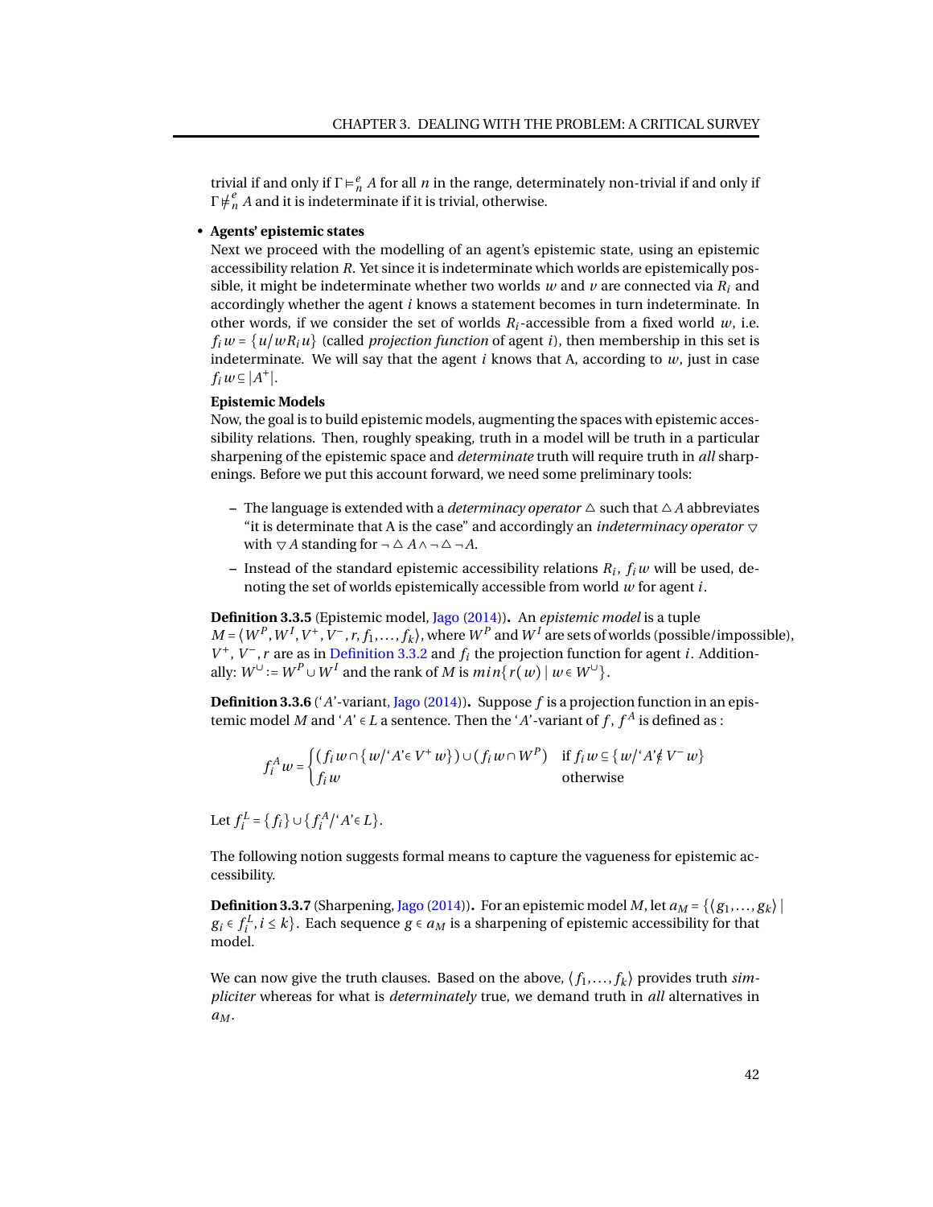trivial if and only if $\Gamma \vDash_n^e A$ for all $n$ in the range, determinately non-trivial if and only if $\Gamma \nvDash_n^e A$ and it is indeterminate if it is trivial, otherwise.

- **Agents' epistemic states**
  Next we proceed with the modelling of an agent's epistemic state, using an epistemic accessibility relation $R$. Yet since it is indeterminate which worlds are epistemically possible, it might be indeterminate whether two worlds $w$ and $v$ are connected via $R_i$ and accordingly whether the agent $i$ knows a statement becomes in turn indeterminate. In other words, if we consider the set of worlds $R_i$-accessible from a fixed world $w$, i.e. $f_i w = \{u/wR_i u\}$ (called *projection function* of agent $i$), then membership in this set is indeterminate. We will say that the agent $i$ knows that A, according to $w$, just in case $f_i w \subseteq |A^+|$.

  **Epistemic Models**
  Now, the goal is to build epistemic models, augmenting the spaces with epistemic accessibility relations. Then, roughly speaking, truth in a model will be truth in a particular sharpening of the epistemic space and *determinate* truth will require truth in *all* sharpenings. Before we put this account forward, we need some preliminary tools:

  - The language is extended with a *determinacy operator* $\vartriangle$ such that $\vartriangle A$ abbreviates "it is determinate that A is the case" and accordingly an *indeterminacy operator* $\triangledown$ with $\triangledown A$ standing for $\neg \vartriangle A \wedge \neg \vartriangle \neg A$.
  - Instead of the standard epistemic accessibility relations $R_i$, $f_i w$ will be used, denoting the set of worlds epistemically accessible from world $w$ for agent $i$.

**Definition 3.3.5** (Epistemic model, Jago (2014))**.** An *epistemic model* is a tuple $M = \langle W^P, W^I, V^+, V^-, r, f_1, \ldots, f_k \rangle$, where $W^P$ and $W^I$ are sets of worlds (possible/impossible), $V^+$, $V^-$, $r$ are as in Definition 3.3.2 and $f_i$ the projection function for agent $i$. Additionally: $W^\cup := W^P \cup W^I$ and the rank of $M$ is $min\{r(w) \mid w \in W^\cup\}$.

**Definition 3.3.6** ('$A$'-variant, Jago (2014))**.** Suppose $f$ is a projection function in an epistemic model $M$ and '$A$' $\in L$ a sentence. Then the '$A$'-variant of $f$, $f^A$ is defined as :

$$f_i^A w = \begin{cases} (f_i w \cap \{w/\text{`}A\text{'} \in V^+ w\}) \cup (f_i w \cap W^P) & \text{if } f_i w \subseteq \{w/\text{`}A\text{'} \notin V^- w\} \\ f_i w & \text{otherwise} \end{cases}$$

Let $f_i^L = \{f_i\} \cup \{f_i^A / \text{`}A\text{'} \in L\}$.

The following notion suggests formal means to capture the vagueness for epistemic accessibility.

**Definition 3.3.7** (Sharpening, Jago (2014))**.** For an epistemic model $M$, let $a_M = \{\langle g_1, \ldots, g_k \rangle \mid g_i \in f_i^L, i \leq k\}$. Each sequence $g \in a_M$ is a sharpening of epistemic accessibility for that model.

We can now give the truth clauses. Based on the above, $\langle f_1, \ldots, f_k \rangle$ provides truth *simpliciter* whereas for what is *determinately* true, we demand truth in *all* alternatives in $a_M$.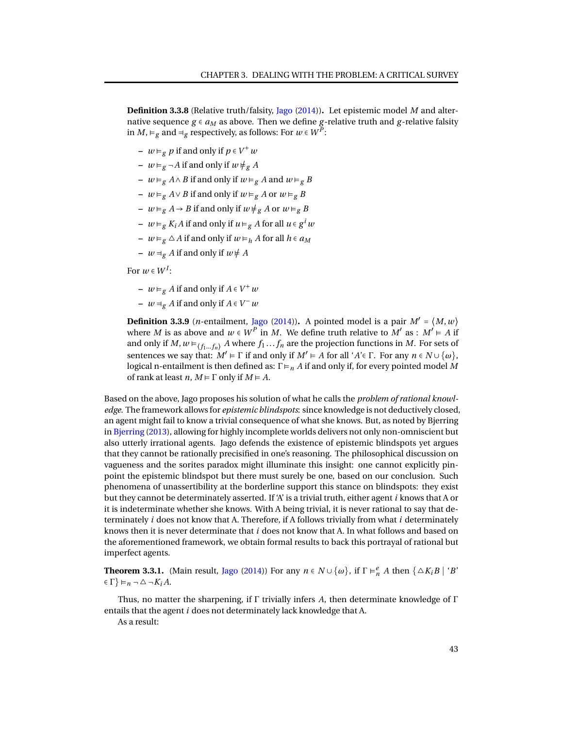**Definition 3.3.8** (Relative truth/falsity, Jago (2014))**.** Let epistemic model $M$ and alternative sequence $g \in a_M$ as above. Then we define $g$-relative truth and $g$-relative falsity in $M$, $\vDash_g$ and $\dashv_g$ respectively, as follows: For $w \in W^P$:

- $w \vDash_g p$ if and only if $p \in V^+ w$
- $w \vDash_g \neg A$ if and only if $w \not\vDash_g A$
- $w \vDash_g A \wedge B$ if and only if $w \vDash_g A$ and $w \vDash_g B$
- $w \vDash_g A \vee B$ if and only if $w \vDash_g A$ or $w \vDash_g B$
- $w \vDash_g A \rightarrow B$ if and only if $w \not\vDash_g A$ or $w \vDash_g B$
- $w \vDash_g K_i A$ if and only if $u \vDash_g A$ for all $u \in g^i w$
- $w \vDash_g \triangle A$ if and only if $w \vDash_h A$ for all $h \in a_M$
- $w \dashv_g A$ if and only if $w \not\vDash A$

For $w \in W^I$:

- $w \vDash_g A$ if and only if $A \in V^+ w$
- $w \dashv_g A$ if and only if $A \in V^- w$

**Definition 3.3.9** ($n$-entailment, Jago (2014))**.** A pointed model is a pair $M' = \langle M, w \rangle$ where $M$ is as above and $w \in W^P$ in $M$. We define truth relative to $M'$ as : $M' \vDash A$ if and only if $M, w \vDash_{\langle f_1 \ldots f_n \rangle} A$ where $f_1 \ldots f_n$ are the projection functions in $M$. For sets of sentences we say that: $M' \vDash \Gamma$ if and only if $M' \vDash A$ for all '$A$'$\in \Gamma$. For any $n \in N \cup \{\omega\}$, logical n-entailment is then defined as: $\Gamma \vDash_n A$ if and only if, for every pointed model $M$ of rank at least $n$, $M \vDash \Gamma$ only if $M \vDash A$.

Based on the above, Jago proposes his solution of what he calls the *problem of rational knowledge*. The framework allows for *epistemic blindspots*: since knowledge is not deductively closed, an agent might fail to know a trivial consequence of what she knows. But, as noted by Bjerring in Bjerring (2013), allowing for highly incomplete worlds delivers not only non-omniscient but also utterly irrational agents. Jago defends the existence of epistemic blindspots yet argues that they cannot be rationally precisified in one's reasoning. The philosophical discussion on vagueness and the sorites paradox might illuminate this insight: one cannot explicitly pinpoint the epistemic blindspot but there must surely be one, based on our conclusion. Such phenomena of unassertibility at the borderline support this stance on blindspots: they exist but they cannot be determinately asserted. If 'A' is a trivial truth, either agent $i$ knows that A or it is indeterminate whether she knows. With A being trivial, it is never rational to say that determinately $i$ does not know that A. Therefore, if A follows trivially from what $i$ determinately knows then it is never determinate that $i$ does not know that A. In what follows and based on the aforementioned framework, we obtain formal results to back this portrayal of rational but imperfect agents.

**Theorem 3.3.1.** (Main result, Jago (2014)) For any $n \in N \cup \{\omega\}$, if $\Gamma \vDash_n^e A$ then $\{\triangle K_i B \mid$ '$B$' $\in \Gamma\} \vDash_n \neg \triangle \neg K_i A$.

Thus, no matter the sharpening, if $\Gamma$ trivially infers $A$, then determinate knowledge of $\Gamma$ entails that the agent $i$ does not determinately lack knowledge that A.

As a result: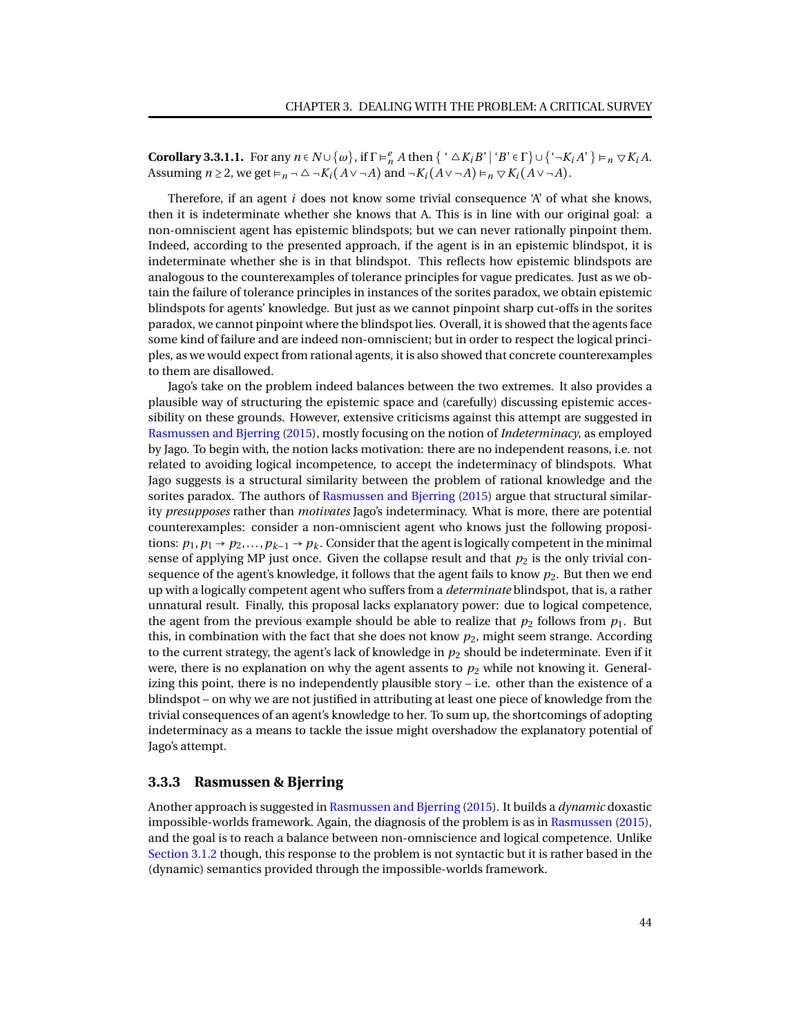**Corollary 3.3.1.1.** For any $n \in N \cup \{\omega\}$, if $\Gamma \vDash_n^e A$ then $\{ `\triangle K_i B' \mid `B' \in \Gamma\} \cup \{`\neg K_i A'\} \vDash_n \triangledown K_i A$. Assuming $n \geq 2$, we get $\vDash_n \neg \triangle \neg K_i(A \vee \neg A)$ and $\neg K_i(A \vee \neg A) \vDash_n \triangledown K_i(A \vee \neg A)$.

Therefore, if an agent $i$ does not know some trivial consequence 'A' of what she knows, then it is indeterminate whether she knows that A. This is in line with our original goal: a non-omniscient agent has epistemic blindspots; but we can never rationally pinpoint them. Indeed, according to the presented approach, if the agent is in an epistemic blindspot, it is indeterminate whether she is in that blindspot. This reflects how epistemic blindspots are analogous to the counterexamples of tolerance principles for vague predicates. Just as we obtain the failure of tolerance principles in instances of the sorites paradox, we obtain epistemic blindspots for agents' knowledge. But just as we cannot pinpoint sharp cut-offs in the sorites paradox, we cannot pinpoint where the blindspot lies. Overall, it is showed that the agents face some kind of failure and are indeed non-omniscient; but in order to respect the logical principles, as we would expect from rational agents, it is also showed that concrete counterexamples to them are disallowed.

Jago's take on the problem indeed balances between the two extremes. It also provides a plausible way of structuring the epistemic space and (carefully) discussing epistemic accessibility on these grounds. However, extensive criticisms against this attempt are suggested in Rasmussen and Bjerring (2015), mostly focusing on the notion of *Indeterminacy*, as employed by Jago. To begin with, the notion lacks motivation: there are no independent reasons, i.e. not related to avoiding logical incompetence, to accept the indeterminacy of blindspots. What Jago suggests is a structural similarity between the problem of rational knowledge and the sorites paradox. The authors of Rasmussen and Bjerring (2015) argue that structural similarity *presupposes* rather than *motivates* Jago's indeterminacy. What is more, there are potential counterexamples: consider a non-omniscient agent who knows just the following propositions: $p_1, p_1 \to p_2, \ldots, p_{k-1} \to p_k$. Consider that the agent is logically competent in the minimal sense of applying MP just once. Given the collapse result and that $p_2$ is the only trivial consequence of the agent's knowledge, it follows that the agent fails to know $p_2$. But then we end up with a logically competent agent who suffers from a *determinate* blindspot, that is, a rather unnatural result. Finally, this proposal lacks explanatory power: due to logical competence, the agent from the previous example should be able to realize that $p_2$ follows from $p_1$. But this, in combination with the fact that she does not know $p_2$, might seem strange. According to the current strategy, the agent's lack of knowledge in $p_2$ should be indeterminate. Even if it were, there is no explanation on why the agent assents to $p_2$ while not knowing it. Generalizing this point, there is no independently plausible story – i.e. other than the existence of a blindspot – on why we are not justified in attributing at least one piece of knowledge from the trivial consequences of an agent's knowledge to her. To sum up, the shortcomings of adopting indeterminacy as a means to tackle the issue might overshadow the explanatory potential of Jago's attempt.

### 3.3.3 Rasmussen & Bjerring

Another approach is suggested in Rasmussen and Bjerring (2015). It builds a *dynamic* doxastic impossible-worlds framework. Again, the diagnosis of the problem is as in Rasmussen (2015), and the goal is to reach a balance between non-omniscience and logical competence. Unlike Section 3.1.2 though, this response to the problem is not syntactic but it is rather based in the (dynamic) semantics provided through the impossible-worlds framework.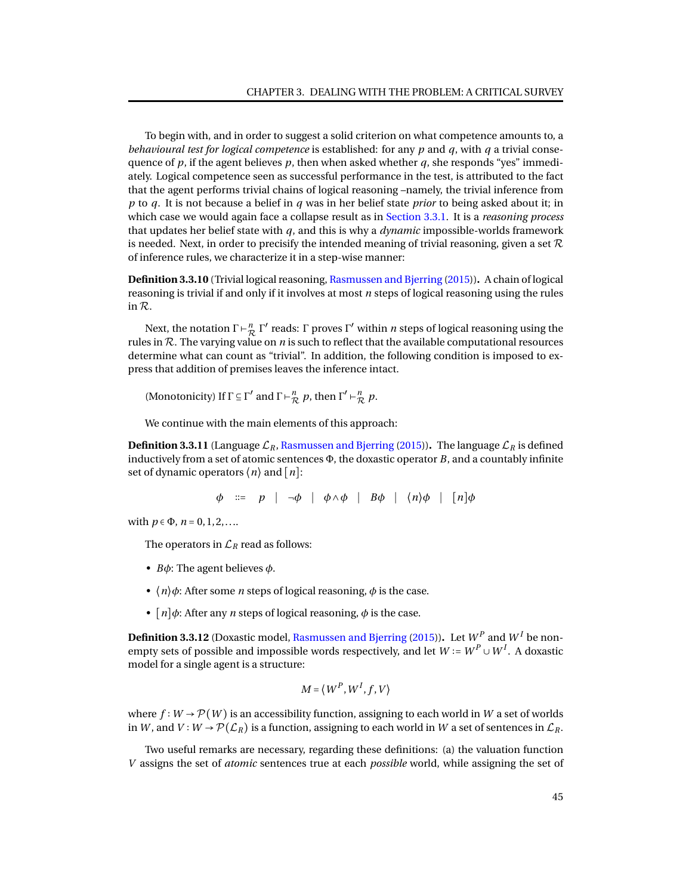To begin with, and in order to suggest a solid criterion on what competence amounts to, a *behavioural test for logical competence* is established: for any $p$ and $q$, with $q$ a trivial consequence of $p$, if the agent believes $p$, then when asked whether $q$, she responds "yes" immediately. Logical competence seen as successful performance in the test, is attributed to the fact that the agent performs trivial chains of logical reasoning –namely, the trivial inference from $p$ to $q$. It is not because a belief in $q$ was in her belief state *prior* to being asked about it; in which case we would again face a collapse result as in Section 3.3.1. It is a *reasoning process* that updates her belief state with $q$, and this is why a *dynamic* impossible-worlds framework is needed. Next, in order to precisify the intended meaning of trivial reasoning, given a set $\mathcal{R}$ of inference rules, we characterize it in a step-wise manner:

**Definition 3.3.10** (Trivial logical reasoning, Rasmussen and Bjerring (2015))**.** A chain of logical reasoning is trivial if and only if it involves at most $n$ steps of logical reasoning using the rules in $\mathcal{R}$.

Next, the notation $\Gamma \vdash^n_{\mathcal{R}} \Gamma'$ reads: $\Gamma$ proves $\Gamma'$ within $n$ steps of logical reasoning using the rules in $\mathcal{R}$. The varying value on $n$ is such to reflect that the available computational resources determine what can count as "trivial". In addition, the following condition is imposed to express that addition of premises leaves the inference intact.

(Monotonicity) If $\Gamma \subseteq \Gamma'$ and $\Gamma \vdash^n_{\mathcal{R}} p$, then $\Gamma' \vdash^n_{\mathcal{R}} p$.

We continue with the main elements of this approach:

**Definition 3.3.11** (Language $\mathcal{L}_R$, Rasmussen and Bjerring (2015))**.** The language $\mathcal{L}_R$ is defined inductively from a set of atomic sentences $\Phi$, the doxastic operator $B$, and a countably infinite set of dynamic operators $\langle n \rangle$ and $[n]$:

$$\phi \ ::= \ p \ \mid \ \neg\phi \ \mid \ \phi \wedge \phi \ \mid \ B\phi \ \mid \ \langle n \rangle \phi \ \mid \ [n]\phi$$

with $p \in \Phi$, $n = 0, 1, 2, \ldots$.

The operators in $\mathcal{L}_R$ read as follows:

- $B\phi$: The agent believes $\phi$.
- $\langle n \rangle \phi$: After some $n$ steps of logical reasoning, $\phi$ is the case.
- $[n]\phi$: After any $n$ steps of logical reasoning, $\phi$ is the case.

**Definition 3.3.12** (Doxastic model, Rasmussen and Bjerring (2015))**.** Let $W^P$ and $W^I$ be non-empty sets of possible and impossible words respectively, and let $W := W^P \cup W^I$. A doxastic model for a single agent is a structure:

$$M = \langle W^P, W^I, f, V \rangle$$

where $f : W \to \mathcal{P}(W)$ is an accessibility function, assigning to each world in $W$ a set of worlds in $W$, and $V : W \to \mathcal{P}(\mathcal{L}_R)$ is a function, assigning to each world in $W$ a set of sentences in $\mathcal{L}_R$.

Two useful remarks are necessary, regarding these definitions: (a) the valuation function $V$ assigns the set of *atomic* sentences true at each *possible* world, while assigning the set of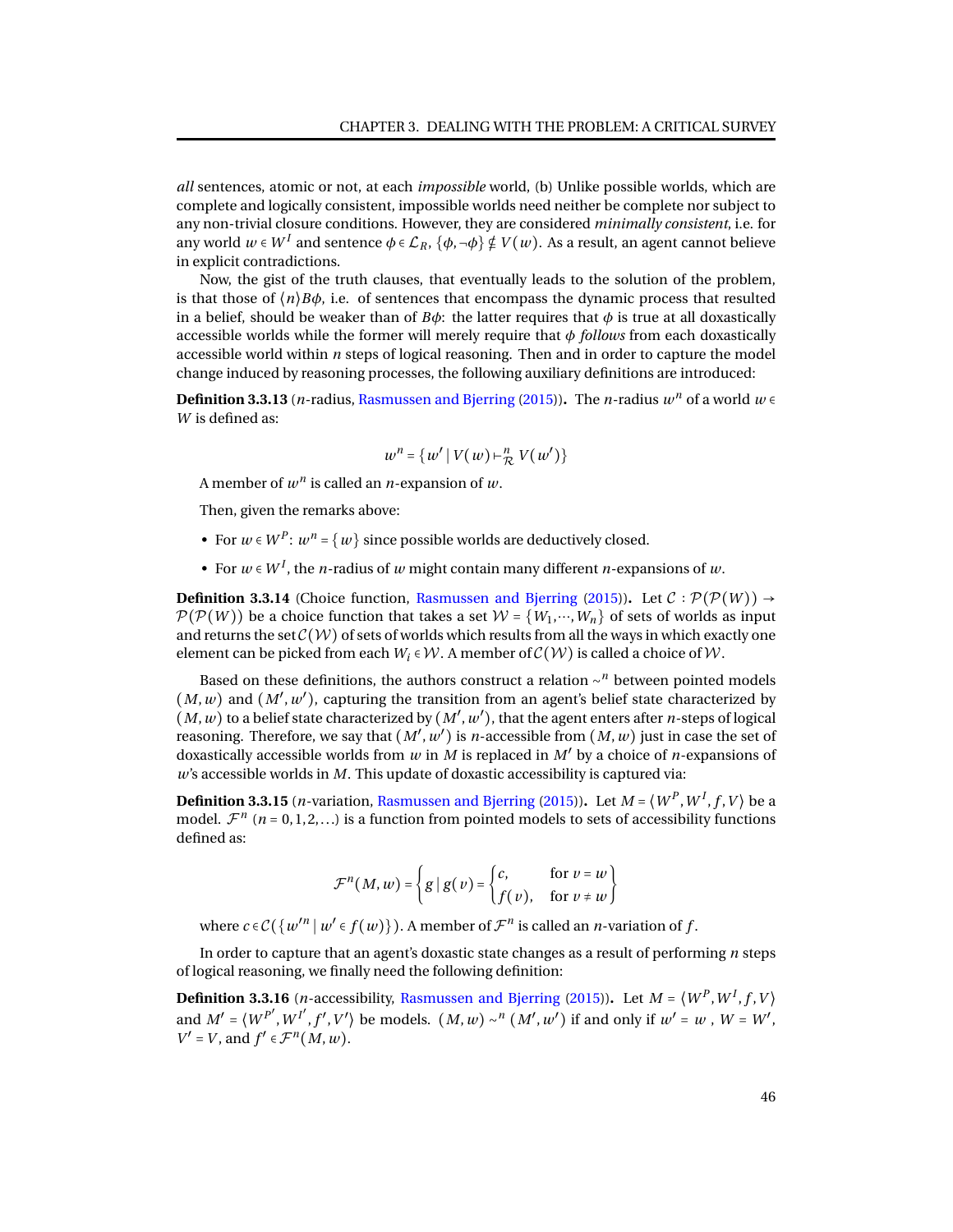*all* sentences, atomic or not, at each *impossible* world, (b) Unlike possible worlds, which are complete and logically consistent, impossible worlds need neither be complete nor subject to any non-trivial closure conditions. However, they are considered *minimally consistent*, i.e. for any world $w \in W^I$ and sentence $\phi \in \mathcal{L}_R$, $\{\phi, \neg\phi\} \notin V(w)$. As a result, an agent cannot believe in explicit contradictions.

Now, the gist of the truth clauses, that eventually leads to the solution of the problem, is that those of $\langle n \rangle B\phi$, i.e. of sentences that encompass the dynamic process that resulted in a belief, should be weaker than of $B\phi$: the latter requires that $\phi$ is true at all doxastically accessible worlds while the former will merely require that $\phi$ *follows* from each doxastically accessible world within $n$ steps of logical reasoning. Then and in order to capture the model change induced by reasoning processes, the following auxiliary definitions are introduced:

**Definition 3.3.13** ($n$-radius, Rasmussen and Bjerring (2015))**.** The $n$-radius $w^n$ of a world $w \in W$ is defined as:

$$w^n = \{w' \mid V(w) \vdash^n_{\mathcal{R}} V(w')\}$$

A member of $w^n$ is called an $n$-expansion of $w$.

Then, given the remarks above:

- For $w \in W^P$: $w^n = \{w\}$ since possible worlds are deductively closed.
- For $w \in W^I$, the $n$-radius of $w$ might contain many different $n$-expansions of $w$.

**Definition 3.3.14** (Choice function, Rasmussen and Bjerring (2015))**.** Let $\mathcal{C} : \mathcal{P}(\mathcal{P}(W)) \to \mathcal{P}(\mathcal{P}(W))$ be a choice function that takes a set $\mathcal{W} = \{W_1, \cdots, W_n\}$ of sets of worlds as input and returns the set $\mathcal{C}(\mathcal{W})$ of sets of worlds which results from all the ways in which exactly one element can be picked from each $W_i \in \mathcal{W}$. A member of $\mathcal{C}(\mathcal{W})$ is called a choice of $\mathcal{W}$.

Based on these definitions, the authors construct a relation $\sim^n$ between pointed models $(M, w)$ and $(M', w')$, capturing the transition from an agent's belief state characterized by $(M, w)$ to a belief state characterized by $(M', w')$, that the agent enters after $n$-steps of logical reasoning. Therefore, we say that $(M', w')$ is $n$-accessible from $(M, w)$ just in case the set of doxastically accessible worlds from $w$ in $M$ is replaced in $M'$ by a choice of $n$-expansions of $w$'s accessible worlds in $M$. This update of doxastic accessibility is captured via:

**Definition 3.3.15** ($n$-variation, Rasmussen and Bjerring (2015))**.** Let $M = \langle W^P, W^I, f, V \rangle$ be a model. $\mathcal{F}^n$ $(n = 0, 1, 2, \ldots)$ is a function from pointed models to sets of accessibility functions defined as:

$$\mathcal{F}^n(M, w) = \left\{ g \mid g(v) = \begin{cases} c, & \text{for } v = w \\ f(v), & \text{for } v \neq w \end{cases} \right\}$$

where $c \in \mathcal{C}(\{w'^n \mid w' \in f(w)\})$. A member of $\mathcal{F}^n$ is called an $n$-variation of $f$.

In order to capture that an agent's doxastic state changes as a result of performing $n$ steps of logical reasoning, we finally need the following definition:

**Definition 3.3.16** ($n$-accessibility, Rasmussen and Bjerring (2015))**.** Let $M = \langle W^P, W^I, f, V \rangle$ and $M' = \langle W^{P'}, W^{I'}, f', V' \rangle$ be models. $(M, w) \sim^n (M', w')$ if and only if $w' = w$ , $W = W'$, $V' = V$, and $f' \in \mathcal{F}^n(M, w)$.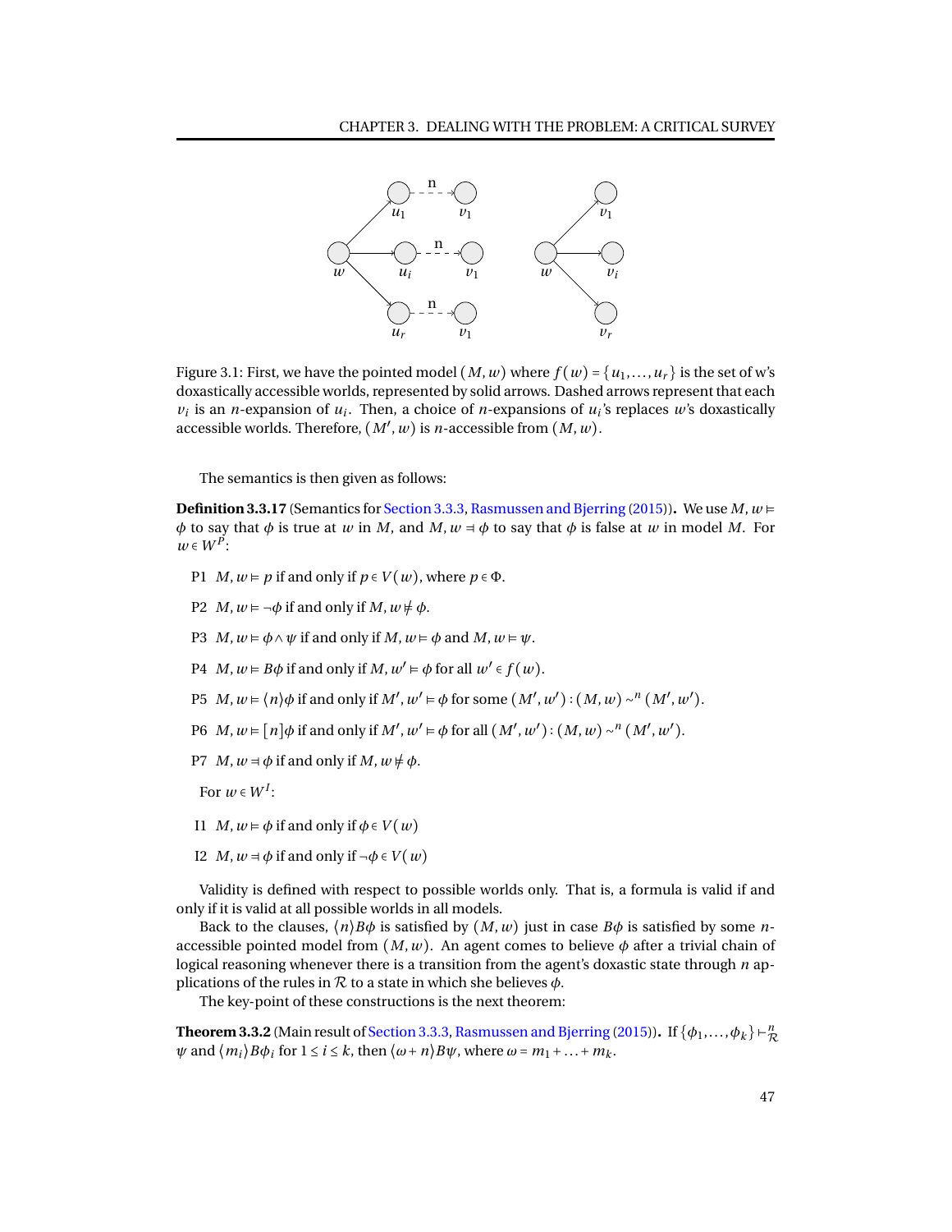Figure 3.1: First, we have the pointed model $(M, w)$ where $f(w) = \{u_1, \ldots, u_r\}$ is the set of w's doxastically accessible worlds, represented by solid arrows. Dashed arrows represent that each $v_i$ is an $n$-expansion of $u_i$. Then, a choice of $n$-expansions of $u_i$'s replaces $w$'s doxastically accessible worlds. Therefore, $(M', w)$ is $n$-accessible from $(M, w)$.

The semantics is then given as follows:

**Definition 3.3.17** (Semantics for Section 3.3.3, Rasmussen and Bjerring (2015))**.** We use $M, w \vDash \phi$ to say that $\phi$ is true at $w$ in $M$, and $M, w \dashv \phi$ to say that $\phi$ is false at $w$ in model $M$. For $w \in W^P$:

P1 $M, w \vDash p$ if and only if $p \in V(w)$, where $p \in \Phi$.

P2 $M, w \vDash \neg\phi$ if and only if $M, w \nvDash \phi$.

P3 $M, w \vDash \phi \wedge \psi$ if and only if $M, w \vDash \phi$ and $M, w \vDash \psi$.

P4 $M, w \vDash B\phi$ if and only if $M, w' \vDash \phi$ for all $w' \in f(w)$.

P5 $M, w \vDash \langle n \rangle \phi$ if and only if $M', w' \vDash \phi$ for some $(M', w') : (M, w) \sim^n (M', w')$.

P6 $M, w \vDash [n]\phi$ if and only if $M', w' \vDash \phi$ for all $(M', w') : (M, w) \sim^n (M', w')$.

P7 $M, w \dashv \phi$ if and only if $M, w \nvDash \phi$.

For $w \in W^I$:

I1 $M, w \vDash \phi$ if and only if $\phi \in V(w)$

I2 $M, w \dashv \phi$ if and only if $\neg\phi \in V(w)$

Validity is defined with respect to possible worlds only. That is, a formula is valid if and only if it is valid at all possible worlds in all models.

Back to the clauses, $\langle n \rangle B\phi$ is satisfied by $(M, w)$ just in case $B\phi$ is satisfied by some $n$-accessible pointed model from $(M, w)$. An agent comes to believe $\phi$ after a trivial chain of logical reasoning whenever there is a transition from the agent's doxastic state through $n$ applications of the rules in $\mathcal{R}$ to a state in which she believes $\phi$.

The key-point of these constructions is the next theorem:

**Theorem 3.3.2** (Main result of Section 3.3.3, Rasmussen and Bjerring (2015))**.** If $\{\phi_1, \ldots, \phi_k\} \vdash^n_{\mathcal{R}} \psi$ and $\langle m_i \rangle B\phi_i$ for $1 \leq i \leq k$, then $\langle \omega + n \rangle B\psi$, where $\omega = m_1 + \ldots + m_k$.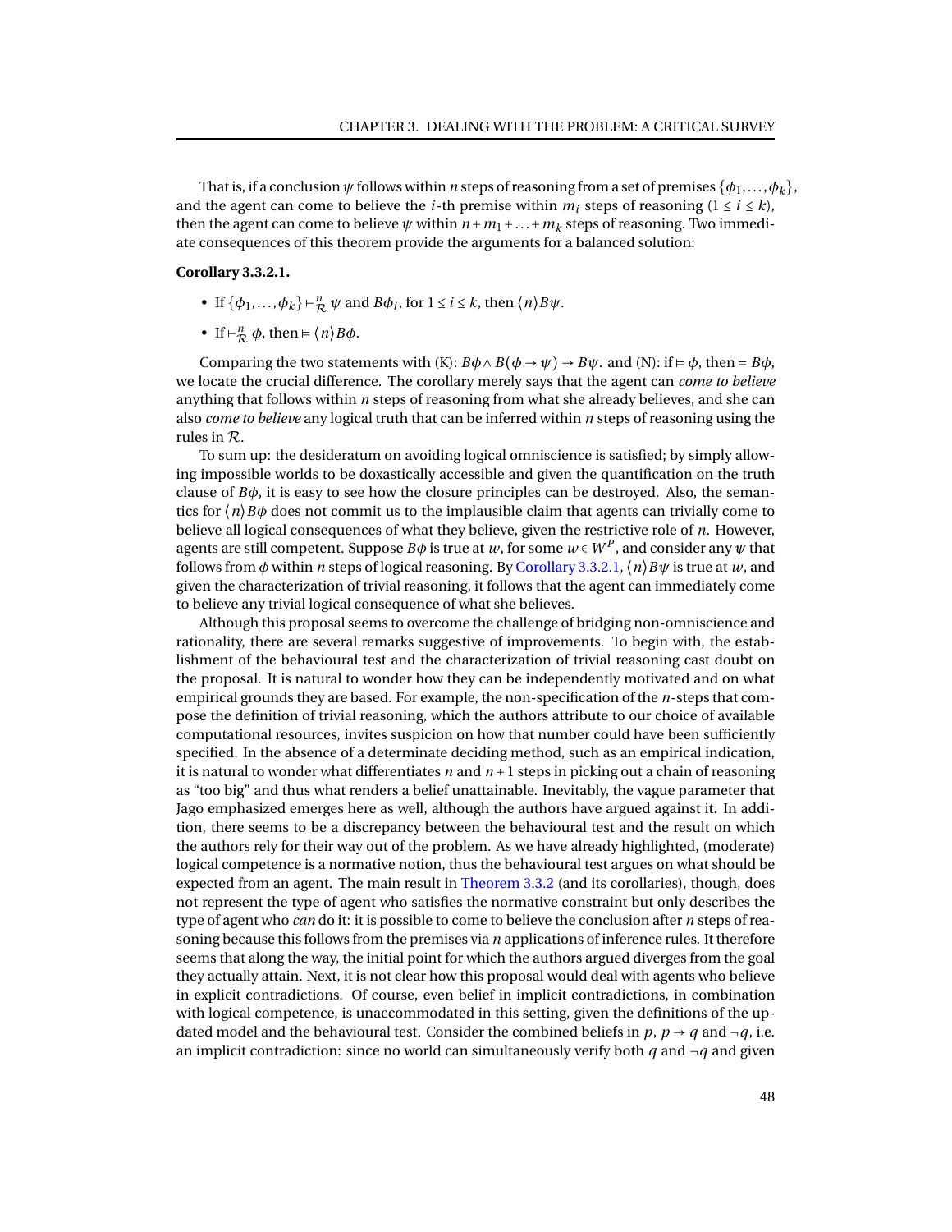That is, if a conclusion $\psi$ follows within $n$ steps of reasoning from a set of premises $\{\phi_1,\ldots,\phi_k\}$, and the agent can come to believe the $i$-th premise within $m_i$ steps of reasoning ($1 \leq i \leq k$), then the agent can come to believe $\psi$ within $n + m_1 + \ldots + m_k$ steps of reasoning. Two immediate consequences of this theorem provide the arguments for a balanced solution:

**Corollary 3.3.2.1.**

- If $\{\phi_1,\ldots,\phi_k\} \vdash^n_{\mathcal{R}} \psi$ and $B\phi_i$, for $1 \leq i \leq k$, then $\langle n \rangle B\psi$.
- If $\vdash^n_{\mathcal{R}} \phi$, then $\vDash \langle n \rangle B\phi$.

Comparing the two statements with (K): $B\phi \wedge B(\phi \to \psi) \to B\psi$. and (N): if $\vDash \phi$, then $\vDash B\phi$, we locate the crucial difference. The corollary merely says that the agent can *come to believe* anything that follows within $n$ steps of reasoning from what she already believes, and she can also *come to believe* any logical truth that can be inferred within $n$ steps of reasoning using the rules in $\mathcal{R}$.

To sum up: the desideratum on avoiding logical omniscience is satisfied; by simply allowing impossible worlds to be doxastically accessible and given the quantification on the truth clause of $B\phi$, it is easy to see how the closure principles can be destroyed. Also, the semantics for $\langle n \rangle B\phi$ does not commit us to the implausible claim that agents can trivially come to believe all logical consequences of what they believe, given the restrictive role of $n$. However, agents are still competent. Suppose $B\phi$ is true at $w$, for some $w \in W^P$, and consider any $\psi$ that follows from $\phi$ within $n$ steps of logical reasoning. By Corollary 3.3.2.1, $\langle n \rangle B\psi$ is true at $w$, and given the characterization of trivial reasoning, it follows that the agent can immediately come to believe any trivial logical consequence of what she believes.

Although this proposal seems to overcome the challenge of bridging non-omniscience and rationality, there are several remarks suggestive of improvements. To begin with, the establishment of the behavioural test and the characterization of trivial reasoning cast doubt on the proposal. It is natural to wonder how they can be independently motivated and on what empirical grounds they are based. For example, the non-specification of the $n$-steps that compose the definition of trivial reasoning, which the authors attribute to our choice of available computational resources, invites suspicion on how that number could have been sufficiently specified. In the absence of a determinate deciding method, such as an empirical indication, it is natural to wonder what differentiates $n$ and $n+1$ steps in picking out a chain of reasoning as "too big" and thus what renders a belief unattainable. Inevitably, the vague parameter that Jago emphasized emerges here as well, although the authors have argued against it. In addition, there seems to be a discrepancy between the behavioural test and the result on which the authors rely for their way out of the problem. As we have already highlighted, (moderate) logical competence is a normative notion, thus the behavioural test argues on what should be expected from an agent. The main result in Theorem 3.3.2 (and its corollaries), though, does not represent the type of agent who satisfies the normative constraint but only describes the type of agent who *can* do it: it is possible to come to believe the conclusion after $n$ steps of reasoning because this follows from the premises via $n$ applications of inference rules. It therefore seems that along the way, the initial point for which the authors argued diverges from the goal they actually attain. Next, it is not clear how this proposal would deal with agents who believe in explicit contradictions. Of course, even belief in implicit contradictions, in combination with logical competence, is unaccommodated in this setting, given the definitions of the updated model and the behavioural test. Consider the combined beliefs in $p$, $p \to q$ and $\neg q$, i.e. an implicit contradiction: since no world can simultaneously verify both $q$ and $\neg q$ and given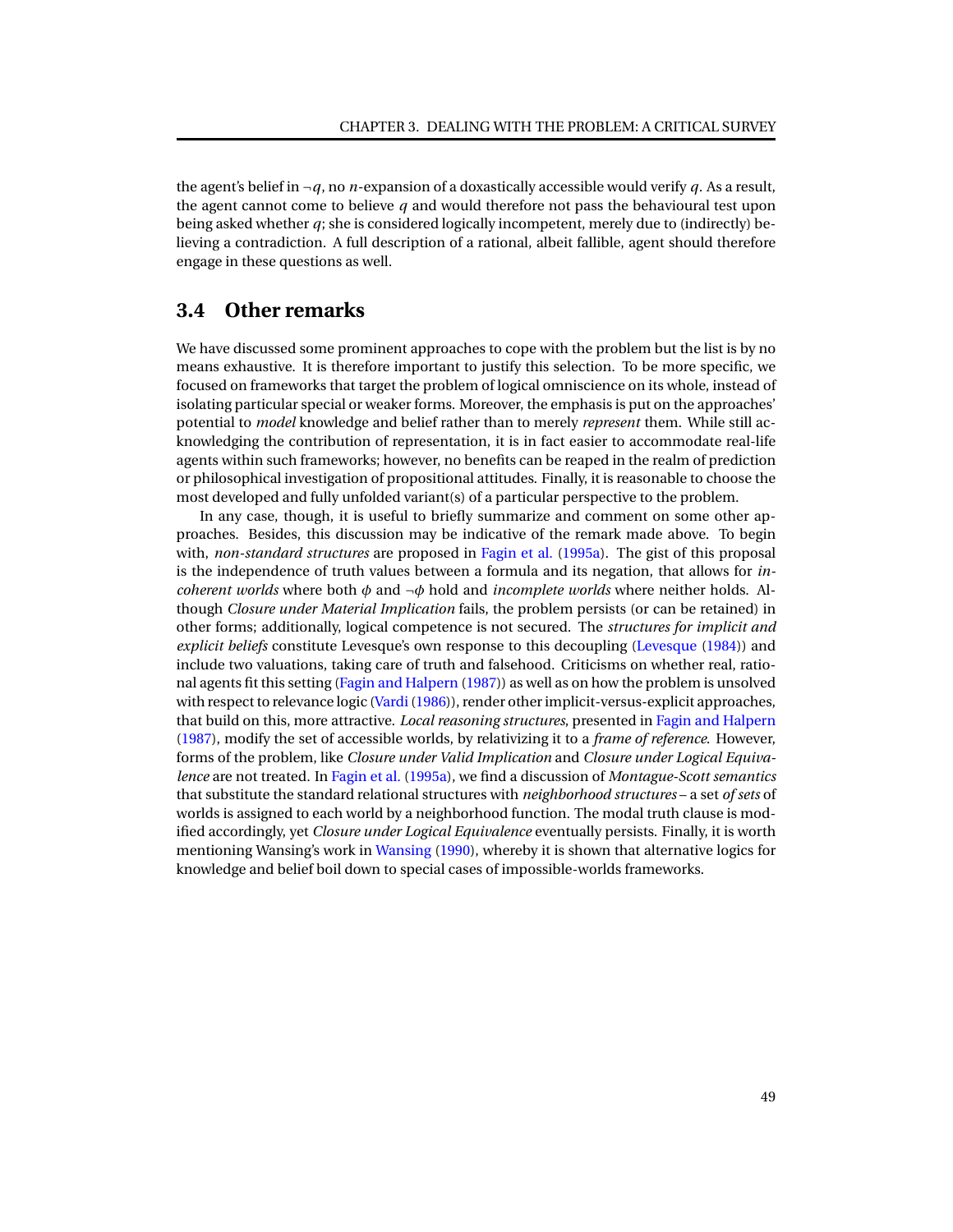the agent's belief in $\neg q$, no $n$-expansion of a doxastically accessible would verify $q$. As a result, the agent cannot come to believe $q$ and would therefore not pass the behavioural test upon being asked whether $q$; she is considered logically incompetent, merely due to (indirectly) believing a contradiction. A full description of a rational, albeit fallible, agent should therefore engage in these questions as well.

## 3.4 Other remarks

We have discussed some prominent approaches to cope with the problem but the list is by no means exhaustive. It is therefore important to justify this selection. To be more specific, we focused on frameworks that target the problem of logical omniscience on its whole, instead of isolating particular special or weaker forms. Moreover, the emphasis is put on the approaches' potential to *model* knowledge and belief rather than to merely *represent* them. While still acknowledging the contribution of representation, it is in fact easier to accommodate real-life agents within such frameworks; however, no benefits can be reaped in the realm of prediction or philosophical investigation of propositional attitudes. Finally, it is reasonable to choose the most developed and fully unfolded variant(s) of a particular perspective to the problem.

In any case, though, it is useful to briefly summarize and comment on some other approaches. Besides, this discussion may be indicative of the remark made above. To begin with, *non-standard structures* are proposed in Fagin et al. (1995a). The gist of this proposal is the independence of truth values between a formula and its negation, that allows for *incoherent worlds* where both $\phi$ and $\neg\phi$ hold and *incomplete worlds* where neither holds. Although *Closure under Material Implication* fails, the problem persists (or can be retained) in other forms; additionally, logical competence is not secured. The *structures for implicit and explicit beliefs* constitute Levesque's own response to this decoupling (Levesque (1984)) and include two valuations, taking care of truth and falsehood. Criticisms on whether real, rational agents fit this setting (Fagin and Halpern (1987)) as well as on how the problem is unsolved with respect to relevance logic (Vardi (1986)), render other implicit-versus-explicit approaches, that build on this, more attractive. *Local reasoning structures*, presented in Fagin and Halpern (1987), modify the set of accessible worlds, by relativizing it to a *frame of reference*. However, forms of the problem, like *Closure under Valid Implication* and *Closure under Logical Equivalence* are not treated. In Fagin et al. (1995a), we find a discussion of *Montague-Scott semantics* that substitute the standard relational structures with *neighborhood structures* – a set *of sets* of worlds is assigned to each world by a neighborhood function. The modal truth clause is modified accordingly, yet *Closure under Logical Equivalence* eventually persists. Finally, it is worth mentioning Wansing's work in Wansing (1990), whereby it is shown that alternative logics for knowledge and belief boil down to special cases of impossible-worlds frameworks.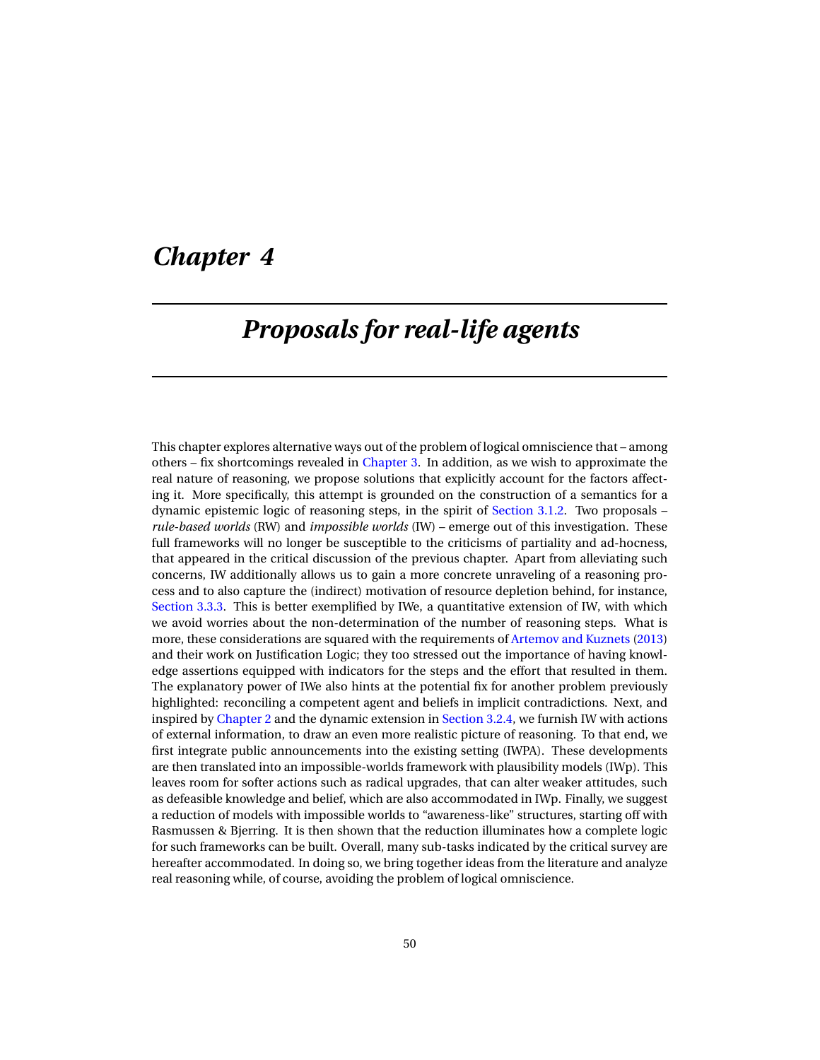# Chapter 4

# Proposals for real-life agents

This chapter explores alternative ways out of the problem of logical omniscience that – among others – fix shortcomings revealed in Chapter 3. In addition, as we wish to approximate the real nature of reasoning, we propose solutions that explicitly account for the factors affecting it. More specifically, this attempt is grounded on the construction of a semantics for a dynamic epistemic logic of reasoning steps, in the spirit of Section 3.1.2. Two proposals – *rule-based worlds* (RW) and *impossible worlds* (IW) – emerge out of this investigation. These full frameworks will no longer be susceptible to the criticisms of partiality and ad-hocness, that appeared in the critical discussion of the previous chapter. Apart from alleviating such concerns, IW additionally allows us to gain a more concrete unraveling of a reasoning process and to also capture the (indirect) motivation of resource depletion behind, for instance, Section 3.3.3. This is better exemplified by IWe, a quantitative extension of IW, with which we avoid worries about the non-determination of the number of reasoning steps. What is more, these considerations are squared with the requirements of Artemov and Kuznets (2013) and their work on Justification Logic; they too stressed out the importance of having knowledge assertions equipped with indicators for the steps and the effort that resulted in them. The explanatory power of IWe also hints at the potential fix for another problem previously highlighted: reconciling a competent agent and beliefs in implicit contradictions. Next, and inspired by Chapter 2 and the dynamic extension in Section 3.2.4, we furnish IW with actions of external information, to draw an even more realistic picture of reasoning. To that end, we first integrate public announcements into the existing setting (IWPA). These developments are then translated into an impossible-worlds framework with plausibility models (IWp). This leaves room for softer actions such as radical upgrades, that can alter weaker attitudes, such as defeasible knowledge and belief, which are also accommodated in IWp. Finally, we suggest a reduction of models with impossible worlds to "awareness-like" structures, starting off with Rasmussen & Bjerring. It is then shown that the reduction illuminates how a complete logic for such frameworks can be built. Overall, many sub-tasks indicated by the critical survey are hereafter accommodated. In doing so, we bring together ideas from the literature and analyze real reasoning while, of course, avoiding the problem of logical omniscience.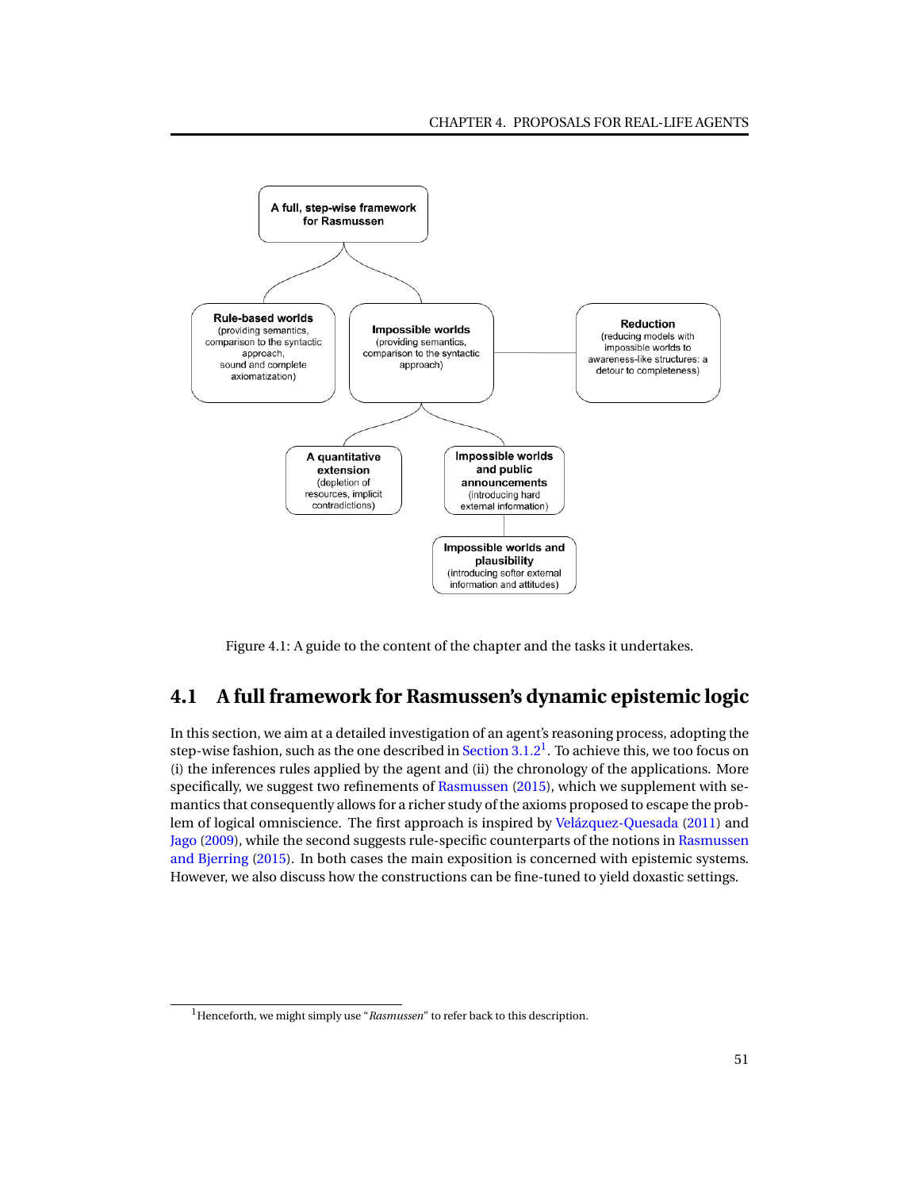A full, step-wise framework for Rasmussen

Rule-based worlds (providing semantics, comparison to the syntactic approach, sound and complete axiomatization)

Impossible worlds (providing semantics, comparison to the syntactic approach)

Reduction (reducing models with impossible worlds to awareness-like structures: a detour to completeness)

A quantitative extension (depletion of resources, implicit contradictions)

Impossible worlds and public announcements (introducing hard external information)

Impossible worlds and plausibility (introducing softer external information and attitudes)

Figure 4.1: A guide to the content of the chapter and the tasks it undertakes.

## 4.1 A full framework for Rasmussen's dynamic epistemic logic

In this section, we aim at a detailed investigation of an agent's reasoning process, adopting the step-wise fashion, such as the one described in Section 3.1.2[1]. To achieve this, we too focus on (i) the inferences rules applied by the agent and (ii) the chronology of the applications. More specifically, we suggest two refinements of Rasmussen (2015), which we supplement with semantics that consequently allows for a richer study of the axioms proposed to escape the problem of logical omniscience. The first approach is inspired by Velázquez-Quesada (2011) and Jago (2009), while the second suggests rule-specific counterparts of the notions in Rasmussen and Bjerring (2015). In both cases the main exposition is concerned with epistemic systems. However, we also discuss how the constructions can be fine-tuned to yield doxastic settings.

[1] Henceforth, we might simply use "*Rasmussen*" to refer back to this description.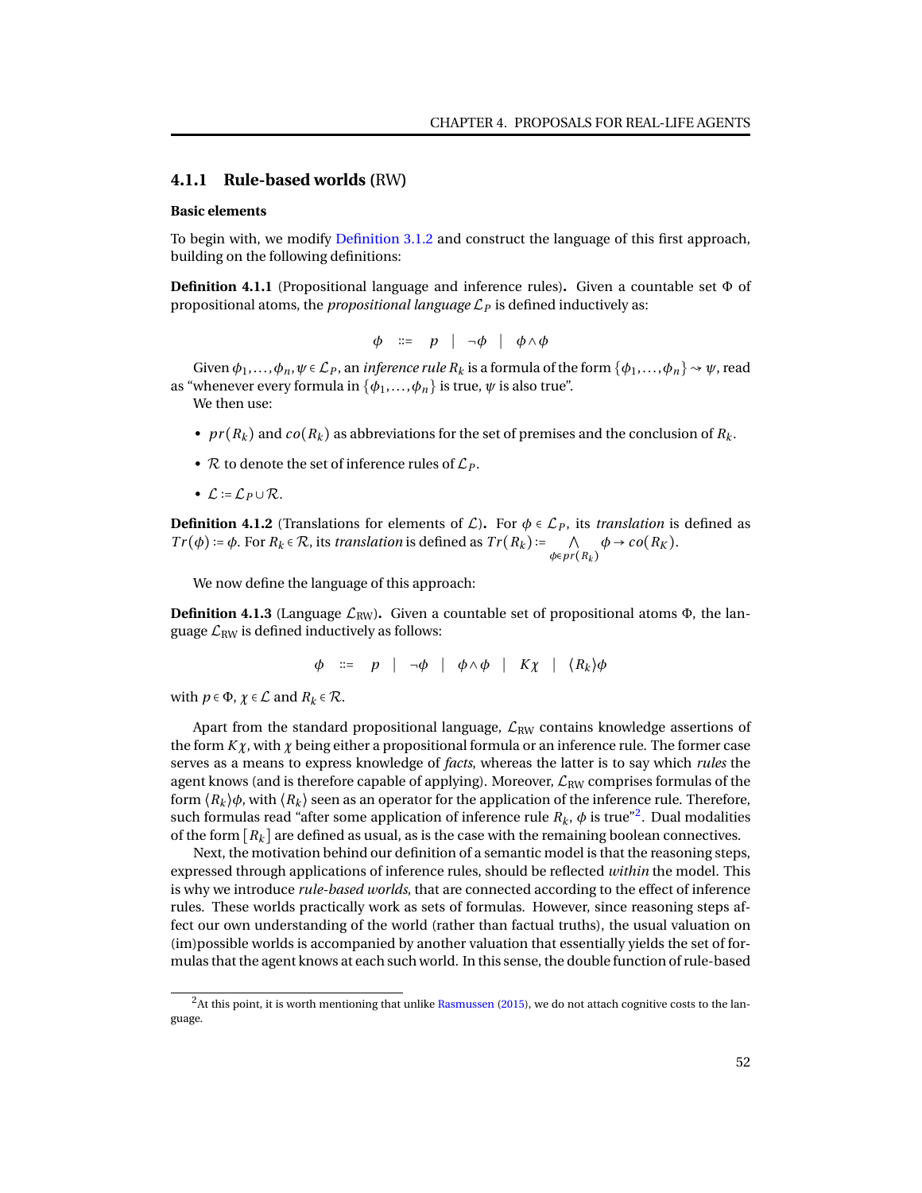### 4.1.1 Rule-based worlds (RW)

**Basic elements**

To begin with, we modify Definition 3.1.2 and construct the language of this first approach, building on the following definitions:

**Definition 4.1.1** (Propositional language and inference rules)**.** Given a countable set $\Phi$ of propositional atoms, the *propositional language* $\mathcal{L}_P$ is defined inductively as:

$$\phi \quad ::= \quad p \quad | \quad \neg\phi \quad | \quad \phi \wedge \phi$$

Given $\phi_1, \ldots, \phi_n, \psi \in \mathcal{L}_P$, an *inference rule* $R_k$ is a formula of the form $\{\phi_1, \ldots, \phi_n\} \rightsquigarrow \psi$, read as "whenever every formula in $\{\phi_1, \ldots, \phi_n\}$ is true, $\psi$ is also true".

We then use:

- $pr(R_k)$ and $co(R_k)$ as abbreviations for the set of premises and the conclusion of $R_k$.
- $\mathcal{R}$ to denote the set of inference rules of $\mathcal{L}_P$.
- $\mathcal{L} := \mathcal{L}_P \cup \mathcal{R}$.

**Definition 4.1.2** (Translations for elements of $\mathcal{L}$)**.** For $\phi \in \mathcal{L}_P$, its *translation* is defined as $Tr(\phi) := \phi$. For $R_k \in \mathcal{R}$, its *translation* is defined as $Tr(R_k) := \bigwedge_{\phi \in pr(R_k)} \phi \rightarrow co(R_K)$.

We now define the language of this approach:

**Definition 4.1.3** (Language $\mathcal{L}_{\text{RW}}$)**.** Given a countable set of propositional atoms $\Phi$, the language $\mathcal{L}_{\text{RW}}$ is defined inductively as follows:

$$\phi \quad ::= \quad p \quad | \quad \neg\phi \quad | \quad \phi \wedge \phi \quad | \quad K\chi \quad | \quad \langle R_k \rangle \phi$$

with $p \in \Phi$, $\chi \in \mathcal{L}$ and $R_k \in \mathcal{R}$.

Apart from the standard propositional language, $\mathcal{L}_{\text{RW}}$ contains knowledge assertions of the form $K\chi$, with $\chi$ being either a propositional formula or an inference rule. The former case serves as a means to express knowledge of *facts*, whereas the latter is to say which *rules* the agent knows (and is therefore capable of applying). Moreover, $\mathcal{L}_{\text{RW}}$ comprises formulas of the form $\langle R_k \rangle \phi$, with $\langle R_k \rangle$ seen as an operator for the application of the inference rule. Therefore, such formulas read "after some application of inference rule $R_k$, $\phi$ is true"[2]. Dual modalities of the form $[R_k]$ are defined as usual, as is the case with the remaining boolean connectives.

Next, the motivation behind our definition of a semantic model is that the reasoning steps, expressed through applications of inference rules, should be reflected *within* the model. This is why we introduce *rule-based worlds*, that are connected according to the effect of inference rules. These worlds practically work as sets of formulas. However, since reasoning steps affect our own understanding of the world (rather than factual truths), the usual valuation on (im)possible worlds is accompanied by another valuation that essentially yields the set of formulas that the agent knows at each such world. In this sense, the double function of rule-based

[2] At this point, it is worth mentioning that unlike Rasmussen (2015), we do not attach cognitive costs to the language.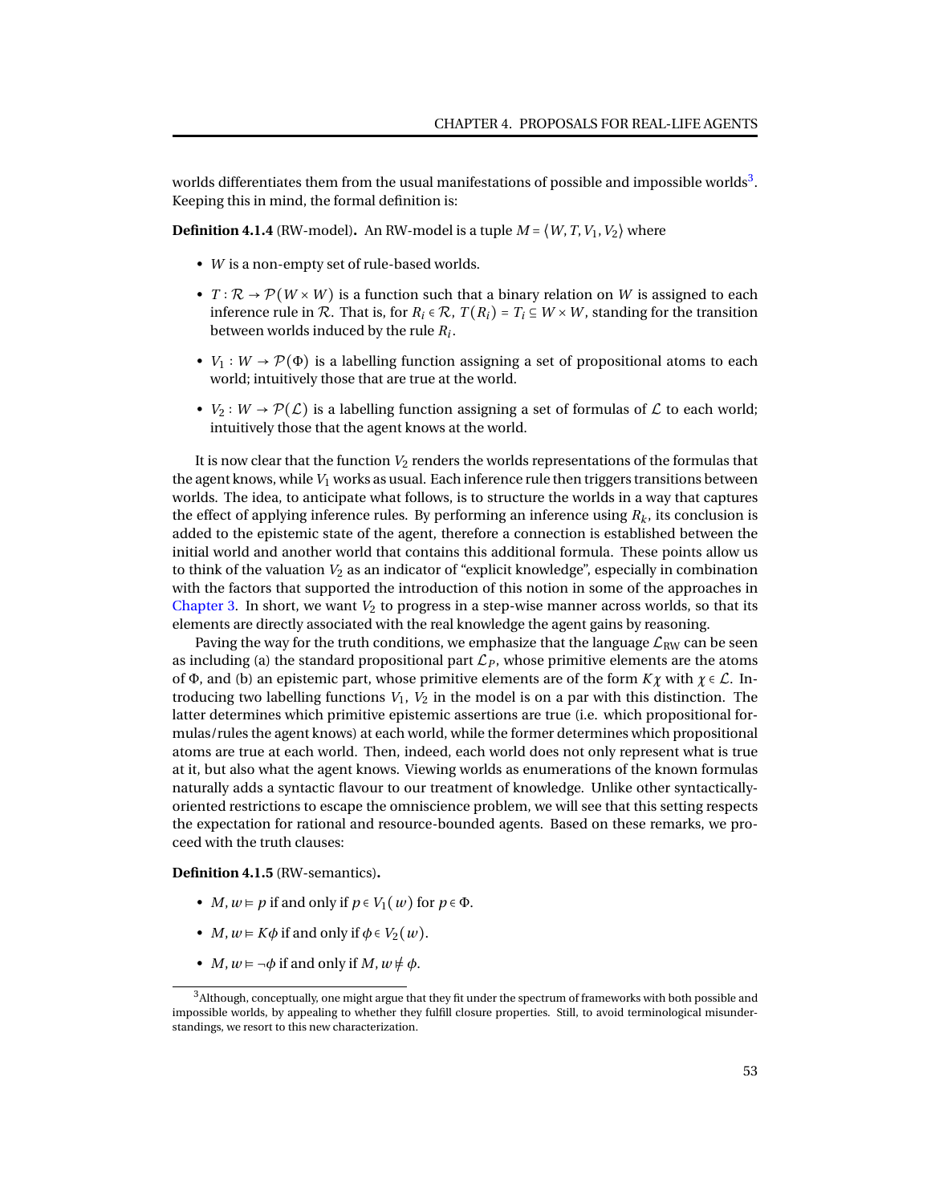worlds differentiates them from the usual manifestations of possible and impossible worlds[3]. Keeping this in mind, the formal definition is:

**Definition 4.1.4** (RW-model)**.** An RW-model is a tuple $M = \langle W, T, V_1, V_2 \rangle$ where

- $W$ is a non-empty set of rule-based worlds.
- $T : \mathcal{R} \to \mathcal{P}(W \times W)$ is a function such that a binary relation on $W$ is assigned to each inference rule in $\mathcal{R}$. That is, for $R_i \in \mathcal{R}$, $T(R_i) = T_i \subseteq W \times W$, standing for the transition between worlds induced by the rule $R_i$.
- $V_1 : W \to \mathcal{P}(\Phi)$ is a labelling function assigning a set of propositional atoms to each world; intuitively those that are true at the world.
- $V_2 : W \to \mathcal{P}(\mathcal{L})$ is a labelling function assigning a set of formulas of $\mathcal{L}$ to each world; intuitively those that the agent knows at the world.

It is now clear that the function $V_2$ renders the worlds representations of the formulas that the agent knows, while $V_1$ works as usual. Each inference rule then triggers transitions between worlds. The idea, to anticipate what follows, is to structure the worlds in a way that captures the effect of applying inference rules. By performing an inference using $R_k$, its conclusion is added to the epistemic state of the agent, therefore a connection is established between the initial world and another world that contains this additional formula. These points allow us to think of the valuation $V_2$ as an indicator of "explicit knowledge", especially in combination with the factors that supported the introduction of this notion in some of the approaches in Chapter 3. In short, we want $V_2$ to progress in a step-wise manner across worlds, so that its elements are directly associated with the real knowledge the agent gains by reasoning.

Paving the way for the truth conditions, we emphasize that the language $\mathcal{L}_{\text{RW}}$ can be seen as including (a) the standard propositional part $\mathcal{L}_P$, whose primitive elements are the atoms of $\Phi$, and (b) an epistemic part, whose primitive elements are of the form $K\chi$ with $\chi \in \mathcal{L}$. Introducing two labelling functions $V_1$, $V_2$ in the model is on a par with this distinction. The latter determines which primitive epistemic assertions are true (i.e. which propositional formulas/rules the agent knows) at each world, while the former determines which propositional atoms are true at each world. Then, indeed, each world does not only represent what is true at it, but also what the agent knows. Viewing worlds as enumerations of the known formulas naturally adds a syntactic flavour to our treatment of knowledge. Unlike other syntactically-oriented restrictions to escape the omniscience problem, we will see that this setting respects the expectation for rational and resource-bounded agents. Based on these remarks, we proceed with the truth clauses:

**Definition 4.1.5** (RW-semantics)**.**

- $M, w \vDash p$ if and only if $p \in V_1(w)$ for $p \in \Phi$.
- $M, w \vDash K\phi$ if and only if $\phi \in V_2(w)$.
- $M, w \vDash \neg\phi$ if and only if $M, w \nvDash \phi$.

[3] Although, conceptually, one might argue that they fit under the spectrum of frameworks with both possible and impossible worlds, by appealing to whether they fulfill closure properties. Still, to avoid terminological misunderstandings, we resort to this new characterization.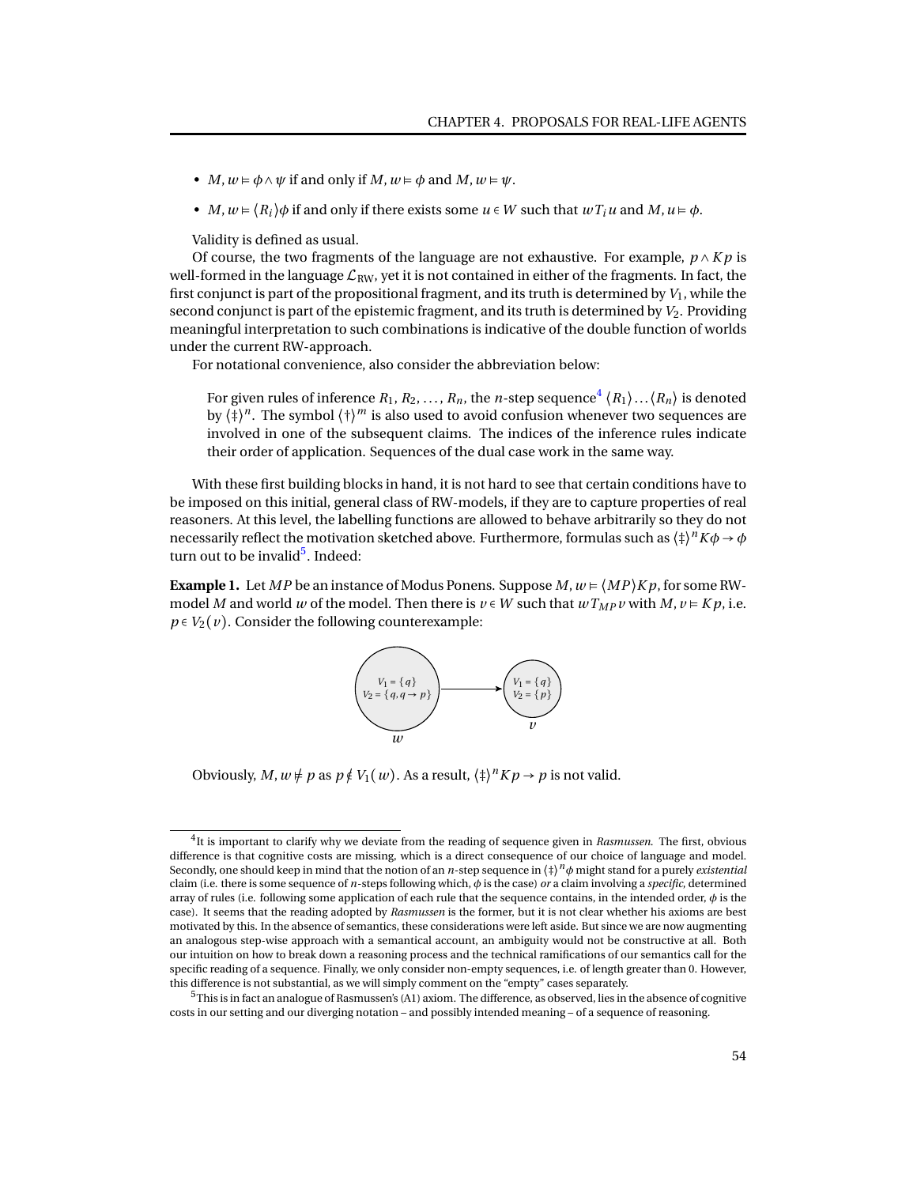- $M, w \models \phi \wedge \psi$ if and only if $M, w \models \phi$ and $M, w \models \psi$.
- $M, w \models \langle R_i \rangle \phi$ if and only if there exists some $u \in W$ such that $w T_i u$ and $M, u \models \phi$.

Validity is defined as usual.

Of course, the two fragments of the language are not exhaustive. For example, $p \wedge Kp$ is well-formed in the language $\mathcal{L}_{\text{RW}}$, yet it is not contained in either of the fragments. In fact, the first conjunct is part of the propositional fragment, and its truth is determined by $V_1$, while the second conjunct is part of the epistemic fragment, and its truth is determined by $V_2$. Providing meaningful interpretation to such combinations is indicative of the double function of worlds under the current RW-approach.

For notational convenience, also consider the abbreviation below:

> For given rules of inference $R_1, R_2, \ldots, R_n$, the $n$-step sequence[4] $\langle R_1 \rangle \ldots \langle R_n \rangle$ is denoted by $\langle \ddagger \rangle^n$. The symbol $\langle \dagger \rangle^m$ is also used to avoid confusion whenever two sequences are involved in one of the subsequent claims. The indices of the inference rules indicate their order of application. Sequences of the dual case work in the same way.

With these first building blocks in hand, it is not hard to see that certain conditions have to be imposed on this initial, general class of RW-models, if they are to capture properties of real reasoners. At this level, the labelling functions are allowed to behave arbitrarily so they do not necessarily reflect the motivation sketched above. Furthermore, formulas such as $\langle \ddagger \rangle^n K\phi \rightarrow \phi$ turn out to be invalid[5]. Indeed:

**Example 1.** Let $MP$ be an instance of Modus Ponens. Suppose $M, w \models \langle MP \rangle Kp$, for some RW-model $M$ and world $w$ of the model. Then there is $v \in W$ such that $w T_{MP} v$ with $M, v \models Kp$, i.e. $p \in V_2(v)$. Consider the following counterexample:

$$w: \; V_1 = \{q\},\; V_2 = \{q, q \rightarrow p\} \quad \longrightarrow \quad v: \; V_1 = \{q\},\; V_2 = \{p\}$$

Obviously, $M, w \not\models p$ as $p \notin V_1(w)$. As a result, $\langle \ddagger \rangle^n Kp \rightarrow p$ is not valid.

---

[4] It is important to clarify why we deviate from the reading of sequence given in *Rasmussen*. The first, obvious difference is that cognitive costs are missing, which is a direct consequence of our choice of language and model. Secondly, one should keep in mind that the notion of an $n$-step sequence in $\langle \ddagger \rangle^n \phi$ might stand for a purely *existential* claim (i.e. there is some sequence of $n$-steps following which, $\phi$ is the case) *or* a claim involving a *specific*, determined array of rules (i.e. following some application of each rule that the sequence contains, in the intended order, $\phi$ is the case). It seems that the reading adopted by *Rasmussen* is the former, but it is not clear whether his axioms are best motivated by this. In the absence of semantics, these considerations were left aside. But since we are now augmenting an analogous step-wise approach with a semantical account, an ambiguity would not be constructive at all. Both our intuition on how to break down a reasoning process and the technical ramifications of our semantics call for the specific reading of a sequence. Finally, we only consider non-empty sequences, i.e. of length greater than 0. However, this difference is not substantial, as we will simply comment on the "empty" cases separately.

[5] This is in fact an analogue of Rasmussen's (A1) axiom. The difference, as observed, lies in the absence of cognitive costs in our setting and our diverging notation – and possibly intended meaning – of a sequence of reasoning.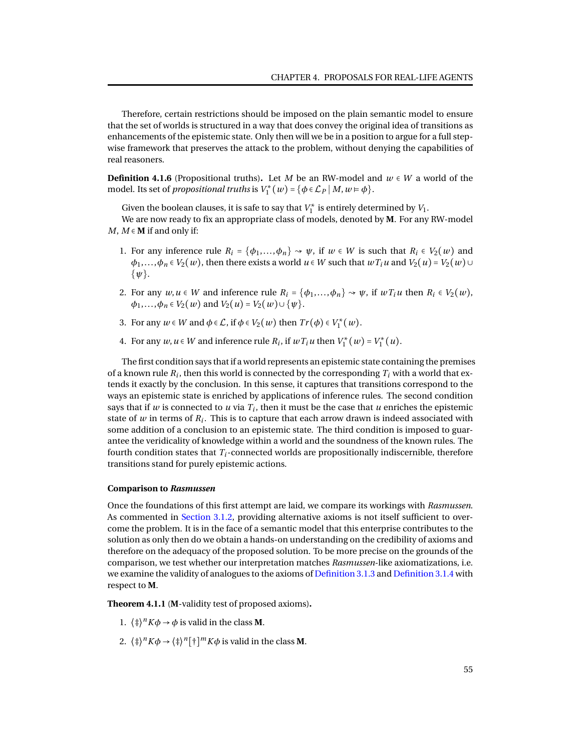Therefore, certain restrictions should be imposed on the plain semantic model to ensure that the set of worlds is structured in a way that does convey the original idea of transitions as enhancements of the epistemic state. Only then will we be in a position to argue for a full step-wise framework that preserves the attack to the problem, without denying the capabilities of real reasoners.

**Definition 4.1.6** (Propositional truths)**.** Let $M$ be an RW-model and $w \in W$ a world of the model. Its set of *propositional truths* is $V_1^*(w) = \{\phi \in \mathcal{L}_P \mid M, w \vDash \phi\}$.

Given the boolean clauses, it is safe to say that $V_1^*$ is entirely determined by $V_1$.

We are now ready to fix an appropriate class of models, denoted by **M**. For any RW-model $M$, $M \in$ **M** if and only if:

1. For any inference rule $R_i = \{\phi_1, \ldots, \phi_n\} \rightsquigarrow \psi$, if $w \in W$ is such that $R_i \in V_2(w)$ and $\phi_1, \ldots, \phi_n \in V_2(w)$, then there exists a world $u \in W$ such that $wT_iu$ and $V_2(u) = V_2(w) \cup \{\psi\}$.
2. For any $w, u \in W$ and inference rule $R_i = \{\phi_1, \ldots, \phi_n\} \rightsquigarrow \psi$, if $wT_iu$ then $R_i \in V_2(w)$, $\phi_1, \ldots, \phi_n \in V_2(w)$ and $V_2(u) = V_2(w) \cup \{\psi\}$.
3. For any $w \in W$ and $\phi \in \mathcal{L}$, if $\phi \in V_2(w)$ then $Tr(\phi) \in V_1^*(w)$.
4. For any $w, u \in W$ and inference rule $R_i$, if $wT_iu$ then $V_1^*(w) = V_1^*(u)$.

The first condition says that if a world represents an epistemic state containing the premises of a known rule $R_i$, then this world is connected by the corresponding $T_i$ with a world that extends it exactly by the conclusion. In this sense, it captures that transitions correspond to the ways an epistemic state is enriched by applications of inference rules. The second condition says that if $w$ is connected to $u$ via $T_i$, then it must be the case that $u$ enriches the epistemic state of $w$ in terms of $R_i$. This is to capture that each arrow drawn is indeed associated with some addition of a conclusion to an epistemic state. The third condition is imposed to guarantee the veridicality of knowledge within a world and the soundness of the known rules. The fourth condition states that $T_i$-connected worlds are propositionally indiscernible, therefore transitions stand for purely epistemic actions.

#### Comparison to *Rasmussen*

Once the foundations of this first attempt are laid, we compare its workings with *Rasmussen*. As commented in Section 3.1.2, providing alternative axioms is not itself sufficient to overcome the problem. It is in the face of a semantic model that this enterprise contributes to the solution as only then do we obtain a hands-on understanding on the credibility of axioms and therefore on the adequacy of the proposed solution. To be more precise on the grounds of the comparison, we test whether our interpretation matches *Rasmussen*-like axiomatizations, i.e. we examine the validity of analogues to the axioms of Definition 3.1.3 and Definition 3.1.4 with respect to **M**.

**Theorem 4.1.1** (**M**-validity test of proposed axioms)**.**

1. $\langle \ddagger \rangle^n K\phi \rightarrow \phi$ is valid in the class **M**.
2. $\langle \ddagger \rangle^n K\phi \rightarrow \langle \ddagger \rangle^n [\dagger]^m K\phi$ is valid in the class **M**.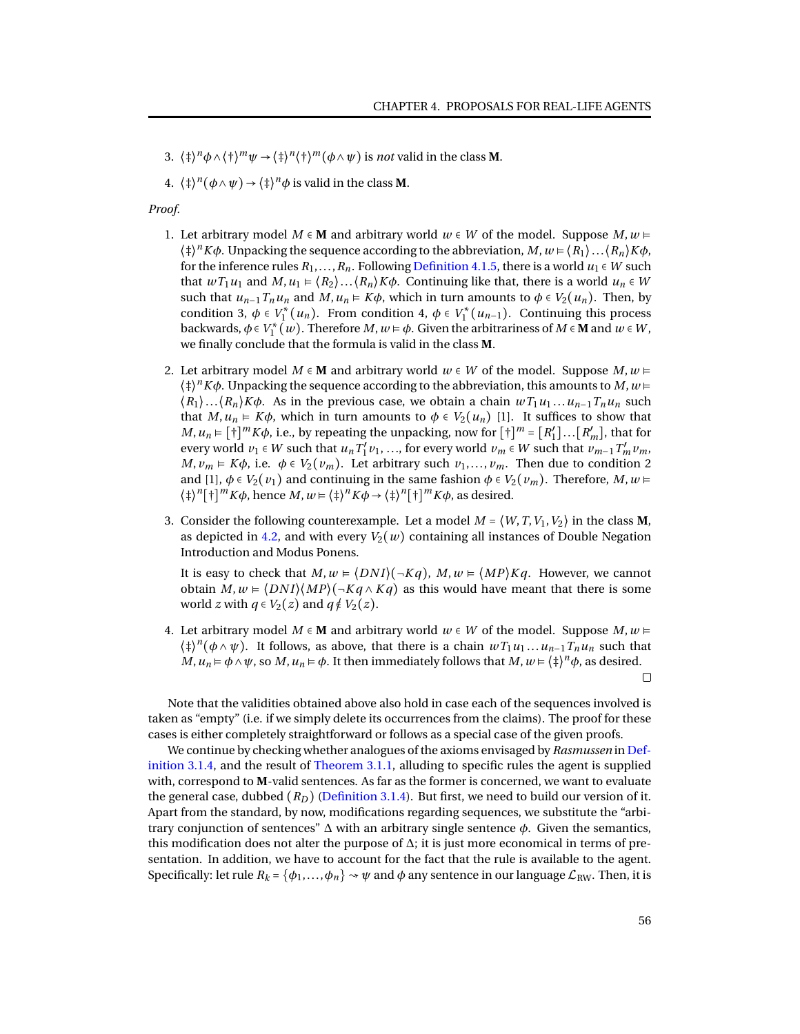3. $\langle \ddagger \rangle^n \phi \wedge \langle \dagger \rangle^m \psi \rightarrow \langle \ddagger \rangle^n \langle \dagger \rangle^m (\phi \wedge \psi)$ is *not* valid in the class **M**.

4. $\langle \ddagger \rangle^n (\phi \wedge \psi) \rightarrow \langle \ddagger \rangle^n \phi$ is valid in the class **M**.

*Proof.*

1. Let arbitrary model $M \in \mathbf{M}$ and arbitrary world $w \in W$ of the model. Suppose $M, w \vDash \langle \ddagger \rangle^n K\phi$. Unpacking the sequence according to the abbreviation, $M, w \vDash \langle R_1 \rangle \ldots \langle R_n \rangle K\phi$, for the inference rules $R_1, \ldots, R_n$. Following Definition 4.1.5, there is a world $u_1 \in W$ such that $w T_1 u_1$ and $M, u_1 \vDash \langle R_2 \rangle \ldots \langle R_n \rangle K\phi$. Continuing like that, there is a world $u_n \in W$ such that $u_{n-1} T_n u_n$ and $M, u_n \vDash K\phi$, which in turn amounts to $\phi \in V_2(u_n)$. Then, by condition 3, $\phi \in V_1^*(u_n)$. From condition 4, $\phi \in V_1^*(u_{n-1})$. Continuing this process backwards, $\phi \in V_1^*(w)$. Therefore $M, w \vDash \phi$. Given the arbitrariness of $M \in \mathbf{M}$ and $w \in W$, we finally conclude that the formula is valid in the class **M**.

2. Let arbitrary model $M \in \mathbf{M}$ and arbitrary world $w \in W$ of the model. Suppose $M, w \vDash \langle \ddagger \rangle^n K\phi$. Unpacking the sequence according to the abbreviation, this amounts to $M, w \vDash \langle R_1 \rangle \ldots \langle R_n \rangle K\phi$. As in the previous case, we obtain a chain $w T_1 u_1 \ldots u_{n-1} T_n u_n$ such that $M, u_n \vDash K\phi$, which in turn amounts to $\phi \in V_2(u_n)$ [1]. It suffices to show that $M, u_n \vDash [\dagger]^m K\phi$, i.e., by repeating the unpacking, now for $[\dagger]^m = [R'_1] \ldots [R'_m]$, that for every world $v_1 \in W$ such that $u_n T'_1 v_1$, ..., for every world $v_m \in W$ such that $v_{m-1} T'_m v_m$, $M, v_m \vDash K\phi$, i.e. $\phi \in V_2(v_m)$. Let arbitrary such $v_1, \ldots, v_m$. Then due to condition 2 and [1], $\phi \in V_2(v_1)$ and continuing in the same fashion $\phi \in V_2(v_m)$. Therefore, $M, w \vDash \langle \ddagger \rangle^n [\dagger]^m K\phi$, hence $M, w \vDash \langle \ddagger \rangle^n K\phi \rightarrow \langle \ddagger \rangle^n [\dagger]^m K\phi$, as desired.

3. Consider the following counterexample. Let a model $M = \langle W, T, V_1, V_2 \rangle$ in the class **M**, as depicted in 4.2, and with every $V_2(w)$ containing all instances of Double Negation Introduction and Modus Ponens.

   It is easy to check that $M, w \vDash \langle DNI \rangle (\neg Kq)$, $M, w \vDash \langle MP \rangle Kq$. However, we cannot obtain $M, w \vDash \langle DNI \rangle \langle MP \rangle (\neg Kq \wedge Kq)$ as this would have meant that there is some world $z$ with $q \in V_2(z)$ and $q \notin V_2(z)$.

4. Let arbitrary model $M \in \mathbf{M}$ and arbitrary world $w \in W$ of the model. Suppose $M, w \vDash \langle \ddagger \rangle^n (\phi \wedge \psi)$. It follows, as above, that there is a chain $w T_1 u_1 \ldots u_{n-1} T_n u_n$ such that $M, u_n \vDash \phi \wedge \psi$, so $M, u_n \vDash \phi$. It then immediately follows that $M, w \vDash \langle \ddagger \rangle^n \phi$, as desired.

□

Note that the validities obtained above also hold in case each of the sequences involved is taken as "empty" (i.e. if we simply delete its occurrences from the claims). The proof for these cases is either completely straightforward or follows as a special case of the given proofs.

We continue by checking whether analogues of the axioms envisaged by *Rasmussen* in Definition 3.1.4, and the result of Theorem 3.1.1, alluding to specific rules the agent is supplied with, correspond to **M**-valid sentences. As far as the former is concerned, we want to evaluate the general case, dubbed $(R_D)$ (Definition 3.1.4). But first, we need to build our version of it. Apart from the standard, by now, modifications regarding sequences, we substitute the "arbitrary conjunction of sentences" $\Delta$ with an arbitrary single sentence $\phi$. Given the semantics, this modification does not alter the purpose of $\Delta$; it is just more economical in terms of presentation. In addition, we have to account for the fact that the rule is available to the agent. Specifically: let rule $R_k = \{\phi_1, \ldots, \phi_n\} \rightsquigarrow \psi$ and $\phi$ any sentence in our language $\mathcal{L}_{\text{RW}}$. Then, it is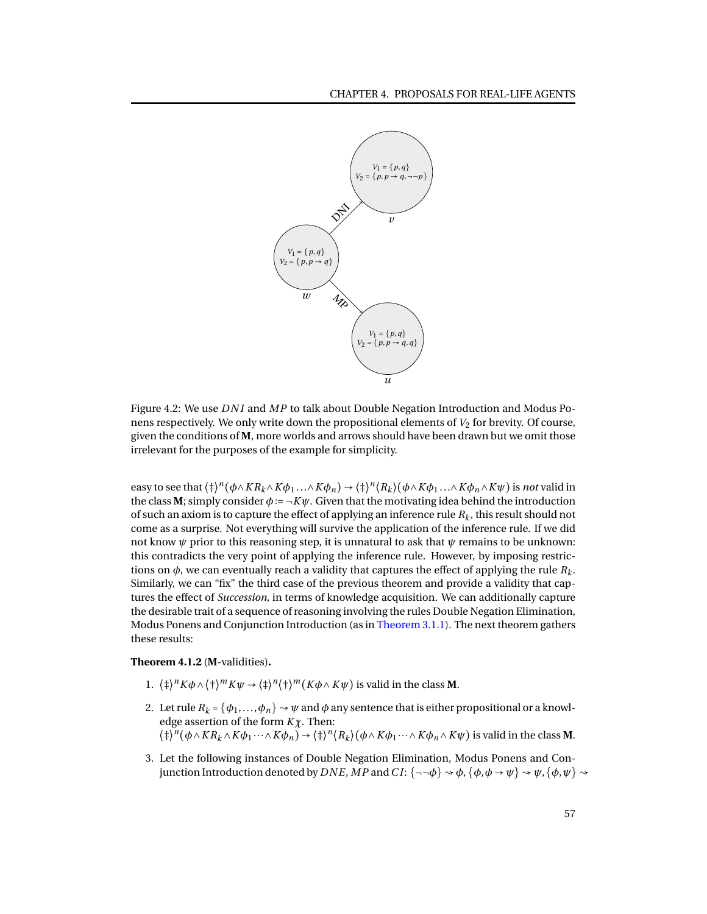Figure 4.2: We use $DNI$ and $MP$ to talk about Double Negation Introduction and Modus Ponens respectively. We only write down the propositional elements of $V_2$ for brevity. Of course, given the conditions of **M**, more worlds and arrows should have been drawn but we omit those irrelevant for the purposes of the example for simplicity.

easy to see that $\langle\ddagger\rangle^n(\phi \land KR_k \land K\phi_1 \ldots \land K\phi_n) \to \langle\ddagger\rangle^n\langle R_k\rangle(\phi \land K\phi_1 \ldots \land K\phi_n \land K\psi)$ is *not* valid in the class **M**; simply consider $\phi := \neg K\psi$. Given that the motivating idea behind the introduction of such an axiom is to capture the effect of applying an inference rule $R_k$, this result should not come as a surprise. Not everything will survive the application of the inference rule. If we did not know $\psi$ prior to this reasoning step, it is unnatural to ask that $\psi$ remains to be unknown: this contradicts the very point of applying the inference rule. However, by imposing restrictions on $\phi$, we can eventually reach a validity that captures the effect of applying the rule $R_k$. Similarly, we can "fix" the third case of the previous theorem and provide a validity that captures the effect of *Succession*, in terms of knowledge acquisition. We can additionally capture the desirable trait of a sequence of reasoning involving the rules Double Negation Elimination, Modus Ponens and Conjunction Introduction (as in Theorem 3.1.1). The next theorem gathers these results:

**Theorem 4.1.2** (**M**-validities)**.**

1. $\langle\ddagger\rangle^n K\phi \land \langle\dagger\rangle^m K\psi \to \langle\ddagger\rangle^n\langle\dagger\rangle^m(K\phi \land K\psi)$ is valid in the class **M**.

2. Let rule $R_k = \{\phi_1, \ldots, \phi_n\} \rightsquigarrow \psi$ and $\phi$ any sentence that is either propositional or a knowledge assertion of the form $K\chi$. Then:
   $\langle\ddagger\rangle^n(\phi \land KR_k \land K\phi_1 \cdots \land K\phi_n) \to \langle\ddagger\rangle^n\langle R_k\rangle(\phi \land K\phi_1 \cdots \land K\phi_n \land K\psi)$ is valid in the class **M**.

3. Let the following instances of Double Negation Elimination, Modus Ponens and Conjunction Introduction denoted by $DNE$, $MP$ and $CI$: $\{\neg\neg\phi\} \rightsquigarrow \phi, \{\phi, \phi \to \psi\} \rightsquigarrow \psi, \{\phi, \psi\} \rightsquigarrow$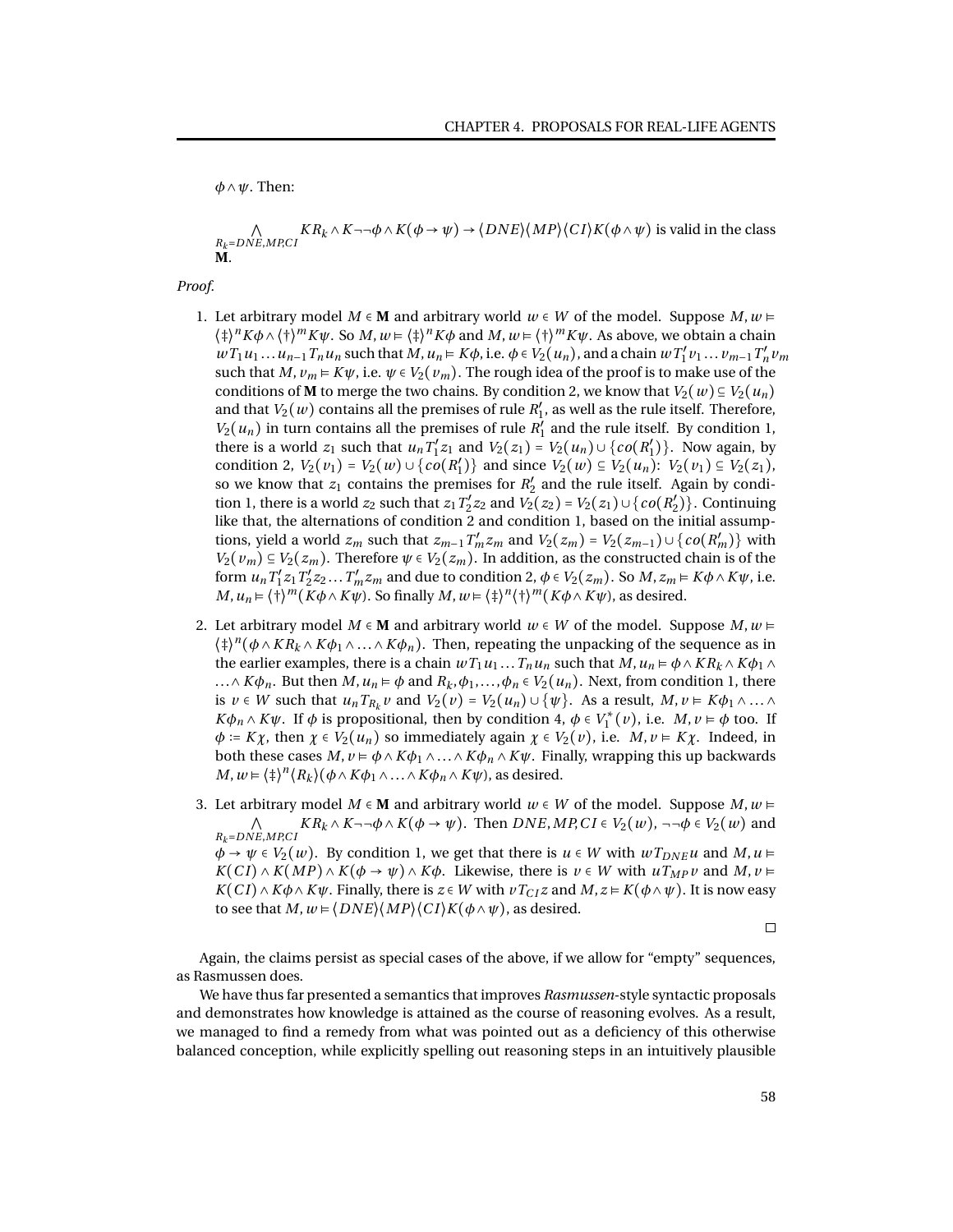$\phi \wedge \psi$. Then:

$\bigwedge_{R_k=DNE,MP,CI} KR_k \wedge K\neg\neg\phi \wedge K(\phi \to \psi) \to \langle DNE\rangle\langle MP\rangle\langle CI\rangle K(\phi \wedge \psi)$ is valid in the class **M**.

*Proof.*

1. Let arbitrary model $M \in \mathbf{M}$ and arbitrary world $w \in W$ of the model. Suppose $M, w \models \langle \ddagger\rangle^n K\phi \wedge \langle\dagger\rangle^m K\psi$. So $M, w \models \langle\ddagger\rangle^n K\phi$ and $M, w \models \langle\dagger\rangle^m K\psi$. As above, we obtain a chain $wT_1u_1 \ldots u_{n-1}T_nu_n$ such that $M, u_n \models K\phi$, i.e. $\phi \in V_2(u_n)$, and a chain $wT'_1v_1 \ldots v_{m-1}T'_nv_m$ such that $M, v_m \models K\psi$, i.e. $\psi \in V_2(v_m)$. The rough idea of the proof is to make use of the conditions of **M** to merge the two chains. By condition 2, we know that $V_2(w) \subseteq V_2(u_n)$ and that $V_2(w)$ contains all the premises of rule $R'_1$, as well as the rule itself. Therefore, $V_2(u_n)$ in turn contains all the premises of rule $R'_1$ and the rule itself. By condition 1, there is a world $z_1$ such that $u_nT'_1z_1$ and $V_2(z_1) = V_2(u_n) \cup \{co(R'_1)\}$. Now again, by condition 2, $V_2(v_1) = V_2(w) \cup \{co(R'_1)\}$ and since $V_2(w) \subseteq V_2(u_n)$: $V_2(v_1) \subseteq V_2(z_1)$, so we know that $z_1$ contains the premises for $R'_2$ and the rule itself. Again by condition 1, there is a world $z_2$ such that $z_1T'_2z_2$ and $V_2(z_2) = V_2(z_1) \cup \{co(R'_2)\}$. Continuing like that, the alternations of condition 2 and condition 1, based on the initial assumptions, yield a world $z_m$ such that $z_{m-1}T'_mz_m$ and $V_2(z_m) = V_2(z_{m-1}) \cup \{co(R'_m)\}$ with $V_2(v_m) \subseteq V_2(z_m)$. Therefore $\psi \in V_2(z_m)$. In addition, as the constructed chain is of the form $u_nT'_1z_1T'_2z_2 \ldots T'_mz_m$ and due to condition 2, $\phi \in V_2(z_m)$. So $M, z_m \models K\phi \wedge K\psi$, i.e. $M, u_n \models \langle\dagger\rangle^m(K\phi \wedge K\psi)$. So finally $M, w \models \langle\ddagger\rangle^n\langle\dagger\rangle^m(K\phi \wedge K\psi)$, as desired.

2. Let arbitrary model $M \in \mathbf{M}$ and arbitrary world $w \in W$ of the model. Suppose $M, w \models \langle\ddagger\rangle^n(\phi \wedge KR_k \wedge K\phi_1 \wedge \ldots \wedge K\phi_n)$. Then, repeating the unpacking of the sequence as in the earlier examples, there is a chain $wT_1u_1 \ldots T_nu_n$ such that $M, u_n \models \phi \wedge KR_k \wedge K\phi_1 \wedge \ldots \wedge K\phi_n$. But then $M, u_n \models \phi$ and $R_k, \phi_1, \ldots, \phi_n \in V_2(u_n)$. Next, from condition 1, there is $v \in W$ such that $u_nT_{R_k}v$ and $V_2(v) = V_2(u_n) \cup \{\psi\}$. As a result, $M, v \models K\phi_1 \wedge \ldots \wedge K\phi_n \wedge K\psi$. If $\phi$ is propositional, then by condition 4, $\phi \in V_1^*(v)$, i.e. $M, v \models \phi$ too. If $\phi := K\chi$, then $\chi \in V_2(u_n)$ so immediately again $\chi \in V_2(v)$, i.e. $M, v \models K\chi$. Indeed, in both these cases $M, v \models \phi \wedge K\phi_1 \wedge \ldots \wedge K\phi_n \wedge K\psi$. Finally, wrapping this up backwards $M, w \models \langle\ddagger\rangle^n\langle R_k\rangle(\phi \wedge K\phi_1 \wedge \ldots \wedge K\phi_n \wedge K\psi)$, as desired.

3. Let arbitrary model $M \in \mathbf{M}$ and arbitrary world $w \in W$ of the model. Suppose $M, w \models \bigwedge_{R_k=DNE,MP,CI} KR_k \wedge K\neg\neg\phi \wedge K(\phi \to \psi)$. Then $DNE, MP, CI \in V_2(w)$, $\neg\neg\phi \in V_2(w)$ and $\phi \to \psi \in V_2(w)$. By condition 1, we get that there is $u \in W$ with $wT_{DNE}u$ and $M, u \models K(CI) \wedge K(MP) \wedge K(\phi \to \psi) \wedge K\phi$. Likewise, there is $v \in W$ with $uT_{MP}v$ and $M, v \models K(CI) \wedge K\phi \wedge K\psi$. Finally, there is $z \in W$ with $vT_{CI}z$ and $M, z \models K(\phi \wedge \psi)$. It is now easy to see that $M, w \models \langle DNE\rangle\langle MP\rangle\langle CI\rangle K(\phi \wedge \psi)$, as desired.

□

Again, the claims persist as special cases of the above, if we allow for "empty" sequences, as Rasmussen does.

We have thus far presented a semantics that improves *Rasmussen*-style syntactic proposals and demonstrates how knowledge is attained as the course of reasoning evolves. As a result, we managed to find a remedy from what was pointed out as a deficiency of this otherwise balanced conception, while explicitly spelling out reasoning steps in an intuitively plausible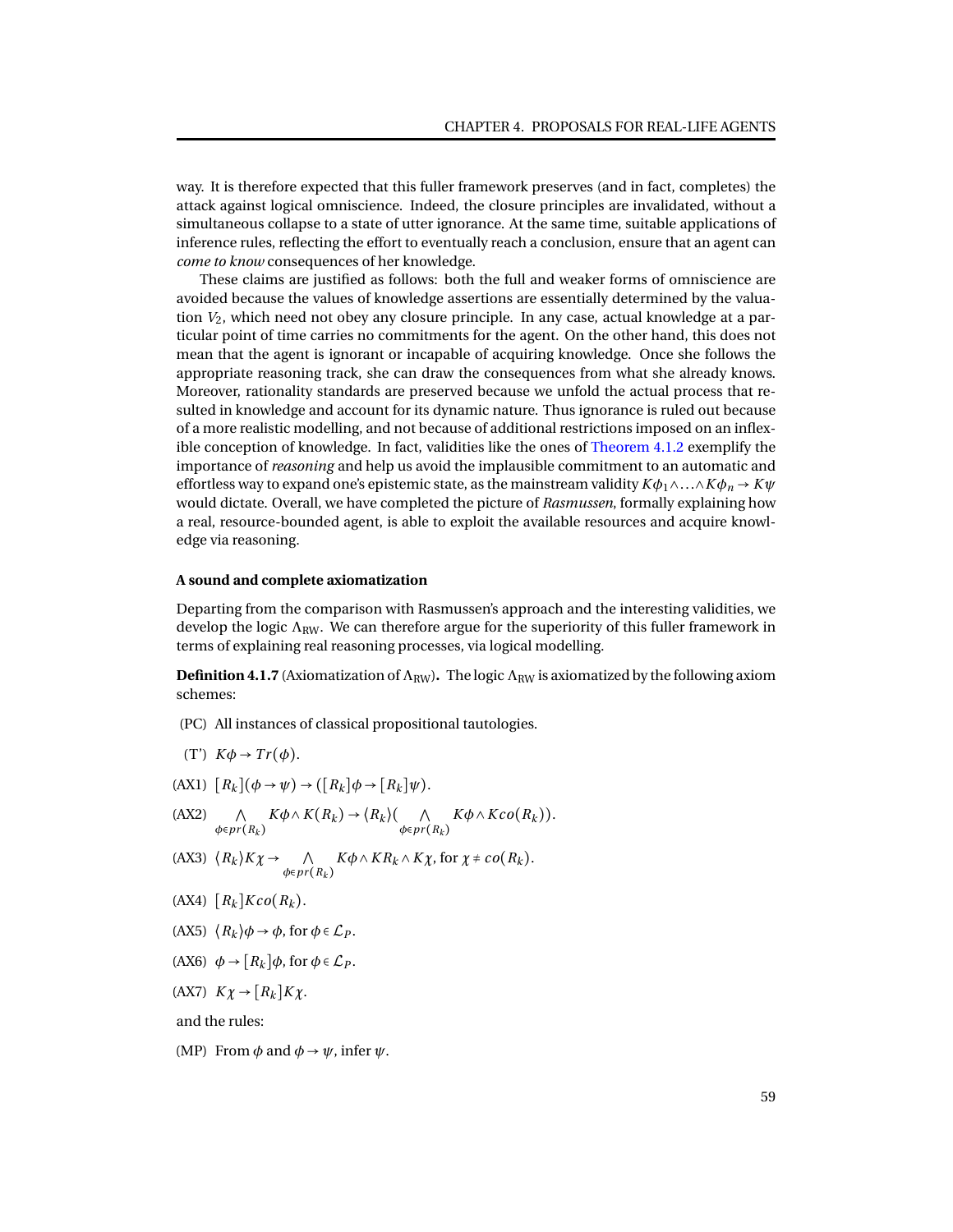way. It is therefore expected that this fuller framework preserves (and in fact, completes) the attack against logical omniscience. Indeed, the closure principles are invalidated, without a simultaneous collapse to a state of utter ignorance. At the same time, suitable applications of inference rules, reflecting the effort to eventually reach a conclusion, ensure that an agent can *come to know* consequences of her knowledge.

These claims are justified as follows: both the full and weaker forms of omniscience are avoided because the values of knowledge assertions are essentially determined by the valuation $V_2$, which need not obey any closure principle. In any case, actual knowledge at a particular point of time carries no commitments for the agent. On the other hand, this does not mean that the agent is ignorant or incapable of acquiring knowledge. Once she follows the appropriate reasoning track, she can draw the consequences from what she already knows. Moreover, rationality standards are preserved because we unfold the actual process that resulted in knowledge and account for its dynamic nature. Thus ignorance is ruled out because of a more realistic modelling, and not because of additional restrictions imposed on an inflexible conception of knowledge. In fact, validities like the ones of Theorem 4.1.2 exemplify the importance of *reasoning* and help us avoid the implausible commitment to an automatic and effortless way to expand one's epistemic state, as the mainstream validity $K\phi_1 \wedge \ldots \wedge K\phi_n \to K\psi$ would dictate. Overall, we have completed the picture of *Rasmussen*, formally explaining how a real, resource-bounded agent, is able to exploit the available resources and acquire knowledge via reasoning.

**A sound and complete axiomatization**

Departing from the comparison with Rasmussen's approach and the interesting validities, we develop the logic $\Lambda_{\text{RW}}$. We can therefore argue for the superiority of this fuller framework in terms of explaining real reasoning processes, via logical modelling.

**Definition 4.1.7** (Axiomatization of $\Lambda_{\text{RW}}$)**.** The logic $\Lambda_{\text{RW}}$ is axiomatized by the following axiom schemes:

- (PC) All instances of classical propositional tautologies.
- (T') $K\phi \to Tr(\phi)$.
- (AX1) $[R_k](\phi \to \psi) \to ([R_k]\phi \to [R_k]\psi)$.
- (AX2) $\bigwedge_{\phi \in pr(R_k)} K\phi \wedge K(R_k) \to \langle R_k \rangle (\bigwedge_{\phi \in pr(R_k)} K\phi \wedge Kco(R_k))$.
- (AX3) $\langle R_k \rangle K\chi \to \bigwedge_{\phi \in pr(R_k)} K\phi \wedge KR_k \wedge K\chi$, for $\chi \neq co(R_k)$.
- (AX4) $[R_k]Kco(R_k)$.
- (AX5) $\langle R_k \rangle \phi \to \phi$, for $\phi \in \mathcal{L}_P$.
- (AX6) $\phi \to [R_k]\phi$, for $\phi \in \mathcal{L}_P$.
- (AX7) $K\chi \to [R_k]K\chi$.

and the rules:

- (MP) From $\phi$ and $\phi \to \psi$, infer $\psi$.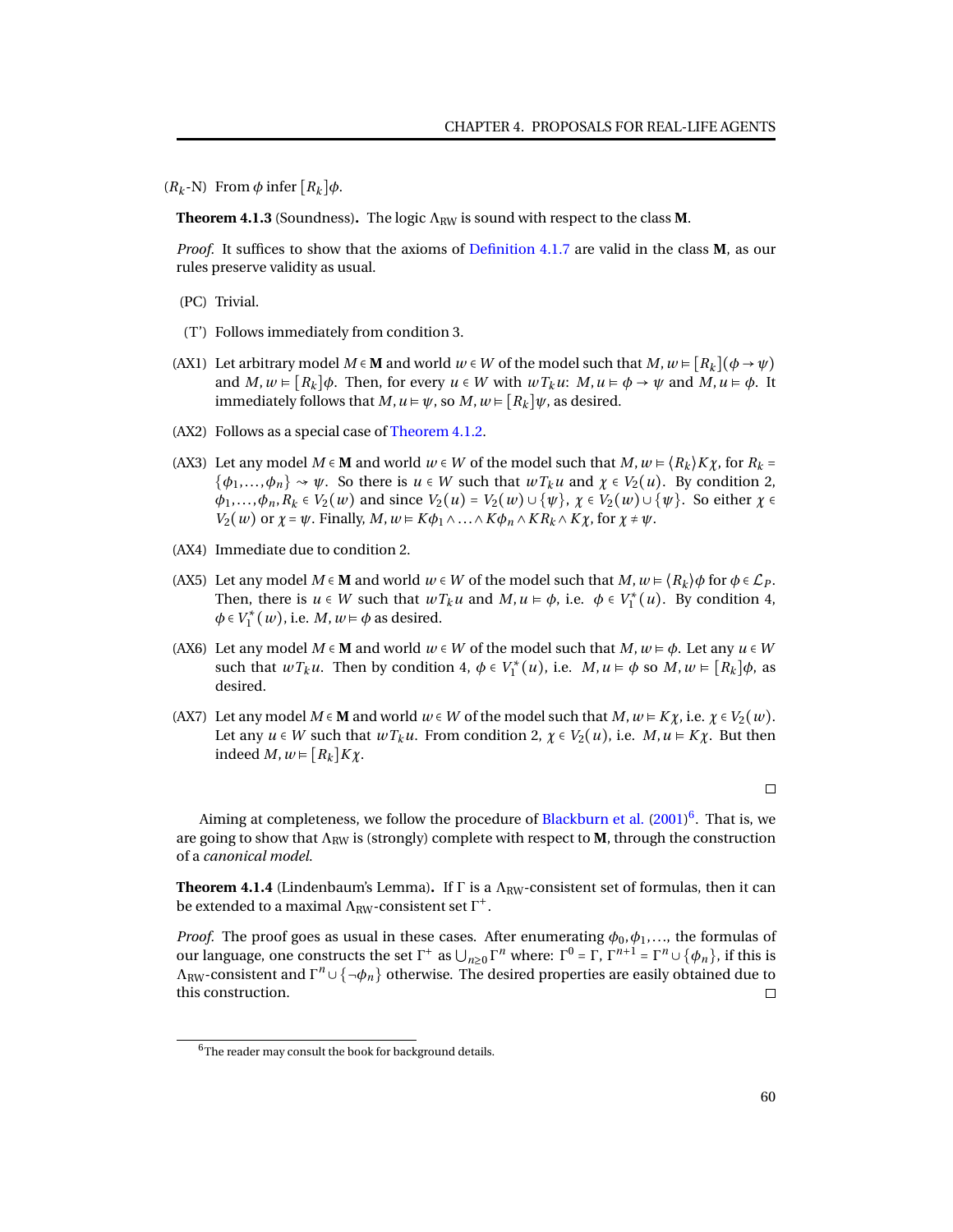($R_k$-N) From $\phi$ infer $[R_k]\phi$.

**Theorem 4.1.3** (Soundness)**.** The logic $\Lambda_{\text{RW}}$ is sound with respect to the class **M**.

*Proof.* It suffices to show that the axioms of Definition 4.1.7 are valid in the class **M**, as our rules preserve validity as usual.

(PC) Trivial.

(T') Follows immediately from condition 3.

(AX1) Let arbitrary model $M \in \mathbf{M}$ and world $w \in W$ of the model such that $M, w \vDash [R_k](\phi \to \psi)$ and $M, w \vDash [R_k]\phi$. Then, for every $u \in W$ with $wT_k u$: $M, u \vDash \phi \to \psi$ and $M, u \vDash \phi$. It immediately follows that $M, u \vDash \psi$, so $M, w \vDash [R_k]\psi$, as desired.

(AX2) Follows as a special case of Theorem 4.1.2.

(AX3) Let any model $M \in \mathbf{M}$ and world $w \in W$ of the model such that $M, w \vDash \langle R_k \rangle K\chi$, for $R_k = \{\phi_1, \ldots, \phi_n\} \rightsquigarrow \psi$. So there is $u \in W$ such that $wT_k u$ and $\chi \in V_2(u)$. By condition 2, $\phi_1, \ldots, \phi_n, R_k \in V_2(w)$ and since $V_2(u) = V_2(w) \cup \{\psi\}$, $\chi \in V_2(w) \cup \{\psi\}$. So either $\chi \in V_2(w)$ or $\chi = \psi$. Finally, $M, w \vDash K\phi_1 \wedge \ldots \wedge K\phi_n \wedge KR_k \wedge K\chi$, for $\chi \neq \psi$.

(AX4) Immediate due to condition 2.

(AX5) Let any model $M \in \mathbf{M}$ and world $w \in W$ of the model such that $M, w \vDash \langle R_k \rangle \phi$ for $\phi \in \mathcal{L}_P$. Then, there is $u \in W$ such that $wT_k u$ and $M, u \vDash \phi$, i.e. $\phi \in V_1^*(u)$. By condition 4, $\phi \in V_1^*(w)$, i.e. $M, w \vDash \phi$ as desired.

(AX6) Let any model $M \in \mathbf{M}$ and world $w \in W$ of the model such that $M, w \vDash \phi$. Let any $u \in W$ such that $wT_k u$. Then by condition 4, $\phi \in V_1^*(u)$, i.e. $M, u \vDash \phi$ so $M, w \vDash [R_k]\phi$, as desired.

(AX7) Let any model $M \in \mathbf{M}$ and world $w \in W$ of the model such that $M, w \vDash K\chi$, i.e. $\chi \in V_2(w)$. Let any $u \in W$ such that $wT_k u$. From condition 2, $\chi \in V_2(u)$, i.e. $M, u \vDash K\chi$. But then indeed $M, w \vDash [R_k]K\chi$.

□

Aiming at completeness, we follow the procedure of Blackburn et al. (2001)[6]. That is, we are going to show that $\Lambda_{\text{RW}}$ is (strongly) complete with respect to **M**, through the construction of a *canonical model*.

**Theorem 4.1.4** (Lindenbaum's Lemma)**.** If $\Gamma$ is a $\Lambda_{\text{RW}}$-consistent set of formulas, then it can be extended to a maximal $\Lambda_{\text{RW}}$-consistent set $\Gamma^+$.

*Proof.* The proof goes as usual in these cases. After enumerating $\phi_0, \phi_1, \ldots$, the formulas of our language, one constructs the set $\Gamma^+$ as $\bigcup_{n \geq 0} \Gamma^n$ where: $\Gamma^0 = \Gamma$, $\Gamma^{n+1} = \Gamma^n \cup \{\phi_n\}$, if this is $\Lambda_{\text{RW}}$-consistent and $\Gamma^n \cup \{\neg\phi_n\}$ otherwise. The desired properties are easily obtained due to this construction. □

[6] The reader may consult the book for background details.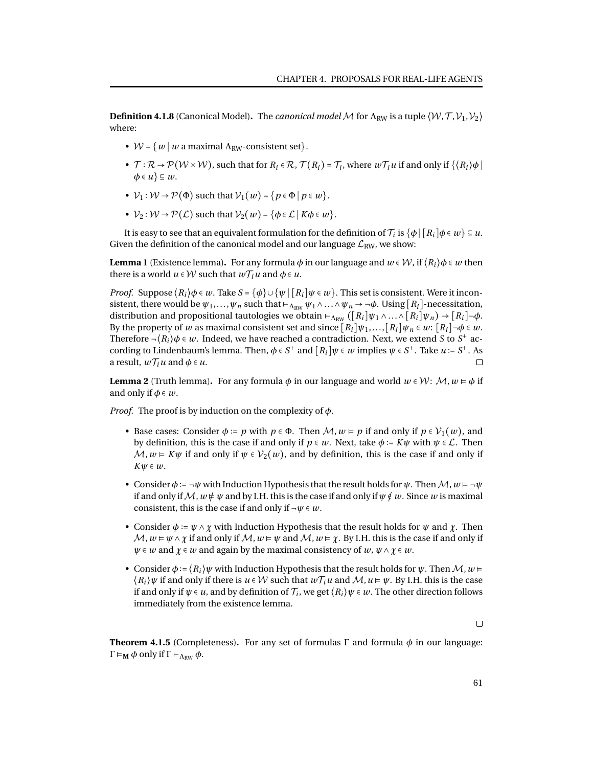**Definition 4.1.8** (Canonical Model)**.** The *canonical model* $\mathcal{M}$ for $\Lambda_{\text{RW}}$ is a tuple $\langle \mathcal{W}, \mathcal{T}, \mathcal{V}_1, \mathcal{V}_2 \rangle$ where:

- $\mathcal{W} = \{w \mid w \text{ a maximal } \Lambda_{\text{RW}}\text{-consistent set}\}$.
- $\mathcal{T} : \mathcal{R} \to \mathcal{P}(\mathcal{W} \times \mathcal{W})$, such that for $R_i \in \mathcal{R}$, $\mathcal{T}(R_i) = \mathcal{T}_i$, where $w\mathcal{T}_i u$ if and only if $\{\langle R_i \rangle \phi \mid \phi \in u\} \subseteq w$.
- $\mathcal{V}_1 : \mathcal{W} \to \mathcal{P}(\Phi)$ such that $\mathcal{V}_1(w) = \{p \in \Phi \mid p \in w\}$.
- $\mathcal{V}_2 : \mathcal{W} \to \mathcal{P}(\mathcal{L})$ such that $\mathcal{V}_2(w) = \{\phi \in \mathcal{L} \mid K\phi \in w\}$.

It is easy to see that an equivalent formulation for the definition of $\mathcal{T}_i$ is $\{\phi \mid [R_i]\phi \in w\} \subseteq u$. Given the definition of the canonical model and our language $\mathcal{L}_{\text{RW}}$, we show:

**Lemma 1** (Existence lemma)**.** For any formula $\phi$ in our language and $w \in \mathcal{W}$, if $\langle R_i \rangle \phi \in w$ then there is a world $u \in \mathcal{W}$ such that $w\mathcal{T}_i u$ and $\phi \in u$.

*Proof.* Suppose $\langle R_i \rangle \phi \in w$. Take $S = \{\phi\} \cup \{\psi \mid [R_i]\psi \in w\}$. This set is consistent. Were it inconsistent, there would be $\psi_1, \ldots, \psi_n$ such that $\vdash_{\Lambda_{\text{RW}}} \psi_1 \wedge \ldots \wedge \psi_n \to \neg\phi$. Using $[R_i]$-necessitation, distribution and propositional tautologies we obtain $\vdash_{\Lambda_{\text{RW}}} ([R_i]\psi_1 \wedge \ldots \wedge [R_i]\psi_n) \to [R_i]\neg\phi$. By the property of $w$ as maximal consistent set and since $[R_i]\psi_1, \ldots, [R_i]\psi_n \in w$: $[R_i]\neg\phi \in w$. Therefore $\neg\langle R_i \rangle \phi \in w$. Indeed, we have reached a contradiction. Next, we extend $S$ to $S^+$ according to Lindenbaum's lemma. Then, $\phi \in S^+$ and $[R_i]\psi \in w$ implies $\psi \in S^+$. Take $u := S^+$. As a result, $w\mathcal{T}_i u$ and $\phi \in u$. $\square$

**Lemma 2** (Truth lemma)**.** For any formula $\phi$ in our language and world $w \in \mathcal{W}$: $\mathcal{M}, w \models \phi$ if and only if $\phi \in w$.

*Proof.* The proof is by induction on the complexity of $\phi$.

- Base cases: Consider $\phi := p$ with $p \in \Phi$. Then $\mathcal{M}, w \models p$ if and only if $p \in \mathcal{V}_1(w)$, and by definition, this is the case if and only if $p \in w$. Next, take $\phi := K\psi$ with $\psi \in \mathcal{L}$. Then $\mathcal{M}, w \models K\psi$ if and only if $\psi \in \mathcal{V}_2(w)$, and by definition, this is the case if and only if $K\psi \in w$.
- Consider $\phi := \neg\psi$ with Induction Hypothesis that the result holds for $\psi$. Then $\mathcal{M}, w \models \neg\psi$ if and only if $\mathcal{M}, w \not\models \psi$ and by I.H. this is the case if and only if $\psi \notin w$. Since $w$ is maximal consistent, this is the case if and only if $\neg\psi \in w$.
- Consider $\phi := \psi \wedge \chi$ with Induction Hypothesis that the result holds for $\psi$ and $\chi$. Then $\mathcal{M}, w \models \psi \wedge \chi$ if and only if $\mathcal{M}, w \models \psi$ and $\mathcal{M}, w \models \chi$. By I.H. this is the case if and only if $\psi \in w$ and $\chi \in w$ and again by the maximal consistency of $w$, $\psi \wedge \chi \in w$.
- Consider $\phi := \langle R_i \rangle \psi$ with Induction Hypothesis that the result holds for $\psi$. Then $\mathcal{M}, w \models \langle R_i \rangle \psi$ if and only if there is $u \in \mathcal{W}$ such that $w\mathcal{T}_i u$ and $\mathcal{M}, u \models \psi$. By I.H. this is the case if and only if $\psi \in u$, and by definition of $\mathcal{T}_i$, we get $\langle R_i \rangle \psi \in w$. The other direction follows immediately from the existence lemma.

$\square$

**Theorem 4.1.5** (Completeness)**.** For any set of formulas $\Gamma$ and formula $\phi$ in our language: $\Gamma \models_{\mathbf{M}} \phi$ only if $\Gamma \vdash_{\Lambda_{\text{RW}}} \phi$.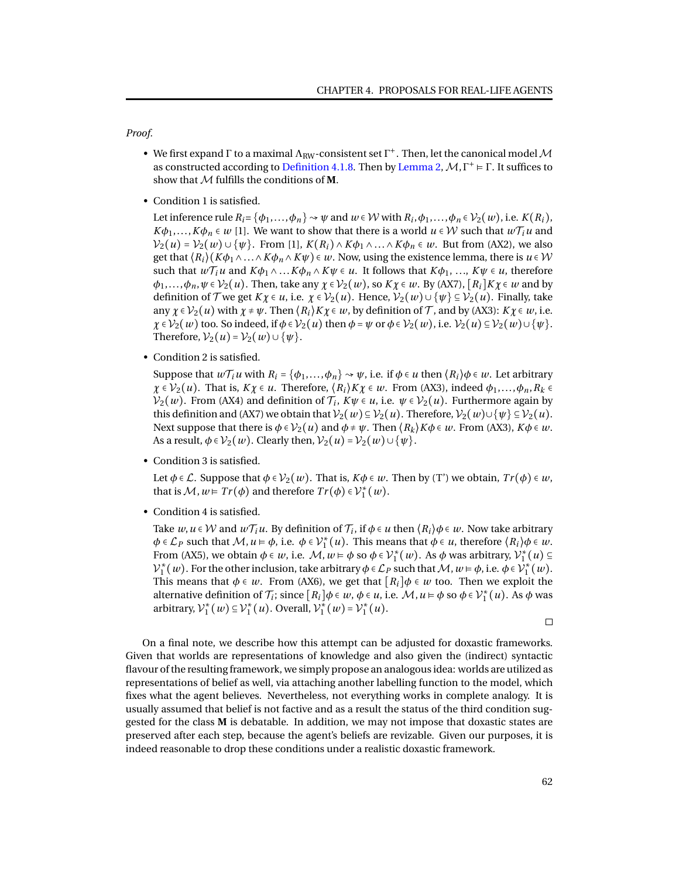*Proof.*

- We first expand $\Gamma$ to a maximal $\Lambda_{\text{RW}}$-consistent set $\Gamma^+$. Then, let the canonical model $\mathcal{M}$ as constructed according to Definition 4.1.8. Then by Lemma 2, $\mathcal{M}, \Gamma^+ \vDash \Gamma$. It suffices to show that $\mathcal{M}$ fulfills the conditions of **M**.

- Condition 1 is satisfied.

  Let inference rule $R_i = \{\phi_1, \ldots, \phi_n\} \rightsquigarrow \psi$ and $w \in \mathcal{W}$ with $R_i, \phi_1, \ldots, \phi_n \in \mathcal{V}_2(w)$, i.e. $K(R_i)$, $K\phi_1, \ldots, K\phi_n \in w$ [1]. We want to show that there is a world $u \in \mathcal{W}$ such that $w\mathcal{T}_i u$ and $\mathcal{V}_2(u) = \mathcal{V}_2(w) \cup \{\psi\}$. From [1], $K(R_i) \wedge K\phi_1 \wedge \ldots \wedge K\phi_n \in w$. But from (AX2), we also get that $\langle R_i \rangle (K\phi_1 \wedge \ldots \wedge K\phi_n \wedge K\psi) \in w$. Now, using the existence lemma, there is $u \in \mathcal{W}$ such that $w\mathcal{T}_i u$ and $K\phi_1 \wedge \ldots K\phi_n \wedge K\psi \in u$. It follows that $K\phi_1$, ..., $K\psi \in u$, therefore $\phi_1, \ldots, \phi_n, \psi \in \mathcal{V}_2(u)$. Then, take any $\chi \in \mathcal{V}_2(w)$, so $K\chi \in w$. By (AX7), $[R_i]K\chi \in w$ and by definition of $\mathcal{T}$ we get $K\chi \in u$, i.e. $\chi \in \mathcal{V}_2(u)$. Hence, $\mathcal{V}_2(w) \cup \{\psi\} \subseteq \mathcal{V}_2(u)$. Finally, take any $\chi \in \mathcal{V}_2(u)$ with $\chi \neq \psi$. Then $\langle R_i \rangle K\chi \in w$, by definition of $\mathcal{T}$, and by (AX3): $K\chi \in w$, i.e. $\chi \in \mathcal{V}_2(w)$ too. So indeed, if $\phi \in \mathcal{V}_2(u)$ then $\phi = \psi$ or $\phi \in \mathcal{V}_2(w)$, i.e. $\mathcal{V}_2(u) \subseteq \mathcal{V}_2(w) \cup \{\psi\}$. Therefore, $\mathcal{V}_2(u) = \mathcal{V}_2(w) \cup \{\psi\}$.

- Condition 2 is satisfied.

  Suppose that $w\mathcal{T}_i u$ with $R_i = \{\phi_1, \ldots, \phi_n\} \rightsquigarrow \psi$, i.e. if $\phi \in u$ then $\langle R_i \rangle \phi \in w$. Let arbitrary $\chi \in \mathcal{V}_2(u)$. That is, $K\chi \in u$. Therefore, $\langle R_i \rangle K\chi \in w$. From (AX3), indeed $\phi_1, \ldots, \phi_n, R_k \in \mathcal{V}_2(w)$. From (AX4) and definition of $\mathcal{T}_i$, $K\psi \in u$, i.e. $\psi \in \mathcal{V}_2(u)$. Furthermore again by this definition and (AX7) we obtain that $\mathcal{V}_2(w) \subseteq \mathcal{V}_2(u)$. Therefore, $\mathcal{V}_2(w) \cup \{\psi\} \subseteq \mathcal{V}_2(u)$. Next suppose that there is $\phi \in \mathcal{V}_2(u)$ and $\phi \neq \psi$. Then $\langle R_k \rangle K\phi \in w$. From (AX3), $K\phi \in w$. As a result, $\phi \in \mathcal{V}_2(w)$. Clearly then, $\mathcal{V}_2(u) = \mathcal{V}_2(w) \cup \{\psi\}$.

- Condition 3 is satisfied.

  Let $\phi \in \mathcal{L}$. Suppose that $\phi \in \mathcal{V}_2(w)$. That is, $K\phi \in w$. Then by (T') we obtain, $Tr(\phi) \in w$, that is $\mathcal{M}, w \vDash Tr(\phi)$ and therefore $Tr(\phi) \in \mathcal{V}_1^*(w)$.

- Condition 4 is satisfied.

  Take $w, u \in \mathcal{W}$ and $w\mathcal{T}_i u$. By definition of $\mathcal{T}_i$, if $\phi \in u$ then $\langle R_i \rangle \phi \in w$. Now take arbitrary $\phi \in \mathcal{L}_P$ such that $\mathcal{M}, u \vDash \phi$, i.e. $\phi \in \mathcal{V}_1^*(u)$. This means that $\phi \in u$, therefore $\langle R_i \rangle \phi \in w$. From (AX5), we obtain $\phi \in w$, i.e. $\mathcal{M}, w \vDash \phi$ so $\phi \in \mathcal{V}_1^*(w)$. As $\phi$ was arbitrary, $\mathcal{V}_1^*(u) \subseteq \mathcal{V}_1^*(w)$. For the other inclusion, take arbitrary $\phi \in \mathcal{L}_P$ such that $\mathcal{M}, w \vDash \phi$, i.e. $\phi \in \mathcal{V}_1^*(w)$. This means that $\phi \in w$. From (AX6), we get that $[R_i]\phi \in w$ too. Then we exploit the alternative definition of $\mathcal{T}_i$; since $[R_i]\phi \in w$, $\phi \in u$, i.e. $\mathcal{M}, u \vDash \phi$ so $\phi \in \mathcal{V}_1^*(u)$. As $\phi$ was arbitrary, $\mathcal{V}_1^*(w) \subseteq \mathcal{V}_1^*(u)$. Overall, $\mathcal{V}_1^*(w) = \mathcal{V}_1^*(u)$.

□

On a final note, we describe how this attempt can be adjusted for doxastic frameworks. Given that worlds are representations of knowledge and also given the (indirect) syntactic flavour of the resulting framework, we simply propose an analogous idea: worlds are utilized as representations of belief as well, via attaching another labelling function to the model, which fixes what the agent believes. Nevertheless, not everything works in complete analogy. It is usually assumed that belief is not factive and as a result the status of the third condition suggested for the class **M** is debatable. In addition, we may not impose that doxastic states are preserved after each step, because the agent's beliefs are revizable. Given our purposes, it is indeed reasonable to drop these conditions under a realistic doxastic framework.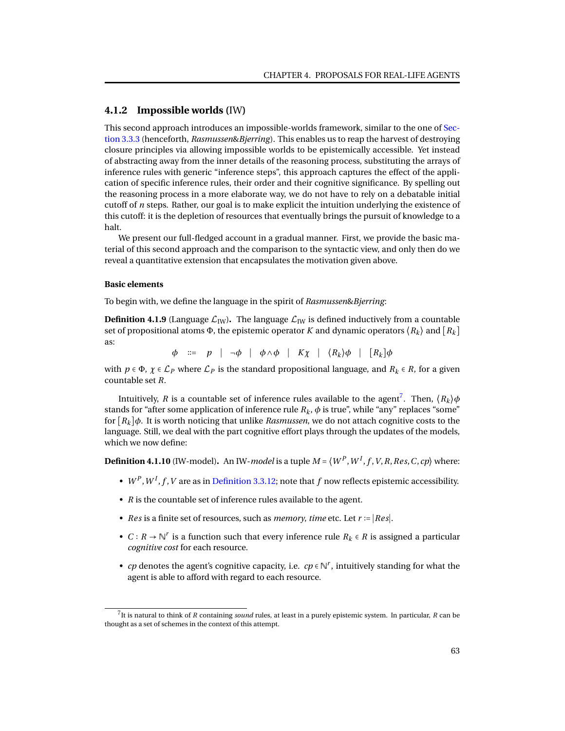### 4.1.2 Impossible worlds (IW)

This second approach introduces an impossible-worlds framework, similar to the one of Section 3.3.3 (henceforth, *Rasmussen&Bjerring*). This enables us to reap the harvest of destroying closure principles via allowing impossible worlds to be epistemically accessible. Yet instead of abstracting away from the inner details of the reasoning process, substituting the arrays of inference rules with generic "inference steps", this approach captures the effect of the application of specific inference rules, their order and their cognitive significance. By spelling out the reasoning process in a more elaborate way, we do not have to rely on a debatable initial cutoff of $n$ steps. Rather, our goal is to make explicit the intuition underlying the existence of this cutoff: it is the depletion of resources that eventually brings the pursuit of knowledge to a halt.

We present our full-fledged account in a gradual manner. First, we provide the basic material of this second approach and the comparison to the syntactic view, and only then do we reveal a quantitative extension that encapsulates the motivation given above.

#### Basic elements

To begin with, we define the language in the spirit of *Rasmussen&Bjerring*:

**Definition 4.1.9** (Language $\mathcal{L}_{\text{IW}}$)**.** The language $\mathcal{L}_{\text{IW}}$ is defined inductively from a countable set of propositional atoms $\Phi$, the epistemic operator $K$ and dynamic operators $\langle R_k \rangle$ and $[R_k]$ as:

$$\phi \quad ::= \quad p \quad | \quad \neg\phi \quad | \quad \phi \wedge \phi \quad | \quad K\chi \quad | \quad \langle R_k \rangle \phi \quad | \quad [R_k]\phi$$

with $p \in \Phi$, $\chi \in \mathcal{L}_P$ where $\mathcal{L}_P$ is the standard propositional language, and $R_k \in R$, for a given countable set $R$.

Intuitively, $R$ is a countable set of inference rules available to the agent[7]. Then, $\langle R_k \rangle \phi$ stands for "after some application of inference rule $R_k$, $\phi$ is true", while "any" replaces "some" for $[R_k]\phi$. It is worth noticing that unlike *Rasmussen*, we do not attach cognitive costs to the language. Still, we deal with the part cognitive effort plays through the updates of the models, which we now define:

**Definition 4.1.10** (IW-model)**.** An IW-*model* is a tuple $M = \langle W^P, W^I, f, V, R, Res, C, cp \rangle$ where:

- $W^P, W^I, f, V$ are as in Definition 3.3.12; note that $f$ now reflects epistemic accessibility.
- $R$ is the countable set of inference rules available to the agent.
- $Res$ is a finite set of resources, such as *memory*, *time* etc. Let $r := |Res|$.
- $C : R \to \mathbb{N}^r$ is a function such that every inference rule $R_k \in R$ is assigned a particular *cognitive cost* for each resource.
- $cp$ denotes the agent's cognitive capacity, i.e. $cp \in \mathbb{N}^r$, intuitively standing for what the agent is able to afford with regard to each resource.

[7] It is natural to think of $R$ containing *sound* rules, at least in a purely epistemic system. In particular, $R$ can be thought as a set of schemes in the context of this attempt.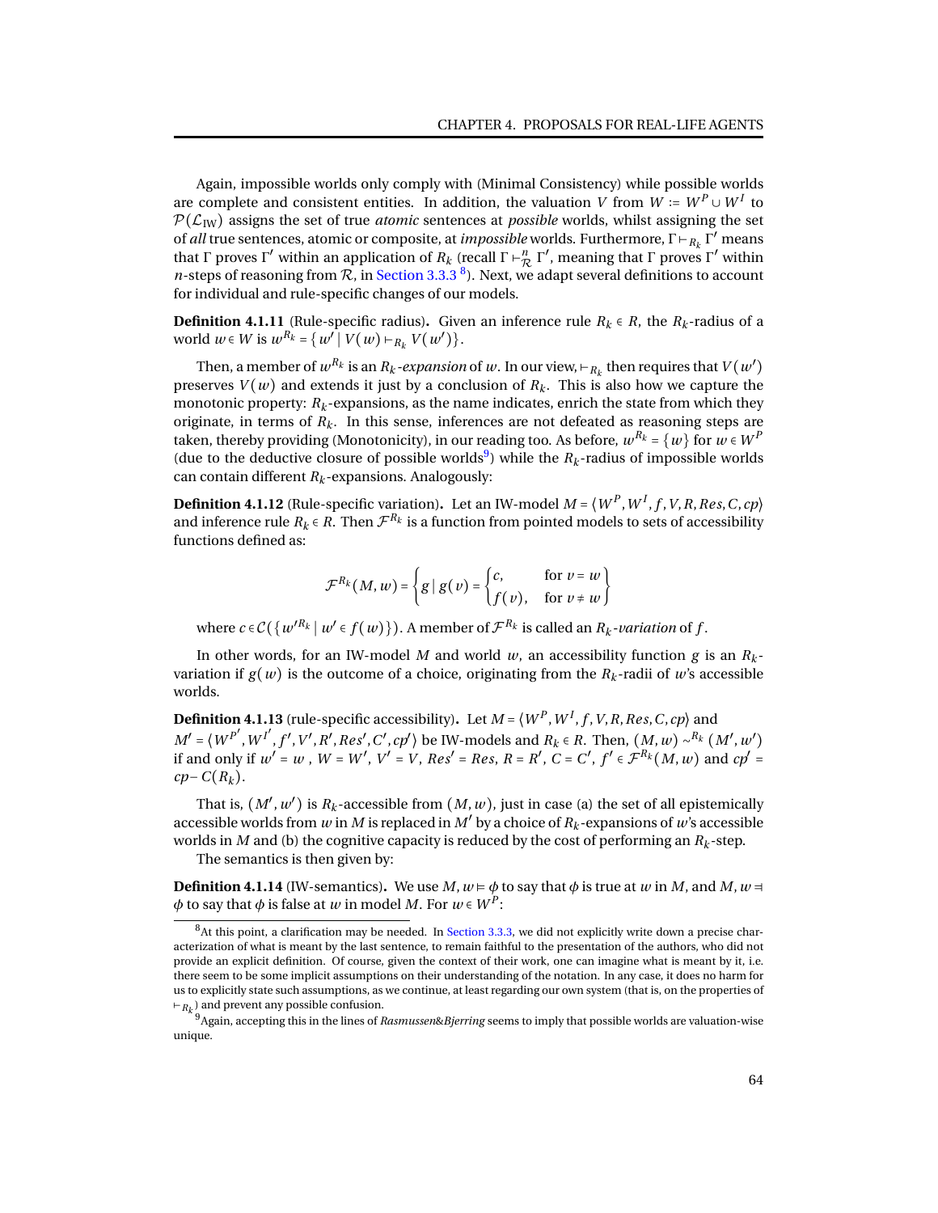Again, impossible worlds only comply with (Minimal Consistency) while possible worlds are complete and consistent entities. In addition, the valuation $V$ from $W := W^P \cup W^I$ to $\mathcal{P}(\mathcal{L}_{\text{IW}})$ assigns the set of true *atomic* sentences at *possible* worlds, whilst assigning the set of *all* true sentences, atomic or composite, at *impossible* worlds. Furthermore, $\Gamma \vdash_{R_k} \Gamma'$ means that $\Gamma$ proves $\Gamma'$ within an application of $R_k$ (recall $\Gamma \vdash^n_{\mathcal{R}} \Gamma'$, meaning that $\Gamma$ proves $\Gamma'$ within $n$-steps of reasoning from $\mathcal{R}$, in Section 3.3.3 [8]). Next, we adapt several definitions to account for individual and rule-specific changes of our models.

**Definition 4.1.11** (Rule-specific radius)**.** Given an inference rule $R_k \in R$, the $R_k$-radius of a world $w \in W$ is $w^{R_k} = \{w' \mid V(w) \vdash_{R_k} V(w')\}$.

Then, a member of $w^{R_k}$ is an $R_k$*-expansion* of $w$. In our view, $\vdash_{R_k}$ then requires that $V(w')$ preserves $V(w)$ and extends it just by a conclusion of $R_k$. This is also how we capture the monotonic property: $R_k$-expansions, as the name indicates, enrich the state from which they originate, in terms of $R_k$. In this sense, inferences are not defeated as reasoning steps are taken, thereby providing (Monotonicity), in our reading too. As before, $w^{R_k} = \{w\}$ for $w \in W^P$ (due to the deductive closure of possible worlds[9]) while the $R_k$-radius of impossible worlds can contain different $R_k$-expansions. Analogously:

**Definition 4.1.12** (Rule-specific variation)**.** Let an IW-model $M = \langle W^P, W^I, f, V, R, Res, C, cp\rangle$ and inference rule $R_k \in R$. Then $\mathcal{F}^{R_k}$ is a function from pointed models to sets of accessibility functions defined as:

$$\mathcal{F}^{R_k}(M,w) = \left\{ g \mid g(v) = \begin{cases} c, & \text{for } v = w \\ f(v), & \text{for } v \neq w \end{cases} \right\}$$

where $c \in \mathcal{C}(\{w'^{R_k} \mid w' \in f(w)\})$. A member of $\mathcal{F}^{R_k}$ is called an $R_k$*-variation* of $f$.

In other words, for an IW-model $M$ and world $w$, an accessibility function $g$ is an $R_k$-variation if $g(w)$ is the outcome of a choice, originating from the $R_k$-radii of $w$'s accessible worlds.

**Definition 4.1.13** (rule-specific accessibility)**.** Let $M = \langle W^P, W^I, f, V, R, Res, C, cp\rangle$ and $M' = \langle W^{P'}, W^{I'}, f', V', R', Res', C', cp'\rangle$ be IW-models and $R_k \in R$. Then, $(M,w) \sim^{R_k} (M',w')$ if and only if $w' = w$, $W = W'$, $V' = V$, $Res' = Res$, $R = R'$, $C = C'$, $f' \in \mathcal{F}^{R_k}(M,w)$ and $cp' = cp - C(R_k)$.

That is, $(M',w')$ is $R_k$-accessible from $(M,w)$, just in case (a) the set of all epistemically accessible worlds from $w$ in $M$ is replaced in $M'$ by a choice of $R_k$-expansions of $w$'s accessible worlds in $M$ and (b) the cognitive capacity is reduced by the cost of performing an $R_k$-step.

The semantics is then given by:

**Definition 4.1.14** (IW-semantics)**.** We use $M, w \models \phi$ to say that $\phi$ is true at $w$ in $M$, and $M, w \mathrel{=\!\!|} \phi$ to say that $\phi$ is false at $w$ in model $M$. For $w \in W^P$:

---

[8] At this point, a clarification may be needed. In Section 3.3.3, we did not explicitly write down a precise characterization of what is meant by the last sentence, to remain faithful to the presentation of the authors, who did not provide an explicit definition. Of course, given the context of their work, one can imagine what is meant by it, i.e. there seem to be some implicit assumptions on their understanding of the notation. In any case, it does no harm for us to explicitly state such assumptions, as we continue, at least regarding our own system (that is, on the properties of $\vdash_{R_k}$) and prevent any possible confusion.

[9] Again, accepting this in the lines of *Rasmussen&Bjerring* seems to imply that possible worlds are valuation-wise unique.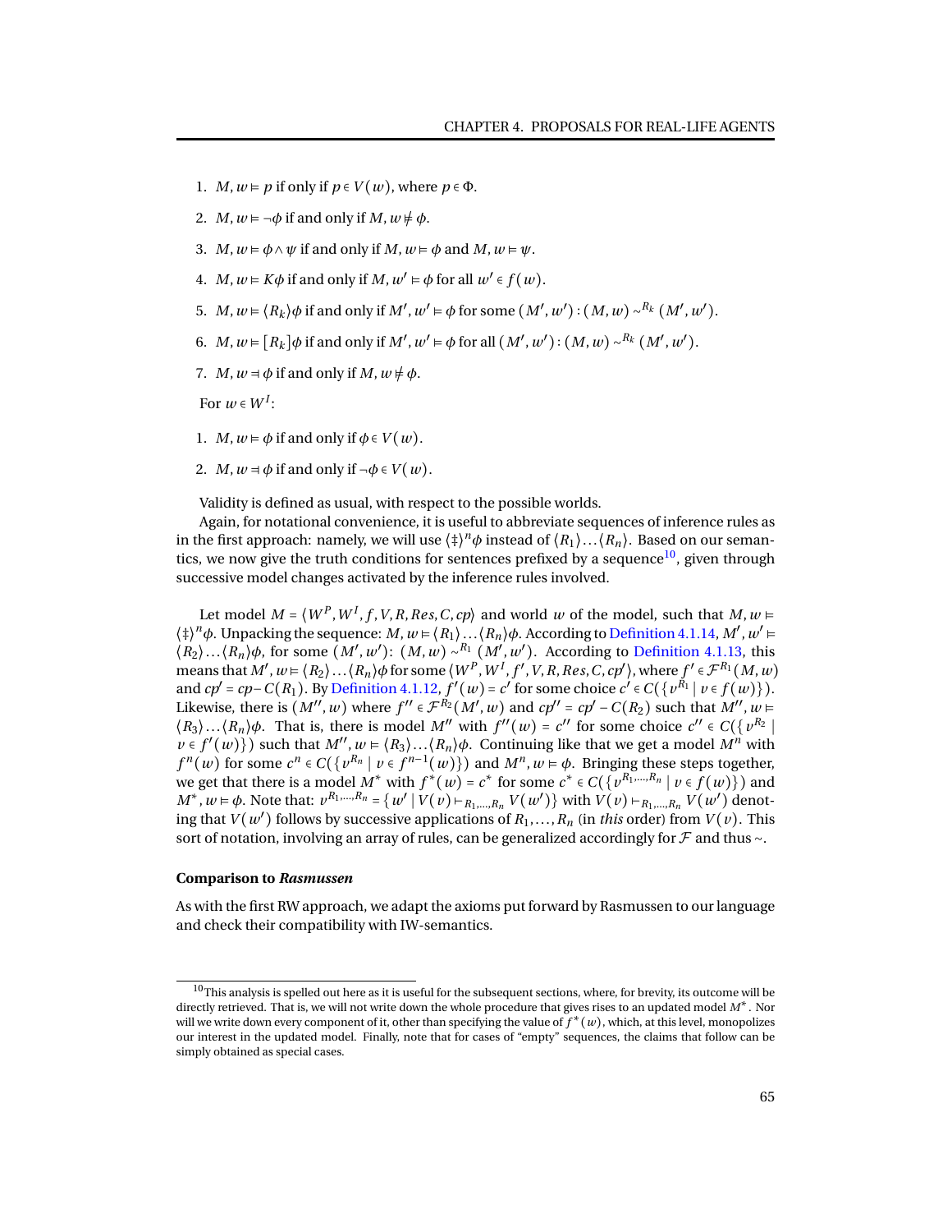1. $M, w \models p$ if only if $p \in V(w)$, where $p \in \Phi$.

2. $M, w \models \neg\phi$ if and only if $M, w \not\models \phi$.

3. $M, w \models \phi \wedge \psi$ if and only if $M, w \models \phi$ and $M, w \models \psi$.

4. $M, w \models K\phi$ if and only if $M, w' \models \phi$ for all $w' \in f(w)$.

5. $M, w \models \langle R_k \rangle \phi$ if and only if $M', w' \models \phi$ for some $(M', w') : (M, w) \sim^{R_k} (M', w')$.

6. $M, w \models [R_k]\phi$ if and only if $M', w' \models \phi$ for all $(M', w') : (M, w) \sim^{R_k} (M', w')$.

7. $M, w \dashv \phi$ if and only if $M, w \not\models \phi$.

For $w \in W^I$:

1. $M, w \models \phi$ if and only if $\phi \in V(w)$.

2. $M, w \dashv \phi$ if and only if $\neg\phi \in V(w)$.

Validity is defined as usual, with respect to the possible worlds.

Again, for notational convenience, it is useful to abbreviate sequences of inference rules as in the first approach: namely, we will use $\langle \ddagger \rangle^n \phi$ instead of $\langle R_1 \rangle \ldots \langle R_n \rangle$. Based on our semantics, we now give the truth conditions for sentences prefixed by a sequence[10], given through successive model changes activated by the inference rules involved.

Let model $M = \langle W^P, W^I, f, V, R, Res, C, cp \rangle$ and world $w$ of the model, such that $M, w \models \langle \ddagger \rangle^n \phi$. Unpacking the sequence: $M, w \models \langle R_1 \rangle \ldots \langle R_n \rangle \phi$. According to Definition 4.1.14, $M', w' \models \langle R_2 \rangle \ldots \langle R_n \rangle \phi$, for some $(M', w')$: $(M, w) \sim^{R_1} (M', w')$. According to Definition 4.1.13, this means that $M', w \models \langle R_2 \rangle \ldots \langle R_n \rangle \phi$ for some $\langle W^P, W^I, f', V, R, Res, C, cp' \rangle$, where $f' \in \mathcal{F}^{R_1}(M, w)$ and $cp' = cp - C(R_1)$. By Definition 4.1.12, $f'(w) = c'$ for some choice $c' \in C(\{v^{R_1} \mid v \in f(w)\})$. Likewise, there is $(M'', w)$ where $f'' \in \mathcal{F}^{R_2}(M', w)$ and $cp'' = cp' - C(R_2)$ such that $M'', w \models \langle R_3 \rangle \ldots \langle R_n \rangle \phi$. That is, there is model $M''$ with $f''(w) = c''$ for some choice $c'' \in C(\{v^{R_2} \mid v \in f'(w)\})$ such that $M'', w \models \langle R_3 \rangle \ldots \langle R_n \rangle \phi$. Continuing like that we get a model $M^n$ with $f^n(w)$ for some $c^n \in C(\{v^{R_n} \mid v \in f^{n-1}(w)\})$ and $M^n, w \models \phi$. Bringing these steps together, we get that there is a model $M^*$ with $f^*(w) = c^*$ for some $c^* \in C(\{v^{R_1,\ldots,R_n} \mid v \in f(w)\})$ and $M^*, w \models \phi$. Note that: $v^{R_1,\ldots,R_n} = \{w' \mid V(v) \vdash_{R_1,\ldots,R_n} V(w')\}$ with $V(v) \vdash_{R_1,\ldots,R_n} V(w')$ denoting that $V(w')$ follows by successive applications of $R_1, \ldots, R_n$ (in *this* order) from $V(v)$. This sort of notation, involving an array of rules, can be generalized accordingly for $\mathcal{F}$ and thus $\sim$.

#### Comparison to *Rasmussen*

As with the first RW approach, we adapt the axioms put forward by Rasmussen to our language and check their compatibility with IW-semantics.

[10] This analysis is spelled out here as it is useful for the subsequent sections, where, for brevity, its outcome will be directly retrieved. That is, we will not write down the whole procedure that gives rises to an updated model $M^*$. Nor will we write down every component of it, other than specifying the value of $f^*(w)$, which, at this level, monopolizes our interest in the updated model. Finally, note that for cases of "empty" sequences, the claims that follow can be simply obtained as special cases.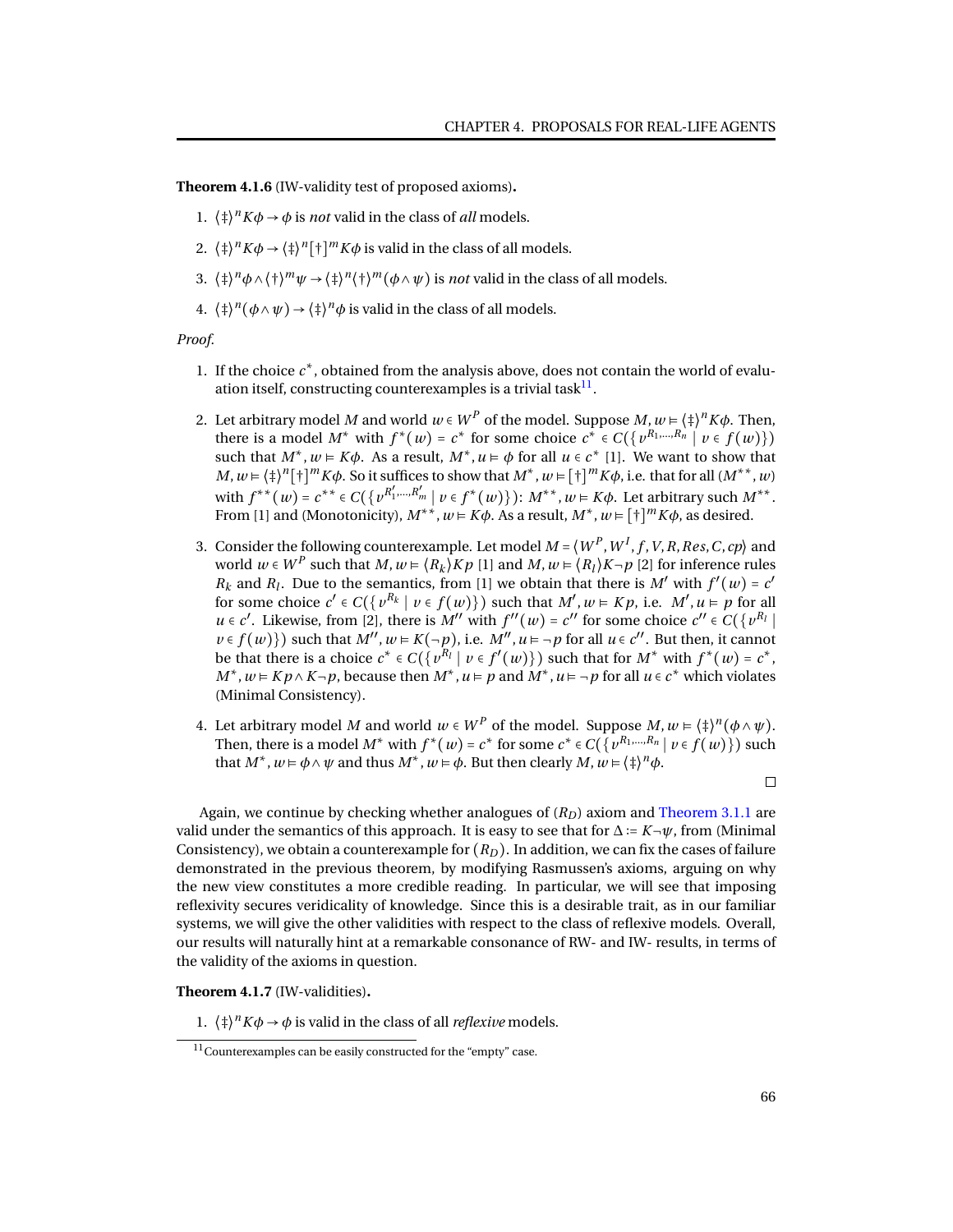**Theorem 4.1.6** (IW-validity test of proposed axioms)**.**

1. $\langle\ddagger\rangle^n K\phi \rightarrow \phi$ is *not* valid in the class of *all* models.
2. $\langle\ddagger\rangle^n K\phi \rightarrow \langle\ddagger\rangle^n[\dagger]^m K\phi$ is valid in the class of all models.
3. $\langle\ddagger\rangle^n \phi \wedge \langle\dagger\rangle^m \psi \rightarrow \langle\ddagger\rangle^n\langle\dagger\rangle^m(\phi \wedge \psi)$ is *not* valid in the class of all models.
4. $\langle\ddagger\rangle^n(\phi \wedge \psi) \rightarrow \langle\ddagger\rangle^n \phi$ is valid in the class of all models.

*Proof.*

1. If the choice $c^*$, obtained from the analysis above, does not contain the world of evaluation itself, constructing counterexamples is a trivial task[11].

2. Let arbitrary model $M$ and world $w \in W^P$ of the model. Suppose $M, w \models \langle\ddagger\rangle^n K\phi$. Then, there is a model $M^*$ with $f^*(w) = c^*$ for some choice $c^* \in C(\{v^{R_1,\ldots,R_n} \mid v \in f(w)\})$ such that $M^*, w \models K\phi$. As a result, $M^*, u \models \phi$ for all $u \in c^*$ [1]. We want to show that $M, w \models \langle\ddagger\rangle^n[\dagger]^m K\phi$. So it suffices to show that $M^*, w \models [\dagger]^m K\phi$, i.e. that for all $(M^{**}, w)$ with $f^{**}(w) = c^{**} \in C(\{v^{R'_1,\ldots,R'_m} \mid v \in f^*(w)\})$: $M^{**}, w \models K\phi$. Let arbitrary such $M^{**}$. From [1] and (Monotonicity), $M^{**}, w \models K\phi$. As a result, $M^*, w \models [\dagger]^m K\phi$, as desired.

3. Consider the following counterexample. Let model $M = \langle W^P, W^I, f, V, R, Res, C, cp\rangle$ and world $w \in W^P$ such that $M, w \models \langle R_k\rangle Kp$ [1] and $M, w \models \langle R_l\rangle K\neg p$ [2] for inference rules $R_k$ and $R_l$. Due to the semantics, from [1] we obtain that there is $M'$ with $f'(w) = c'$ for some choice $c' \in C(\{v^{R_k} \mid v \in f(w)\})$ such that $M', w \models Kp$, i.e. $M', u \models p$ for all $u \in c'$. Likewise, from [2], there is $M''$ with $f''(w) = c''$ for some choice $c'' \in C(\{v^{R_l} \mid v \in f(w)\})$ such that $M'', w \models K(\neg p)$, i.e. $M'', u \models \neg p$ for all $u \in c''$. But then, it cannot be that there is a choice $c^* \in C(\{v^{R_l} \mid v \in f'(w)\})$ such that for $M^*$ with $f^*(w) = c^*$, $M^*, w \models Kp \wedge K\neg p$, because then $M^*, u \models p$ and $M^*, u \models \neg p$ for all $u \in c^*$ which violates (Minimal Consistency).

4. Let arbitrary model $M$ and world $w \in W^P$ of the model. Suppose $M, w \models \langle\ddagger\rangle^n(\phi \wedge \psi)$. Then, there is a model $M^*$ with $f^*(w) = c^*$ for some $c^* \in C(\{v^{R_1,\ldots,R_n} \mid v \in f(w)\})$ such that $M^*, w \models \phi \wedge \psi$ and thus $M^*, w \models \phi$. But then clearly $M, w \models \langle\ddagger\rangle^n \phi$.

□

Again, we continue by checking whether analogues of $(R_D)$ axiom and Theorem 3.1.1 are valid under the semantics of this approach. It is easy to see that for $\Delta := K\neg\psi$, from (Minimal Consistency), we obtain a counterexample for $(R_D)$. In addition, we can fix the cases of failure demonstrated in the previous theorem, by modifying Rasmussen's axioms, arguing on why the new view constitutes a more credible reading. In particular, we will see that imposing reflexivity secures veridicality of knowledge. Since this is a desirable trait, as in our familiar systems, we will give the other validities with respect to the class of reflexive models. Overall, our results will naturally hint at a remarkable consonance of RW- and IW- results, in terms of the validity of the axioms in question.

**Theorem 4.1.7** (IW-validities)**.**

1. $\langle\ddagger\rangle^n K\phi \rightarrow \phi$ is valid in the class of all *reflexive* models.

[11] Counterexamples can be easily constructed for the "empty" case.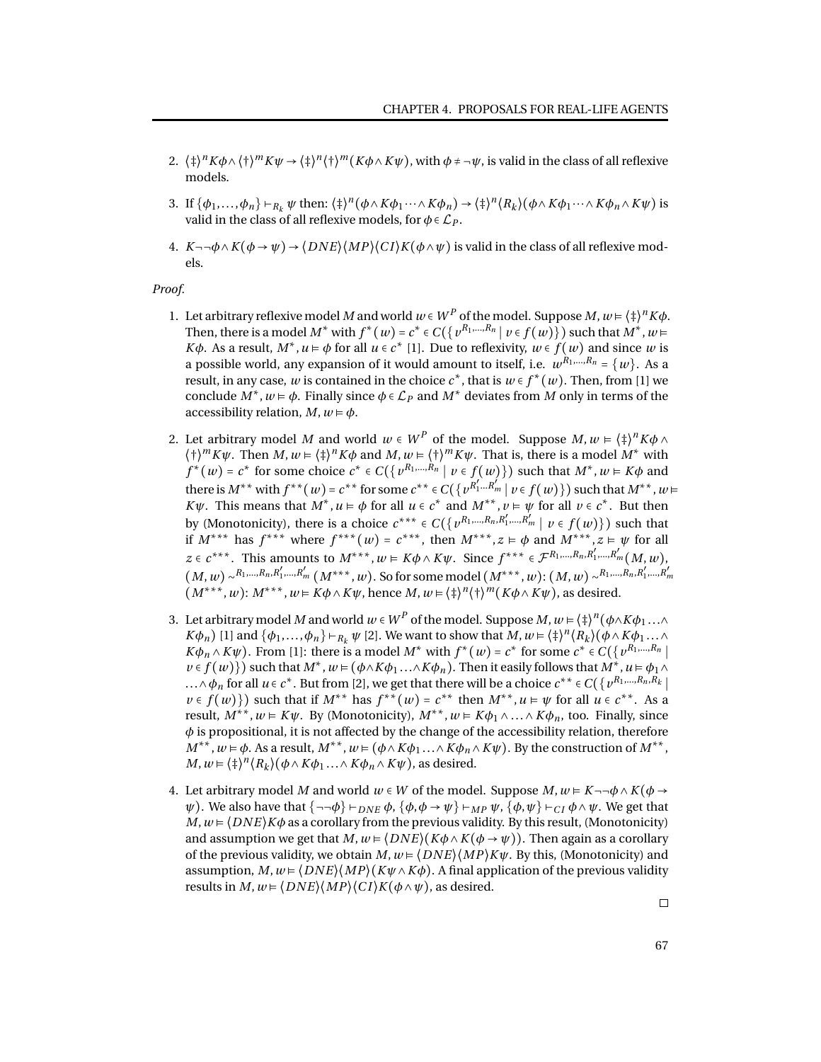2. $\langle\ddagger\rangle^n K\phi \wedge \langle\dagger\rangle^m K\psi \rightarrow \langle\ddagger\rangle^n\langle\dagger\rangle^m(K\phi \wedge K\psi)$, with $\phi \neq \neg\psi$, is valid in the class of all reflexive models.

3. If $\{\phi_1,\ldots,\phi_n\} \vdash_{R_k} \psi$ then: $\langle\ddagger\rangle^n(\phi \wedge K\phi_1 \cdots \wedge K\phi_n) \rightarrow \langle\ddagger\rangle^n\langle R_k\rangle(\phi \wedge K\phi_1 \cdots \wedge K\phi_n \wedge K\psi)$ is valid in the class of all reflexive models, for $\phi \in \mathcal{L}_P$.

4. $K\neg\neg\phi \wedge K(\phi \rightarrow \psi) \rightarrow \langle DNE\rangle\langle MP\rangle\langle CI\rangle K(\phi \wedge \psi)$ is valid in the class of all reflexive models.

*Proof.*

1. Let arbitrary reflexive model $M$ and world $w \in W^P$ of the model. Suppose $M, w \vDash \langle\ddagger\rangle^n K\phi$. Then, there is a model $M^*$ with $f^*(w) = c^* \in C(\{v^{R_1,\ldots,R_n} \mid v \in f(w)\})$ such that $M^*, w \vDash K\phi$. As a result, $M^*, u \vDash \phi$ for all $u \in c^*$ [1]. Due to reflexivity, $w \in f(w)$ and since $w$ is a possible world, any expansion of it would amount to itself, i.e. $w^{R_1,\ldots,R_n} = \{w\}$. As a result, in any case, $w$ is contained in the choice $c^*$, that is $w \in f^*(w)$. Then, from [1] we conclude $M^*, w \vDash \phi$. Finally since $\phi \in \mathcal{L}_P$ and $M^*$ deviates from $M$ only in terms of the accessibility relation, $M, w \vDash \phi$.

2. Let arbitrary model $M$ and world $w \in W^P$ of the model. Suppose $M, w \vDash \langle\ddagger\rangle^n K\phi \wedge \langle\dagger\rangle^m K\psi$. Then $M, w \vDash \langle\ddagger\rangle^n K\phi$ and $M, w \vDash \langle\dagger\rangle^m K\psi$. That is, there is a model $M^*$ with $f^*(w) = c^*$ for some choice $c^* \in C(\{v^{R_1,\ldots,R_n} \mid v \in f(w)\})$ such that $M^*, w \vDash K\phi$ and there is $M^{**}$ with $f^{**}(w) = c^{**}$ for some $c^{**} \in C(\{v^{R'_1\ldots R'_m} \mid v \in f(w)\})$ such that $M^{**}, w \vDash K\psi$. This means that $M^*, u \vDash \phi$ for all $u \in c^*$ and $M^{**}, v \vDash \psi$ for all $v \in c^*$. But then by (Monotonicity), there is a choice $c^{***} \in C(\{v^{R_1,\ldots,R_n,R'_1,\ldots,R'_m} \mid v \in f(w)\})$ such that if $M^{***}$ has $f^{***}$ where $f^{***}(w) = c^{***}$, then $M^{***}, z \vDash \phi$ and $M^{***}, z \vDash \psi$ for all $z \in c^{***}$. This amounts to $M^{***}, w \vDash K\phi \wedge K\psi$. Since $f^{***} \in \mathcal{F}^{R_1,\ldots,R_n,R'_1,\ldots,R'_m}(M,w)$, $(M,w) \sim^{R_1,\ldots,R_n,R'_1,\ldots,R'_m} (M^{***},w)$. So for some model $(M^{***},w)$: $(M,w) \sim^{R_1,\ldots,R_n,R'_1,\ldots,R'_m}$ $(M^{***},w)$: $M^{***}, w \vDash K\phi \wedge K\psi$, hence $M, w \vDash \langle\ddagger\rangle^n\langle\dagger\rangle^m(K\phi \wedge K\psi)$, as desired.

3. Let arbitrary model $M$ and world $w \in W^P$ of the model. Suppose $M, w \vDash \langle\ddagger\rangle^n(\phi \wedge K\phi_1 \ldots \wedge K\phi_n)$ [1] and $\{\phi_1,\ldots,\phi_n\} \vdash_{R_k} \psi$ [2]. We want to show that $M, w \vDash \langle\ddagger\rangle^n\langle R_k\rangle(\phi \wedge K\phi_1 \ldots \wedge K\phi_n \wedge K\psi)$. From [1]: there is a model $M^*$ with $f^*(w) = c^*$ for some $c^* \in C(\{v^{R_1,\ldots,R_n} \mid v \in f(w)\})$ such that $M^*, w \vDash (\phi \wedge K\phi_1 \ldots \wedge K\phi_n)$. Then it easily follows that $M^*, u \vDash \phi_1 \wedge \ldots \wedge \phi_n$ for all $u \in c^*$. But from [2], we get that there will be a choice $c^{**} \in C(\{v^{R_1,\ldots,R_n,R_k} \mid v \in f(w)\})$ such that if $M^{**}$ has $f^{**}(w) = c^{**}$ then $M^{**}, u \vDash \psi$ for all $u \in c^{**}$. As a result, $M^{**}, w \vDash K\psi$. By (Monotonicity), $M^{**}, w \vDash K\phi_1 \wedge \ldots \wedge K\phi_n$, too. Finally, since $\phi$ is propositional, it is not affected by the change of the accessibility relation, therefore $M^{**}, w \vDash \phi$. As a result, $M^{**}, w \vDash (\phi \wedge K\phi_1 \ldots \wedge K\phi_n \wedge K\psi)$. By the construction of $M^{**}$, $M, w \vDash \langle\ddagger\rangle^n\langle R_k\rangle(\phi \wedge K\phi_1 \ldots \wedge K\phi_n \wedge K\psi)$, as desired.

4. Let arbitrary model $M$ and world $w \in W$ of the model. Suppose $M, w \vDash K\neg\neg\phi \wedge K(\phi \rightarrow \psi)$. We also have that $\{\neg\neg\phi\} \vdash_{DNE} \phi$, $\{\phi, \phi \rightarrow \psi\} \vdash_{MP} \psi$, $\{\phi, \psi\} \vdash_{CI} \phi \wedge \psi$. We get that $M, w \vDash \langle DNE\rangle K\phi$ as a corollary from the previous validity. By this result, (Monotonicity) and assumption we get that $M, w \vDash \langle DNE\rangle(K\phi \wedge K(\phi \rightarrow \psi))$. Then again as a corollary of the previous validity, we obtain $M, w \vDash \langle DNE\rangle\langle MP\rangle K\psi$. By this, (Monotonicity) and assumption, $M, w \vDash \langle DNE\rangle\langle MP\rangle(K\psi \wedge K\phi)$. A final application of the previous validity results in $M, w \vDash \langle DNE\rangle\langle MP\rangle\langle CI\rangle K(\phi \wedge \psi)$, as desired.

□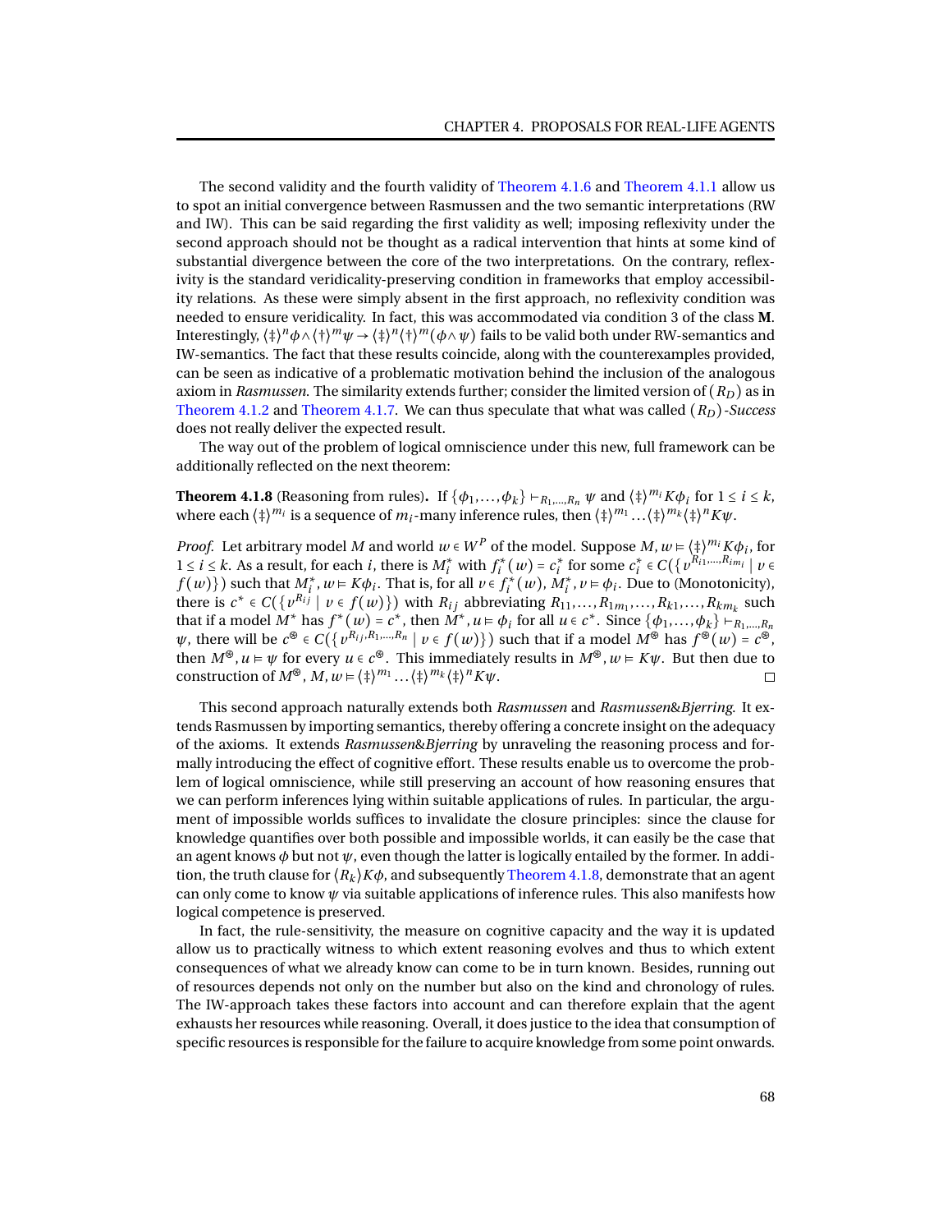The second validity and the fourth validity of Theorem 4.1.6 and Theorem 4.1.1 allow us to spot an initial convergence between Rasmussen and the two semantic interpretations (RW and IW). This can be said regarding the first validity as well; imposing reflexivity under the second approach should not be thought as a radical intervention that hints at some kind of substantial divergence between the core of the two interpretations. On the contrary, reflexivity is the standard veridicality-preserving condition in frameworks that employ accessibility relations. As these were simply absent in the first approach, no reflexivity condition was needed to ensure veridicality. In fact, this was accommodated via condition 3 of the class **M**. Interestingly, $\langle\ddagger\rangle^n\phi \wedge \langle\dagger\rangle^m\psi \rightarrow \langle\ddagger\rangle^n\langle\dagger\rangle^m(\phi\wedge\psi)$ fails to be valid both under RW-semantics and IW-semantics. The fact that these results coincide, along with the counterexamples provided, can be seen as indicative of a problematic motivation behind the inclusion of the analogous axiom in *Rasmussen*. The similarity extends further; consider the limited version of $(R_D)$ as in Theorem 4.1.2 and Theorem 4.1.7. We can thus speculate that what was called $(R_D)$*-Success* does not really deliver the expected result.

The way out of the problem of logical omniscience under this new, full framework can be additionally reflected on the next theorem:

**Theorem 4.1.8** (Reasoning from rules)**.** If $\{\phi_1,\ldots,\phi_k\} \vdash_{R_1,\ldots,R_n} \psi$ and $\langle\ddagger\rangle^{m_i}K\phi_i$ for $1 \leq i \leq k$, where each $\langle\ddagger\rangle^{m_i}$ is a sequence of $m_i$-many inference rules, then $\langle\ddagger\rangle^{m_1}\ldots\langle\ddagger\rangle^{m_k}\langle\ddagger\rangle^n K\psi$.

*Proof.* Let arbitrary model $M$ and world $w \in W^P$ of the model. Suppose $M, w \vDash \langle\ddagger\rangle^{m_i}K\phi_i$, for $1 \leq i \leq k$. As a result, for each $i$, there is $M_i^*$ with $f_i^*(w) = c_i^*$ for some $c_i^* \in C(\{v^{R_{i1},\ldots,R_{im_i}} \mid v \in f(w)\})$ such that $M_i^*, w \vDash K\phi_i$. That is, for all $v \in f_i^*(w)$, $M_i^*, v \vDash \phi_i$. Due to (Monotonicity), there is $c^* \in C(\{v^{R_{ij}} \mid v \in f(w)\})$ with $R_{ij}$ abbreviating $R_{11},\ldots,R_{1m_1},\ldots,R_{k1},\ldots,R_{km_k}$ such that if a model $M^*$ has $f^*(w) = c^*$, then $M^*, u \vDash \phi_i$ for all $u \in c^*$. Since $\{\phi_1,\ldots,\phi_k\} \vdash_{R_1,\ldots,R_n} \psi$, there will be $c^\circledast \in C(\{v^{R_{ij},R_1,\ldots,R_n} \mid v \in f(w)\})$ such that if a model $M^\circledast$ has $f^\circledast(w) = c^\circledast$, then $M^\circledast, u \vDash \psi$ for every $u \in c^\circledast$. This immediately results in $M^\circledast, w \vDash K\psi$. But then due to construction of $M^\circledast$, $M, w \vDash \langle\ddagger\rangle^{m_1}\ldots\langle\ddagger\rangle^{m_k}\langle\ddagger\rangle^n K\psi$. □

This second approach naturally extends both *Rasmussen* and *Rasmussen*&*Bjerring*. It extends Rasmussen by importing semantics, thereby offering a concrete insight on the adequacy of the axioms. It extends *Rasmussen*&*Bjerring* by unraveling the reasoning process and formally introducing the effect of cognitive effort. These results enable us to overcome the problem of logical omniscience, while still preserving an account of how reasoning ensures that we can perform inferences lying within suitable applications of rules. In particular, the argument of impossible worlds suffices to invalidate the closure principles: since the clause for knowledge quantifies over both possible and impossible worlds, it can easily be the case that an agent knows $\phi$ but not $\psi$, even though the latter is logically entailed by the former. In addition, the truth clause for $\langle R_k\rangle K\phi$, and subsequently Theorem 4.1.8, demonstrate that an agent can only come to know $\psi$ via suitable applications of inference rules. This also manifests how logical competence is preserved.

In fact, the rule-sensitivity, the measure on cognitive capacity and the way it is updated allow us to practically witness to which extent reasoning evolves and thus to which extent consequences of what we already know can come to be in turn known. Besides, running out of resources depends not only on the number but also on the kind and chronology of rules. The IW-approach takes these factors into account and can therefore explain that the agent exhausts her resources while reasoning. Overall, it does justice to the idea that consumption of specific resources is responsible for the failure to acquire knowledge from some point onwards.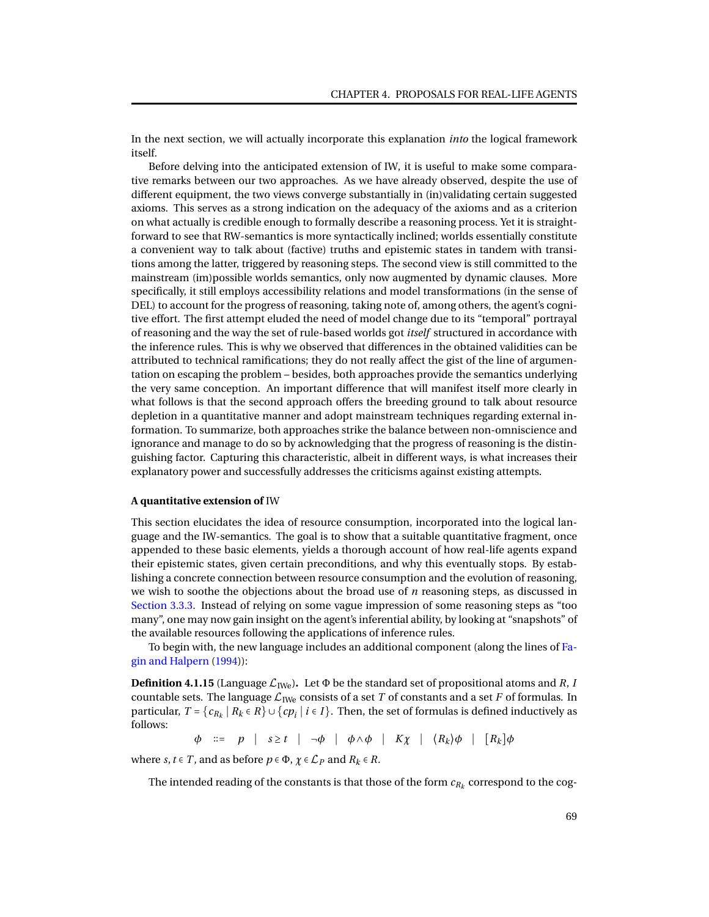In the next section, we will actually incorporate this explanation *into* the logical framework itself.

Before delving into the anticipated extension of IW, it is useful to make some comparative remarks between our two approaches. As we have already observed, despite the use of different equipment, the two views converge substantially in (in)validating certain suggested axioms. This serves as a strong indication on the adequacy of the axioms and as a criterion on what actually is credible enough to formally describe a reasoning process. Yet it is straightforward to see that RW-semantics is more syntactically inclined; worlds essentially constitute a convenient way to talk about (factive) truths and epistemic states in tandem with transitions among the latter, triggered by reasoning steps. The second view is still committed to the mainstream (im)possible worlds semantics, only now augmented by dynamic clauses. More specifically, it still employs accessibility relations and model transformations (in the sense of DEL) to account for the progress of reasoning, taking note of, among others, the agent's cognitive effort. The first attempt eluded the need of model change due to its "temporal" portrayal of reasoning and the way the set of rule-based worlds got *itself* structured in accordance with the inference rules. This is why we observed that differences in the obtained validities can be attributed to technical ramifications; they do not really affect the gist of the line of argumentation on escaping the problem – besides, both approaches provide the semantics underlying the very same conception. An important difference that will manifest itself more clearly in what follows is that the second approach offers the breeding ground to talk about resource depletion in a quantitative manner and adopt mainstream techniques regarding external information. To summarize, both approaches strike the balance between non-omniscience and ignorance and manage to do so by acknowledging that the progress of reasoning is the distinguishing factor. Capturing this characteristic, albeit in different ways, is what increases their explanatory power and successfully addresses the criticisms against existing attempts.

**A quantitative extension of** IW

This section elucidates the idea of resource consumption, incorporated into the logical language and the IW-semantics. The goal is to show that a suitable quantitative fragment, once appended to these basic elements, yields a thorough account of how real-life agents expand their epistemic states, given certain preconditions, and why this eventually stops. By establishing a concrete connection between resource consumption and the evolution of reasoning, we wish to soothe the objections about the broad use of $n$ reasoning steps, as discussed in Section 3.3.3. Instead of relying on some vague impression of some reasoning steps as "too many", one may now gain insight on the agent's inferential ability, by looking at "snapshots" of the available resources following the applications of inference rules.

To begin with, the new language includes an additional component (along the lines of Fagin and Halpern (1994)):

**Definition 4.1.15** (Language $\mathcal{L}_{\text{IWe}}$)**.** Let $\Phi$ be the standard set of propositional atoms and $R$, $I$ countable sets. The language $\mathcal{L}_{\text{IWe}}$ consists of a set $T$ of constants and a set $F$ of formulas. In particular, $T = \{c_{R_k} \mid R_k \in R\} \cup \{cp_i \mid i \in I\}$. Then, the set of formulas is defined inductively as follows:

$$\phi \quad ::= \quad p \quad | \quad s \geq t \quad | \quad \neg\phi \quad | \quad \phi \wedge \phi \quad | \quad K\chi \quad | \quad \langle R_k \rangle \phi \quad | \quad [R_k]\phi$$

where $s, t \in T$, and as before $p \in \Phi$, $\chi \in \mathcal{L}_P$ and $R_k \in R$.

The intended reading of the constants is that those of the form $c_{R_k}$ correspond to the cog-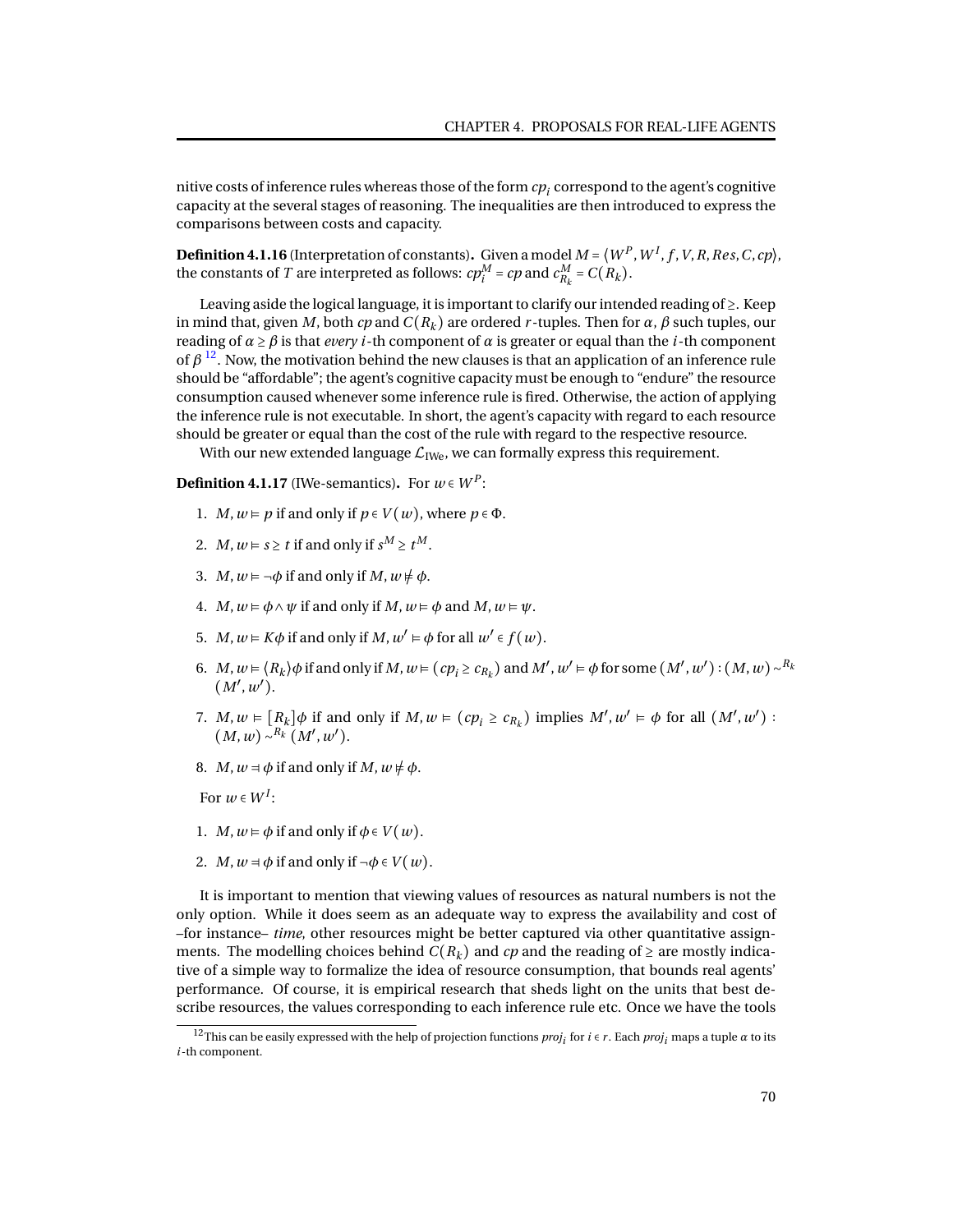nitive costs of inference rules whereas those of the form $cp_i$ correspond to the agent's cognitive capacity at the several stages of reasoning. The inequalities are then introduced to express the comparisons between costs and capacity.

**Definition 4.1.16** (Interpretation of constants)**.** Given a model $M = \langle W^P, W^I, f, V, R, Res, C, cp \rangle$, the constants of $T$ are interpreted as follows: $cp_i^M = cp$ and $c_{R_k}^M = C(R_k)$.

Leaving aside the logical language, it is important to clarify our intended reading of $\geq$. Keep in mind that, given $M$, both $cp$ and $C(R_k)$ are ordered $r$-tuples. Then for $\alpha$, $\beta$ such tuples, our reading of $\alpha \geq \beta$ is that *every* $i$-th component of $\alpha$ is greater or equal than the $i$-th component of $\beta$ [12]. Now, the motivation behind the new clauses is that an application of an inference rule should be "affordable"; the agent's cognitive capacity must be enough to "endure" the resource consumption caused whenever some inference rule is fired. Otherwise, the action of applying the inference rule is not executable. In short, the agent's capacity with regard to each resource should be greater or equal than the cost of the rule with regard to the respective resource.

With our new extended language $\mathcal{L}_{\text{IWe}}$, we can formally express this requirement.

**Definition 4.1.17** (IWe-semantics)**.** For $w \in W^P$:

1. $M, w \vDash p$ if and only if $p \in V(w)$, where $p \in \Phi$.
2. $M, w \vDash s \geq t$ if and only if $s^M \geq t^M$.
3. $M, w \vDash \neg\phi$ if and only if $M, w \nvDash \phi$.
4. $M, w \vDash \phi \wedge \psi$ if and only if $M, w \vDash \phi$ and $M, w \vDash \psi$.
5. $M, w \vDash K\phi$ if and only if $M, w' \vDash \phi$ for all $w' \in f(w)$.
6. $M, w \vDash \langle R_k \rangle \phi$ if and only if $M, w \vDash (cp_i \geq c_{R_k})$ and $M', w' \vDash \phi$ for some $(M', w') : (M, w) \sim^{R_k} (M', w')$.
7. $M, w \vDash [R_k]\phi$ if and only if $M, w \vDash (cp_i \geq c_{R_k})$ implies $M', w' \vDash \phi$ for all $(M', w') : (M, w) \sim^{R_k} (M', w')$.
8. $M, w \dashv \phi$ if and only if $M, w \nvDash \phi$.

For $w \in W^I$:

1. $M, w \vDash \phi$ if and only if $\phi \in V(w)$.
2. $M, w \dashv \phi$ if and only if $\neg\phi \in V(w)$.

It is important to mention that viewing values of resources as natural numbers is not the only option. While it does seem as an adequate way to express the availability and cost of –for instance– *time*, other resources might be better captured via other quantitative assignments. The modelling choices behind $C(R_k)$ and $cp$ and the reading of $\geq$ are mostly indicative of a simple way to formalize the idea of resource consumption, that bounds real agents' performance. Of course, it is empirical research that sheds light on the units that best describe resources, the values corresponding to each inference rule etc. Once we have the tools

[12] This can be easily expressed with the help of projection functions $proj_i$ for $i \in r$. Each $proj_i$ maps a tuple $\alpha$ to its $i$-th component.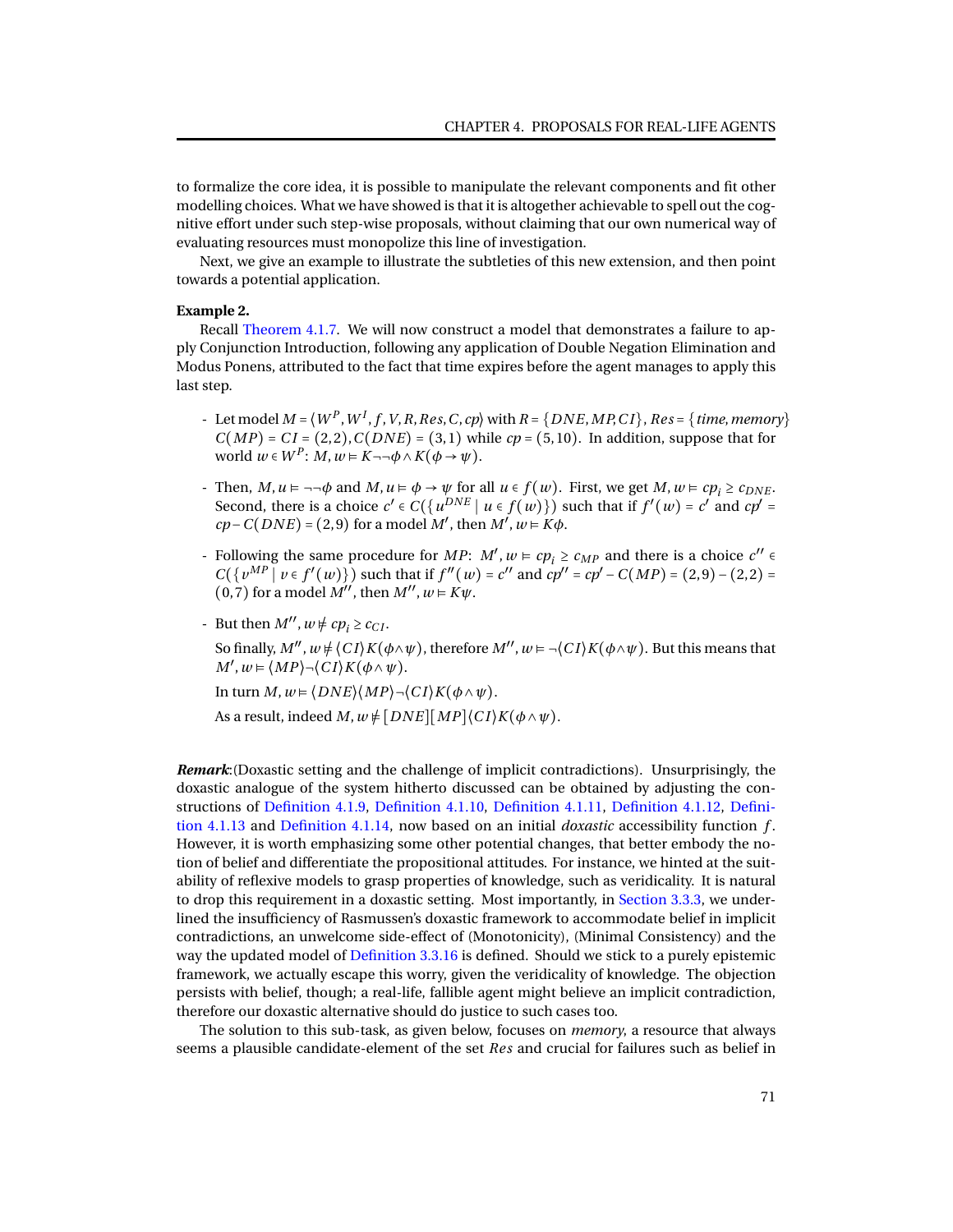to formalize the core idea, it is possible to manipulate the relevant components and fit other modelling choices. What we have showed is that it is altogether achievable to spell out the cognitive effort under such step-wise proposals, without claiming that our own numerical way of evaluating resources must monopolize this line of investigation.

Next, we give an example to illustrate the subtleties of this new extension, and then point towards a potential application.

**Example 2.**

Recall Theorem 4.1.7. We will now construct a model that demonstrates a failure to apply Conjunction Introduction, following any application of Double Negation Elimination and Modus Ponens, attributed to the fact that time expires before the agent manages to apply this last step.

- Let model $M = \langle W^P, W^I, f, V, R, Res, C, cp\rangle$ with $R = \{DNE, MP, CI\}$, $Res = \{time, memory\}$ $C(MP) = CI = (2,2), C(DNE) = (3,1)$ while $cp = (5,10)$. In addition, suppose that for world $w \in W^P$: $M, w \vDash K\neg\neg\phi \wedge K(\phi \rightarrow \psi)$.

- Then, $M, u \vDash \neg\neg\phi$ and $M, u \vDash \phi \rightarrow \psi$ for all $u \in f(w)$. First, we get $M, w \vDash cp_i \geq c_{DNE}$. Second, there is a choice $c' \in C(\{u^{DNE} \mid u \in f(w)\})$ such that if $f'(w) = c'$ and $cp' = cp - C(DNE) = (2,9)$ for a model $M'$, then $M', w \vDash K\phi$.

- Following the same procedure for $MP$: $M', w \vDash cp_i \geq c_{MP}$ and there is a choice $c'' \in C(\{v^{MP} \mid v \in f'(w)\})$ such that if $f''(w) = c''$ and $cp'' = cp' - C(MP) = (2,9) - (2,2) = (0,7)$ for a model $M''$, then $M'', w \vDash K\psi$.

- But then $M'', w \nvDash cp_i \geq c_{CI}$.

  So finally, $M'', w \nvDash \langle CI\rangle K(\phi \wedge \psi)$, therefore $M'', w \vDash \neg\langle CI\rangle K(\phi\wedge\psi)$. But this means that $M', w \vDash \langle MP\rangle\neg\langle CI\rangle K(\phi \wedge \psi)$.

  In turn $M, w \vDash \langle DNE\rangle\langle MP\rangle\neg\langle CI\rangle K(\phi \wedge \psi)$.

  As a result, indeed $M, w \nvDash [DNE][MP]\langle CI\rangle K(\phi \wedge \psi)$.

***Remark***:(Doxastic setting and the challenge of implicit contradictions). Unsurprisingly, the doxastic analogue of the system hitherto discussed can be obtained by adjusting the constructions of Definition 4.1.9, Definition 4.1.10, Definition 4.1.11, Definition 4.1.12, Definition 4.1.13 and Definition 4.1.14, now based on an initial *doxastic* accessibility function $f$. However, it is worth emphasizing some other potential changes, that better embody the notion of belief and differentiate the propositional attitudes. For instance, we hinted at the suitability of reflexive models to grasp properties of knowledge, such as veridicality. It is natural to drop this requirement in a doxastic setting. Most importantly, in Section 3.3.3, we underlined the insufficiency of Rasmussen's doxastic framework to accommodate belief in implicit contradictions, an unwelcome side-effect of (Monotonicity), (Minimal Consistency) and the way the updated model of Definition 3.3.16 is defined. Should we stick to a purely epistemic framework, we actually escape this worry, given the veridicality of knowledge. The objection persists with belief, though; a real-life, fallible agent might believe an implicit contradiction, therefore our doxastic alternative should do justice to such cases too.

The solution to this sub-task, as given below, focuses on *memory*, a resource that always seems a plausible candidate-element of the set *Res* and crucial for failures such as belief in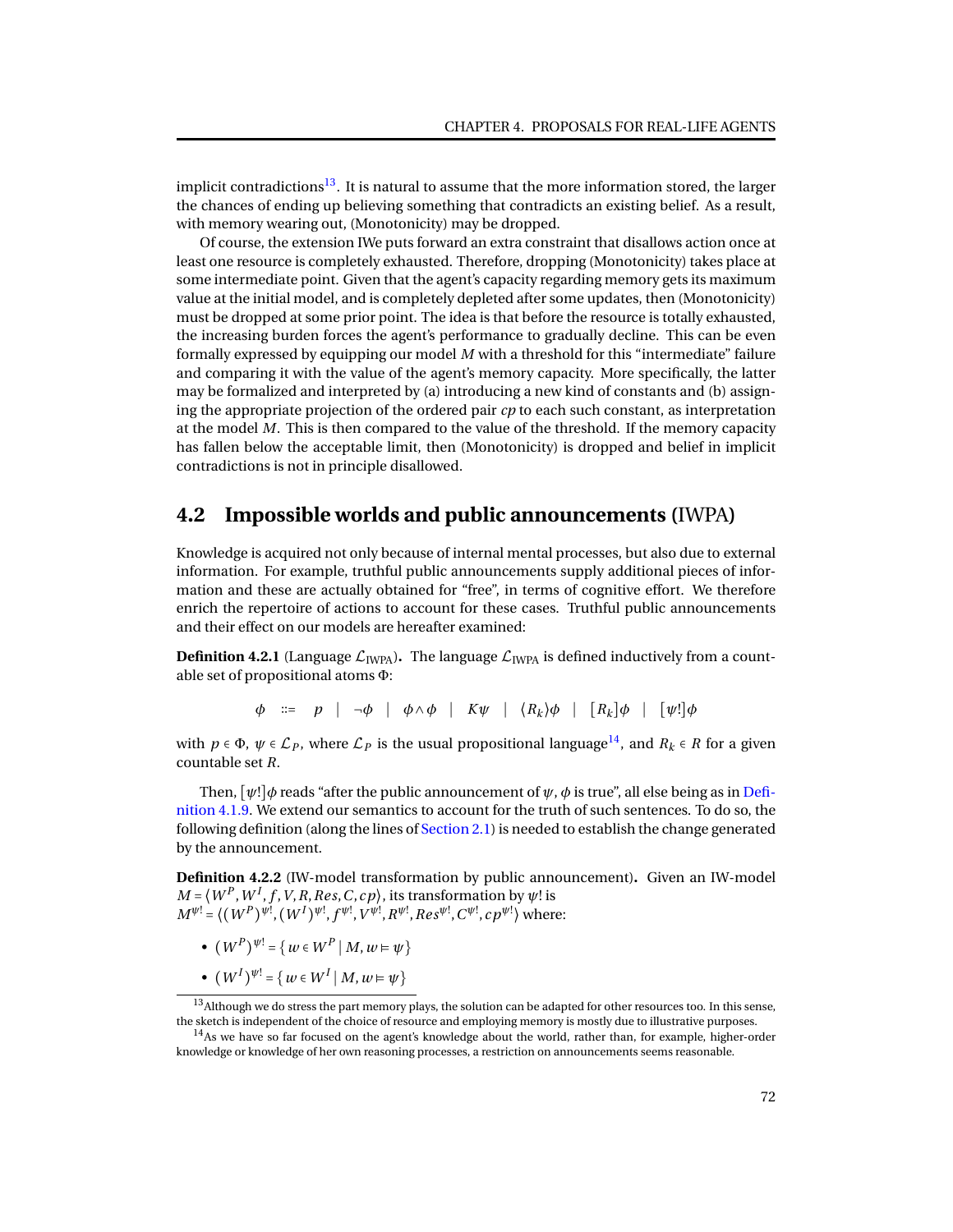implicit contradictions[13]. It is natural to assume that the more information stored, the larger the chances of ending up believing something that contradicts an existing belief. As a result, with memory wearing out, (Monotonicity) may be dropped.

Of course, the extension IWe puts forward an extra constraint that disallows action once at least one resource is completely exhausted. Therefore, dropping (Monotonicity) takes place at some intermediate point. Given that the agent's capacity regarding memory gets its maximum value at the initial model, and is completely depleted after some updates, then (Monotonicity) must be dropped at some prior point. The idea is that before the resource is totally exhausted, the increasing burden forces the agent's performance to gradually decline. This can be even formally expressed by equipping our model $M$ with a threshold for this "intermediate" failure and comparing it with the value of the agent's memory capacity. More specifically, the latter may be formalized and interpreted by (a) introducing a new kind of constants and (b) assigning the appropriate projection of the ordered pair $cp$ to each such constant, as interpretation at the model $M$. This is then compared to the value of the threshold. If the memory capacity has fallen below the acceptable limit, then (Monotonicity) is dropped and belief in implicit contradictions is not in principle disallowed.

## 4.2 Impossible worlds and public announcements (IWPA)

Knowledge is acquired not only because of internal mental processes, but also due to external information. For example, truthful public announcements supply additional pieces of information and these are actually obtained for "free", in terms of cognitive effort. We therefore enrich the repertoire of actions to account for these cases. Truthful public announcements and their effect on our models are hereafter examined:

**Definition 4.2.1** (Language $\mathcal{L}_{\text{IWPA}}$)**.** The language $\mathcal{L}_{\text{IWPA}}$ is defined inductively from a countable set of propositional atoms $\Phi$:

$$\phi \quad ::= \quad p \quad | \quad \neg\phi \quad | \quad \phi \wedge \phi \quad | \quad K\psi \quad | \quad \langle R_k \rangle \phi \quad | \quad [R_k]\phi \quad | \quad [\psi!]\phi$$

with $p \in \Phi$, $\psi \in \mathcal{L}_P$, where $\mathcal{L}_P$ is the usual propositional language[14], and $R_k \in R$ for a given countable set $R$.

Then, $[\psi!]\phi$ reads "after the public announcement of $\psi$, $\phi$ is true", all else being as in Definition 4.1.9. We extend our semantics to account for the truth of such sentences. To do so, the following definition (along the lines of Section 2.1) is needed to establish the change generated by the announcement.

**Definition 4.2.2** (IW-model transformation by public announcement)**.** Given an IW-model $M = \langle W^P, W^I, f, V, R, Res, C, cp \rangle$, its transformation by $\psi!$ is
$M^{\psi!} = \langle (W^P)^{\psi!}, (W^I)^{\psi!}, f^{\psi!}, V^{\psi!}, R^{\psi!}, Res^{\psi!}, C^{\psi!}, cp^{\psi!} \rangle$ where:

- $(W^P)^{\psi!} = \{ w \in W^P \mid M, w \vDash \psi \}$
- $(W^I)^{\psi!} = \{ w \in W^I \mid M, w \vDash \psi \}$

[13] Although we do stress the part memory plays, the solution can be adapted for other resources too. In this sense, the sketch is independent of the choice of resource and employing memory is mostly due to illustrative purposes.

[14] As we have so far focused on the agent's knowledge about the world, rather than, for example, higher-order knowledge or knowledge of her own reasoning processes, a restriction on announcements seems reasonable.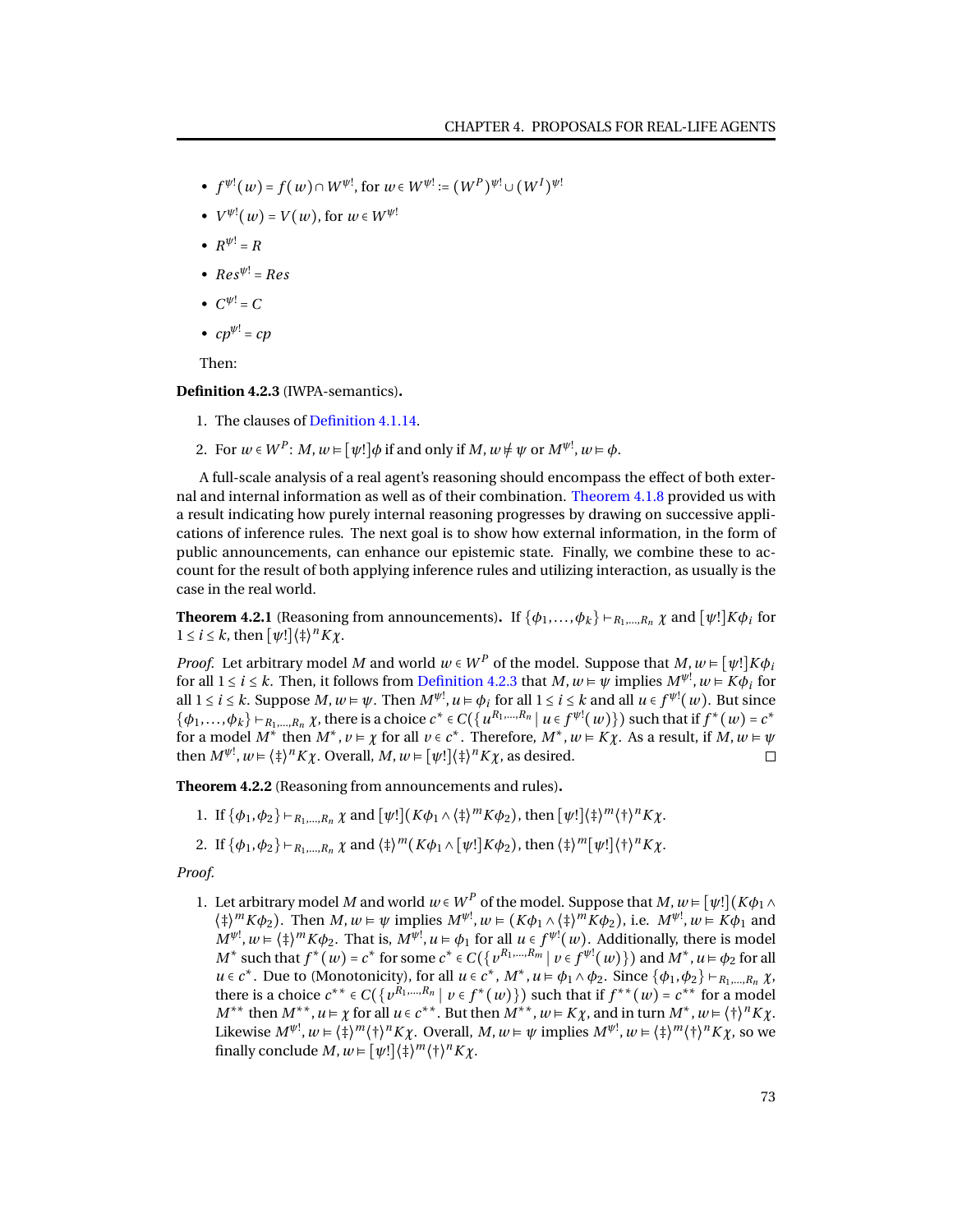- $f^{\psi!}(w) = f(w) \cap W^{\psi!}$, for $w \in W^{\psi!} := (W^P)^{\psi!} \cup (W^I)^{\psi!}$
- $V^{\psi!}(w) = V(w)$, for $w \in W^{\psi!}$
- $R^{\psi!} = R$
- $Res^{\psi!} = Res$
- $C^{\psi!} = C$
- $cp^{\psi!} = cp$

Then:

**Definition 4.2.3** (IWPA-semantics)**.**

1. The clauses of Definition 4.1.14.
2. For $w \in W^P$: $M, w \models [\psi!]\phi$ if and only if $M, w \not\models \psi$ or $M^{\psi!}, w \models \phi$.

A full-scale analysis of a real agent's reasoning should encompass the effect of both external and internal information as well as of their combination. Theorem 4.1.8 provided us with a result indicating how purely internal reasoning progresses by drawing on successive applications of inference rules. The next goal is to show how external information, in the form of public announcements, can enhance our epistemic state. Finally, we combine these to account for the result of both applying inference rules and utilizing interaction, as usually is the case in the real world.

**Theorem 4.2.1** (Reasoning from announcements)**.** If $\{\phi_1, \ldots, \phi_k\} \vdash_{R_1,\ldots,R_n} \chi$ and $[\psi!]K\phi_i$ for $1 \leq i \leq k$, then $[\psi!]\langle\ddagger\rangle^n K\chi$.

*Proof.* Let arbitrary model $M$ and world $w \in W^P$ of the model. Suppose that $M, w \models [\psi!]K\phi_i$ for all $1 \leq i \leq k$. Then, it follows from Definition 4.2.3 that $M, w \models \psi$ implies $M^{\psi!}, w \models K\phi_i$ for all $1 \leq i \leq k$. Suppose $M, w \models \psi$. Then $M^{\psi!}, u \models \phi_i$ for all $1 \leq i \leq k$ and all $u \in f^{\psi!}(w)$. But since $\{\phi_1, \ldots, \phi_k\} \vdash_{R_1,\ldots,R_n} \chi$, there is a choice $c^* \in C(\{u^{R_1,\ldots,R_n} \mid u \in f^{\psi!}(w)\})$ such that if $f^*(w) = c^*$ for a model $M^*$ then $M^*, v \models \chi$ for all $v \in c^*$. Therefore, $M^*, w \models K\chi$. As a result, if $M, w \models \psi$ then $M^{\psi!}, w \models \langle\ddagger\rangle^n K\chi$. Overall, $M, w \models [\psi!]\langle\ddagger\rangle^n K\chi$, as desired. □

**Theorem 4.2.2** (Reasoning from announcements and rules)**.**

1. If $\{\phi_1, \phi_2\} \vdash_{R_1,\ldots,R_n} \chi$ and $[\psi!](K\phi_1 \wedge \langle\ddagger\rangle^m K\phi_2)$, then $[\psi!]\langle\ddagger\rangle^m\langle\dagger\rangle^n K\chi$.
2. If $\{\phi_1, \phi_2\} \vdash_{R_1,\ldots,R_n} \chi$ and $\langle\ddagger\rangle^m(K\phi_1 \wedge [\psi!]K\phi_2)$, then $\langle\ddagger\rangle^m[\psi!]\langle\dagger\rangle^n K\chi$.

*Proof.*

1. Let arbitrary model $M$ and world $w \in W^P$ of the model. Suppose that $M, w \models [\psi!](K\phi_1 \wedge \langle\ddagger\rangle^m K\phi_2)$. Then $M, w \models \psi$ implies $M^{\psi!}, w \models (K\phi_1 \wedge \langle\ddagger\rangle^m K\phi_2)$, i.e. $M^{\psi!}, w \models K\phi_1$ and $M^{\psi!}, w \models \langle\ddagger\rangle^m K\phi_2$. That is, $M^{\psi!}, u \models \phi_1$ for all $u \in f^{\psi!}(w)$. Additionally, there is model $M^*$ such that $f^*(w) = c^*$ for some $c^* \in C(\{v^{R_1,\ldots,R_m} \mid v \in f^{\psi!}(w)\})$ and $M^*, u \models \phi_2$ for all $u \in c^*$. Due to (Monotonicity), for all $u \in c^*$, $M^*, u \models \phi_1 \wedge \phi_2$. Since $\{\phi_1, \phi_2\} \vdash_{R_1,\ldots,R_n} \chi$, there is a choice $c^{**} \in C(\{v^{R_1,\ldots,R_n} \mid v \in f^*(w)\})$ such that if $f^{**}(w) = c^{**}$ for a model $M^{**}$ then $M^{**}, u \models \chi$ for all $u \in c^{**}$. But then $M^{**}, w \models K\chi$, and in turn $M^*, w \models \langle\dagger\rangle^n K\chi$. Likewise $M^{\psi!}, w \models \langle\ddagger\rangle^m\langle\dagger\rangle^n K\chi$. Overall, $M, w \models \psi$ implies $M^{\psi!}, w \models \langle\ddagger\rangle^m\langle\dagger\rangle^n K\chi$, so we finally conclude $M, w \models [\psi!]\langle\ddagger\rangle^m\langle\dagger\rangle^n K\chi$.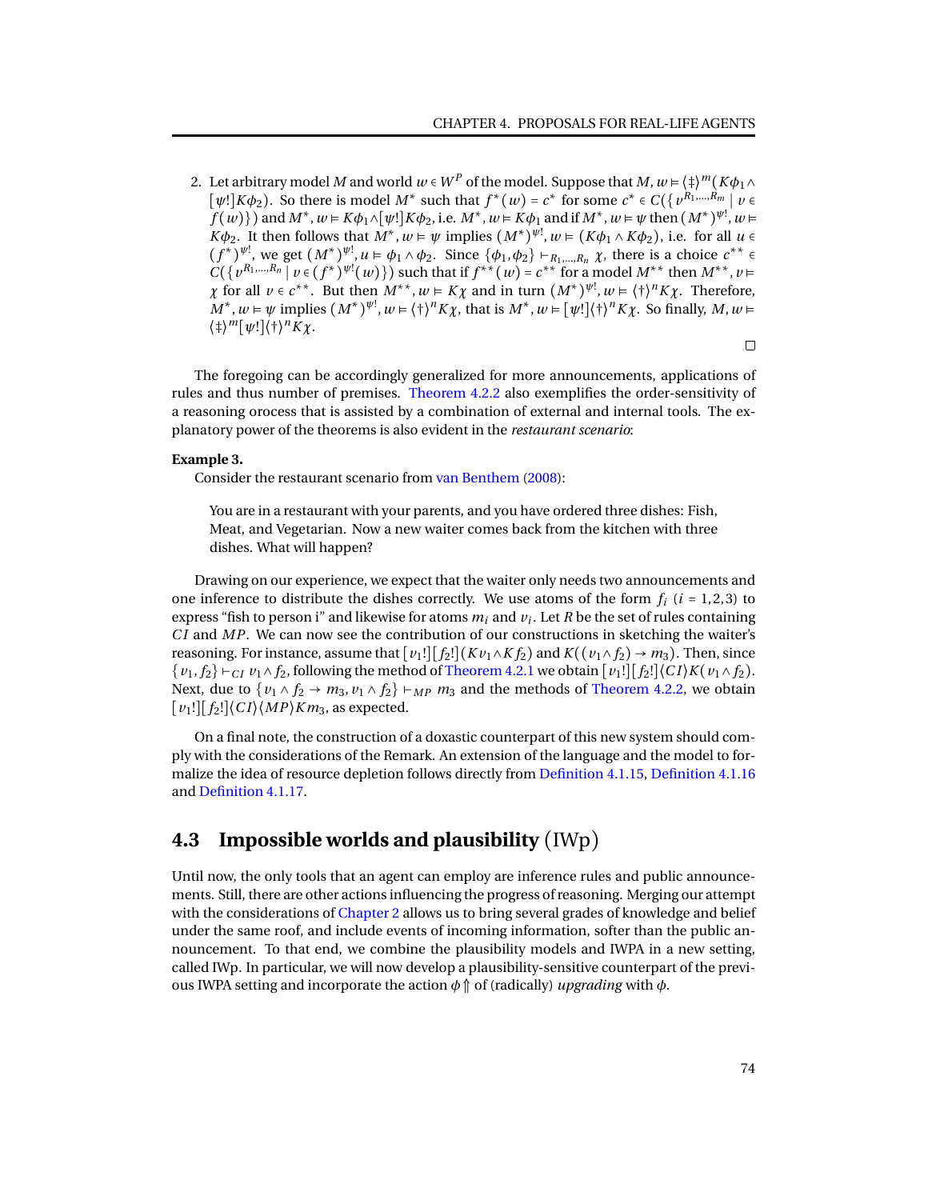2. Let arbitrary model $M$ and world $w \in W^P$ of the model. Suppose that $M, w \vDash \langle \ddagger \rangle^m (K\phi_1 \wedge [\psi!]K\phi_2)$. So there is model $M^*$ such that $f^*(w) = c^*$ for some $c^* \in C(\{v^{R_1,\ldots,R_m} \mid v \in f(w)\})$ and $M^*, w \vDash K\phi_1 \wedge [\psi!]K\phi_2$, i.e. $M^*, w \vDash K\phi_1$ and if $M^*, w \vDash \psi$ then $(M^*)^{\psi!}, w \vDash K\phi_2$. It then follows that $M^*, w \vDash \psi$ implies $(M^*)^{\psi!}, w \vDash (K\phi_1 \wedge K\phi_2)$, i.e. for all $u \in (f^*)^{\psi!}$, we get $(M^*)^{\psi!}, u \vDash \phi_1 \wedge \phi_2$. Since $\{\phi_1, \phi_2\} \vdash_{R_1,\ldots,R_n} \chi$, there is a choice $c^{**} \in C(\{v^{R_1,\ldots,R_n} \mid v \in (f^*)^{\psi!}(w)\})$ such that if $f^{**}(w) = c^{**}$ for a model $M^{**}$ then $M^{**}, v \vDash \chi$ for all $v \in c^{**}$. But then $M^{**}, w \vDash K\chi$ and in turn $(M^*)^{\psi!}, w \vDash \langle \dagger \rangle^n K\chi$. Therefore, $M^*, w \vDash \psi$ implies $(M^*)^{\psi!}, w \vDash \langle \dagger \rangle^n K\chi$, that is $M^*, w \vDash [\psi!]\langle \dagger \rangle^n K\chi$. So finally, $M, w \vDash \langle \ddagger \rangle^m [\psi!]\langle \dagger \rangle^n K\chi$.

□

The foregoing can be accordingly generalized for more announcements, applications of rules and thus number of premises. Theorem 4.2.2 also exemplifies the order-sensitivity of a reasoning orocess that is assisted by a combination of external and internal tools. The explanatory power of the theorems is also evident in the *restaurant scenario*:

**Example 3.**

Consider the restaurant scenario from van Benthem (2008):

> You are in a restaurant with your parents, and you have ordered three dishes: Fish, Meat, and Vegetarian. Now a new waiter comes back from the kitchen with three dishes. What will happen?

Drawing on our experience, we expect that the waiter only needs two announcements and one inference to distribute the dishes correctly. We use atoms of the form $f_i$ $(i = 1, 2, 3)$ to express "fish to person i" and likewise for atoms $m_i$ and $v_i$. Let $R$ be the set of rules containing $CI$ and $MP$. We can now see the contribution of our constructions in sketching the waiter's reasoning. For instance, assume that $[v_1!][f_2!](Kv_1 \wedge Kf_2)$ and $K((v_1 \wedge f_2) \to m_3)$. Then, since $\{v_1, f_2\} \vdash_{CI} v_1 \wedge f_2$, following the method of Theorem 4.2.1 we obtain $[v_1!][f_2!]\langle CI \rangle K(v_1 \wedge f_2)$. Next, due to $\{v_1 \wedge f_2 \to m_3, v_1 \wedge f_2\} \vdash_{MP} m_3$ and the methods of Theorem 4.2.2, we obtain $[v_1!][f_2!]\langle CI \rangle \langle MP \rangle Km_3$, as expected.

On a final note, the construction of a doxastic counterpart of this new system should comply with the considerations of the Remark. An extension of the language and the model to formalize the idea of resource depletion follows directly from Definition 4.1.15, Definition 4.1.16 and Definition 4.1.17.

## 4.3 Impossible worlds and plausibility (IWp)

Until now, the only tools that an agent can employ are inference rules and public announcements. Still, there are other actions influencing the progress of reasoning. Merging our attempt with the considerations of Chapter 2 allows us to bring several grades of knowledge and belief under the same roof, and include events of incoming information, softer than the public announcement. To that end, we combine the plausibility models and IWPA in a new setting, called IWp. In particular, we will now develop a plausibility-sensitive counterpart of the previous IWPA setting and incorporate the action $\phi \Uparrow$ of (radically) *upgrading* with $\phi$.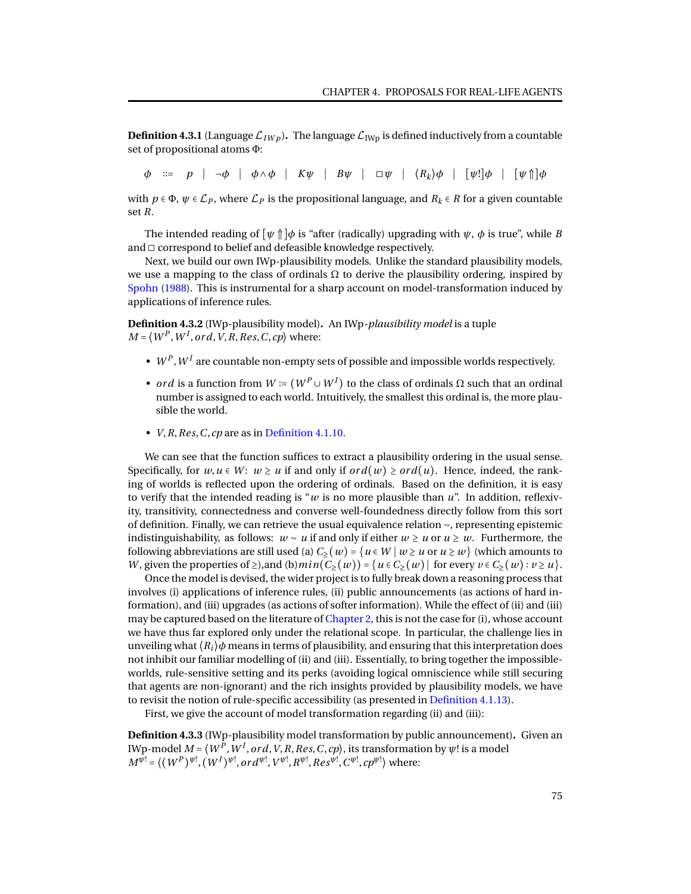**Definition 4.3.1** (Language $\mathcal{L}_{IWp}$)**.** The language $\mathcal{L}_{\text{IWp}}$ is defined inductively from a countable set of propositional atoms $\Phi$:

$$\phi \quad ::= \quad p \quad | \quad \neg\phi \quad | \quad \phi \wedge \phi \quad | \quad K\psi \quad | \quad B\psi \quad | \quad \Box\psi \quad | \quad \langle R_k \rangle \phi \quad | \quad [\psi!]\phi \quad | \quad [\psi \Uparrow]\phi$$

with $p \in \Phi$, $\psi \in \mathcal{L}_P$, where $\mathcal{L}_P$ is the propositional language, and $R_k \in R$ for a given countable set $R$.

The intended reading of $[\psi \Uparrow]\phi$ is "after (radically) upgrading with $\psi$, $\phi$ is true", while $B$ and $\Box$ correspond to belief and defeasible knowledge respectively.

Next, we build our own IWp-plausibility models. Unlike the standard plausibility models, we use a mapping to the class of ordinals $\Omega$ to derive the plausibility ordering, inspired by Spohn (1988). This is instrumental for a sharp account on model-transformation induced by applications of inference rules.

**Definition 4.3.2** (IWp-plausibility model)**.** An IWp-*plausibility model* is a tuple $M = \langle W^P, W^I, ord, V, R, Res, C, cp \rangle$ where:

- $W^P, W^I$ are countable non-empty sets of possible and impossible worlds respectively.
- $ord$ is a function from $W := (W^P \cup W^I)$ to the class of ordinals $\Omega$ such that an ordinal number is assigned to each world. Intuitively, the smallest this ordinal is, the more plausible the world.
- $V, R, Res, C, cp$ are as in Definition 4.1.10.

We can see that the function suffices to extract a plausibility ordering in the usual sense. Specifically, for $w, u \in W$: $w \geq u$ if and only if $ord(w) \geq ord(u)$. Hence, indeed, the ranking of worlds is reflected upon the ordering of ordinals. Based on the definition, it is easy to verify that the intended reading is "$w$ is no more plausible than $u$". In addition, reflexivity, transitivity, connectedness and converse well-foundedness directly follow from this sort of definition. Finally, we can retrieve the usual equivalence relation $\sim$, representing epistemic indistinguishability, as follows: $w \sim u$ if and only if either $w \geq u$ or $u \geq w$. Furthermore, the following abbreviations are still used (a) $C_{\geq}(w) = \{u \in W \mid w \geq u \text{ or } u \geq w\}$ (which amounts to $W$, given the properties of $\geq$),and (b) $min(C_{\geq}(w)) = \{u \in C_{\geq}(w) \mid \text{ for every } v \in C_{\geq}(w) : v \geq u\}$.

Once the model is devised, the wider project is to fully break down a reasoning process that involves (i) applications of inference rules, (ii) public announcements (as actions of hard information), and (iii) upgrades (as actions of softer information). While the effect of (ii) and (iii) may be captured based on the literature of Chapter 2, this is not the case for (i), whose account we have thus far explored only under the relational scope. In particular, the challenge lies in unveiling what $\langle R_i \rangle \phi$ means in terms of plausibility, and ensuring that this interpretation does not inhibit our familiar modelling of (ii) and (iii). Essentially, to bring together the impossible-worlds, rule-sensitive setting and its perks (avoiding logical omniscience while still securing that agents are non-ignorant) and the rich insights provided by plausibility models, we have to revisit the notion of rule-specific accessibility (as presented in Definition 4.1.13).

First, we give the account of model transformation regarding (ii) and (iii):

**Definition 4.3.3** (IWp-plausibility model transformation by public announcement)**.** Given an IWp-model $M = \langle W^P, W^I, ord, V, R, Res, C, cp \rangle$, its transformation by $\psi!$ is a model $M^{\psi!} = \langle (W^P)^{\psi!}, (W^I)^{\psi!}, ord^{\psi!}, V^{\psi!}, R^{\psi!}, Res^{\psi!}, C^{\psi!}, cp^{\psi!} \rangle$ where: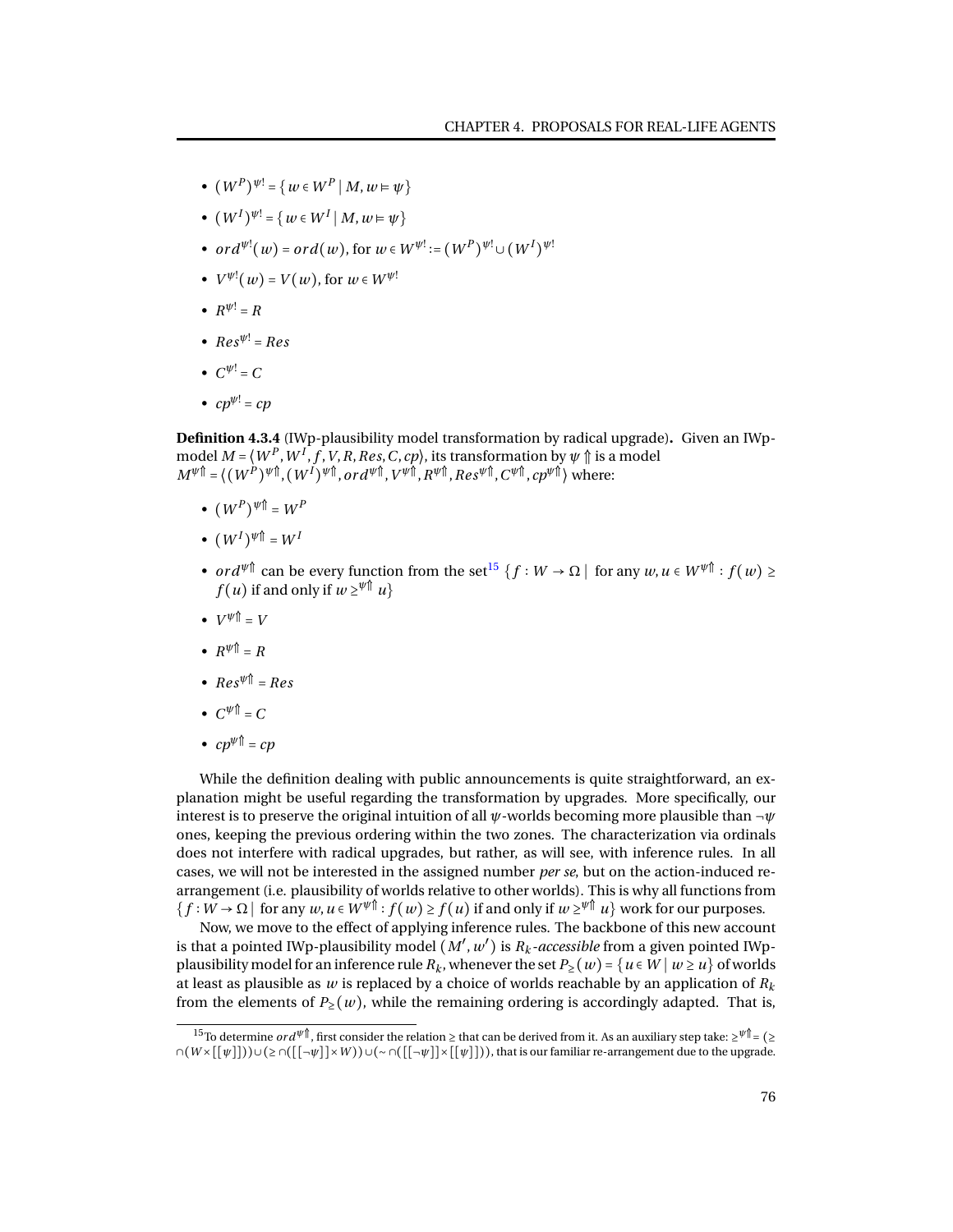- $(W^P)^{\psi!} = \{ w \in W^P \mid M, w \models \psi \}$
- $(W^I)^{\psi!} = \{ w \in W^I \mid M, w \models \psi \}$
- $ord^{\psi!}(w) = ord(w)$, for $w \in W^{\psi!} := (W^P)^{\psi!} \cup (W^I)^{\psi!}$
- $V^{\psi!}(w) = V(w)$, for $w \in W^{\psi!}$
- $R^{\psi!} = R$
- $Res^{\psi!} = Res$
- $C^{\psi!} = C$
- $cp^{\psi!} = cp$

**Definition 4.3.4** (IWp-plausibility model transformation by radical upgrade)**.** Given an IWp-model $M = \langle W^P, W^I, f, V, R, Res, C, cp \rangle$, its transformation by $\psi \Uparrow$ is a model $M^{\psi\Uparrow} = \langle (W^P)^{\psi\Uparrow}, (W^I)^{\psi\Uparrow}, ord^{\psi\Uparrow}, V^{\psi\Uparrow}, R^{\psi\Uparrow}, Res^{\psi\Uparrow}, C^{\psi\Uparrow}, cp^{\psi\Uparrow} \rangle$ where:

- $(W^P)^{\psi\Uparrow} = W^P$
- $(W^I)^{\psi\Uparrow} = W^I$
- $ord^{\psi\Uparrow}$ can be every function from the set[15] $\{ f : W \to \Omega \mid$ for any $w, u \in W^{\psi\Uparrow} : f(w) \geq f(u)$ if and only if $w \geq^{\psi\Uparrow} u \}$
- $V^{\psi\Uparrow} = V$
- $R^{\psi\Uparrow} = R$
- $Res^{\psi\Uparrow} = Res$
- $C^{\psi\Uparrow} = C$
- $cp^{\psi\Uparrow} = cp$

While the definition dealing with public announcements is quite straightforward, an explanation might be useful regarding the transformation by upgrades. More specifically, our interest is to preserve the original intuition of all $\psi$-worlds becoming more plausible than $\neg\psi$ ones, keeping the previous ordering within the two zones. The characterization via ordinals does not interfere with radical upgrades, but rather, as will see, with inference rules. In all cases, we will not be interested in the assigned number *per se*, but on the action-induced re-arrangement (i.e. plausibility of worlds relative to other worlds). This is why all functions from $\{ f : W \to \Omega \mid$ for any $w, u \in W^{\psi\Uparrow} : f(w) \geq f(u)$ if and only if $w \geq^{\psi\Uparrow} u \}$ work for our purposes.

Now, we move to the effect of applying inference rules. The backbone of this new account is that a pointed IWp-plausibility model $(M', w')$ is $R_k$*-accessible* from a given pointed IWp-plausibility model for an inference rule $R_k$, whenever the set $P_{\geq}(w) = \{ u \in W \mid w \geq u \}$ of worlds at least as plausible as $w$ is replaced by a choice of worlds reachable by an application of $R_k$ from the elements of $P_{\geq}(w)$, while the remaining ordering is accordingly adapted. That is,

[15] To determine $ord^{\psi\Uparrow}$, first consider the relation $\geq$ that can be derived from it. As an auxiliary step take: $\geq^{\psi\Uparrow} = (\geq \cap (W \times [[\psi]])) \cup (\geq \cap ([[\neg\psi]] \times W)) \cup (\sim \cap ([[\neg\psi]] \times [[\psi]]))$, that is our familiar re-arrangement due to the upgrade.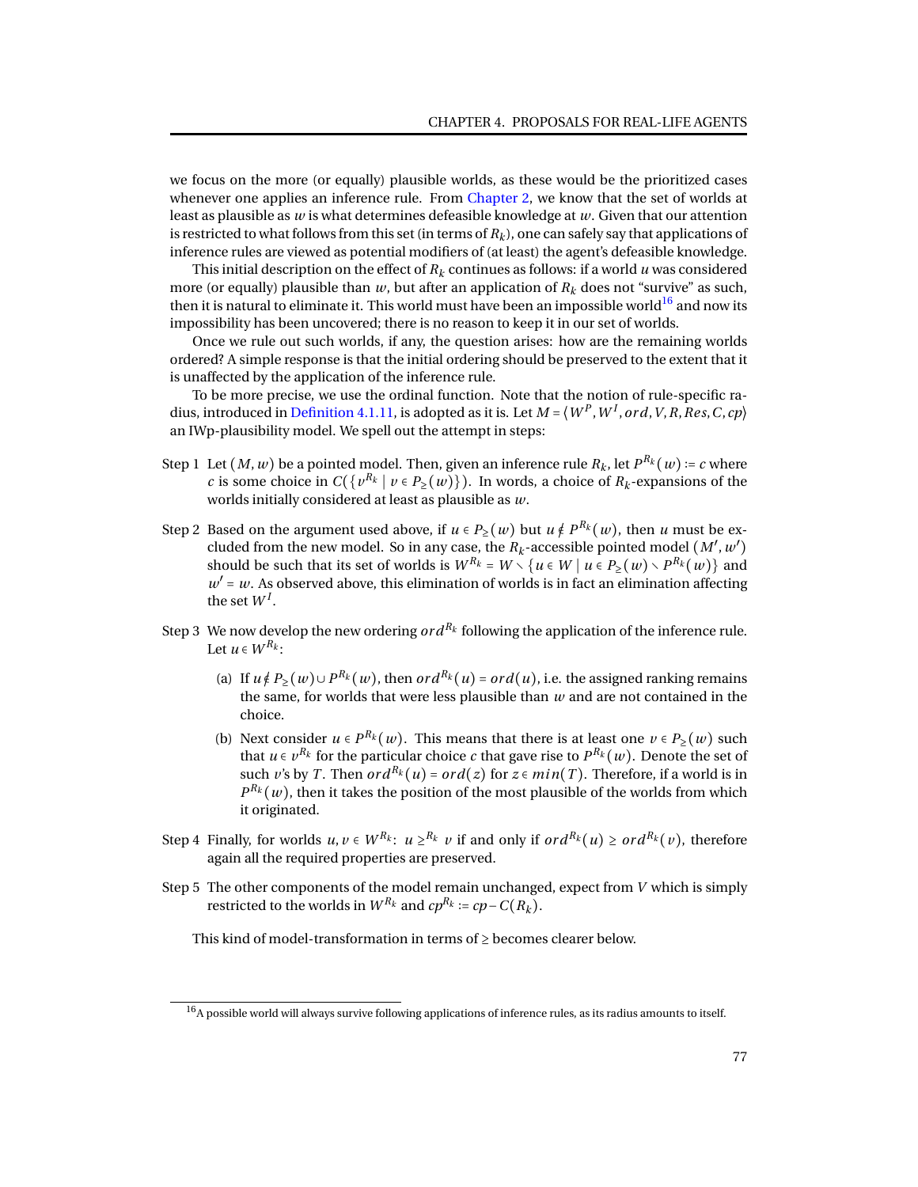we focus on the more (or equally) plausible worlds, as these would be the prioritized cases whenever one applies an inference rule. From Chapter 2, we know that the set of worlds at least as plausible as $w$ is what determines defeasible knowledge at $w$. Given that our attention is restricted to what follows from this set (in terms of $R_k$), one can safely say that applications of inference rules are viewed as potential modifiers of (at least) the agent's defeasible knowledge.

This initial description on the effect of $R_k$ continues as follows: if a world $u$ was considered more (or equally) plausible than $w$, but after an application of $R_k$ does not "survive" as such, then it is natural to eliminate it. This world must have been an impossible world[16] and now its impossibility has been uncovered; there is no reason to keep it in our set of worlds.

Once we rule out such worlds, if any, the question arises: how are the remaining worlds ordered? A simple response is that the initial ordering should be preserved to the extent that it is unaffected by the application of the inference rule.

To be more precise, we use the ordinal function. Note that the notion of rule-specific radius, introduced in Definition 4.1.11, is adopted as it is. Let $M = \langle W^P, W^I, ord, V, R, Res, C, cp\rangle$ an IWp-plausibility model. We spell out the attempt in steps:

- Step 1 Let $(M, w)$ be a pointed model. Then, given an inference rule $R_k$, let $P^{R_k}(w) := c$ where $c$ is some choice in $C(\{v^{R_k} \mid v \in P_{\geq}(w)\})$. In words, a choice of $R_k$-expansions of the worlds initially considered at least as plausible as $w$.

- Step 2 Based on the argument used above, if $u \in P_{\geq}(w)$ but $u \notin P^{R_k}(w)$, then $u$ must be excluded from the new model. So in any case, the $R_k$-accessible pointed model $(M', w')$ should be such that its set of worlds is $W^{R_k} = W \setminus \{u \in W \mid u \in P_{\geq}(w) \setminus P^{R_k}(w)\}$ and $w' = w$. As observed above, this elimination of worlds is in fact an elimination affecting the set $W^I$.

- Step 3 We now develop the new ordering $ord^{R_k}$ following the application of the inference rule. Let $u \in W^{R_k}$:

  - (a) If $u \notin P_{\geq}(w) \cup P^{R_k}(w)$, then $ord^{R_k}(u) = ord(u)$, i.e. the assigned ranking remains the same, for worlds that were less plausible than $w$ and are not contained in the choice.

  - (b) Next consider $u \in P^{R_k}(w)$. This means that there is at least one $v \in P_{\geq}(w)$ such that $u \in v^{R_k}$ for the particular choice $c$ that gave rise to $P^{R_k}(w)$. Denote the set of such $v$'s by $T$. Then $ord^{R_k}(u) = ord(z)$ for $z \in min(T)$. Therefore, if a world is in $P^{R_k}(w)$, then it takes the position of the most plausible of the worlds from which it originated.

- Step 4 Finally, for worlds $u, v \in W^{R_k}$: $u \geq^{R_k} v$ if and only if $ord^{R_k}(u) \geq ord^{R_k}(v)$, therefore again all the required properties are preserved.

- Step 5 The other components of the model remain unchanged, expect from $V$ which is simply restricted to the worlds in $W^{R_k}$ and $cp^{R_k} := cp - C(R_k)$.

This kind of model-transformation in terms of $\geq$ becomes clearer below.

[16] A possible world will always survive following applications of inference rules, as its radius amounts to itself.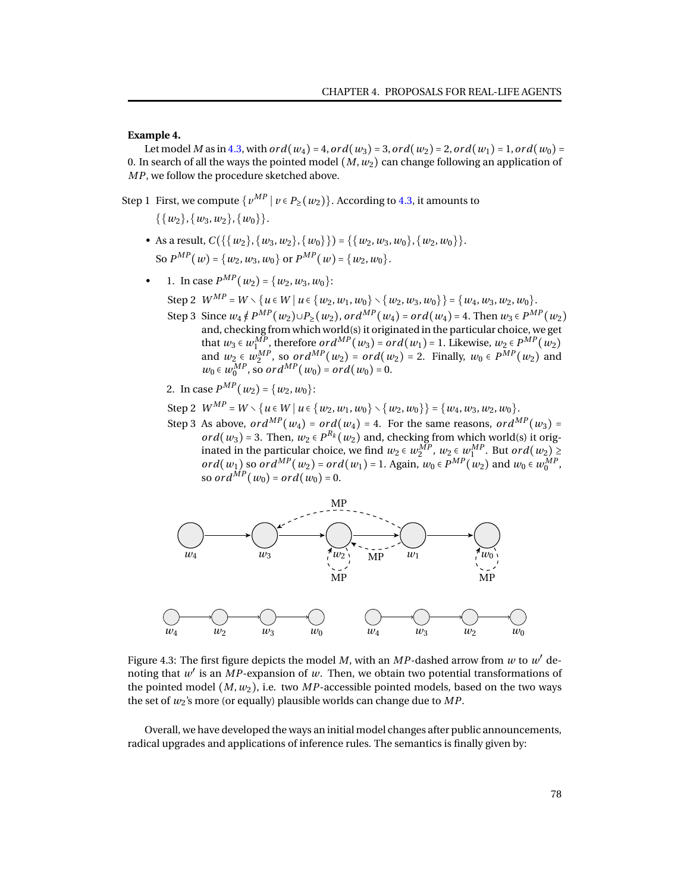**Example 4.**

Let model $M$ as in 4.3, with $ord(w_4) = 4, ord(w_3) = 3, ord(w_2) = 2, ord(w_1) = 1, ord(w_0) = 0$. In search of all the ways the pointed model $(M, w_2)$ can change following an application of $MP$, we follow the procedure sketched above.

Step 1 First, we compute $\{v^{MP} \mid v \in P_{\geq}(w_2)\}$. According to 4.3, it amounts to $\{\{w_2\}, \{w_3, w_2\}, \{w_0\}\}$.

- As a result, $C(\{\{w_2\}, \{w_3, w_2\}, \{w_0\}\}) = \{\{w_2, w_3, w_0\}, \{w_2, w_0\}\}$.
  So $P^{MP}(w) = \{w_2, w_3, w_0\}$ or $P^{MP}(w) = \{w_2, w_0\}$.

- 1. In case $P^{MP}(w_2) = \{w_2, w_3, w_0\}$:

  Step 2 $W^{MP} = W \setminus \{u \in W \mid u \in \{w_2, w_1, w_0\} \setminus \{w_2, w_3, w_0\}\} = \{w_4, w_3, w_2, w_0\}$.

  Step 3 Since $w_4 \notin P^{MP}(w_2) \cup P_{\geq}(w_2)$, $ord^{MP}(w_4) = ord(w_4) = 4$. Then $w_3 \in P^{MP}(w_2)$ and, checking from which world(s) it originated in the particular choice, we get that $w_3 \in w_1^{MP}$, therefore $ord^{MP}(w_3) = ord(w_1) = 1$. Likewise, $w_2 \in P^{MP}(w_2)$ and $w_2 \in w_2^{MP}$, so $ord^{MP}(w_2) = ord(w_2) = 2$. Finally, $w_0 \in P^{MP}(w_2)$ and $w_0 \in w_0^{MP}$, so $ord^{MP}(w_0) = ord(w_0) = 0$.

  2. In case $P^{MP}(w_2) = \{w_2, w_0\}$:

  Step 2 $W^{MP} = W \setminus \{u \in W \mid u \in \{w_2, w_1, w_0\} \setminus \{w_2, w_0\}\} = \{w_4, w_3, w_2, w_0\}$.

  Step 3 As above, $ord^{MP}(w_4) = ord(w_4) = 4$. For the same reasons, $ord^{MP}(w_3) = ord(w_3) = 3$. Then, $w_2 \in P^{R_k}(w_2)$ and, checking from which world(s) it originated in the particular choice, we find $w_2 \in w_2^{MP}$, $w_2 \in w_1^{MP}$. But $ord(w_2) \geq ord(w_1)$ so $ord^{MP}(w_2) = ord(w_1) = 1$. Again, $w_0 \in P^{MP}(w_2)$ and $w_0 \in w_0^{MP}$, so $ord^{MP}(w_0) = ord(w_0) = 0$.

Figure 4.3: The first figure depicts the model $M$, with an $MP$-dashed arrow from $w$ to $w'$ denoting that $w'$ is an $MP$-expansion of $w$. Then, we obtain two potential transformations of the pointed model $(M, w_2)$, i.e. two $MP$-accessible pointed models, based on the two ways the set of $w_2$'s more (or equally) plausible worlds can change due to $MP$.

Overall, we have developed the ways an initial model changes after public announcements, radical upgrades and applications of inference rules. The semantics is finally given by: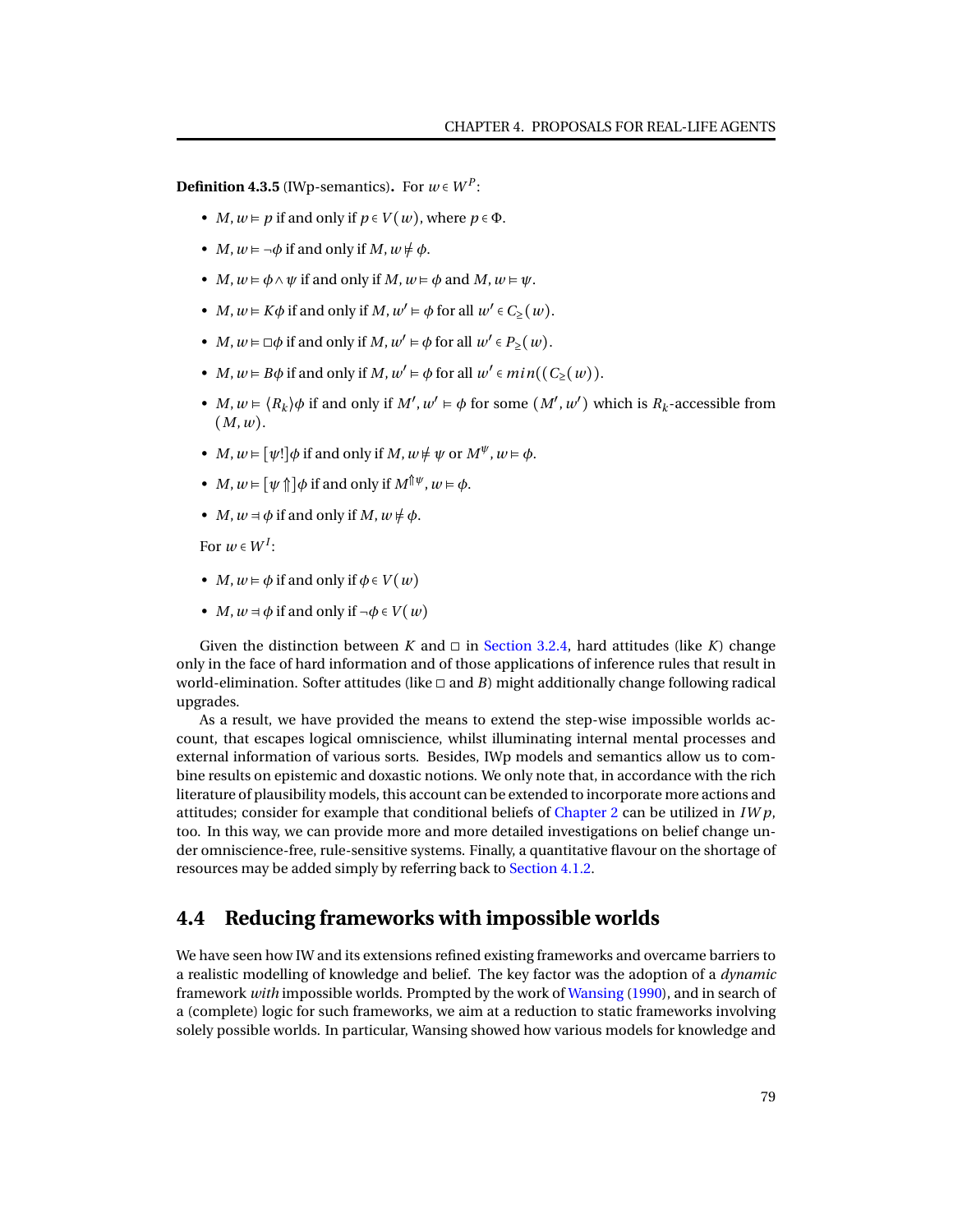**Definition 4.3.5** (IWp-semantics)**.** For $w \in W^P$:

- $M, w \models p$ if and only if $p \in V(w)$, where $p \in \Phi$.
- $M, w \models \neg\phi$ if and only if $M, w \not\models \phi$.
- $M, w \models \phi \wedge \psi$ if and only if $M, w \models \phi$ and $M, w \models \psi$.
- $M, w \models K\phi$ if and only if $M, w' \models \phi$ for all $w' \in C_{\geq}(w)$.
- $M, w \models \Box\phi$ if and only if $M, w' \models \phi$ for all $w' \in P_{\geq}(w)$.
- $M, w \models B\phi$ if and only if $M, w' \models \phi$ for all $w' \in min((C_{\geq}(w))$.
- $M, w \models \langle R_k \rangle\phi$ if and only if $M', w' \models \phi$ for some $(M', w')$ which is $R_k$-accessible from $(M, w)$.
- $M, w \models [\psi!]\phi$ if and only if $M, w \not\models \psi$ or $M^{\psi}, w \models \phi$.
- $M, w \models [\psi \Uparrow]\phi$ if and only if $M^{\Uparrow\psi}, w \models \phi$.
- $M, w \dashv \phi$ if and only if $M, w \not\models \phi$.

For $w \in W^I$:

- $M, w \models \phi$ if and only if $\phi \in V(w)$
- $M, w \dashv \phi$ if and only if $\neg\phi \in V(w)$

Given the distinction between $K$ and $\Box$ in Section 3.2.4, hard attitudes (like $K$) change only in the face of hard information and of those applications of inference rules that result in world-elimination. Softer attitudes (like $\Box$ and $B$) might additionally change following radical upgrades.

As a result, we have provided the means to extend the step-wise impossible worlds account, that escapes logical omniscience, whilst illuminating internal mental processes and external information of various sorts. Besides, IWp models and semantics allow us to combine results on epistemic and doxastic notions. We only note that, in accordance with the rich literature of plausibility models, this account can be extended to incorporate more actions and attitudes; consider for example that conditional beliefs of Chapter 2 can be utilized in $IWp$, too. In this way, we can provide more and more detailed investigations on belief change under omniscience-free, rule-sensitive systems. Finally, a quantitative flavour on the shortage of resources may be added simply by referring back to Section 4.1.2.

## 4.4 Reducing frameworks with impossible worlds

We have seen how IW and its extensions refined existing frameworks and overcame barriers to a realistic modelling of knowledge and belief. The key factor was the adoption of a *dynamic* framework *with* impossible worlds. Prompted by the work of Wansing (1990), and in search of a (complete) logic for such frameworks, we aim at a reduction to static frameworks involving solely possible worlds. In particular, Wansing showed how various models for knowledge and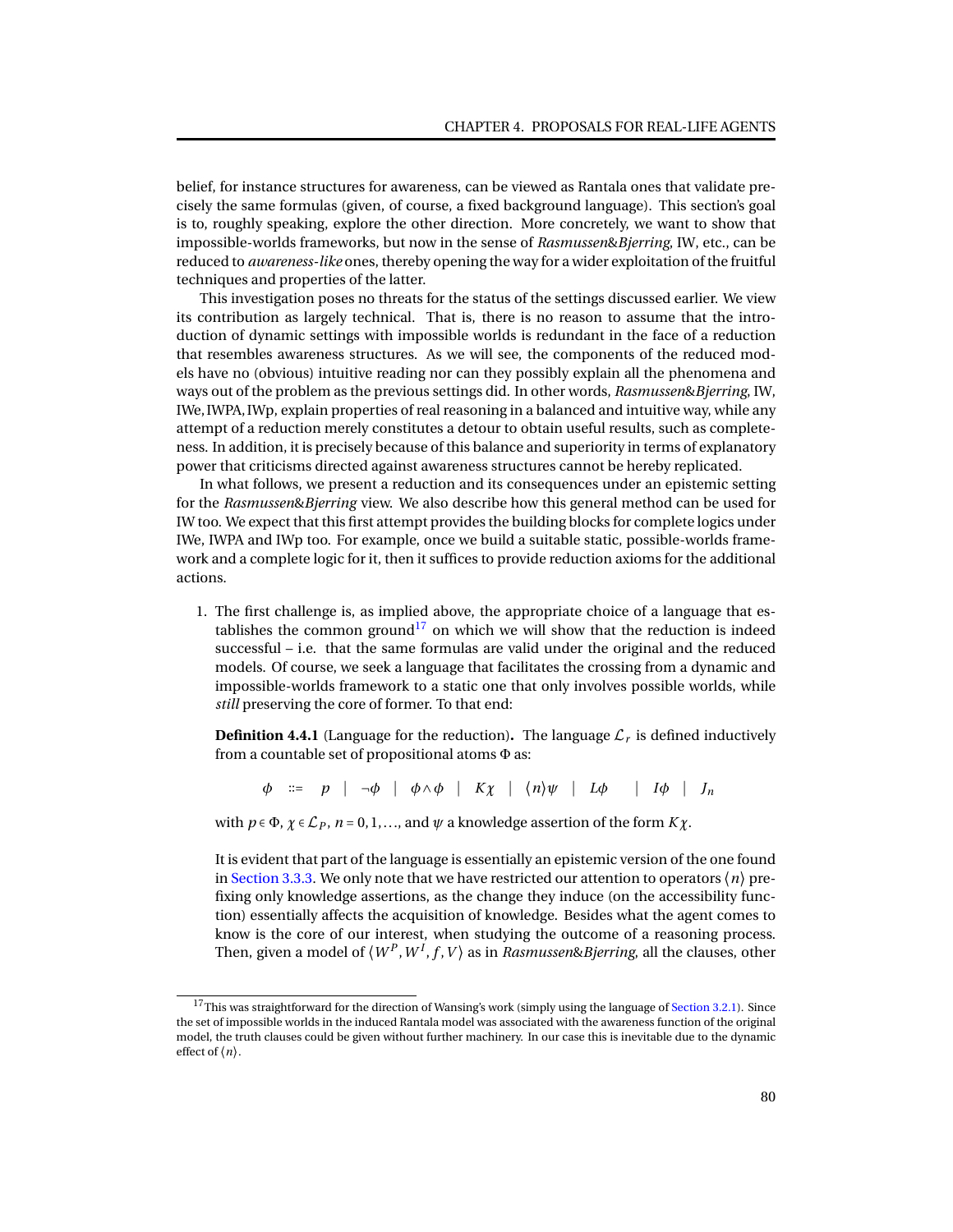belief, for instance structures for awareness, can be viewed as Rantala ones that validate precisely the same formulas (given, of course, a fixed background language). This section's goal is to, roughly speaking, explore the other direction. More concretely, we want to show that impossible-worlds frameworks, but now in the sense of *Rasmussen*&*Bjerring*, IW, etc., can be reduced to *awareness-like* ones, thereby opening the way for a wider exploitation of the fruitful techniques and properties of the latter.

This investigation poses no threats for the status of the settings discussed earlier. We view its contribution as largely technical. That is, there is no reason to assume that the introduction of dynamic settings with impossible worlds is redundant in the face of a reduction that resembles awareness structures. As we will see, the components of the reduced models have no (obvious) intuitive reading nor can they possibly explain all the phenomena and ways out of the problem as the previous settings did. In other words, *Rasmussen*&*Bjerring*, IW, IWe, IWPA, IWp, explain properties of real reasoning in a balanced and intuitive way, while any attempt of a reduction merely constitutes a detour to obtain useful results, such as completeness. In addition, it is precisely because of this balance and superiority in terms of explanatory power that criticisms directed against awareness structures cannot be hereby replicated.

In what follows, we present a reduction and its consequences under an epistemic setting for the *Rasmussen*&*Bjerring* view. We also describe how this general method can be used for IW too. We expect that this first attempt provides the building blocks for complete logics under IWe, IWPA and IWp too. For example, once we build a suitable static, possible-worlds framework and a complete logic for it, then it suffices to provide reduction axioms for the additional actions.

1. The first challenge is, as implied above, the appropriate choice of a language that establishes the common ground[17] on which we will show that the reduction is indeed successful – i.e. that the same formulas are valid under the original and the reduced models. Of course, we seek a language that facilitates the crossing from a dynamic and impossible-worlds framework to a static one that only involves possible worlds, while *still* preserving the core of former. To that end:

   **Definition 4.4.1** (Language for the reduction)**.** The language $\mathcal{L}_r$ is defined inductively from a countable set of propositional atoms $\Phi$ as:

   $$\phi \quad ::= \quad p \quad | \quad \neg\phi \quad | \quad \phi \wedge \phi \quad | \quad K\chi \quad | \quad \langle n \rangle \psi \quad | \quad L\phi \quad | \quad I\phi \quad | \quad J_n$$

   with $p \in \Phi$, $\chi \in \mathcal{L}_P$, $n = 0, 1, \ldots$, and $\psi$ a knowledge assertion of the form $K\chi$.

   It is evident that part of the language is essentially an epistemic version of the one found in Section 3.3.3. We only note that we have restricted our attention to operators $\langle n \rangle$ prefixing only knowledge assertions, as the change they induce (on the accessibility function) essentially affects the acquisition of knowledge. Besides what the agent comes to know is the core of our interest, when studying the outcome of a reasoning process. Then, given a model of $\langle W^P, W^I, f, V \rangle$ as in *Rasmussen*&*Bjerring*, all the clauses, other

[17] This was straightforward for the direction of Wansing's work (simply using the language of Section 3.2.1). Since the set of impossible worlds in the induced Rantala model was associated with the awareness function of the original model, the truth clauses could be given without further machinery. In our case this is inevitable due to the dynamic effect of $\langle n \rangle$.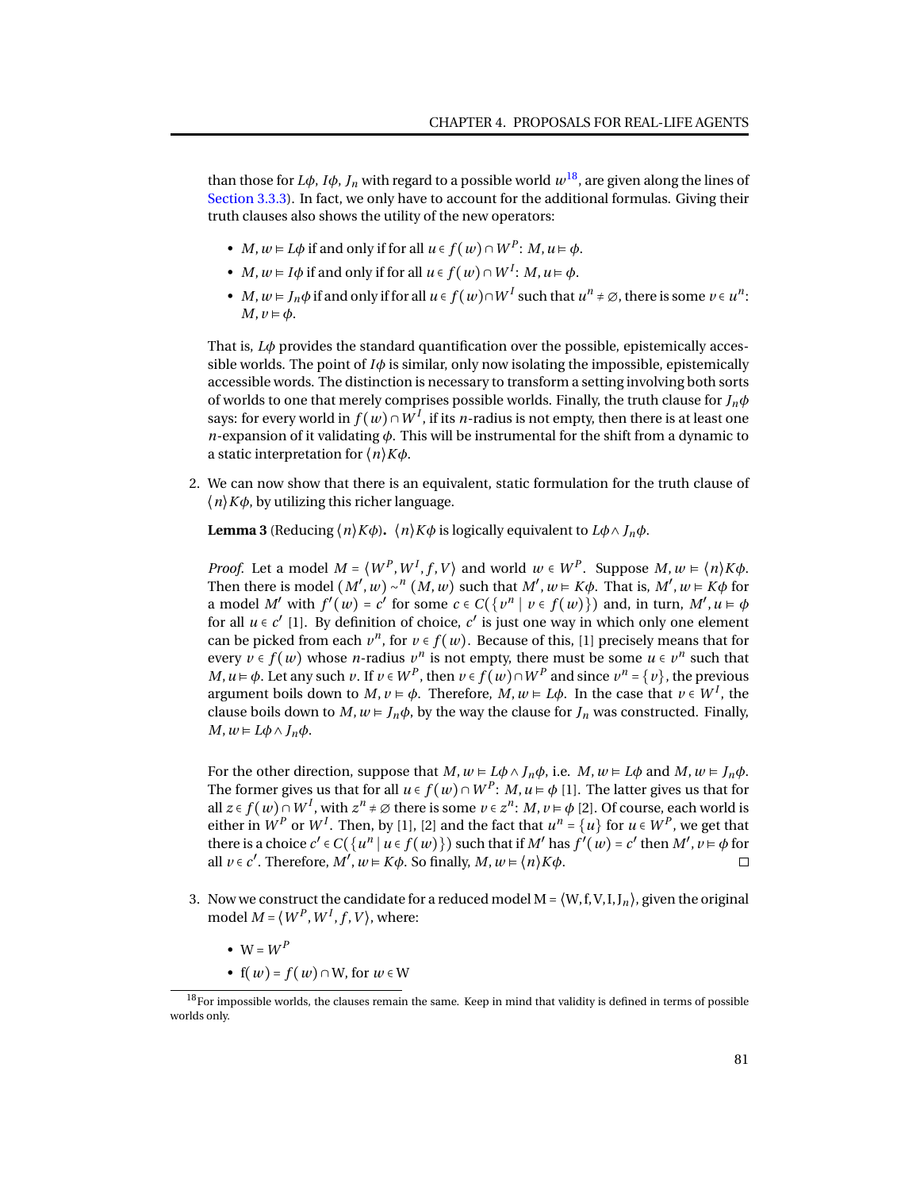than those for $L\phi$, $I\phi$, $J_n$ with regard to a possible world $w$[18], are given along the lines of Section 3.3.3). In fact, we only have to account for the additional formulas. Giving their truth clauses also shows the utility of the new operators:

- $M, w \vDash L\phi$ if and only if for all $u \in f(w) \cap W^P$: $M, u \vDash \phi$.
- $M, w \vDash I\phi$ if and only if for all $u \in f(w) \cap W^I$: $M, u \vDash \phi$.
- $M, w \vDash J_n\phi$ if and only if for all $u \in f(w) \cap W^I$ such that $u^n \neq \varnothing$, there is some $v \in u^n$: $M, v \vDash \phi$.

That is, $L\phi$ provides the standard quantification over the possible, epistemically accessible worlds. The point of $I\phi$ is similar, only now isolating the impossible, epistemically accessible words. The distinction is necessary to transform a setting involving both sorts of worlds to one that merely comprises possible worlds. Finally, the truth clause for $J_n\phi$ says: for every world in $f(w) \cap W^I$, if its $n$-radius is not empty, then there is at least one $n$-expansion of it validating $\phi$. This will be instrumental for the shift from a dynamic to a static interpretation for $\langle n \rangle K\phi$.

2. We can now show that there is an equivalent, static formulation for the truth clause of $\langle n \rangle K\phi$, by utilizing this richer language.

   **Lemma 3** (Reducing $\langle n \rangle K\phi$)**.** $\langle n \rangle K\phi$ is logically equivalent to $L\phi \wedge J_n\phi$.

   *Proof.* Let a model $M = \langle W^P, W^I, f, V \rangle$ and world $w \in W^P$. Suppose $M, w \vDash \langle n \rangle K\phi$. Then there is model $(M', w) \sim^n (M, w)$ such that $M', w \vDash K\phi$. That is, $M', w \vDash K\phi$ for a model $M'$ with $f'(w) = c'$ for some $c \in C(\{v^n \mid v \in f(w)\})$ and, in turn, $M', u \vDash \phi$ for all $u \in c'$ [1]. By definition of choice, $c'$ is just one way in which only one element can be picked from each $v^n$, for $v \in f(w)$. Because of this, [1] precisely means that for every $v \in f(w)$ whose $n$-radius $v^n$ is not empty, there must be some $u \in v^n$ such that $M, u \vDash \phi$. Let any such $v$. If $v \in W^P$, then $v \in f(w) \cap W^P$ and since $v^n = \{v\}$, the previous argument boils down to $M, v \vDash \phi$. Therefore, $M, w \vDash L\phi$. In the case that $v \in W^I$, the clause boils down to $M, w \vDash J_n\phi$, by the way the clause for $J_n$ was constructed. Finally, $M, w \vDash L\phi \wedge J_n\phi$.

   For the other direction, suppose that $M, w \vDash L\phi \wedge J_n\phi$, i.e. $M, w \vDash L\phi$ and $M, w \vDash J_n\phi$. The former gives us that for all $u \in f(w) \cap W^P$: $M, u \vDash \phi$ [1]. The latter gives us that for all $z \in f(w) \cap W^I$, with $z^n \neq \varnothing$ there is some $v \in z^n$: $M, v \vDash \phi$ [2]. Of course, each world is either in $W^P$ or $W^I$. Then, by [1], [2] and the fact that $u^n = \{u\}$ for $u \in W^P$, we get that there is a choice $c' \in C(\{u^n \mid u \in f(w)\})$ such that if $M'$ has $f'(w) = c'$ then $M', v \vDash \phi$ for all $v \in c'$. Therefore, $M', w \vDash K\phi$. So finally, $M, w \vDash \langle n \rangle K\phi$. ☐

3. Now we construct the candidate for a reduced model $\mathrm{M} = \langle \mathrm{W}, \mathrm{f}, \mathrm{V}, \mathrm{I}, \mathrm{J}_n \rangle$, given the original model $M = \langle W^P, W^I, f, V \rangle$, where:

   - $\mathrm{W} = W^P$
   - $\mathrm{f}(w) = f(w) \cap \mathrm{W}$, for $w \in \mathrm{W}$

[18] For impossible worlds, the clauses remain the same. Keep in mind that validity is defined in terms of possible worlds only.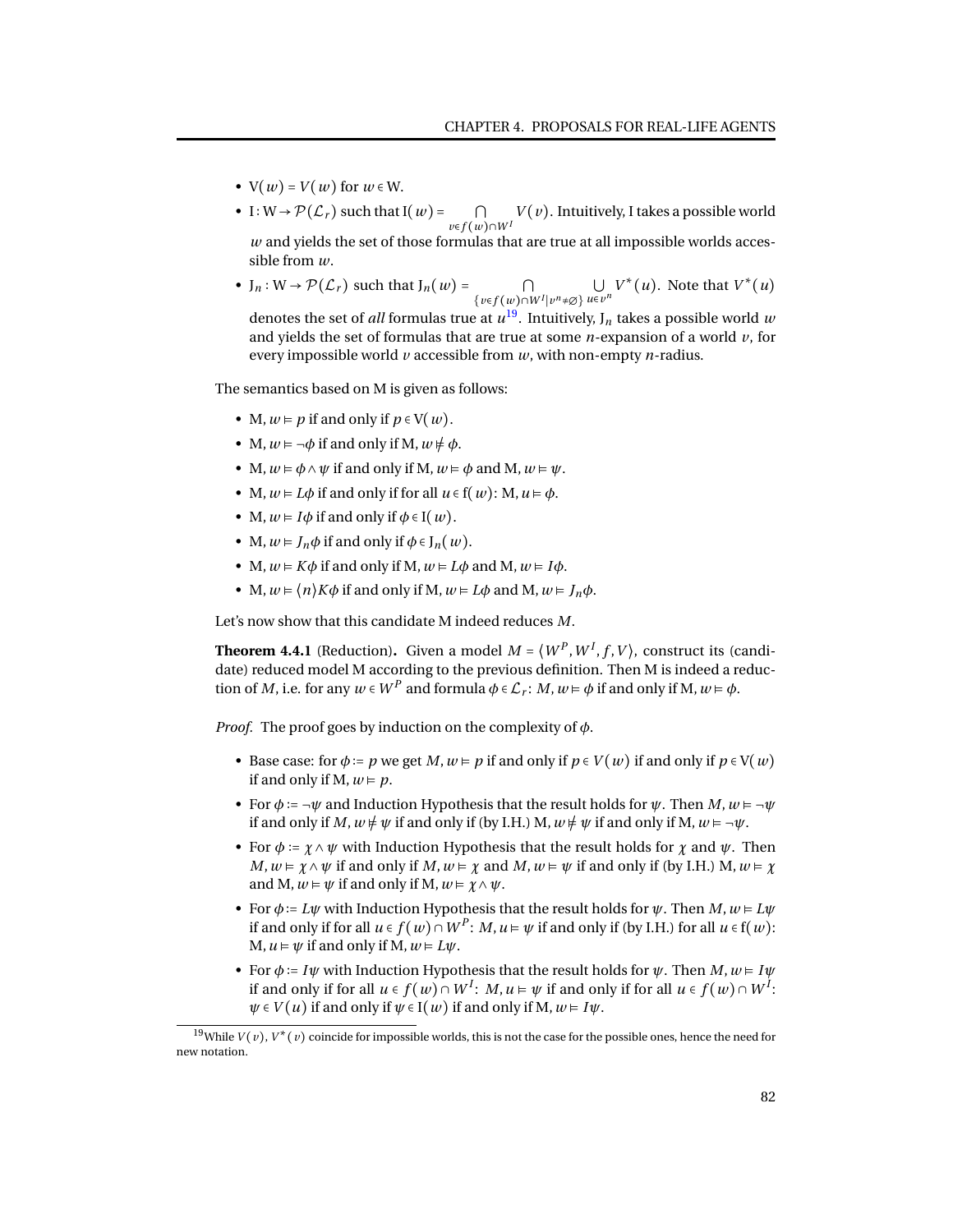- $\mathrm{V}(w) = V(w)$ for $w \in \mathrm{W}$.
- $\mathrm{I} : \mathrm{W} \to \mathcal{P}(\mathcal{L}_r)$ such that $\mathrm{I}(w) = \bigcap_{v \in f(w) \cap W^I} V(v)$. Intuitively, I takes a possible world $w$ and yields the set of those formulas that are true at all impossible worlds accessible from $w$.
- $\mathrm{J}_n : \mathrm{W} \to \mathcal{P}(\mathcal{L}_r)$ such that $\mathrm{J}_n(w) = \bigcap_{\{v \in f(w) \cap W^I \mid v^n \neq \emptyset\}} \bigcup_{u \in v^n} V^*(u)$. Note that $V^*(u)$ denotes the set of *all* formulas true at $u$[19]. Intuitively, $\mathrm{J}_n$ takes a possible world $w$ and yields the set of formulas that are true at some $n$-expansion of a world $v$, for every impossible world $v$ accessible from $w$, with non-empty $n$-radius.

The semantics based on M is given as follows:

- $\mathrm{M}, w \vDash p$ if and only if $p \in \mathrm{V}(w)$.
- $\mathrm{M}, w \vDash \neg\phi$ if and only if $\mathrm{M}, w \nvDash \phi$.
- $\mathrm{M}, w \vDash \phi \wedge \psi$ if and only if $\mathrm{M}, w \vDash \phi$ and $\mathrm{M}, w \vDash \psi$.
- $\mathrm{M}, w \vDash L\phi$ if and only if for all $u \in \mathrm{f}(w)$: $\mathrm{M}, u \vDash \phi$.
- $\mathrm{M}, w \vDash I\phi$ if and only if $\phi \in \mathrm{I}(w)$.
- $\mathrm{M}, w \vDash J_n\phi$ if and only if $\phi \in \mathrm{J}_n(w)$.
- $\mathrm{M}, w \vDash K\phi$ if and only if $\mathrm{M}, w \vDash L\phi$ and $\mathrm{M}, w \vDash I\phi$.
- $\mathrm{M}, w \vDash \langle n \rangle K\phi$ if and only if $\mathrm{M}, w \vDash L\phi$ and $\mathrm{M}, w \vDash J_n\phi$.

Let's now show that this candidate M indeed reduces $M$.

**Theorem 4.4.1** (Reduction)**.** Given a model $M = \langle W^P, W^I, f, V \rangle$, construct its (candidate) reduced model M according to the previous definition. Then M is indeed a reduction of $M$, i.e. for any $w \in W^P$ and formula $\phi \in \mathcal{L}_r$: $M, w \vDash \phi$ if and only if $\mathrm{M}, w \vDash \phi$.

*Proof.* The proof goes by induction on the complexity of $\phi$.

- Base case: for $\phi := p$ we get $M, w \vDash p$ if and only if $p \in V(w)$ if and only if $p \in \mathrm{V}(w)$ if and only if $\mathrm{M}, w \vDash p$.
- For $\phi := \neg\psi$ and Induction Hypothesis that the result holds for $\psi$. Then $M, w \vDash \neg\psi$ if and only if $M, w \nvDash \psi$ if and only if (by I.H.) $\mathrm{M}, w \nvDash \psi$ if and only if $\mathrm{M}, w \vDash \neg\psi$.
- For $\phi := \chi \wedge \psi$ with Induction Hypothesis that the result holds for $\chi$ and $\psi$. Then $M, w \vDash \chi \wedge \psi$ if and only if $M, w \vDash \chi$ and $M, w \vDash \psi$ if and only if (by I.H.) $\mathrm{M}, w \vDash \chi$ and $\mathrm{M}, w \vDash \psi$ if and only if $\mathrm{M}, w \vDash \chi \wedge \psi$.
- For $\phi := L\psi$ with Induction Hypothesis that the result holds for $\psi$. Then $M, w \vDash L\psi$ if and only if for all $u \in f(w) \cap W^P$: $M, u \vDash \psi$ if and only if (by I.H.) for all $u \in \mathrm{f}(w)$: $\mathrm{M}, u \vDash \psi$ if and only if $\mathrm{M}, w \vDash L\psi$.
- For $\phi := I\psi$ with Induction Hypothesis that the result holds for $\psi$. Then $M, w \vDash I\psi$ if and only if for all $u \in f(w) \cap W^I$: $M, u \vDash \psi$ if and only if for all $u \in f(w) \cap W^I$: $\psi \in V(u)$ if and only if $\psi \in \mathrm{I}(w)$ if and only if $\mathrm{M}, w \vDash I\psi$.

[19] While $V(v)$, $V^*(v)$ coincide for impossible worlds, this is not the case for the possible ones, hence the need for new notation.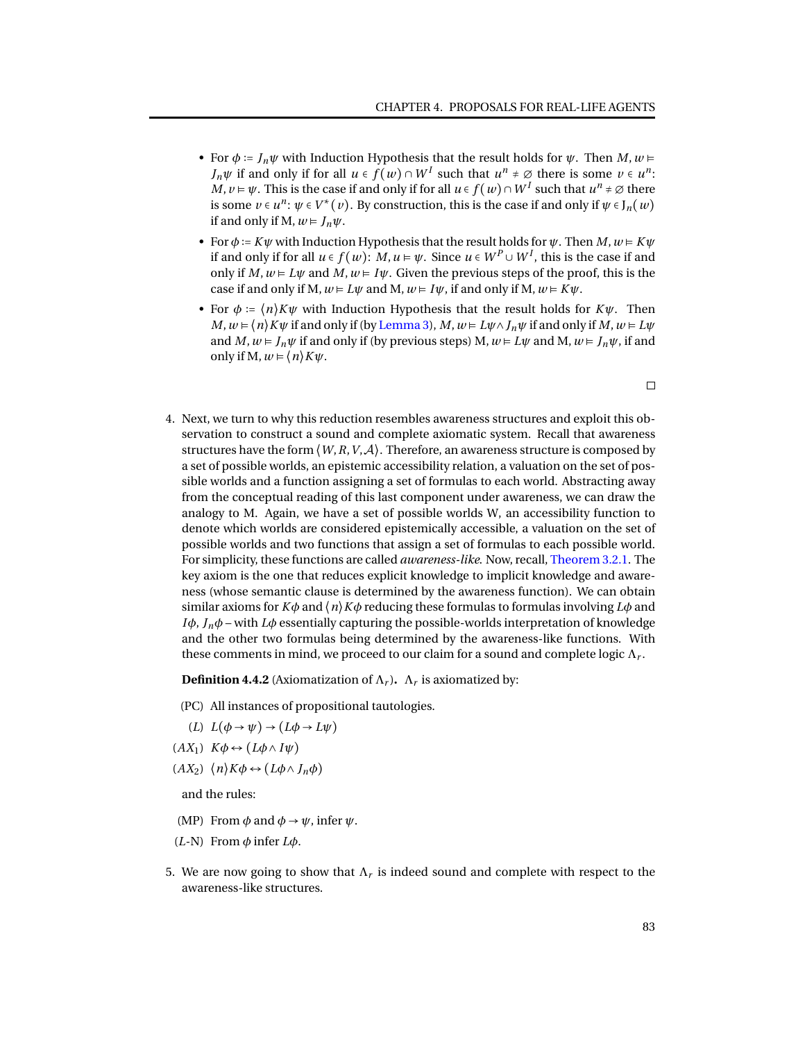- For $\phi := J_n\psi$ with Induction Hypothesis that the result holds for $\psi$. Then $M, w \vDash J_n\psi$ if and only if for all $u \in f(w) \cap W^I$ such that $u^n \neq \varnothing$ there is some $v \in u^n$: $M, v \vDash \psi$. This is the case if and only if for all $u \in f(w) \cap W^I$ such that $u^n \neq \varnothing$ there is some $v \in u^n$: $\psi \in V^*(v)$. By construction, this is the case if and only if $\psi \in \mathrm{J}_n(w)$ if and only if M, $w \vDash J_n\psi$.
- For $\phi := K\psi$ with Induction Hypothesis that the result holds for $\psi$. Then $M, w \vDash K\psi$ if and only if for all $u \in f(w)$: $M, u \vDash \psi$. Since $u \in W^P \cup W^I$, this is the case if and only if $M, w \vDash L\psi$ and $M, w \vDash I\psi$. Given the previous steps of the proof, this is the case if and only if M, $w \vDash L\psi$ and M, $w \vDash I\psi$, if and only if M, $w \vDash K\psi$.
- For $\phi := \langle n \rangle K\psi$ with Induction Hypothesis that the result holds for $K\psi$. Then $M, w \vDash \langle n \rangle K\psi$ if and only if (by Lemma 3), $M, w \vDash L\psi \wedge J_n\psi$ if and only if $M, w \vDash L\psi$ and $M, w \vDash J_n\psi$ if and only if (by previous steps) M, $w \vDash L\psi$ and M, $w \vDash J_n\psi$, if and only if M, $w \vDash \langle n \rangle K\psi$.

□

4. Next, we turn to why this reduction resembles awareness structures and exploit this observation to construct a sound and complete axiomatic system. Recall that awareness structures have the form $\langle W, R, V, \mathcal{A} \rangle$. Therefore, an awareness structure is composed by a set of possible worlds, an epistemic accessibility relation, a valuation on the set of possible worlds and a function assigning a set of formulas to each world. Abstracting away from the conceptual reading of this last component under awareness, we can draw the analogy to M. Again, we have a set of possible worlds W, an accessibility function to denote which worlds are considered epistemically accessible, a valuation on the set of possible worlds and two functions that assign a set of formulas to each possible world. For simplicity, these functions are called *awareness-like*. Now, recall, Theorem 3.2.1. The key axiom is the one that reduces explicit knowledge to implicit knowledge and awareness (whose semantic clause is determined by the awareness function). We can obtain similar axioms for $K\phi$ and $\langle n \rangle K\phi$ reducing these formulas to formulas involving $L\phi$ and $I\phi$, $J_n\phi$ – with $L\phi$ essentially capturing the possible-worlds interpretation of knowledge and the other two formulas being determined by the awareness-like functions. With these comments in mind, we proceed to our claim for a sound and complete logic $\Lambda_r$.

   **Definition 4.4.2** (Axiomatization of $\Lambda_r$)**.** $\Lambda_r$ is axiomatized by:

   (PC) All instances of propositional tautologies.

   $(L)$ $L(\phi \to \psi) \to (L\phi \to L\psi)$

   $(AX_1)$ $K\phi \leftrightarrow (L\phi \wedge I\psi)$

   $(AX_2)$ $\langle n \rangle K\phi \leftrightarrow (L\phi \wedge J_n\phi)$

   and the rules:

   (MP) From $\phi$ and $\phi \to \psi$, infer $\psi$.

   $(L$-N$)$ From $\phi$ infer $L\phi$.

5. We are now going to show that $\Lambda_r$ is indeed sound and complete with respect to the awareness-like structures.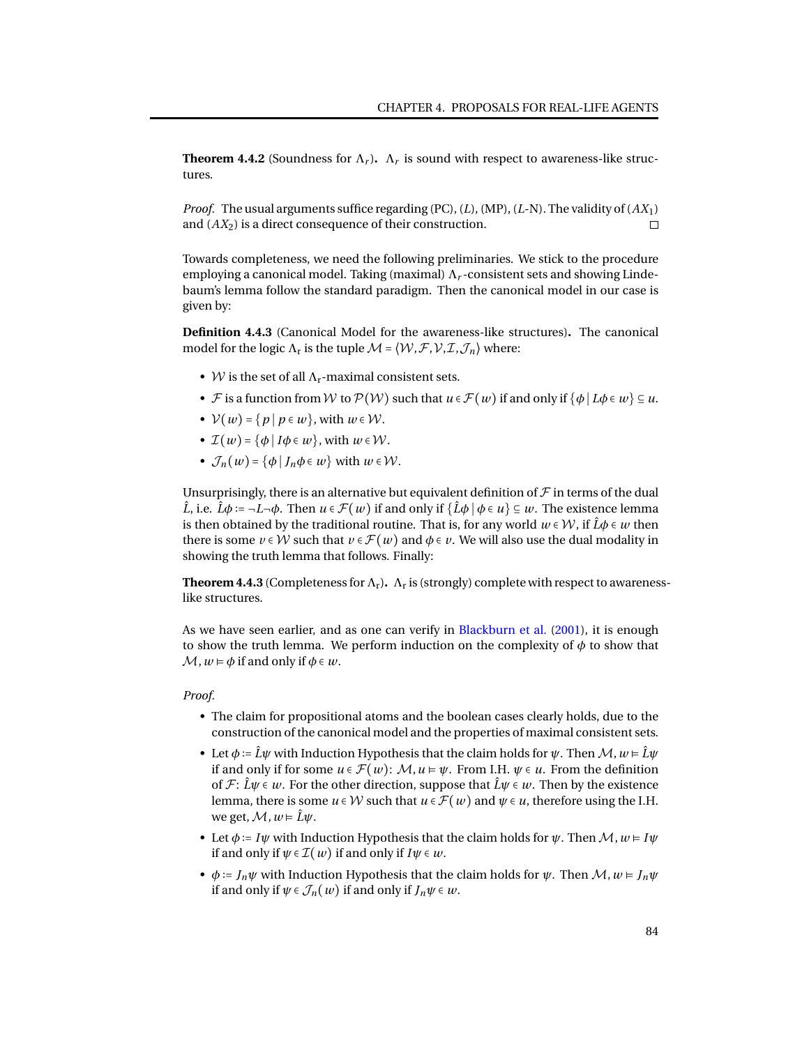**Theorem 4.4.2** (Soundness for $\Lambda_r$)**.** $\Lambda_r$ is sound with respect to awareness-like structures.

*Proof.* The usual arguments suffice regarding (PC), ($L$), (MP), ($L$-N). The validity of ($AX_1$) and ($AX_2$) is a direct consequence of their construction. □

Towards completeness, we need the following preliminaries. We stick to the procedure employing a canonical model. Taking (maximal) $\Lambda_r$-consistent sets and showing Lindebaum's lemma follow the standard paradigm. Then the canonical model in our case is given by:

**Definition 4.4.3** (Canonical Model for the awareness-like structures)**.** The canonical model for the logic $\Lambda_\text{r}$ is the tuple $\mathcal{M} = \langle \mathcal{W}, \mathcal{F}, \mathcal{V}, \mathcal{I}, \mathcal{J}_n \rangle$ where:

- $\mathcal{W}$ is the set of all $\Lambda_\text{r}$-maximal consistent sets.
- $\mathcal{F}$ is a function from $\mathcal{W}$ to $\mathcal{P}(\mathcal{W})$ such that $u \in \mathcal{F}(w)$ if and only if $\{\phi \mid L\phi \in w\} \subseteq u$.
- $\mathcal{V}(w) = \{p \mid p \in w\}$, with $w \in \mathcal{W}$.
- $\mathcal{I}(w) = \{\phi \mid I\phi \in w\}$, with $w \in \mathcal{W}$.
- $\mathcal{J}_n(w) = \{\phi \mid J_n\phi \in w\}$ with $w \in \mathcal{W}$.

Unsurprisingly, there is an alternative but equivalent definition of $\mathcal{F}$ in terms of the dual $\hat{L}$, i.e. $\hat{L}\phi := \neg L \neg \phi$. Then $u \in \mathcal{F}(w)$ if and only if $\{\hat{L}\phi \mid \phi \in u\} \subseteq w$. The existence lemma is then obtained by the traditional routine. That is, for any world $w \in \mathcal{W}$, if $\hat{L}\phi \in w$ then there is some $v \in \mathcal{W}$ such that $v \in \mathcal{F}(w)$ and $\phi \in v$. We will also use the dual modality in showing the truth lemma that follows. Finally:

**Theorem 4.4.3** (Completeness for $\Lambda_\text{r}$)**.** $\Lambda_\text{r}$ is (strongly) complete with respect to awareness-like structures.

As we have seen earlier, and as one can verify in Blackburn et al. (2001), it is enough to show the truth lemma. We perform induction on the complexity of $\phi$ to show that $\mathcal{M}, w \vDash \phi$ if and only if $\phi \in w$.

*Proof.*

- The claim for propositional atoms and the boolean cases clearly holds, due to the construction of the canonical model and the properties of maximal consistent sets.
- Let $\phi := \hat{L}\psi$ with Induction Hypothesis that the claim holds for $\psi$. Then $\mathcal{M}, w \vDash \hat{L}\psi$ if and only if for some $u \in \mathcal{F}(w)$: $\mathcal{M}, u \vDash \psi$. From I.H. $\psi \in u$. From the definition of $\mathcal{F}$: $\hat{L}\psi \in w$. For the other direction, suppose that $\hat{L}\psi \in w$. Then by the existence lemma, there is some $u \in \mathcal{W}$ such that $u \in \mathcal{F}(w)$ and $\psi \in u$, therefore using the I.H. we get, $\mathcal{M}, w \vDash \hat{L}\psi$.
- Let $\phi := I\psi$ with Induction Hypothesis that the claim holds for $\psi$. Then $\mathcal{M}, w \vDash I\psi$ if and only if $\psi \in \mathcal{I}(w)$ if and only if $I\psi \in w$.
- $\phi := J_n\psi$ with Induction Hypothesis that the claim holds for $\psi$. Then $\mathcal{M}, w \vDash J_n\psi$ if and only if $\psi \in \mathcal{J}_n(w)$ if and only if $J_n\psi \in w$.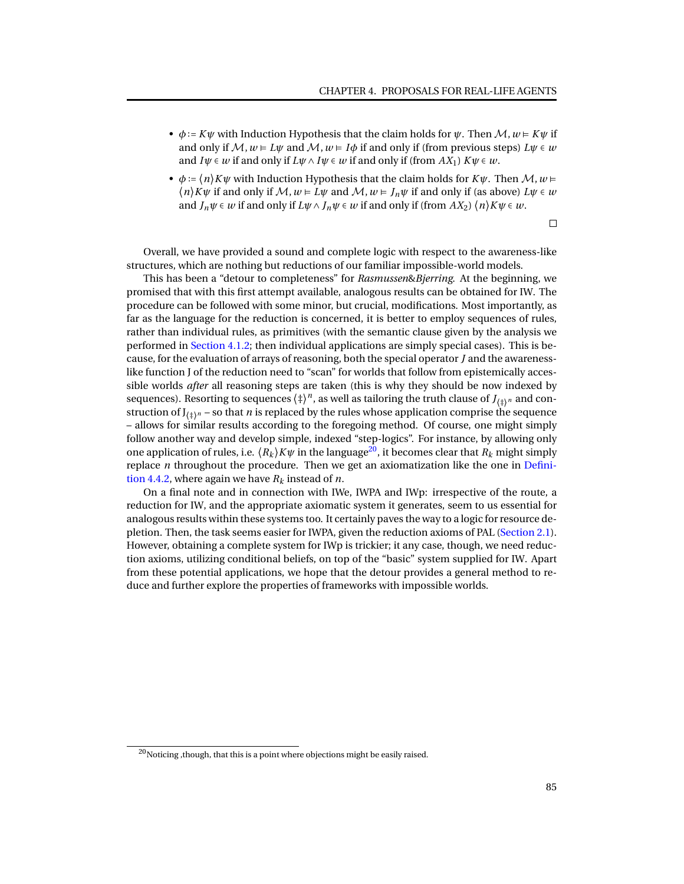- $\phi := K\psi$ with Induction Hypothesis that the claim holds for $\psi$. Then $\mathcal{M}, w \vDash K\psi$ if and only if $\mathcal{M}, w \vDash L\psi$ and $\mathcal{M}, w \vDash I\phi$ if and only if (from previous steps) $L\psi \in w$ and $I\psi \in w$ if and only if $L\psi \wedge I\psi \in w$ if and only if (from $AX_1$) $K\psi \in w$.
- $\phi := \langle n \rangle K\psi$ with Induction Hypothesis that the claim holds for $K\psi$. Then $\mathcal{M}, w \vDash \langle n \rangle K\psi$ if and only if $\mathcal{M}, w \vDash L\psi$ and $\mathcal{M}, w \vDash J_n\psi$ if and only if (as above) $L\psi \in w$ and $J_n\psi \in w$ if and only if $L\psi \wedge J_n\psi \in w$ if and only if (from $AX_2$) $\langle n \rangle K\psi \in w$.

□

Overall, we have provided a sound and complete logic with respect to the awareness-like structures, which are nothing but reductions of our familiar impossible-world models.

This has been a "detour to completeness" for *Rasmussen*&*Bjerring*. At the beginning, we promised that with this first attempt available, analogous results can be obtained for IW. The procedure can be followed with some minor, but crucial, modifications. Most importantly, as far as the language for the reduction is concerned, it is better to employ sequences of rules, rather than individual rules, as primitives (with the semantic clause given by the analysis we performed in Section 4.1.2; then individual applications are simply special cases). This is because, for the evaluation of arrays of reasoning, both the special operator $J$ and the awareness-like function J of the reduction need to "scan" for worlds that follow from epistemically accessible worlds *after* all reasoning steps are taken (this is why they should be now indexed by sequences). Resorting to sequences $\langle \ddagger \rangle^n$, as well as tailoring the truth clause of $J_{\langle \ddagger \rangle^n}$ and construction of $\mathrm{J}_{\langle \ddagger \rangle^n}$ – so that $n$ is replaced by the rules whose application comprise the sequence – allows for similar results according to the foregoing method. Of course, one might simply follow another way and develop simple, indexed "step-logics". For instance, by allowing only one application of rules, i.e. $\langle R_k \rangle K\psi$ in the language[20], it becomes clear that $R_k$ might simply replace $n$ throughout the procedure. Then we get an axiomatization like the one in Definition 4.4.2, where again we have $R_k$ instead of $n$.

On a final note and in connection with IWe, IWPA and IWp: irrespective of the route, a reduction for IW, and the appropriate axiomatic system it generates, seem to us essential for analogous results within these systems too. It certainly paves the way to a logic for resource depletion. Then, the task seems easier for IWPA, given the reduction axioms of PAL (Section 2.1). However, obtaining a complete system for IWp is trickier; it any case, though, we need reduction axioms, utilizing conditional beliefs, on top of the "basic" system supplied for IW. Apart from these potential applications, we hope that the detour provides a general method to reduce and further explore the properties of frameworks with impossible worlds.

[20] Noticing ,though, that this is a point where objections might be easily raised.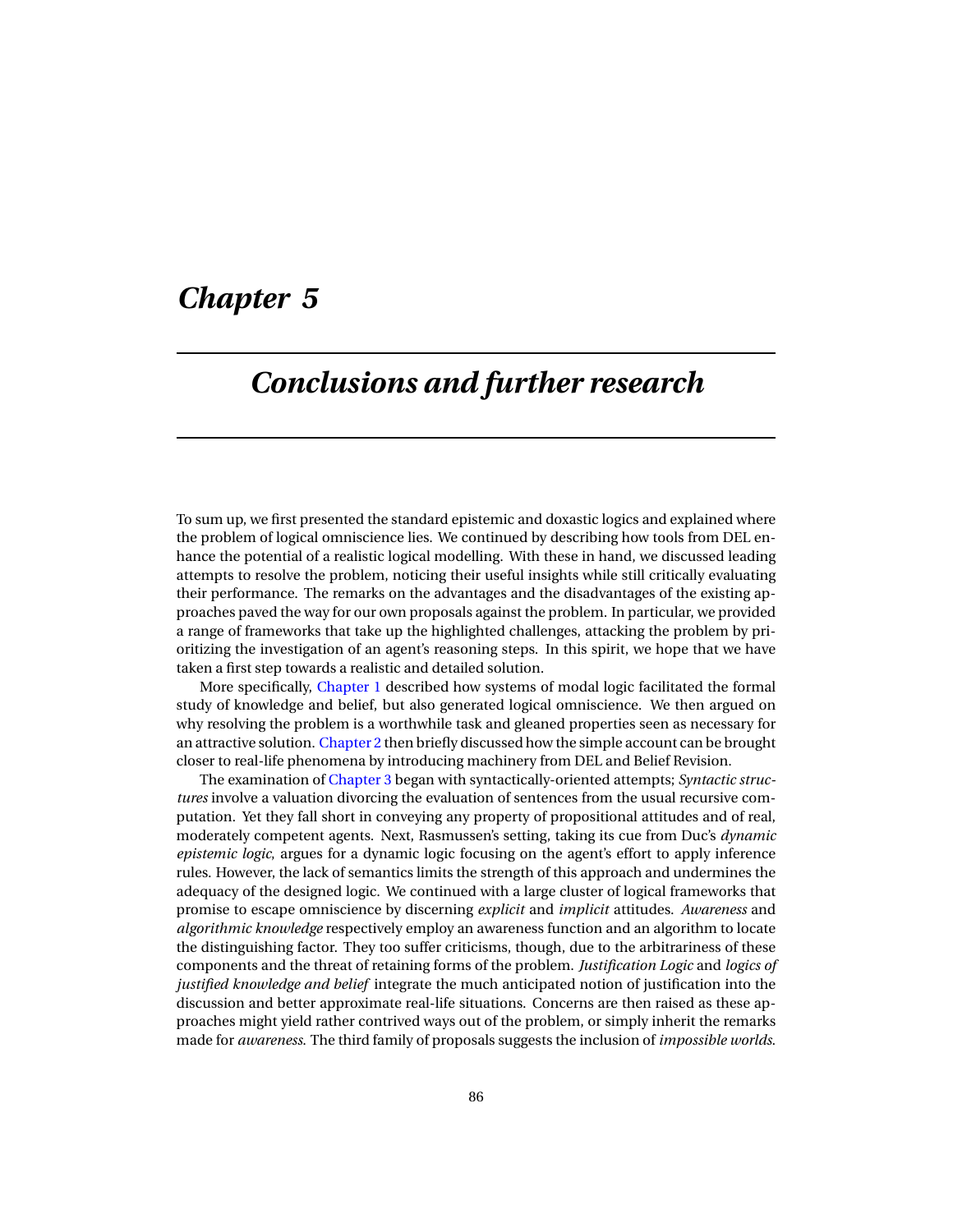# Chapter 5

# Conclusions and further research

To sum up, we first presented the standard epistemic and doxastic logics and explained where the problem of logical omniscience lies. We continued by describing how tools from DEL enhance the potential of a realistic logical modelling. With these in hand, we discussed leading attempts to resolve the problem, noticing their useful insights while still critically evaluating their performance. The remarks on the advantages and the disadvantages of the existing approaches paved the way for our own proposals against the problem. In particular, we provided a range of frameworks that take up the highlighted challenges, attacking the problem by prioritizing the investigation of an agent's reasoning steps. In this spirit, we hope that we have taken a first step towards a realistic and detailed solution.

More specifically, Chapter 1 described how systems of modal logic facilitated the formal study of knowledge and belief, but also generated logical omniscience. We then argued on why resolving the problem is a worthwhile task and gleaned properties seen as necessary for an attractive solution. Chapter 2 then briefly discussed how the simple account can be brought closer to real-life phenomena by introducing machinery from DEL and Belief Revision.

The examination of Chapter 3 began with syntactically-oriented attempts; *Syntactic structures* involve a valuation divorcing the evaluation of sentences from the usual recursive computation. Yet they fall short in conveying any property of propositional attitudes and of real, moderately competent agents. Next, Rasmussen's setting, taking its cue from Duc's *dynamic epistemic logic*, argues for a dynamic logic focusing on the agent's effort to apply inference rules. However, the lack of semantics limits the strength of this approach and undermines the adequacy of the designed logic. We continued with a large cluster of logical frameworks that promise to escape omniscience by discerning *explicit* and *implicit* attitudes. *Awareness* and *algorithmic knowledge* respectively employ an awareness function and an algorithm to locate the distinguishing factor. They too suffer criticisms, though, due to the arbitrariness of these components and the threat of retaining forms of the problem. *Justification Logic* and *logics of justified knowledge and belief* integrate the much anticipated notion of justification into the discussion and better approximate real-life situations. Concerns are then raised as these approaches might yield rather contrived ways out of the problem, or simply inherit the remarks made for *awareness*. The third family of proposals suggests the inclusion of *impossible worlds*.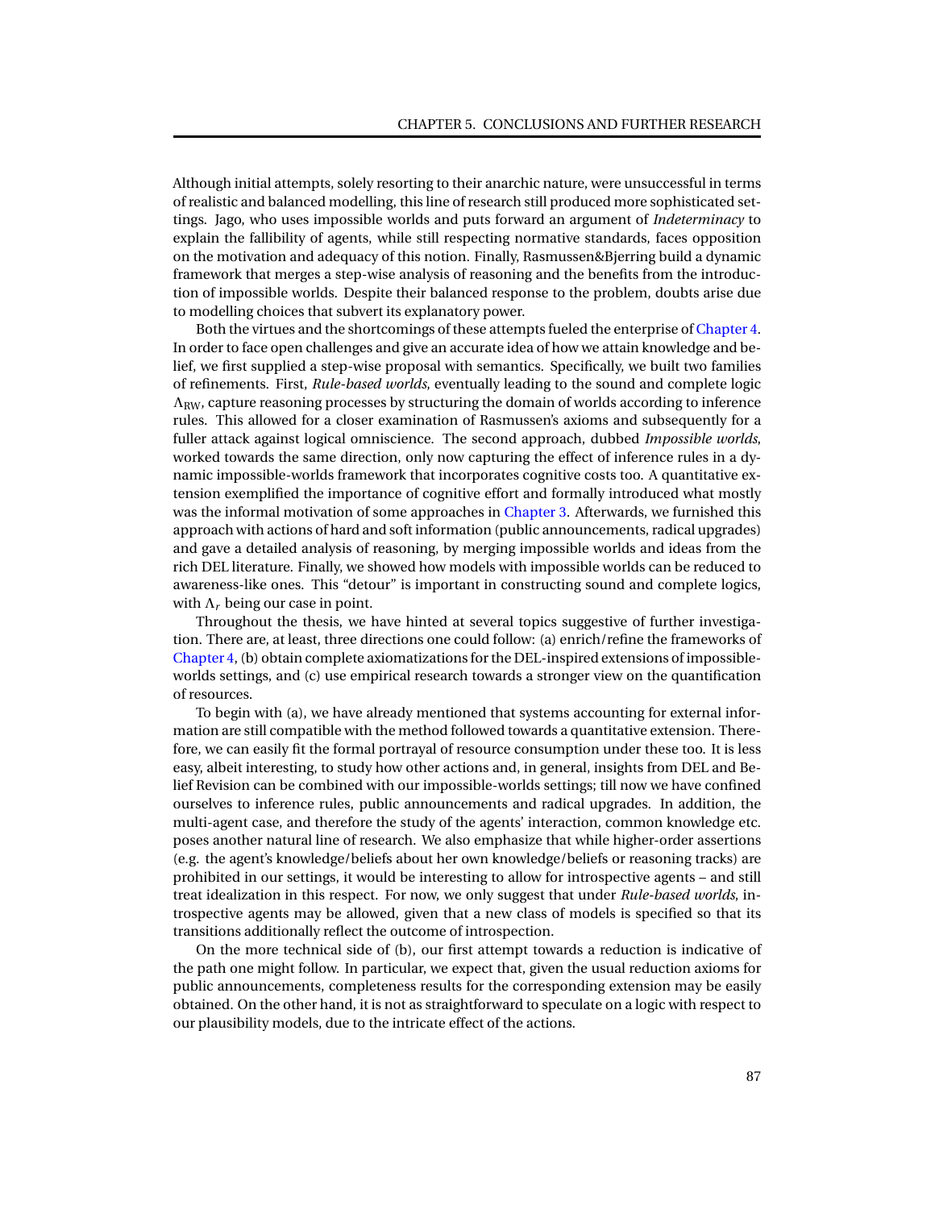Although initial attempts, solely resorting to their anarchic nature, were unsuccessful in terms of realistic and balanced modelling, this line of research still produced more sophisticated settings. Jago, who uses impossible worlds and puts forward an argument of *Indeterminacy* to explain the fallibility of agents, while still respecting normative standards, faces opposition on the motivation and adequacy of this notion. Finally, Rasmussen&Bjerring build a dynamic framework that merges a step-wise analysis of reasoning and the benefits from the introduction of impossible worlds. Despite their balanced response to the problem, doubts arise due to modelling choices that subvert its explanatory power.

Both the virtues and the shortcomings of these attempts fueled the enterprise of Chapter 4. In order to face open challenges and give an accurate idea of how we attain knowledge and belief, we first supplied a step-wise proposal with semantics. Specifically, we built two families of refinements. First, *Rule-based worlds*, eventually leading to the sound and complete logic $\Lambda_{\text{RW}}$, capture reasoning processes by structuring the domain of worlds according to inference rules. This allowed for a closer examination of Rasmussen's axioms and subsequently for a fuller attack against logical omniscience. The second approach, dubbed *Impossible worlds*, worked towards the same direction, only now capturing the effect of inference rules in a dynamic impossible-worlds framework that incorporates cognitive costs too. A quantitative extension exemplified the importance of cognitive effort and formally introduced what mostly was the informal motivation of some approaches in Chapter 3. Afterwards, we furnished this approach with actions of hard and soft information (public announcements, radical upgrades) and gave a detailed analysis of reasoning, by merging impossible worlds and ideas from the rich DEL literature. Finally, we showed how models with impossible worlds can be reduced to awareness-like ones. This "detour" is important in constructing sound and complete logics, with $\Lambda_r$ being our case in point.

Throughout the thesis, we have hinted at several topics suggestive of further investigation. There are, at least, three directions one could follow: (a) enrich/refine the frameworks of Chapter 4, (b) obtain complete axiomatizations for the DEL-inspired extensions of impossible-worlds settings, and (c) use empirical research towards a stronger view on the quantification of resources.

To begin with (a), we have already mentioned that systems accounting for external information are still compatible with the method followed towards a quantitative extension. Therefore, we can easily fit the formal portrayal of resource consumption under these too. It is less easy, albeit interesting, to study how other actions and, in general, insights from DEL and Belief Revision can be combined with our impossible-worlds settings; till now we have confined ourselves to inference rules, public announcements and radical upgrades. In addition, the multi-agent case, and therefore the study of the agents' interaction, common knowledge etc. poses another natural line of research. We also emphasize that while higher-order assertions (e.g. the agent's knowledge/beliefs about her own knowledge/beliefs or reasoning tracks) are prohibited in our settings, it would be interesting to allow for introspective agents – and still treat idealization in this respect. For now, we only suggest that under *Rule-based worlds*, introspective agents may be allowed, given that a new class of models is specified so that its transitions additionally reflect the outcome of introspection.

On the more technical side of (b), our first attempt towards a reduction is indicative of the path one might follow. In particular, we expect that, given the usual reduction axioms for public announcements, completeness results for the corresponding extension may be easily obtained. On the other hand, it is not as straightforward to speculate on a logic with respect to our plausibility models, due to the intricate effect of the actions.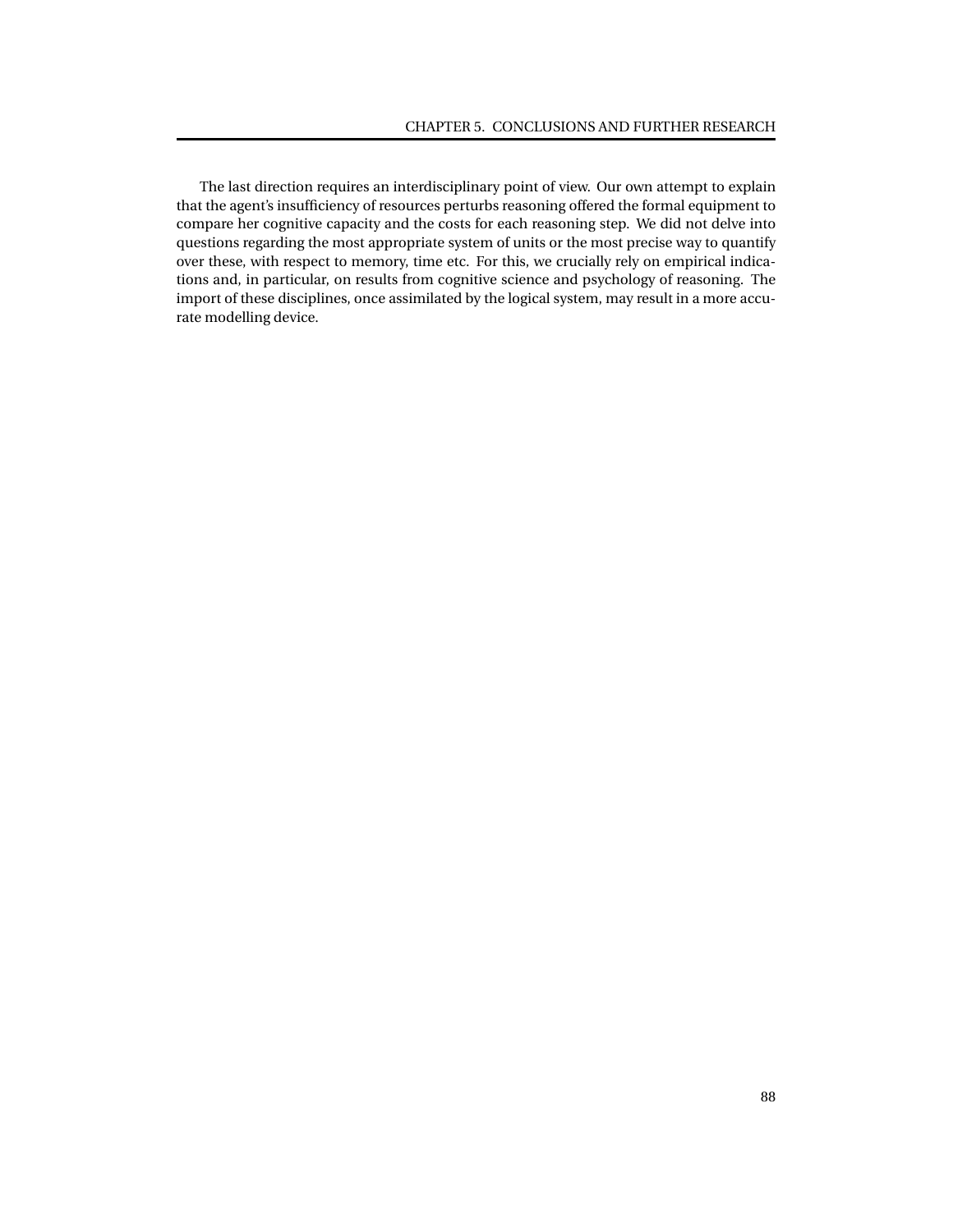The last direction requires an interdisciplinary point of view. Our own attempt to explain that the agent's insufficiency of resources perturbs reasoning offered the formal equipment to compare her cognitive capacity and the costs for each reasoning step. We did not delve into questions regarding the most appropriate system of units or the most precise way to quantify over these, with respect to memory, time etc. For this, we crucially rely on empirical indications and, in particular, on results from cognitive science and psychology of reasoning. The import of these disciplines, once assimilated by the logical system, may result in a more accurate modelling device.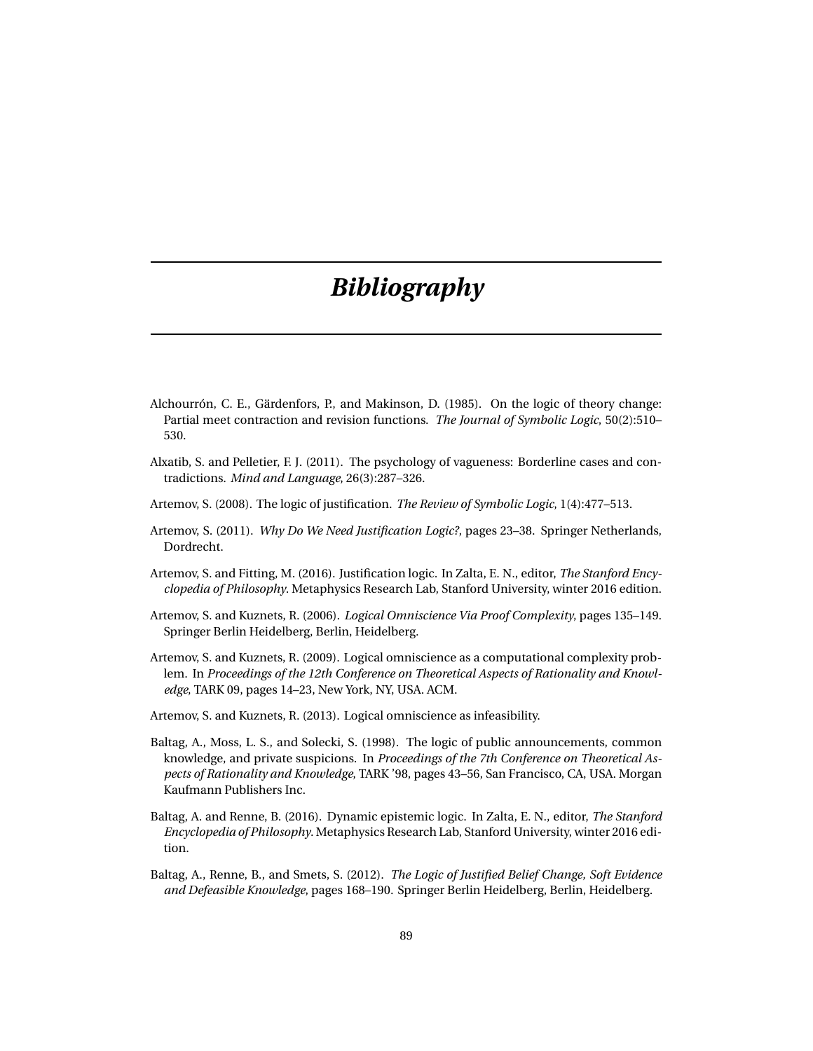# *Bibliography*

Alchourrón, C. E., Gärdenfors, P., and Makinson, D. (1985). On the logic of theory change: Partial meet contraction and revision functions. *The Journal of Symbolic Logic*, 50(2):510–530.

Alxatib, S. and Pelletier, F. J. (2011). The psychology of vagueness: Borderline cases and contradictions. *Mind and Language*, 26(3):287–326.

Artemov, S. (2008). The logic of justification. *The Review of Symbolic Logic*, 1(4):477–513.

Artemov, S. (2011). *Why Do We Need Justification Logic?*, pages 23–38. Springer Netherlands, Dordrecht.

Artemov, S. and Fitting, M. (2016). Justification logic. In Zalta, E. N., editor, *The Stanford Encyclopedia of Philosophy*. Metaphysics Research Lab, Stanford University, winter 2016 edition.

Artemov, S. and Kuznets, R. (2006). *Logical Omniscience Via Proof Complexity*, pages 135–149. Springer Berlin Heidelberg, Berlin, Heidelberg.

Artemov, S. and Kuznets, R. (2009). Logical omniscience as a computational complexity problem. In *Proceedings of the 12th Conference on Theoretical Aspects of Rationality and Knowledge*, TARK 09, pages 14–23, New York, NY, USA. ACM.

Artemov, S. and Kuznets, R. (2013). Logical omniscience as infeasibility.

Baltag, A., Moss, L. S., and Solecki, S. (1998). The logic of public announcements, common knowledge, and private suspicions. In *Proceedings of the 7th Conference on Theoretical Aspects of Rationality and Knowledge*, TARK '98, pages 43–56, San Francisco, CA, USA. Morgan Kaufmann Publishers Inc.

Baltag, A. and Renne, B. (2016). Dynamic epistemic logic. In Zalta, E. N., editor, *The Stanford Encyclopedia of Philosophy*. Metaphysics Research Lab, Stanford University, winter 2016 edition.

Baltag, A., Renne, B., and Smets, S. (2012). *The Logic of Justified Belief Change, Soft Evidence and Defeasible Knowledge*, pages 168–190. Springer Berlin Heidelberg, Berlin, Heidelberg.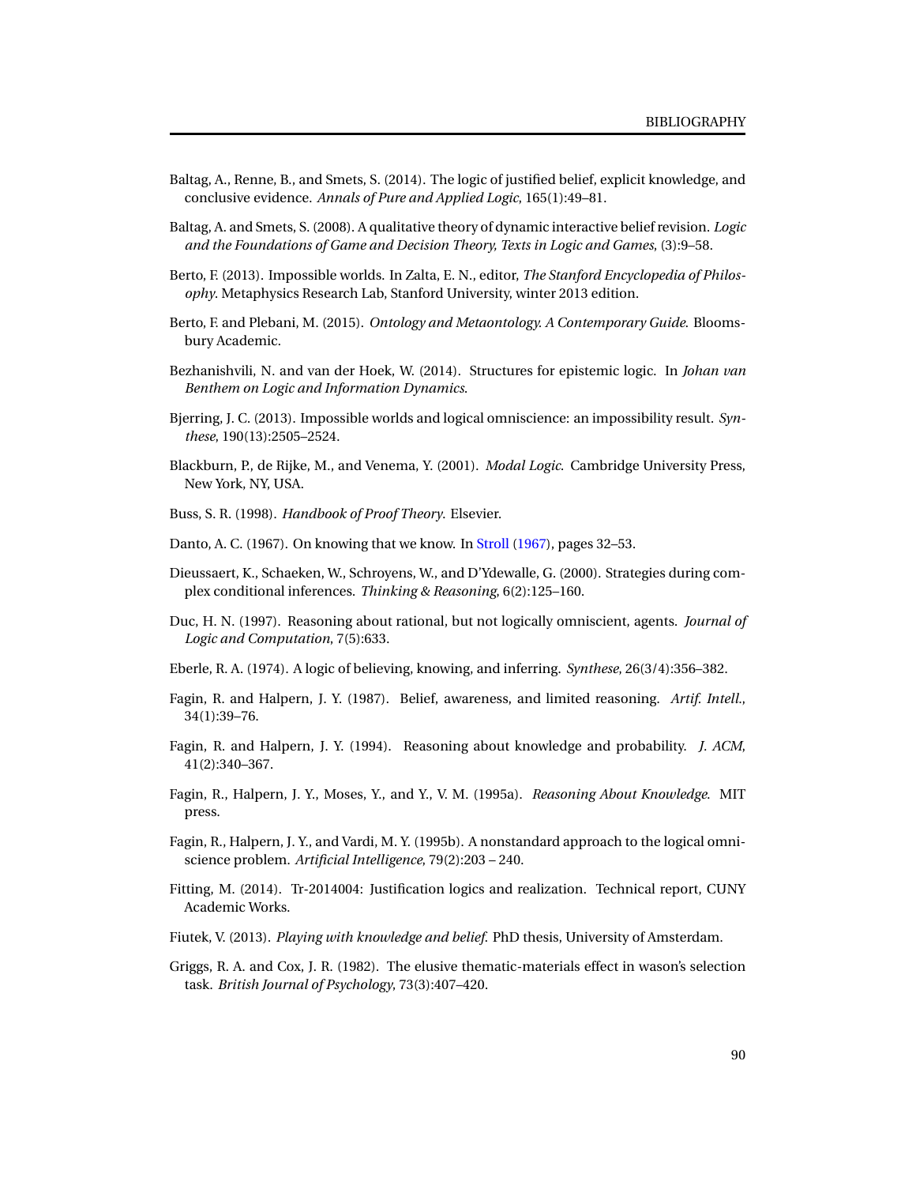Baltag, A., Renne, B., and Smets, S. (2014). The logic of justified belief, explicit knowledge, and conclusive evidence. *Annals of Pure and Applied Logic*, 165(1):49–81.

Baltag, A. and Smets, S. (2008). A qualitative theory of dynamic interactive belief revision. *Logic and the Foundations of Game and Decision Theory, Texts in Logic and Games*, (3):9–58.

Berto, F. (2013). Impossible worlds. In Zalta, E. N., editor, *The Stanford Encyclopedia of Philosophy*. Metaphysics Research Lab, Stanford University, winter 2013 edition.

Berto, F. and Plebani, M. (2015). *Ontology and Metaontology. A Contemporary Guide*. Bloomsbury Academic.

Bezhanishvili, N. and van der Hoek, W. (2014). Structures for epistemic logic. In *Johan van Benthem on Logic and Information Dynamics*.

Bjerring, J. C. (2013). Impossible worlds and logical omniscience: an impossibility result. *Synthese*, 190(13):2505–2524.

Blackburn, P., de Rijke, M., and Venema, Y. (2001). *Modal Logic*. Cambridge University Press, New York, NY, USA.

Buss, S. R. (1998). *Handbook of Proof Theory*. Elsevier.

Danto, A. C. (1967). On knowing that we know. In Stroll (1967), pages 32–53.

Dieussaert, K., Schaeken, W., Schroyens, W., and D'Ydewalle, G. (2000). Strategies during complex conditional inferences. *Thinking & Reasoning*, 6(2):125–160.

Duc, H. N. (1997). Reasoning about rational, but not logically omniscient, agents. *Journal of Logic and Computation*, 7(5):633.

Eberle, R. A. (1974). A logic of believing, knowing, and inferring. *Synthese*, 26(3/4):356–382.

Fagin, R. and Halpern, J. Y. (1987). Belief, awareness, and limited reasoning. *Artif. Intell.*, 34(1):39–76.

Fagin, R. and Halpern, J. Y. (1994). Reasoning about knowledge and probability. *J. ACM*, 41(2):340–367.

Fagin, R., Halpern, J. Y., Moses, Y., and Y., V. M. (1995a). *Reasoning About Knowledge*. MIT press.

Fagin, R., Halpern, J. Y., and Vardi, M. Y. (1995b). A nonstandard approach to the logical omniscience problem. *Artificial Intelligence*, 79(2):203 – 240.

Fitting, M. (2014). Tr-2014004: Justification logics and realization. Technical report, CUNY Academic Works.

Fiutek, V. (2013). *Playing with knowledge and belief*. PhD thesis, University of Amsterdam.

Griggs, R. A. and Cox, J. R. (1982). The elusive thematic-materials effect in wason's selection task. *British Journal of Psychology*, 73(3):407–420.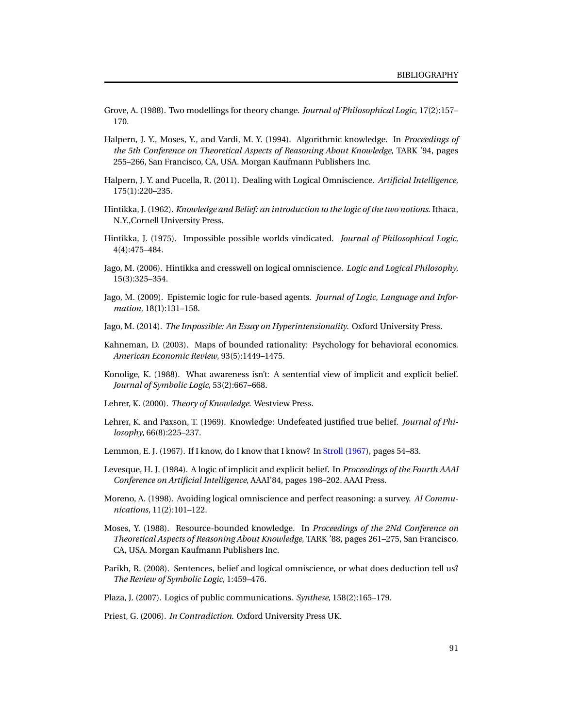Grove, A. (1988). Two modellings for theory change. *Journal of Philosophical Logic*, 17(2):157–170.

Halpern, J. Y., Moses, Y., and Vardi, M. Y. (1994). Algorithmic knowledge. In *Proceedings of the 5th Conference on Theoretical Aspects of Reasoning About Knowledge*, TARK '94, pages 255–266, San Francisco, CA, USA. Morgan Kaufmann Publishers Inc.

Halpern, J. Y. and Pucella, R. (2011). Dealing with Logical Omniscience. *Artificial Intelligence*, 175(1):220–235.

Hintikka, J. (1962). *Knowledge and Belief: an introduction to the logic of the two notions*. Ithaca, N.Y.,Cornell University Press.

Hintikka, J. (1975). Impossible possible worlds vindicated. *Journal of Philosophical Logic*, 4(4):475–484.

Jago, M. (2006). Hintikka and cresswell on logical omniscience. *Logic and Logical Philosophy*, 15(3):325–354.

Jago, M. (2009). Epistemic logic for rule-based agents. *Journal of Logic, Language and Information*, 18(1):131–158.

Jago, M. (2014). *The Impossible: An Essay on Hyperintensionality*. Oxford University Press.

Kahneman, D. (2003). Maps of bounded rationality: Psychology for behavioral economics. *American Economic Review*, 93(5):1449–1475.

Konolige, K. (1988). What awareness isn't: A sentential view of implicit and explicit belief. *Journal of Symbolic Logic*, 53(2):667–668.

Lehrer, K. (2000). *Theory of Knowledge*. Westview Press.

Lehrer, K. and Paxson, T. (1969). Knowledge: Undefeated justified true belief. *Journal of Philosophy*, 66(8):225–237.

Lemmon, E. J. (1967). If I know, do I know that I know? In Stroll (1967), pages 54–83.

Levesque, H. J. (1984). A logic of implicit and explicit belief. In *Proceedings of the Fourth AAAI Conference on Artificial Intelligence*, AAAI'84, pages 198–202. AAAI Press.

Moreno, A. (1998). Avoiding logical omniscience and perfect reasoning: a survey. *AI Communications*, 11(2):101–122.

Moses, Y. (1988). Resource-bounded knowledge. In *Proceedings of the 2Nd Conference on Theoretical Aspects of Reasoning About Knowledge*, TARK '88, pages 261–275, San Francisco, CA, USA. Morgan Kaufmann Publishers Inc.

Parikh, R. (2008). Sentences, belief and logical omniscience, or what does deduction tell us? *The Review of Symbolic Logic*, 1:459–476.

Plaza, J. (2007). Logics of public communications. *Synthese*, 158(2):165–179.

Priest, G. (2006). *In Contradiction*. Oxford University Press UK.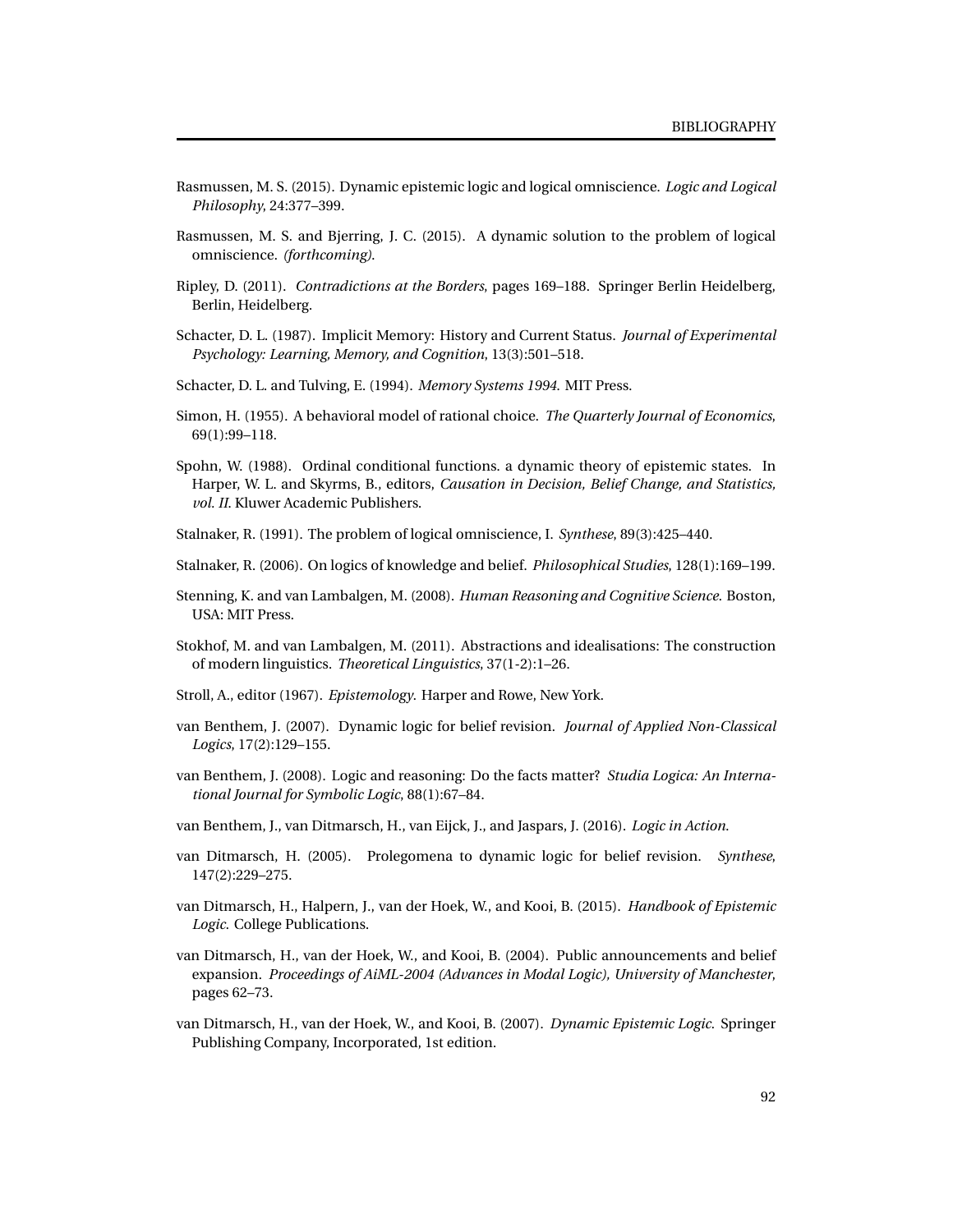Rasmussen, M. S. (2015). Dynamic epistemic logic and logical omniscience. *Logic and Logical Philosophy*, 24:377–399.

Rasmussen, M. S. and Bjerring, J. C. (2015). A dynamic solution to the problem of logical omniscience. *(forthcoming)*.

Ripley, D. (2011). *Contradictions at the Borders*, pages 169–188. Springer Berlin Heidelberg, Berlin, Heidelberg.

Schacter, D. L. (1987). Implicit Memory: History and Current Status. *Journal of Experimental Psychology: Learning, Memory, and Cognition*, 13(3):501–518.

Schacter, D. L. and Tulving, E. (1994). *Memory Systems 1994*. MIT Press.

Simon, H. (1955). A behavioral model of rational choice. *The Quarterly Journal of Economics*, 69(1):99–118.

Spohn, W. (1988). Ordinal conditional functions. a dynamic theory of epistemic states. In Harper, W. L. and Skyrms, B., editors, *Causation in Decision, Belief Change, and Statistics, vol. II*. Kluwer Academic Publishers.

Stalnaker, R. (1991). The problem of logical omniscience, I. *Synthese*, 89(3):425–440.

Stalnaker, R. (2006). On logics of knowledge and belief. *Philosophical Studies*, 128(1):169–199.

Stenning, K. and van Lambalgen, M. (2008). *Human Reasoning and Cognitive Science*. Boston, USA: MIT Press.

Stokhof, M. and van Lambalgen, M. (2011). Abstractions and idealisations: The construction of modern linguistics. *Theoretical Linguistics*, 37(1-2):1–26.

Stroll, A., editor (1967). *Epistemology*. Harper and Rowe, New York.

van Benthem, J. (2007). Dynamic logic for belief revision. *Journal of Applied Non-Classical Logics*, 17(2):129–155.

van Benthem, J. (2008). Logic and reasoning: Do the facts matter? *Studia Logica: An International Journal for Symbolic Logic*, 88(1):67–84.

van Benthem, J., van Ditmarsch, H., van Eijck, J., and Jaspars, J. (2016). *Logic in Action*.

van Ditmarsch, H. (2005). Prolegomena to dynamic logic for belief revision. *Synthese*, 147(2):229–275.

van Ditmarsch, H., Halpern, J., van der Hoek, W., and Kooi, B. (2015). *Handbook of Epistemic Logic*. College Publications.

van Ditmarsch, H., van der Hoek, W., and Kooi, B. (2004). Public announcements and belief expansion. *Proceedings of AiML-2004 (Advances in Modal Logic), University of Manchester*, pages 62–73.

van Ditmarsch, H., van der Hoek, W., and Kooi, B. (2007). *Dynamic Epistemic Logic*. Springer Publishing Company, Incorporated, 1st edition.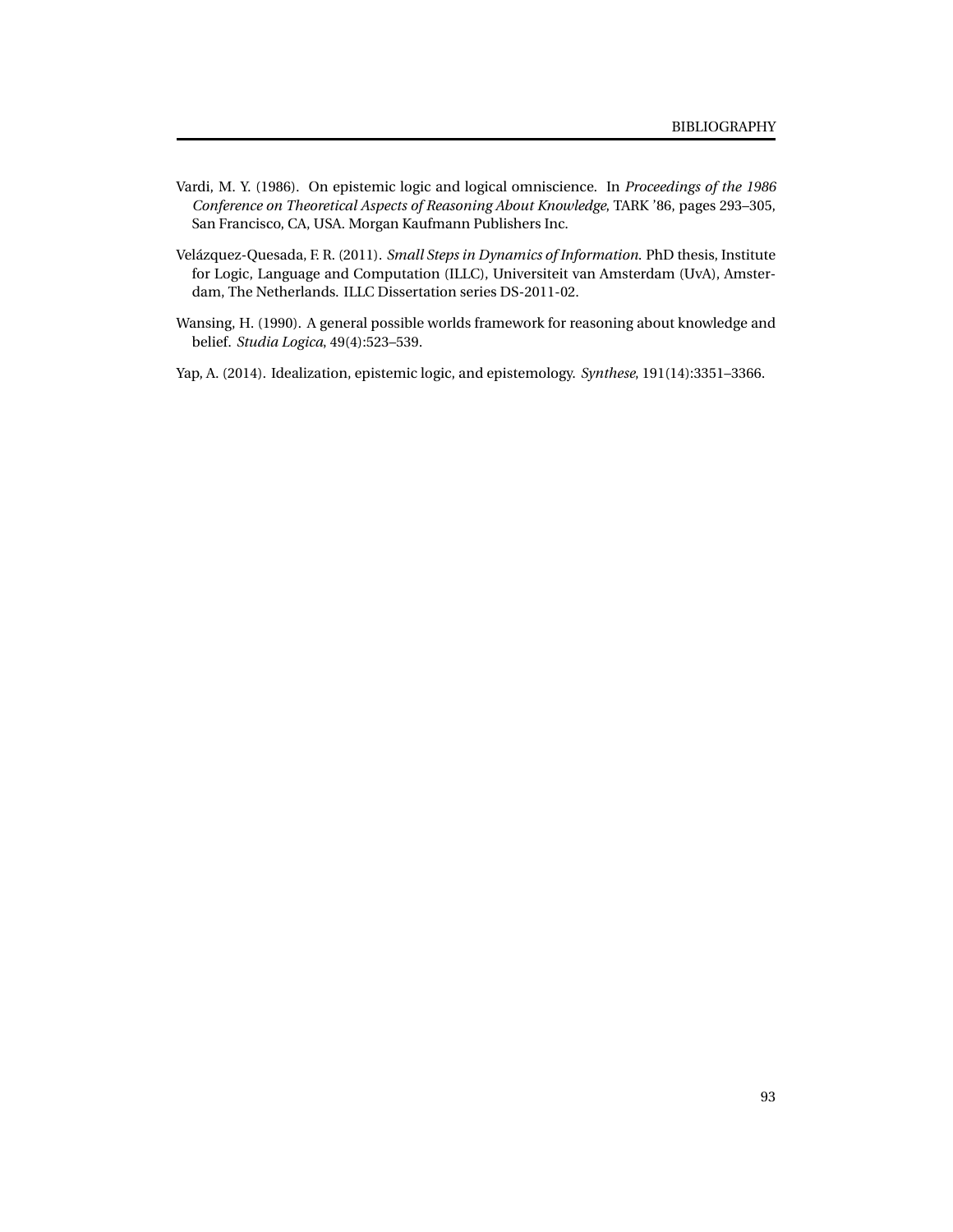Vardi, M. Y. (1986). On epistemic logic and logical omniscience. In *Proceedings of the 1986 Conference on Theoretical Aspects of Reasoning About Knowledge*, TARK '86, pages 293–305, San Francisco, CA, USA. Morgan Kaufmann Publishers Inc.

Velázquez-Quesada, F. R. (2011). *Small Steps in Dynamics of Information*. PhD thesis, Institute for Logic, Language and Computation (ILLC), Universiteit van Amsterdam (UvA), Amsterdam, The Netherlands. ILLC Dissertation series DS-2011-02.

Wansing, H. (1990). A general possible worlds framework for reasoning about knowledge and belief. *Studia Logica*, 49(4):523–539.

Yap, A. (2014). Idealization, epistemic logic, and epistemology. *Synthese*, 191(14):3351–3366.